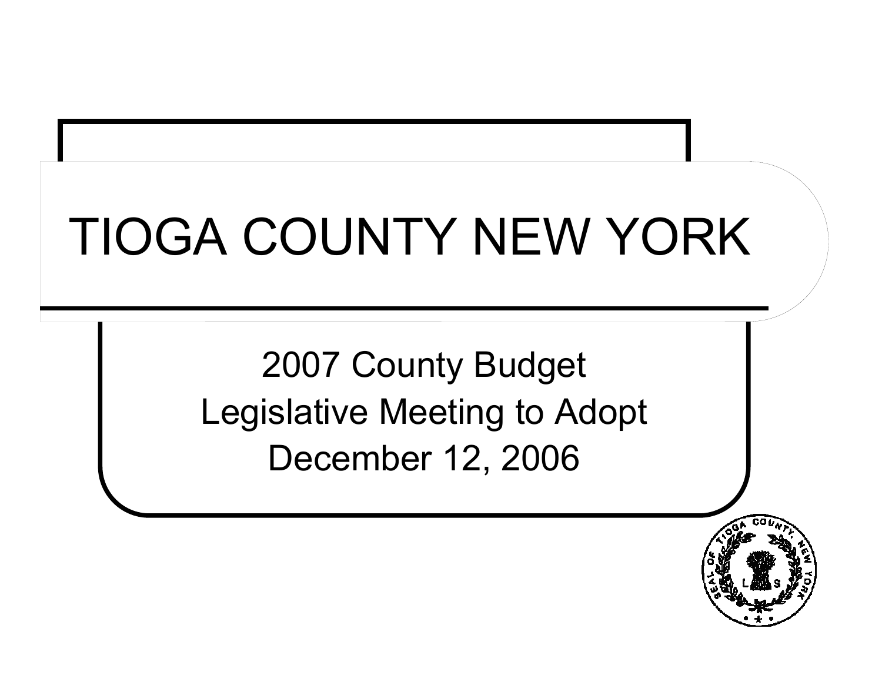# TIOGA COUNTY NEW YORK

2007 County Budget

Legislative Meeting to Adopt

December 12, 2006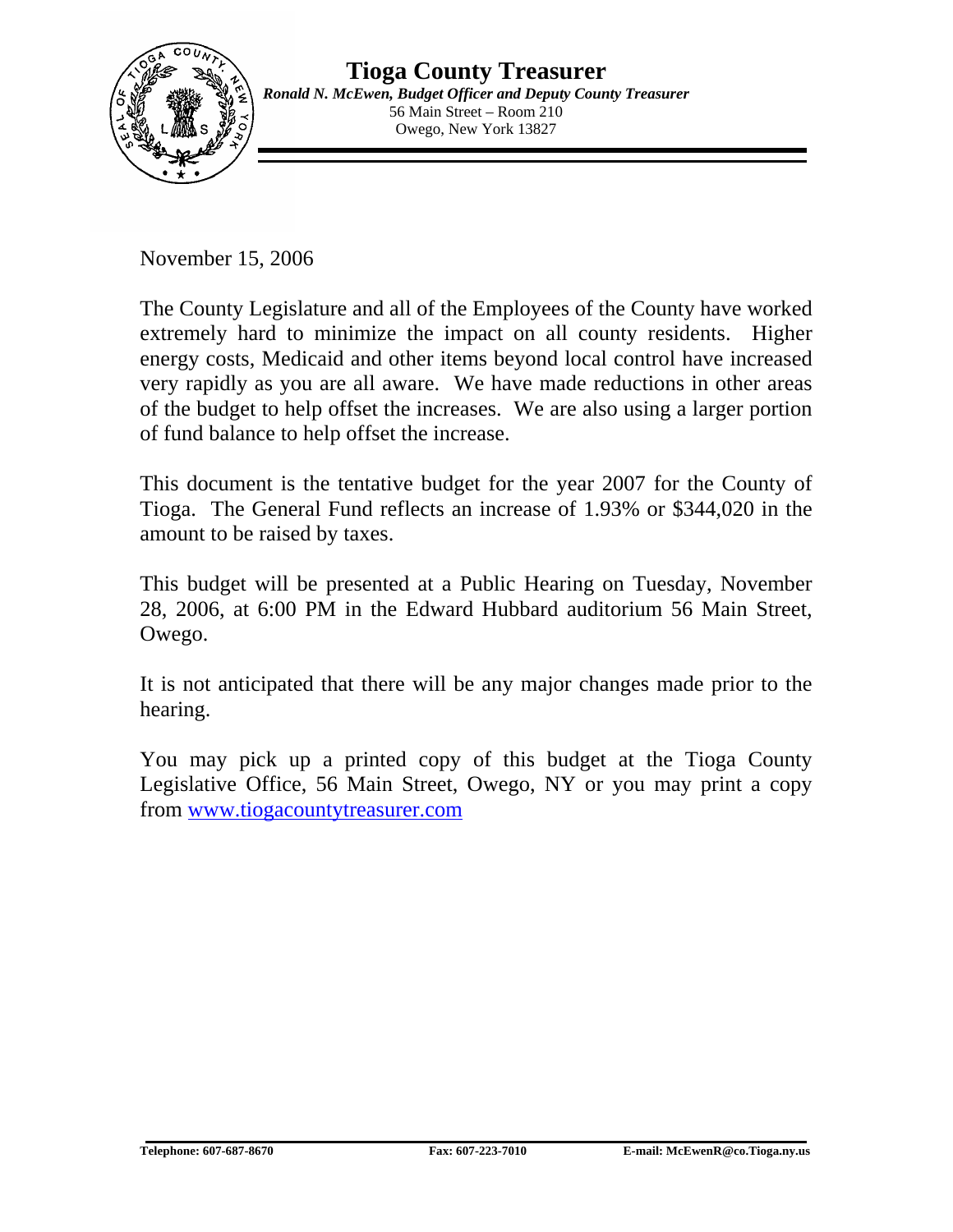# Tioga County Treasurer

***Ronald N. McEwen, Budget Officer and Deputy County Treasurer***
56 Main Street – Room 210
Owego, New York 13827

November 15, 2006

The County Legislature and all of the Employees of the County have worked extremely hard to minimize the impact on all county residents. Higher energy costs, Medicaid and other items beyond local control have increased very rapidly as you are all aware. We have made reductions in other areas of the budget to help offset the increases. We are also using a larger portion of fund balance to help offset the increase.

This document is the tentative budget for the year 2007 for the County of Tioga. The General Fund reflects an increase of 1.93% or $344,020 in the amount to be raised by taxes.

This budget will be presented at a Public Hearing on Tuesday, November 28, 2006, at 6:00 PM in the Edward Hubbard auditorium 56 Main Street, Owego.

It is not anticipated that there will be any major changes made prior to the hearing.

You may pick up a printed copy of this budget at the Tioga County Legislative Office, 56 Main Street, Owego, NY or you may print a copy from www.tiogacountytreasurer.com

**Telephone: 607-687-8670** **Fax: 607-223-7010** **E-mail: McEwenR@co.Tioga.ny.us**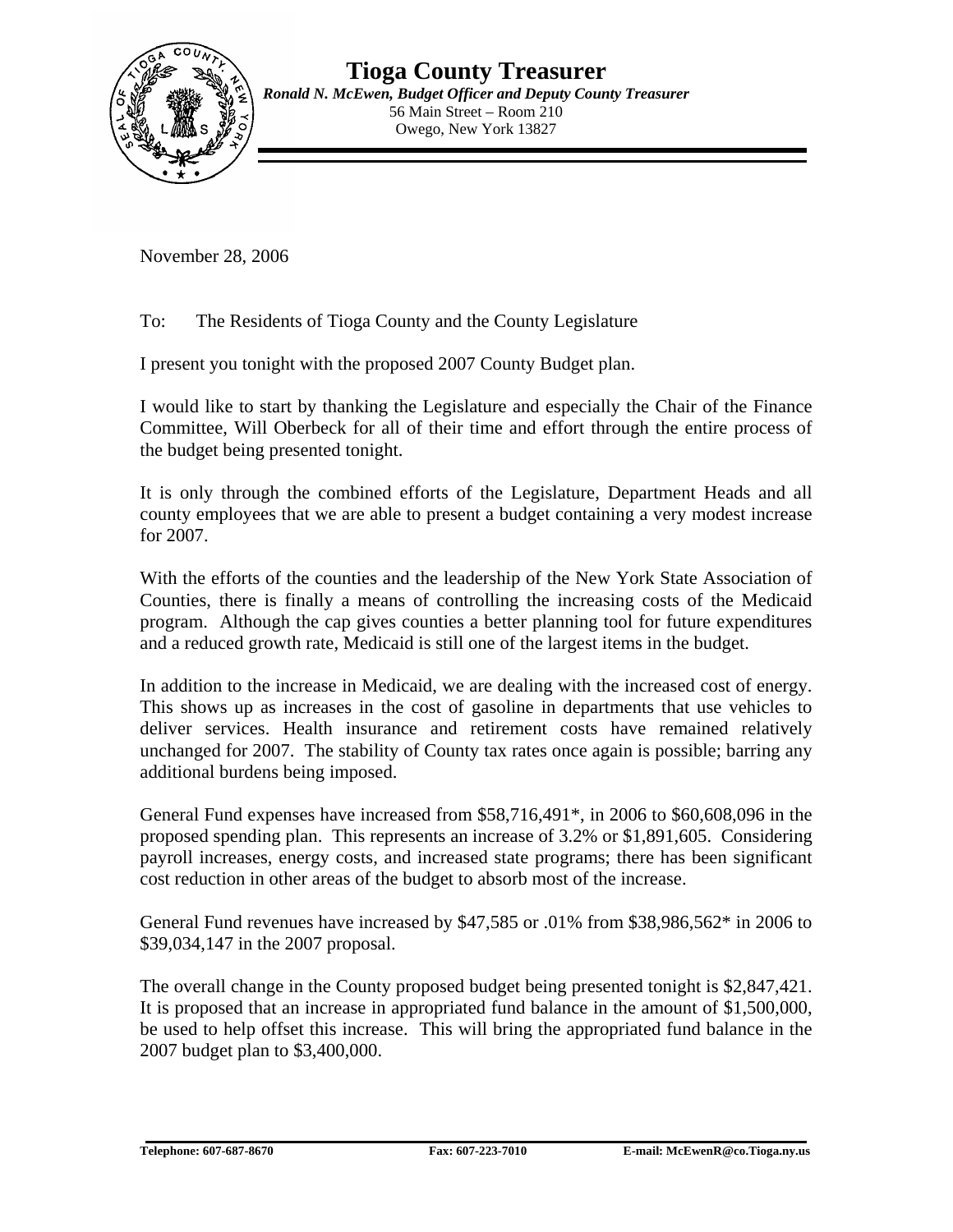# Tioga County Treasurer

***Ronald N. McEwen, Budget Officer and Deputy County Treasurer***
56 Main Street – Room 210
Owego, New York 13827

November 28, 2006

To: The Residents of Tioga County and the County Legislature

I present you tonight with the proposed 2007 County Budget plan.

I would like to start by thanking the Legislature and especially the Chair of the Finance Committee, Will Oberbeck for all of their time and effort through the entire process of the budget being presented tonight.

It is only through the combined efforts of the Legislature, Department Heads and all county employees that we are able to present a budget containing a very modest increase for 2007.

With the efforts of the counties and the leadership of the New York State Association of Counties, there is finally a means of controlling the increasing costs of the Medicaid program. Although the cap gives counties a better planning tool for future expenditures and a reduced growth rate, Medicaid is still one of the largest items in the budget.

In addition to the increase in Medicaid, we are dealing with the increased cost of energy. This shows up as increases in the cost of gasoline in departments that use vehicles to deliver services. Health insurance and retirement costs have remained relatively unchanged for 2007. The stability of County tax rates once again is possible; barring any additional burdens being imposed.

General Fund expenses have increased from $58,716,491*, in 2006 to $60,608,096 in the proposed spending plan. This represents an increase of 3.2% or $1,891,605. Considering payroll increases, energy costs, and increased state programs; there has been significant cost reduction in other areas of the budget to absorb most of the increase.

General Fund revenues have increased by $47,585 or .01% from $38,986,562* in 2006 to $39,034,147 in the 2007 proposal.

The overall change in the County proposed budget being presented tonight is $2,847,421. It is proposed that an increase in appropriated fund balance in the amount of $1,500,000, be used to help offset this increase. This will bring the appropriated fund balance in the 2007 budget plan to $3,400,000.

**Telephone: 607-687-8670** **Fax: 607-223-7010** **E-mail: McEwenR@co.Tioga.ny.us**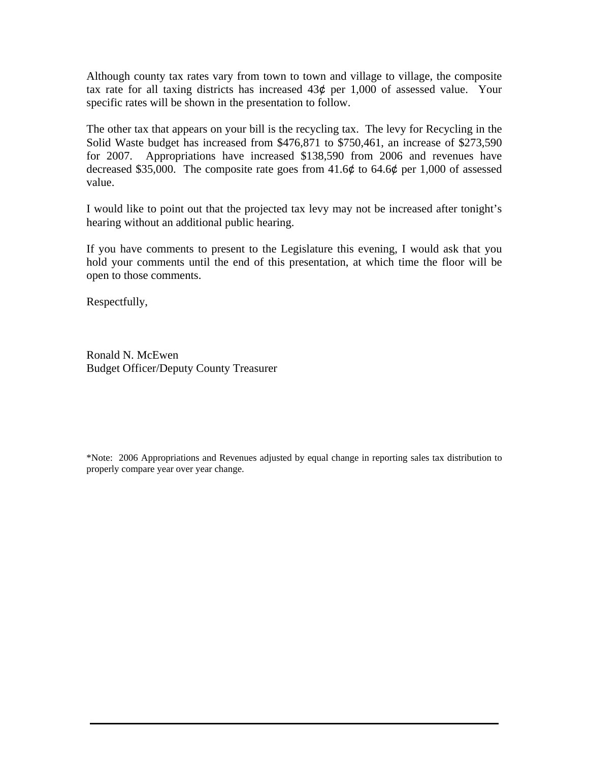Although county tax rates vary from town to town and village to village, the composite tax rate for all taxing districts has increased 43¢ per 1,000 of assessed value. Your specific rates will be shown in the presentation to follow.

The other tax that appears on your bill is the recycling tax. The levy for Recycling in the Solid Waste budget has increased from $476,871 to $750,461, an increase of $273,590 for 2007. Appropriations have increased $138,590 from 2006 and revenues have decreased $35,000. The composite rate goes from 41.6¢ to 64.6¢ per 1,000 of assessed value.

I would like to point out that the projected tax levy may not be increased after tonight's hearing without an additional public hearing.

If you have comments to present to the Legislature this evening, I would ask that you hold your comments until the end of this presentation, at which time the floor will be open to those comments.

Respectfully,

Ronald N. McEwen
Budget Officer/Deputy County Treasurer

*Note: 2006 Appropriations and Revenues adjusted by equal change in reporting sales tax distribution to properly compare year over year change.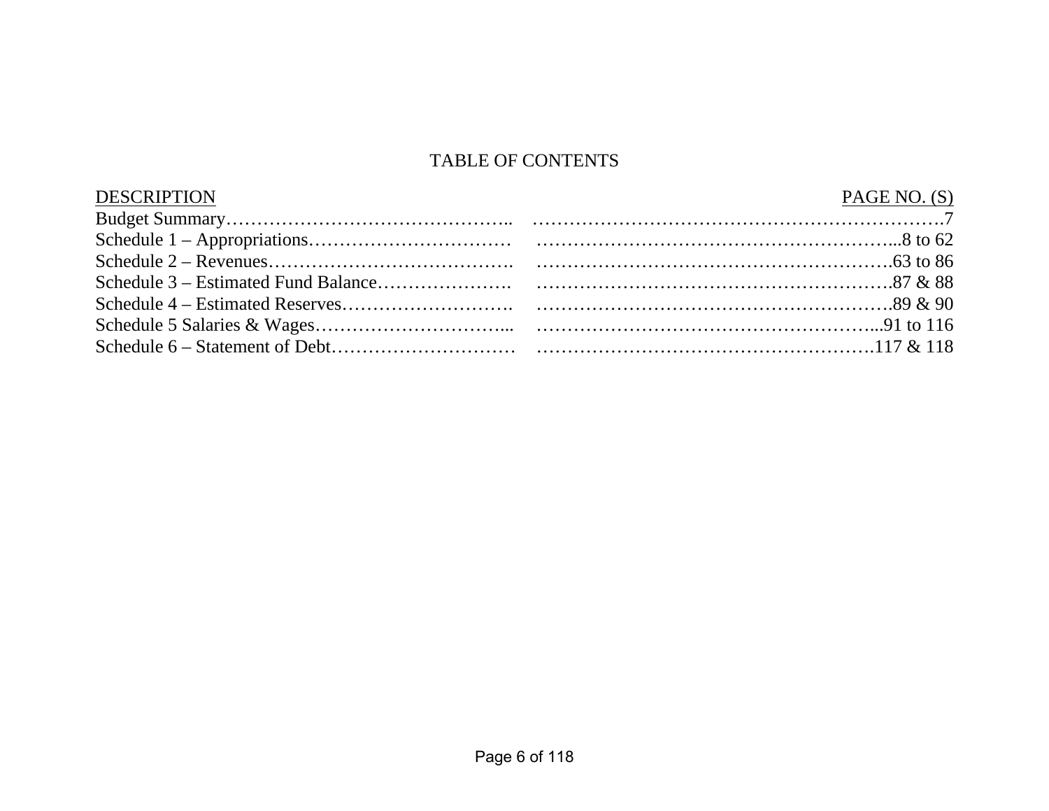# TABLE OF CONTENTS

| DESCRIPTION | PAGE NO. (S) |
|---|---|
| Budget Summary | 7 |
| Schedule 1 – Appropriations | 8 to 62 |
| Schedule 2 – Revenues | 63 to 86 |
| Schedule 3 – Estimated Fund Balance | 87 & 88 |
| Schedule 4 – Estimated Reserves | 89 & 90 |
| Schedule 5 Salaries & Wages | 91 to 116 |
| Schedule 6 – Statement of Debt | 117 & 118 |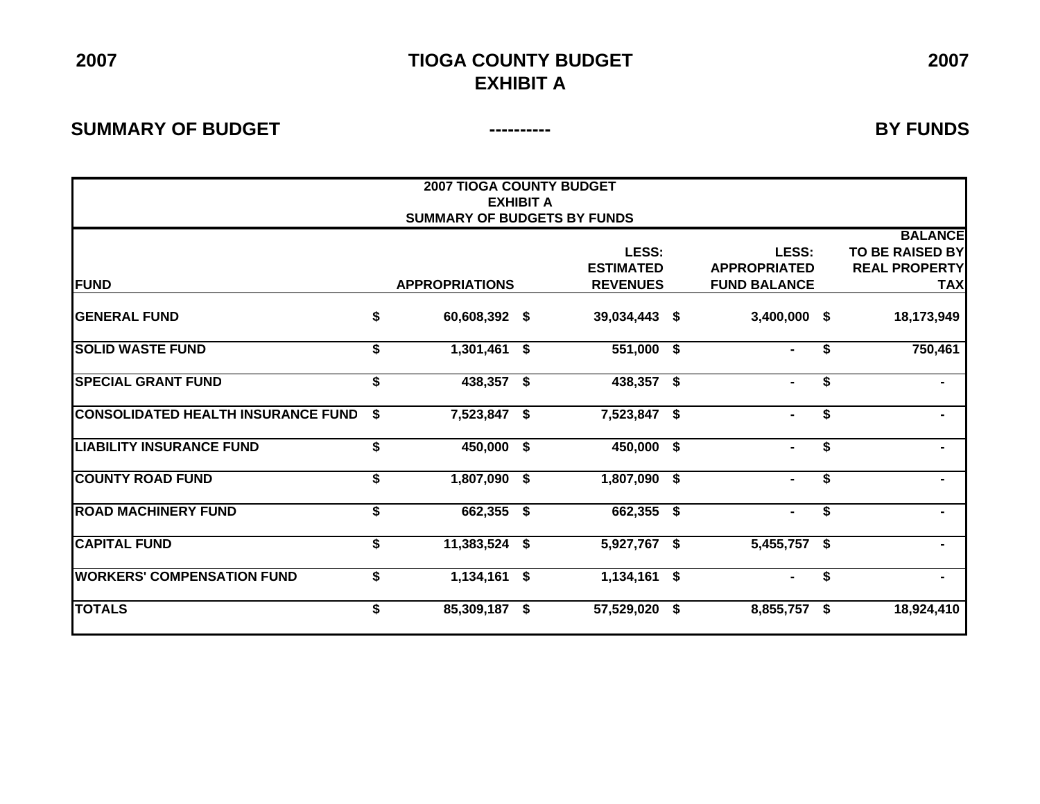2007 **TIOGA COUNTY BUDGET** 2007

# TIOGA COUNTY BUDGET
## EXHIBIT A

**SUMMARY OF BUDGET** ---------- **BY FUNDS**

**2007 TIOGA COUNTY BUDGET**
**EXHIBIT A**
**SUMMARY OF BUDGETS BY FUNDS**

| FUND | APPROPRIATIONS | LESS: ESTIMATED REVENUES | LESS: APPROPRIATED FUND BALANCE | BALANCE TO BE RAISED BY REAL PROPERTY TAX |
|---|---|---|---|---|
| GENERAL FUND | $ 60,608,392 | $ 39,034,443 | $ 3,400,000 | $ 18,173,949 |
| SOLID WASTE FUND | $ 1,301,461 | $ 551,000 | $ - | $ 750,461 |
| SPECIAL GRANT FUND | $ 438,357 | $ 438,357 | $ - | $ - |
| CONSOLIDATED HEALTH INSURANCE FUND | $ 7,523,847 | $ 7,523,847 | $ - | $ - |
| LIABILITY INSURANCE FUND | $ 450,000 | $ 450,000 | $ - | $ - |
| COUNTY ROAD FUND | $ 1,807,090 | $ 1,807,090 | $ - | $ - |
| ROAD MACHINERY FUND | $ 662,355 | $ 662,355 | $ - | $ - |
| CAPITAL FUND | $ 11,383,524 | $ 5,927,767 | $ 5,455,757 | $ - |
| WORKERS' COMPENSATION FUND | $ 1,134,161 | $ 1,134,161 | $ - | $ - |
| TOTALS | $ 85,309,187 | $ 57,529,020 | $ 8,855,757 | $ 18,924,410 |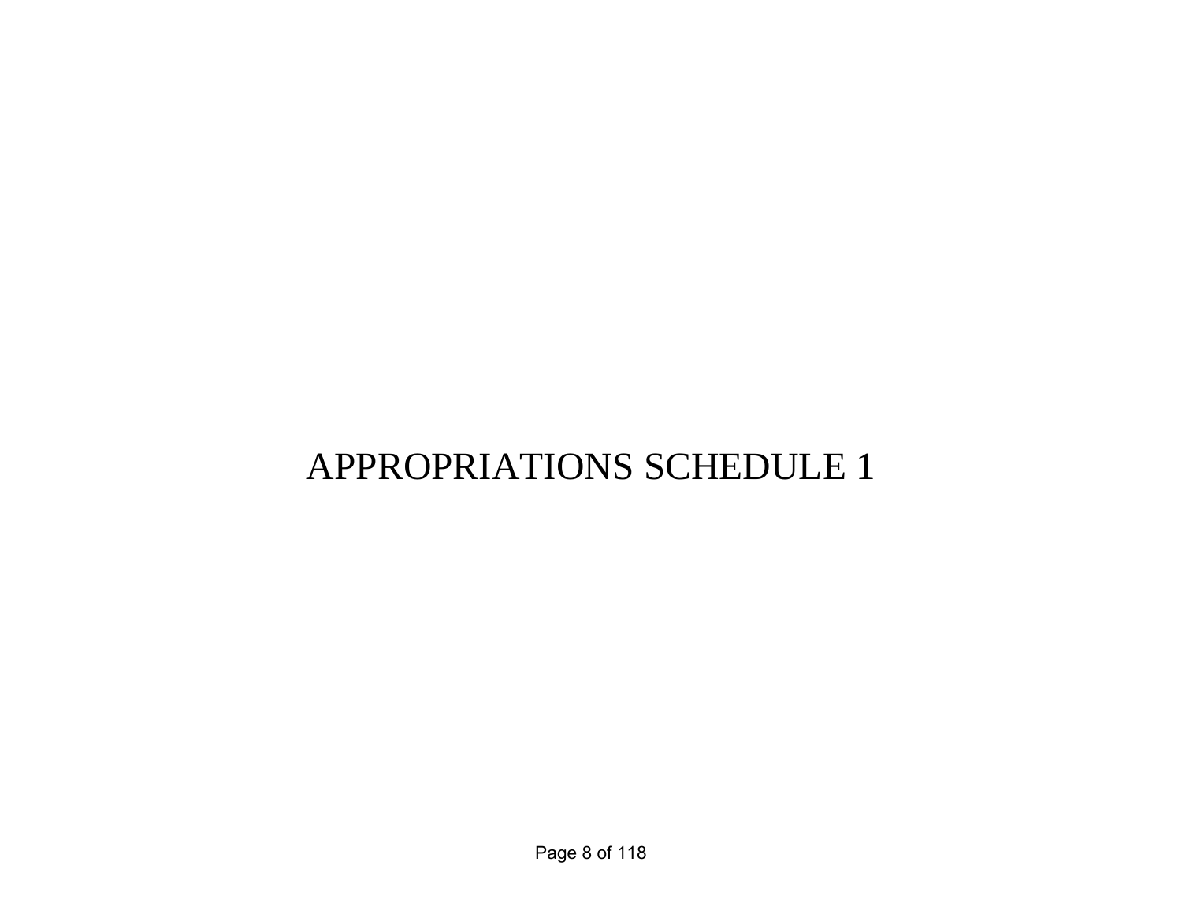# APPROPRIATIONS SCHEDULE 1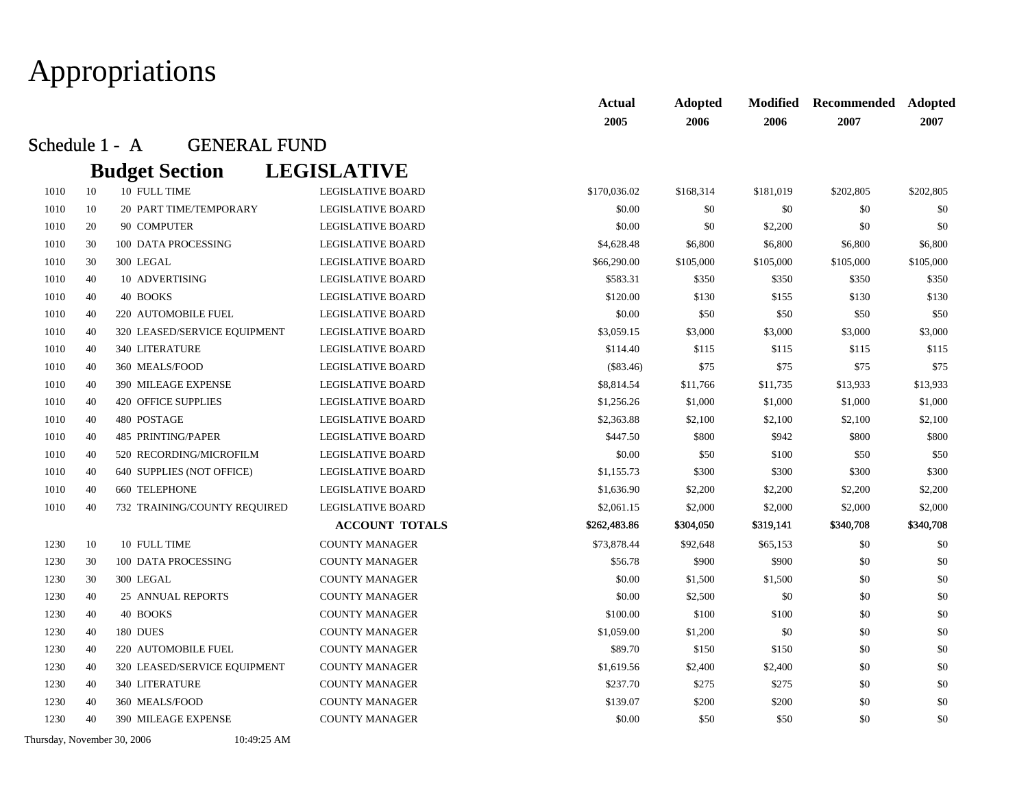# Appropriations

## Schedule 1 - A GENERAL FUND

### Budget Section LEGISLATIVE

| | | | | | Actual 2005 | Adopted 2006 | Modified 2006 | Recommended 2007 | Adopted 2007 |
|---|---|---|---|---|---|---|---|---|---|
| 1010 | 10 | 10 | FULL TIME | LEGISLATIVE BOARD | $170,036.02 | $168,314 | $181,019 | $202,805 | $202,805 |
| 1010 | 10 | 20 | PART TIME/TEMPORARY | LEGISLATIVE BOARD | $0.00 | $0 | $0 | $0 | $0 |
| 1010 | 20 | 90 | COMPUTER | LEGISLATIVE BOARD | $0.00 | $0 | $2,200 | $0 | $0 |
| 1010 | 30 | 100 | DATA PROCESSING | LEGISLATIVE BOARD | $4,628.48 | $6,800 | $6,800 | $6,800 | $6,800 |
| 1010 | 30 | 300 | LEGAL | LEGISLATIVE BOARD | $66,290.00 | $105,000 | $105,000 | $105,000 | $105,000 |
| 1010 | 40 | 10 | ADVERTISING | LEGISLATIVE BOARD | $583.31 | $350 | $350 | $350 | $350 |
| 1010 | 40 | 40 | BOOKS | LEGISLATIVE BOARD | $120.00 | $130 | $155 | $130 | $130 |
| 1010 | 40 | 220 | AUTOMOBILE FUEL | LEGISLATIVE BOARD | $0.00 | $50 | $50 | $50 | $50 |
| 1010 | 40 | 320 | LEASED/SERVICE EQUIPMENT | LEGISLATIVE BOARD | $3,059.15 | $3,000 | $3,000 | $3,000 | $3,000 |
| 1010 | 40 | 340 | LITERATURE | LEGISLATIVE BOARD | $114.40 | $115 | $115 | $115 | $115 |
| 1010 | 40 | 360 | MEALS/FOOD | LEGISLATIVE BOARD | ($83.46) | $75 | $75 | $75 | $75 |
| 1010 | 40 | 390 | MILEAGE EXPENSE | LEGISLATIVE BOARD | $8,814.54 | $11,766 | $11,735 | $13,933 | $13,933 |
| 1010 | 40 | 420 | OFFICE SUPPLIES | LEGISLATIVE BOARD | $1,256.26 | $1,000 | $1,000 | $1,000 | $1,000 |
| 1010 | 40 | 480 | POSTAGE | LEGISLATIVE BOARD | $2,363.88 | $2,100 | $2,100 | $2,100 | $2,100 |
| 1010 | 40 | 485 | PRINTING/PAPER | LEGISLATIVE BOARD | $447.50 | $800 | $942 | $800 | $800 |
| 1010 | 40 | 520 | RECORDING/MICROFILM | LEGISLATIVE BOARD | $0.00 | $50 | $100 | $50 | $50 |
| 1010 | 40 | 640 | SUPPLIES (NOT OFFICE) | LEGISLATIVE BOARD | $1,155.73 | $300 | $300 | $300 | $300 |
| 1010 | 40 | 660 | TELEPHONE | LEGISLATIVE BOARD | $1,636.90 | $2,200 | $2,200 | $2,200 | $2,200 |
| 1010 | 40 | 732 | TRAINING/COUNTY REQUIRED | LEGISLATIVE BOARD | $2,061.15 | $2,000 | $2,000 | $2,000 | $2,000 |
| | | | | **ACCOUNT TOTALS** | **$262,483.86** | **$304,050** | **$319,141** | **$340,708** | **$340,708** |
| 1230 | 10 | 10 | FULL TIME | COUNTY MANAGER | $73,878.44 | $92,648 | $65,153 | $0 | $0 |
| 1230 | 30 | 100 | DATA PROCESSING | COUNTY MANAGER | $56.78 | $900 | $900 | $0 | $0 |
| 1230 | 30 | 300 | LEGAL | COUNTY MANAGER | $0.00 | $1,500 | $1,500 | $0 | $0 |
| 1230 | 40 | 25 | ANNUAL REPORTS | COUNTY MANAGER | $0.00 | $2,500 | $0 | $0 | $0 |
| 1230 | 40 | 40 | BOOKS | COUNTY MANAGER | $100.00 | $100 | $100 | $0 | $0 |
| 1230 | 40 | 180 | DUES | COUNTY MANAGER | $1,059.00 | $1,200 | $0 | $0 | $0 |
| 1230 | 40 | 220 | AUTOMOBILE FUEL | COUNTY MANAGER | $89.70 | $150 | $150 | $0 | $0 |
| 1230 | 40 | 320 | LEASED/SERVICE EQUIPMENT | COUNTY MANAGER | $1,619.56 | $2,400 | $2,400 | $0 | $0 |
| 1230 | 40 | 340 | LITERATURE | COUNTY MANAGER | $237.70 | $275 | $275 | $0 | $0 |
| 1230 | 40 | 360 | MEALS/FOOD | COUNTY MANAGER | $139.07 | $200 | $200 | $0 | $0 |
| 1230 | 40 | 390 | MILEAGE EXPENSE | COUNTY MANAGER | $0.00 | $50 | $50 | $0 | $0 |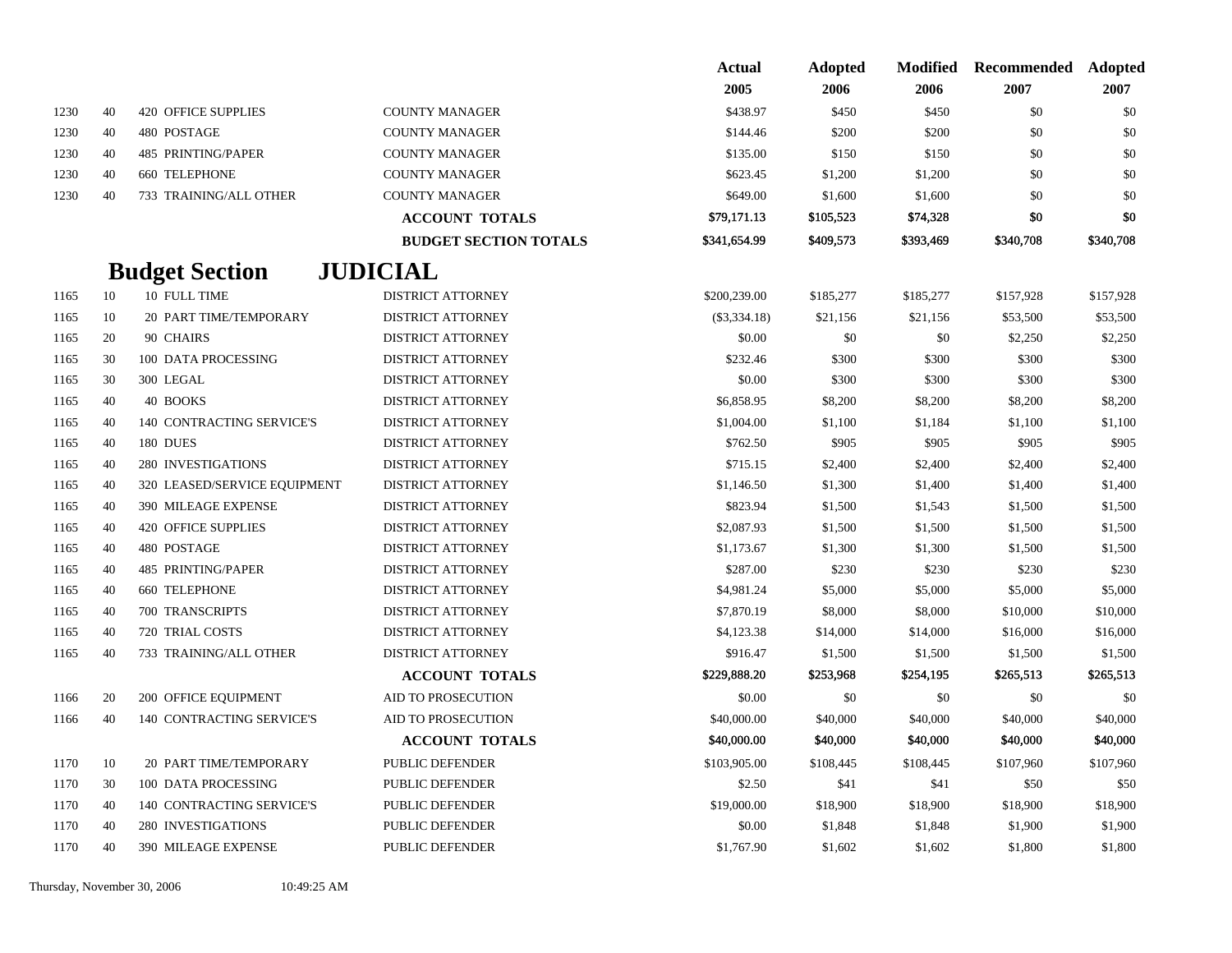| | | | | Actual 2005 | Adopted 2006 | Modified 2006 | Recommended 2007 | Adopted 2007 |
|---|---|---|---|---|---|---|---|---|
| 1230 | 40 | 420 OFFICE SUPPLIES | COUNTY MANAGER | $438.97 | $450 | $450 | $0 | $0 |
| 1230 | 40 | 480 POSTAGE | COUNTY MANAGER | $144.46 | $200 | $200 | $0 | $0 |
| 1230 | 40 | 485 PRINTING/PAPER | COUNTY MANAGER | $135.00 | $150 | $150 | $0 | $0 |
| 1230 | 40 | 660 TELEPHONE | COUNTY MANAGER | $623.45 | $1,200 | $1,200 | $0 | $0 |
| 1230 | 40 | 733 TRAINING/ALL OTHER | COUNTY MANAGER | $649.00 | $1,600 | $1,600 | $0 | $0 |
| | | | **ACCOUNT TOTALS** | $79,171.13 | $105,523 | $74,328 | $0 | $0 |
| | | | **BUDGET SECTION TOTALS** | $341,654.99 | $409,573 | $393,469 | $340,708 | $340,708 |

## Budget Section JUDICIAL

| | | | | Actual 2005 | Adopted 2006 | Modified 2006 | Recommended 2007 | Adopted 2007 |
|---|---|---|---|---|---|---|---|---|
| 1165 | 10 | 10 FULL TIME | DISTRICT ATTORNEY | $200,239.00 | $185,277 | $185,277 | $157,928 | $157,928 |
| 1165 | 10 | 20 PART TIME/TEMPORARY | DISTRICT ATTORNEY | ($3,334.18) | $21,156 | $21,156 | $53,500 | $53,500 |
| 1165 | 20 | 90 CHAIRS | DISTRICT ATTORNEY | $0.00 | $0 | $0 | $2,250 | $2,250 |
| 1165 | 30 | 100 DATA PROCESSING | DISTRICT ATTORNEY | $232.46 | $300 | $300 | $300 | $300 |
| 1165 | 30 | 300 LEGAL | DISTRICT ATTORNEY | $0.00 | $300 | $300 | $300 | $300 |
| 1165 | 40 | 40 BOOKS | DISTRICT ATTORNEY | $6,858.95 | $8,200 | $8,200 | $8,200 | $8,200 |
| 1165 | 40 | 140 CONTRACTING SERVICE'S | DISTRICT ATTORNEY | $1,004.00 | $1,100 | $1,184 | $1,100 | $1,100 |
| 1165 | 40 | 180 DUES | DISTRICT ATTORNEY | $762.50 | $905 | $905 | $905 | $905 |
| 1165 | 40 | 280 INVESTIGATIONS | DISTRICT ATTORNEY | $715.15 | $2,400 | $2,400 | $2,400 | $2,400 |
| 1165 | 40 | 320 LEASED/SERVICE EQUIPMENT | DISTRICT ATTORNEY | $1,146.50 | $1,300 | $1,400 | $1,400 | $1,400 |
| 1165 | 40 | 390 MILEAGE EXPENSE | DISTRICT ATTORNEY | $823.94 | $1,500 | $1,543 | $1,500 | $1,500 |
| 1165 | 40 | 420 OFFICE SUPPLIES | DISTRICT ATTORNEY | $2,087.93 | $1,500 | $1,500 | $1,500 | $1,500 |
| 1165 | 40 | 480 POSTAGE | DISTRICT ATTORNEY | $1,173.67 | $1,300 | $1,300 | $1,500 | $1,500 |
| 1165 | 40 | 485 PRINTING/PAPER | DISTRICT ATTORNEY | $287.00 | $230 | $230 | $230 | $230 |
| 1165 | 40 | 660 TELEPHONE | DISTRICT ATTORNEY | $4,981.24 | $5,000 | $5,000 | $5,000 | $5,000 |
| 1165 | 40 | 700 TRANSCRIPTS | DISTRICT ATTORNEY | $7,870.19 | $8,000 | $8,000 | $10,000 | $10,000 |
| 1165 | 40 | 720 TRIAL COSTS | DISTRICT ATTORNEY | $4,123.38 | $14,000 | $14,000 | $16,000 | $16,000 |
| 1165 | 40 | 733 TRAINING/ALL OTHER | DISTRICT ATTORNEY | $916.47 | $1,500 | $1,500 | $1,500 | $1,500 |
| | | | **ACCOUNT TOTALS** | $229,888.20 | $253,968 | $254,195 | $265,513 | $265,513 |
| 1166 | 20 | 200 OFFICE EQUIPMENT | AID TO PROSECUTION | $0.00 | $0 | $0 | $0 | $0 |
| 1166 | 40 | 140 CONTRACTING SERVICE'S | AID TO PROSECUTION | $40,000.00 | $40,000 | $40,000 | $40,000 | $40,000 |
| | | | **ACCOUNT TOTALS** | $40,000.00 | $40,000 | $40,000 | $40,000 | $40,000 |
| 1170 | 10 | 20 PART TIME/TEMPORARY | PUBLIC DEFENDER | $103,905.00 | $108,445 | $108,445 | $107,960 | $107,960 |
| 1170 | 30 | 100 DATA PROCESSING | PUBLIC DEFENDER | $2.50 | $41 | $41 | $50 | $50 |
| 1170 | 40 | 140 CONTRACTING SERVICE'S | PUBLIC DEFENDER | $19,000.00 | $18,900 | $18,900 | $18,900 | $18,900 |
| 1170 | 40 | 280 INVESTIGATIONS | PUBLIC DEFENDER | $0.00 | $1,848 | $1,848 | $1,900 | $1,900 |
| 1170 | 40 | 390 MILEAGE EXPENSE | PUBLIC DEFENDER | $1,767.90 | $1,602 | $1,602 | $1,800 | $1,800 |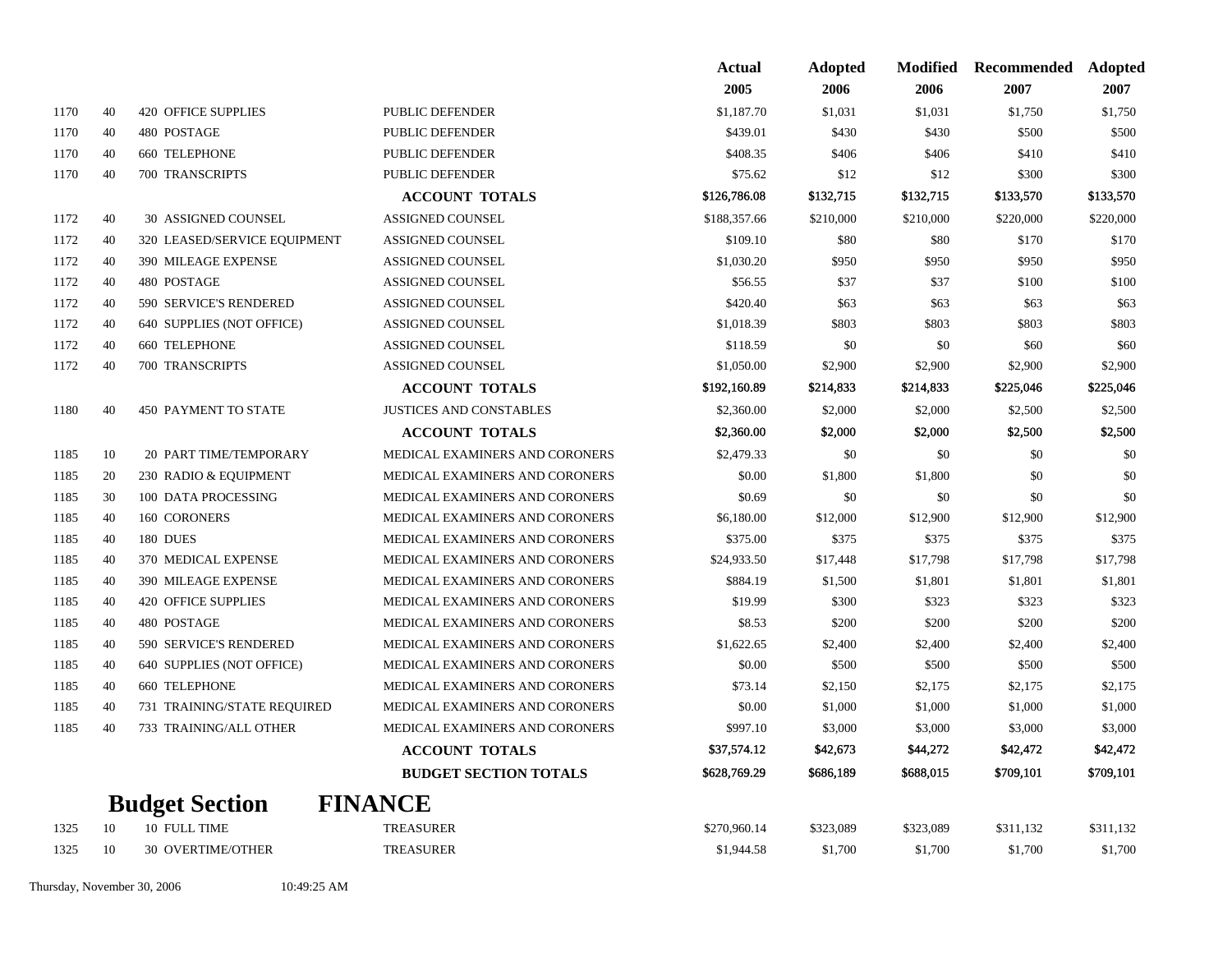| | | | | Actual 2005 | Adopted 2006 | Modified 2006 | Recommended 2007 | Adopted 2007 |
|---|---|---|---|---|---|---|---|---|
| 1170 | 40 | 420 OFFICE SUPPLIES | PUBLIC DEFENDER | $1,187.70 | $1,031 | $1,031 | $1,750 | $1,750 |
| 1170 | 40 | 480 POSTAGE | PUBLIC DEFENDER | $439.01 | $430 | $430 | $500 | $500 |
| 1170 | 40 | 660 TELEPHONE | PUBLIC DEFENDER | $408.35 | $406 | $406 | $410 | $410 |
| 1170 | 40 | 700 TRANSCRIPTS | PUBLIC DEFENDER | $75.62 | $12 | $12 | $300 | $300 |
| | | | **ACCOUNT TOTALS** | $126,786.08 | $132,715 | $132,715 | $133,570 | $133,570 |
| 1172 | 40 | 30 ASSIGNED COUNSEL | ASSIGNED COUNSEL | $188,357.66 | $210,000 | $210,000 | $220,000 | $220,000 |
| 1172 | 40 | 320 LEASED/SERVICE EQUIPMENT | ASSIGNED COUNSEL | $109.10 | $80 | $80 | $170 | $170 |
| 1172 | 40 | 390 MILEAGE EXPENSE | ASSIGNED COUNSEL | $1,030.20 | $950 | $950 | $950 | $950 |
| 1172 | 40 | 480 POSTAGE | ASSIGNED COUNSEL | $56.55 | $37 | $37 | $100 | $100 |
| 1172 | 40 | 590 SERVICE'S RENDERED | ASSIGNED COUNSEL | $420.40 | $63 | $63 | $63 | $63 |
| 1172 | 40 | 640 SUPPLIES (NOT OFFICE) | ASSIGNED COUNSEL | $1,018.39 | $803 | $803 | $803 | $803 |
| 1172 | 40 | 660 TELEPHONE | ASSIGNED COUNSEL | $118.59 | $0 | $0 | $60 | $60 |
| 1172 | 40 | 700 TRANSCRIPTS | ASSIGNED COUNSEL | $1,050.00 | $2,900 | $2,900 | $2,900 | $2,900 |
| | | | **ACCOUNT TOTALS** | $192,160.89 | $214,833 | $214,833 | $225,046 | $225,046 |
| 1180 | 40 | 450 PAYMENT TO STATE | JUSTICES AND CONSTABLES | $2,360.00 | $2,000 | $2,000 | $2,500 | $2,500 |
| | | | **ACCOUNT TOTALS** | $2,360.00 | $2,000 | $2,000 | $2,500 | $2,500 |
| 1185 | 10 | 20 PART TIME/TEMPORARY | MEDICAL EXAMINERS AND CORONERS | $2,479.33 | $0 | $0 | $0 | $0 |
| 1185 | 20 | 230 RADIO & EQUIPMENT | MEDICAL EXAMINERS AND CORONERS | $0.00 | $1,800 | $1,800 | $0 | $0 |
| 1185 | 30 | 100 DATA PROCESSING | MEDICAL EXAMINERS AND CORONERS | $0.69 | $0 | $0 | $0 | $0 |
| 1185 | 40 | 160 CORONERS | MEDICAL EXAMINERS AND CORONERS | $6,180.00 | $12,000 | $12,900 | $12,900 | $12,900 |
| 1185 | 40 | 180 DUES | MEDICAL EXAMINERS AND CORONERS | $375.00 | $375 | $375 | $375 | $375 |
| 1185 | 40 | 370 MEDICAL EXPENSE | MEDICAL EXAMINERS AND CORONERS | $24,933.50 | $17,448 | $17,798 | $17,798 | $17,798 |
| 1185 | 40 | 390 MILEAGE EXPENSE | MEDICAL EXAMINERS AND CORONERS | $884.19 | $1,500 | $1,801 | $1,801 | $1,801 |
| 1185 | 40 | 420 OFFICE SUPPLIES | MEDICAL EXAMINERS AND CORONERS | $19.99 | $300 | $323 | $323 | $323 |
| 1185 | 40 | 480 POSTAGE | MEDICAL EXAMINERS AND CORONERS | $8.53 | $200 | $200 | $200 | $200 |
| 1185 | 40 | 590 SERVICE'S RENDERED | MEDICAL EXAMINERS AND CORONERS | $1,622.65 | $2,400 | $2,400 | $2,400 | $2,400 |
| 1185 | 40 | 640 SUPPLIES (NOT OFFICE) | MEDICAL EXAMINERS AND CORONERS | $0.00 | $500 | $500 | $500 | $500 |
| 1185 | 40 | 660 TELEPHONE | MEDICAL EXAMINERS AND CORONERS | $73.14 | $2,150 | $2,175 | $2,175 | $2,175 |
| 1185 | 40 | 731 TRAINING/STATE REQUIRED | MEDICAL EXAMINERS AND CORONERS | $0.00 | $1,000 | $1,000 | $1,000 | $1,000 |
| 1185 | 40 | 733 TRAINING/ALL OTHER | MEDICAL EXAMINERS AND CORONERS | $997.10 | $3,000 | $3,000 | $3,000 | $3,000 |
| | | | **ACCOUNT TOTALS** | $37,574.12 | $42,673 | $44,272 | $42,472 | $42,472 |
| | | | **BUDGET SECTION TOTALS** | $628,769.29 | $686,189 | $688,015 | $709,101 | $709,101 |

## Budget Section FINANCE

| | | | | Actual 2005 | Adopted 2006 | Modified 2006 | Recommended 2007 | Adopted 2007 |
|---|---|---|---|---|---|---|---|---|
| 1325 | 10 | 10 FULL TIME | TREASURER | $270,960.14 | $323,089 | $323,089 | $311,132 | $311,132 |
| 1325 | 10 | 30 OVERTIME/OTHER | TREASURER | $1,944.58 | $1,700 | $1,700 | $1,700 | $1,700 |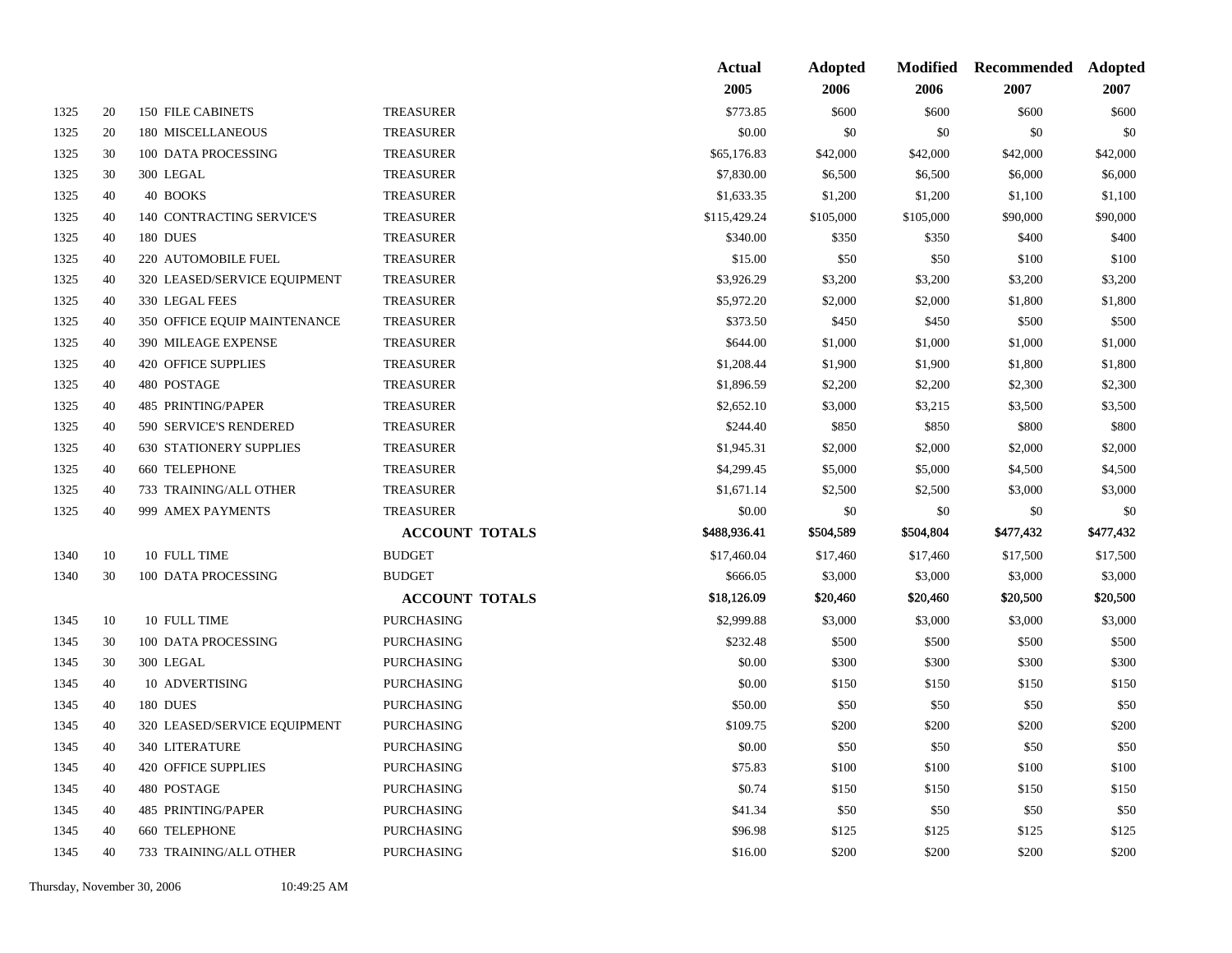| | | | | Actual 2005 | Adopted 2006 | Modified 2006 | Recommended 2007 | Adopted 2007 |
|---|---|---|---|---|---|---|---|---|
| 1325 | 20 | 150 FILE CABINETS | TREASURER | $773.85 | $600 | $600 | $600 | $600 |
| 1325 | 20 | 180 MISCELLANEOUS | TREASURER | $0.00 | $0 | $0 | $0 | $0 |
| 1325 | 30 | 100 DATA PROCESSING | TREASURER | $65,176.83 | $42,000 | $42,000 | $42,000 | $42,000 |
| 1325 | 30 | 300 LEGAL | TREASURER | $7,830.00 | $6,500 | $6,500 | $6,000 | $6,000 |
| 1325 | 40 | 40 BOOKS | TREASURER | $1,633.35 | $1,200 | $1,200 | $1,100 | $1,100 |
| 1325 | 40 | 140 CONTRACTING SERVICE'S | TREASURER | $115,429.24 | $105,000 | $105,000 | $90,000 | $90,000 |
| 1325 | 40 | 180 DUES | TREASURER | $340.00 | $350 | $350 | $400 | $400 |
| 1325 | 40 | 220 AUTOMOBILE FUEL | TREASURER | $15.00 | $50 | $50 | $100 | $100 |
| 1325 | 40 | 320 LEASED/SERVICE EQUIPMENT | TREASURER | $3,926.29 | $3,200 | $3,200 | $3,200 | $3,200 |
| 1325 | 40 | 330 LEGAL FEES | TREASURER | $5,972.20 | $2,000 | $2,000 | $1,800 | $1,800 |
| 1325 | 40 | 350 OFFICE EQUIP MAINTENANCE | TREASURER | $373.50 | $450 | $450 | $500 | $500 |
| 1325 | 40 | 390 MILEAGE EXPENSE | TREASURER | $644.00 | $1,000 | $1,000 | $1,000 | $1,000 |
| 1325 | 40 | 420 OFFICE SUPPLIES | TREASURER | $1,208.44 | $1,900 | $1,900 | $1,800 | $1,800 |
| 1325 | 40 | 480 POSTAGE | TREASURER | $1,896.59 | $2,200 | $2,200 | $2,300 | $2,300 |
| 1325 | 40 | 485 PRINTING/PAPER | TREASURER | $2,652.10 | $3,000 | $3,215 | $3,500 | $3,500 |
| 1325 | 40 | 590 SERVICE'S RENDERED | TREASURER | $244.40 | $850 | $850 | $800 | $800 |
| 1325 | 40 | 630 STATIONERY SUPPLIES | TREASURER | $1,945.31 | $2,000 | $2,000 | $2,000 | $2,000 |
| 1325 | 40 | 660 TELEPHONE | TREASURER | $4,299.45 | $5,000 | $5,000 | $4,500 | $4,500 |
| 1325 | 40 | 733 TRAINING/ALL OTHER | TREASURER | $1,671.14 | $2,500 | $2,500 | $3,000 | $3,000 |
| 1325 | 40 | 999 AMEX PAYMENTS | TREASURER | $0.00 | $0 | $0 | $0 | $0 |
| | | | **ACCOUNT TOTALS** | $488,936.41 | $504,589 | $504,804 | $477,432 | $477,432 |
| 1340 | 10 | 10 FULL TIME | BUDGET | $17,460.04 | $17,460 | $17,460 | $17,500 | $17,500 |
| 1340 | 30 | 100 DATA PROCESSING | BUDGET | $666.05 | $3,000 | $3,000 | $3,000 | $3,000 |
| | | | **ACCOUNT TOTALS** | $18,126.09 | $20,460 | $20,460 | $20,500 | $20,500 |
| 1345 | 10 | 10 FULL TIME | PURCHASING | $2,999.88 | $3,000 | $3,000 | $3,000 | $3,000 |
| 1345 | 30 | 100 DATA PROCESSING | PURCHASING | $232.48 | $500 | $500 | $500 | $500 |
| 1345 | 30 | 300 LEGAL | PURCHASING | $0.00 | $300 | $300 | $300 | $300 |
| 1345 | 40 | 10 ADVERTISING | PURCHASING | $0.00 | $150 | $150 | $150 | $150 |
| 1345 | 40 | 180 DUES | PURCHASING | $50.00 | $50 | $50 | $50 | $50 |
| 1345 | 40 | 320 LEASED/SERVICE EQUIPMENT | PURCHASING | $109.75 | $200 | $200 | $200 | $200 |
| 1345 | 40 | 340 LITERATURE | PURCHASING | $0.00 | $50 | $50 | $50 | $50 |
| 1345 | 40 | 420 OFFICE SUPPLIES | PURCHASING | $75.83 | $100 | $100 | $100 | $100 |
| 1345 | 40 | 480 POSTAGE | PURCHASING | $0.74 | $150 | $150 | $150 | $150 |
| 1345 | 40 | 485 PRINTING/PAPER | PURCHASING | $41.34 | $50 | $50 | $50 | $50 |
| 1345 | 40 | 660 TELEPHONE | PURCHASING | $96.98 | $125 | $125 | $125 | $125 |
| 1345 | 40 | 733 TRAINING/ALL OTHER | PURCHASING | $16.00 | $200 | $200 | $200 | $200 |

Thursday, November 30, 2006 10:49:25 AM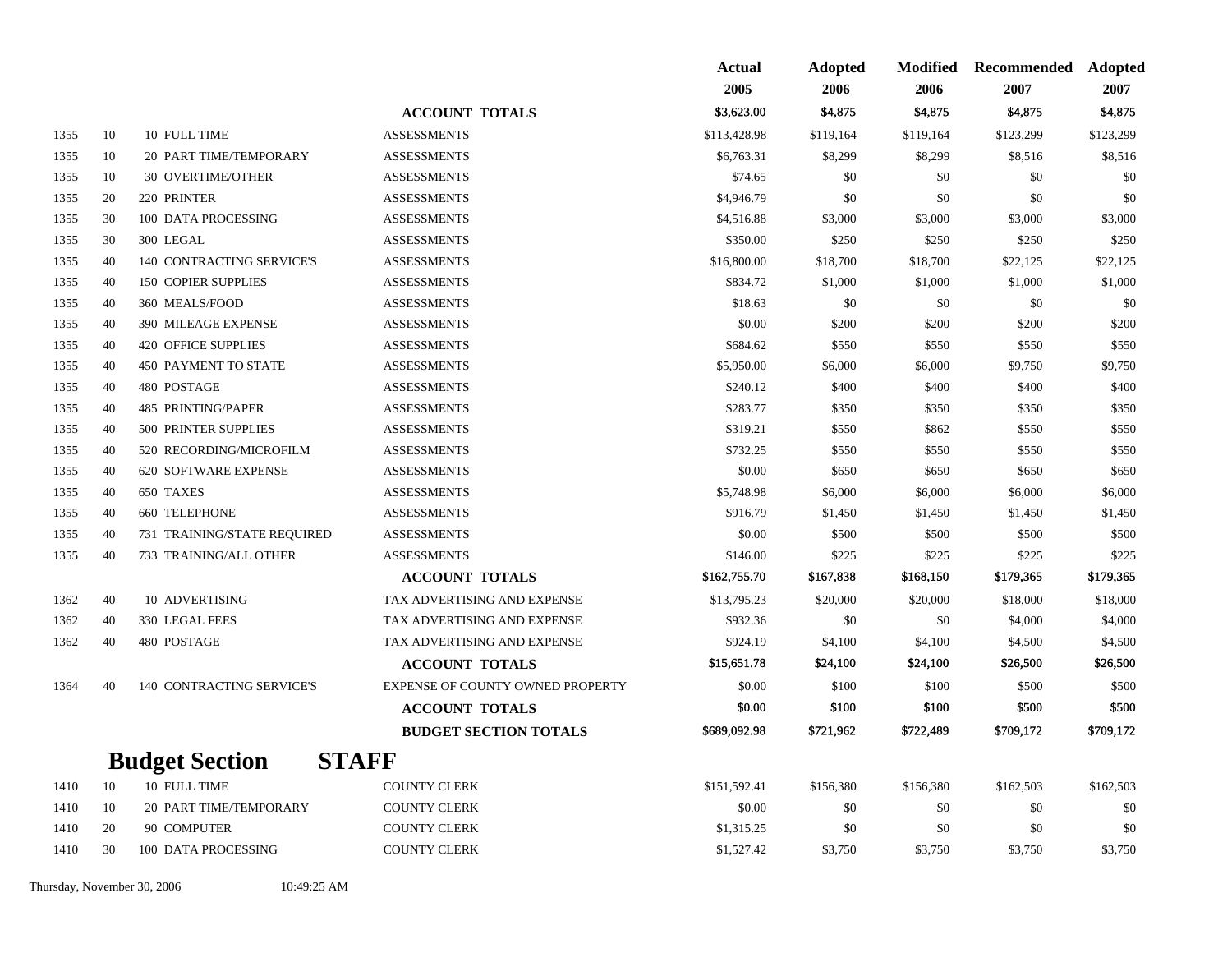| | | | | Actual 2005 | Adopted 2006 | Modified 2006 | Recommended 2007 | Adopted 2007 |
|---|---|---|---|---|---|---|---|---|
| | | | **ACCOUNT TOTALS** | $3,623.00 | $4,875 | $4,875 | $4,875 | $4,875 |
| 1355 | 10 | 10 FULL TIME | ASSESSMENTS | $113,428.98 | $119,164 | $119,164 | $123,299 | $123,299 |
| 1355 | 10 | 20 PART TIME/TEMPORARY | ASSESSMENTS | $6,763.31 | $8,299 | $8,299 | $8,516 | $8,516 |
| 1355 | 10 | 30 OVERTIME/OTHER | ASSESSMENTS | $74.65 | $0 | $0 | $0 | $0 |
| 1355 | 20 | 220 PRINTER | ASSESSMENTS | $4,946.79 | $0 | $0 | $0 | $0 |
| 1355 | 30 | 100 DATA PROCESSING | ASSESSMENTS | $4,516.88 | $3,000 | $3,000 | $3,000 | $3,000 |
| 1355 | 30 | 300 LEGAL | ASSESSMENTS | $350.00 | $250 | $250 | $250 | $250 |
| 1355 | 40 | 140 CONTRACTING SERVICE'S | ASSESSMENTS | $16,800.00 | $18,700 | $18,700 | $22,125 | $22,125 |
| 1355 | 40 | 150 COPIER SUPPLIES | ASSESSMENTS | $834.72 | $1,000 | $1,000 | $1,000 | $1,000 |
| 1355 | 40 | 360 MEALS/FOOD | ASSESSMENTS | $18.63 | $0 | $0 | $0 | $0 |
| 1355 | 40 | 390 MILEAGE EXPENSE | ASSESSMENTS | $0.00 | $200 | $200 | $200 | $200 |
| 1355 | 40 | 420 OFFICE SUPPLIES | ASSESSMENTS | $684.62 | $550 | $550 | $550 | $550 |
| 1355 | 40 | 450 PAYMENT TO STATE | ASSESSMENTS | $5,950.00 | $6,000 | $6,000 | $9,750 | $9,750 |
| 1355 | 40 | 480 POSTAGE | ASSESSMENTS | $240.12 | $400 | $400 | $400 | $400 |
| 1355 | 40 | 485 PRINTING/PAPER | ASSESSMENTS | $283.77 | $350 | $350 | $350 | $350 |
| 1355 | 40 | 500 PRINTER SUPPLIES | ASSESSMENTS | $319.21 | $550 | $862 | $550 | $550 |
| 1355 | 40 | 520 RECORDING/MICROFILM | ASSESSMENTS | $732.25 | $550 | $550 | $550 | $550 |
| 1355 | 40 | 620 SOFTWARE EXPENSE | ASSESSMENTS | $0.00 | $650 | $650 | $650 | $650 |
| 1355 | 40 | 650 TAXES | ASSESSMENTS | $5,748.98 | $6,000 | $6,000 | $6,000 | $6,000 |
| 1355 | 40 | 660 TELEPHONE | ASSESSMENTS | $916.79 | $1,450 | $1,450 | $1,450 | $1,450 |
| 1355 | 40 | 731 TRAINING/STATE REQUIRED | ASSESSMENTS | $0.00 | $500 | $500 | $500 | $500 |
| 1355 | 40 | 733 TRAINING/ALL OTHER | ASSESSMENTS | $146.00 | $225 | $225 | $225 | $225 |
| | | | **ACCOUNT TOTALS** | $162,755.70 | $167,838 | $168,150 | $179,365 | $179,365 |
| 1362 | 40 | 10 ADVERTISING | TAX ADVERTISING AND EXPENSE | $13,795.23 | $20,000 | $20,000 | $18,000 | $18,000 |
| 1362 | 40 | 330 LEGAL FEES | TAX ADVERTISING AND EXPENSE | $932.36 | $0 | $0 | $4,000 | $4,000 |
| 1362 | 40 | 480 POSTAGE | TAX ADVERTISING AND EXPENSE | $924.19 | $4,100 | $4,100 | $4,500 | $4,500 |
| | | | **ACCOUNT TOTALS** | $15,651.78 | $24,100 | $24,100 | $26,500 | $26,500 |
| 1364 | 40 | 140 CONTRACTING SERVICE'S | EXPENSE OF COUNTY OWNED PROPERTY | $0.00 | $100 | $100 | $500 | $500 |
| | | | **ACCOUNT TOTALS** | $0.00 | $100 | $100 | $500 | $500 |
| | | | **BUDGET SECTION TOTALS** | $689,092.98 | $721,962 | $722,489 | $709,172 | $709,172 |

## Budget Section STAFF

| | | | | Actual 2005 | Adopted 2006 | Modified 2006 | Recommended 2007 | Adopted 2007 |
|---|---|---|---|---|---|---|---|---|
| 1410 | 10 | 10 FULL TIME | COUNTY CLERK | $151,592.41 | $156,380 | $156,380 | $162,503 | $162,503 |
| 1410 | 10 | 20 PART TIME/TEMPORARY | COUNTY CLERK | $0.00 | $0 | $0 | $0 | $0 |
| 1410 | 20 | 90 COMPUTER | COUNTY CLERK | $1,315.25 | $0 | $0 | $0 | $0 |
| 1410 | 30 | 100 DATA PROCESSING | COUNTY CLERK | $1,527.42 | $3,750 | $3,750 | $3,750 | $3,750 |

Thursday, November 30, 2006 10:49:25 AM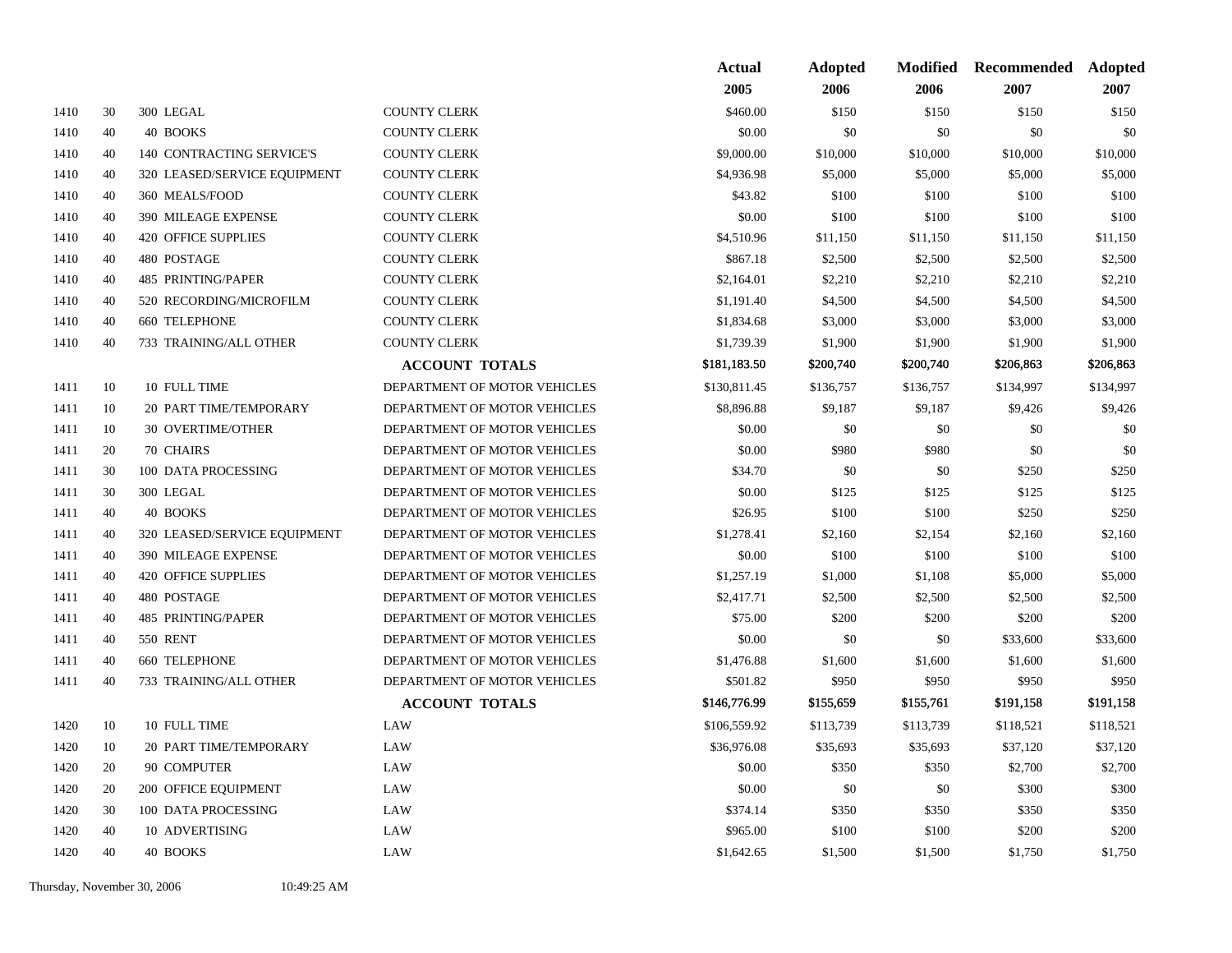| | | | | Actual 2005 | Adopted 2006 | Modified 2006 | Recommended 2007 | Adopted 2007 |
|---|---|---|---|---|---|---|---|---|
| 1410 | 30 | 300 LEGAL | COUNTY CLERK | $460.00 | $150 | $150 | $150 | $150 |
| 1410 | 40 | 40 BOOKS | COUNTY CLERK | $0.00 | $0 | $0 | $0 | $0 |
| 1410 | 40 | 140 CONTRACTING SERVICE'S | COUNTY CLERK | $9,000.00 | $10,000 | $10,000 | $10,000 | $10,000 |
| 1410 | 40 | 320 LEASED/SERVICE EQUIPMENT | COUNTY CLERK | $4,936.98 | $5,000 | $5,000 | $5,000 | $5,000 |
| 1410 | 40 | 360 MEALS/FOOD | COUNTY CLERK | $43.82 | $100 | $100 | $100 | $100 |
| 1410 | 40 | 390 MILEAGE EXPENSE | COUNTY CLERK | $0.00 | $100 | $100 | $100 | $100 |
| 1410 | 40 | 420 OFFICE SUPPLIES | COUNTY CLERK | $4,510.96 | $11,150 | $11,150 | $11,150 | $11,150 |
| 1410 | 40 | 480 POSTAGE | COUNTY CLERK | $867.18 | $2,500 | $2,500 | $2,500 | $2,500 |
| 1410 | 40 | 485 PRINTING/PAPER | COUNTY CLERK | $2,164.01 | $2,210 | $2,210 | $2,210 | $2,210 |
| 1410 | 40 | 520 RECORDING/MICROFILM | COUNTY CLERK | $1,191.40 | $4,500 | $4,500 | $4,500 | $4,500 |
| 1410 | 40 | 660 TELEPHONE | COUNTY CLERK | $1,834.68 | $3,000 | $3,000 | $3,000 | $3,000 |
| 1410 | 40 | 733 TRAINING/ALL OTHER | COUNTY CLERK | $1,739.39 | $1,900 | $1,900 | $1,900 | $1,900 |
| | | | **ACCOUNT TOTALS** | $181,183.50 | $200,740 | $200,740 | $206,863 | $206,863 |
| 1411 | 10 | 10 FULL TIME | DEPARTMENT OF MOTOR VEHICLES | $130,811.45 | $136,757 | $136,757 | $134,997 | $134,997 |
| 1411 | 10 | 20 PART TIME/TEMPORARY | DEPARTMENT OF MOTOR VEHICLES | $8,896.88 | $9,187 | $9,187 | $9,426 | $9,426 |
| 1411 | 10 | 30 OVERTIME/OTHER | DEPARTMENT OF MOTOR VEHICLES | $0.00 | $0 | $0 | $0 | $0 |
| 1411 | 20 | 70 CHAIRS | DEPARTMENT OF MOTOR VEHICLES | $0.00 | $980 | $980 | $0 | $0 |
| 1411 | 30 | 100 DATA PROCESSING | DEPARTMENT OF MOTOR VEHICLES | $34.70 | $0 | $0 | $250 | $250 |
| 1411 | 30 | 300 LEGAL | DEPARTMENT OF MOTOR VEHICLES | $0.00 | $125 | $125 | $125 | $125 |
| 1411 | 40 | 40 BOOKS | DEPARTMENT OF MOTOR VEHICLES | $26.95 | $100 | $100 | $250 | $250 |
| 1411 | 40 | 320 LEASED/SERVICE EQUIPMENT | DEPARTMENT OF MOTOR VEHICLES | $1,278.41 | $2,160 | $2,154 | $2,160 | $2,160 |
| 1411 | 40 | 390 MILEAGE EXPENSE | DEPARTMENT OF MOTOR VEHICLES | $0.00 | $100 | $100 | $100 | $100 |
| 1411 | 40 | 420 OFFICE SUPPLIES | DEPARTMENT OF MOTOR VEHICLES | $1,257.19 | $1,000 | $1,108 | $5,000 | $5,000 |
| 1411 | 40 | 480 POSTAGE | DEPARTMENT OF MOTOR VEHICLES | $2,417.71 | $2,500 | $2,500 | $2,500 | $2,500 |
| 1411 | 40 | 485 PRINTING/PAPER | DEPARTMENT OF MOTOR VEHICLES | $75.00 | $200 | $200 | $200 | $200 |
| 1411 | 40 | 550 RENT | DEPARTMENT OF MOTOR VEHICLES | $0.00 | $0 | $0 | $33,600 | $33,600 |
| 1411 | 40 | 660 TELEPHONE | DEPARTMENT OF MOTOR VEHICLES | $1,476.88 | $1,600 | $1,600 | $1,600 | $1,600 |
| 1411 | 40 | 733 TRAINING/ALL OTHER | DEPARTMENT OF MOTOR VEHICLES | $501.82 | $950 | $950 | $950 | $950 |
| | | | **ACCOUNT TOTALS** | $146,776.99 | $155,659 | $155,761 | $191,158 | $191,158 |
| 1420 | 10 | 10 FULL TIME | LAW | $106,559.92 | $113,739 | $113,739 | $118,521 | $118,521 |
| 1420 | 10 | 20 PART TIME/TEMPORARY | LAW | $36,976.08 | $35,693 | $35,693 | $37,120 | $37,120 |
| 1420 | 20 | 90 COMPUTER | LAW | $0.00 | $350 | $350 | $2,700 | $2,700 |
| 1420 | 20 | 200 OFFICE EQUIPMENT | LAW | $0.00 | $0 | $0 | $300 | $300 |
| 1420 | 30 | 100 DATA PROCESSING | LAW | $374.14 | $350 | $350 | $350 | $350 |
| 1420 | 40 | 10 ADVERTISING | LAW | $965.00 | $100 | $100 | $200 | $200 |
| 1420 | 40 | 40 BOOKS | LAW | $1,642.65 | $1,500 | $1,500 | $1,750 | $1,750 |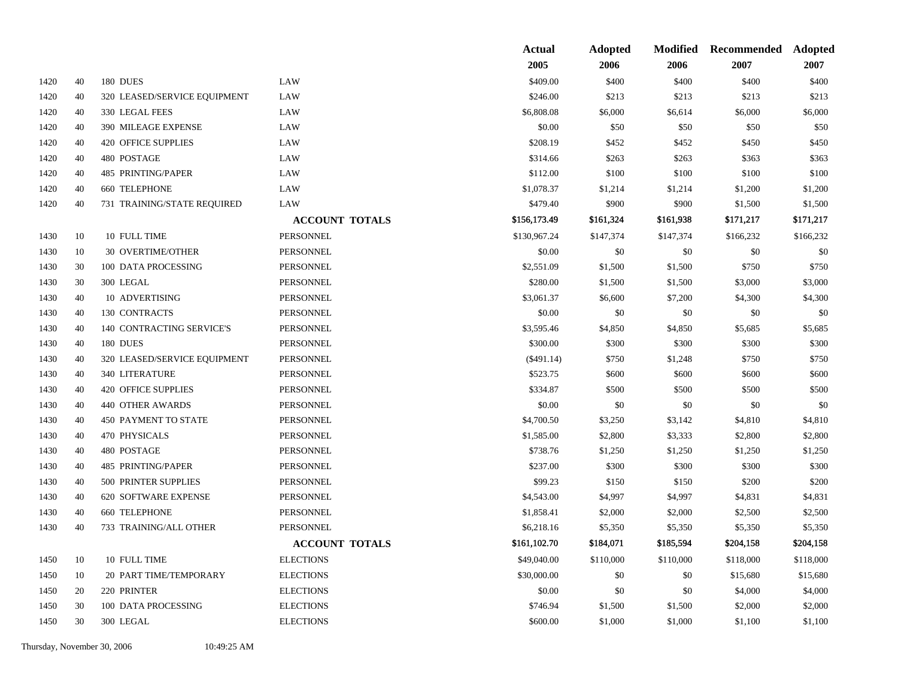| | | | | Actual 2005 | Adopted 2006 | Modified 2006 | Recommended 2007 | Adopted 2007 |
|---|---|---|---|---|---|---|---|---|
| 1420 | 40 | 180 DUES | LAW | $409.00 | $400 | $400 | $400 | $400 |
| 1420 | 40 | 320 LEASED/SERVICE EQUIPMENT | LAW | $246.00 | $213 | $213 | $213 | $213 |
| 1420 | 40 | 330 LEGAL FEES | LAW | $6,808.08 | $6,000 | $6,614 | $6,000 | $6,000 |
| 1420 | 40 | 390 MILEAGE EXPENSE | LAW | $0.00 | $50 | $50 | $50 | $50 |
| 1420 | 40 | 420 OFFICE SUPPLIES | LAW | $208.19 | $452 | $452 | $450 | $450 |
| 1420 | 40 | 480 POSTAGE | LAW | $314.66 | $263 | $263 | $363 | $363 |
| 1420 | 40 | 485 PRINTING/PAPER | LAW | $112.00 | $100 | $100 | $100 | $100 |
| 1420 | 40 | 660 TELEPHONE | LAW | $1,078.37 | $1,214 | $1,214 | $1,200 | $1,200 |
| 1420 | 40 | 731 TRAINING/STATE REQUIRED | LAW | $479.40 | $900 | $900 | $1,500 | $1,500 |
| | | | **ACCOUNT TOTALS** | $156,173.49 | $161,324 | $161,938 | $171,217 | $171,217 |
| 1430 | 10 | 10 FULL TIME | PERSONNEL | $130,967.24 | $147,374 | $147,374 | $166,232 | $166,232 |
| 1430 | 10 | 30 OVERTIME/OTHER | PERSONNEL | $0.00 | $0 | $0 | $0 | $0 |
| 1430 | 30 | 100 DATA PROCESSING | PERSONNEL | $2,551.09 | $1,500 | $1,500 | $750 | $750 |
| 1430 | 30 | 300 LEGAL | PERSONNEL | $280.00 | $1,500 | $1,500 | $3,000 | $3,000 |
| 1430 | 40 | 10 ADVERTISING | PERSONNEL | $3,061.37 | $6,600 | $7,200 | $4,300 | $4,300 |
| 1430 | 40 | 130 CONTRACTS | PERSONNEL | $0.00 | $0 | $0 | $0 | $0 |
| 1430 | 40 | 140 CONTRACTING SERVICE'S | PERSONNEL | $3,595.46 | $4,850 | $4,850 | $5,685 | $5,685 |
| 1430 | 40 | 180 DUES | PERSONNEL | $300.00 | $300 | $300 | $300 | $300 |
| 1430 | 40 | 320 LEASED/SERVICE EQUIPMENT | PERSONNEL | ($491.14) | $750 | $1,248 | $750 | $750 |
| 1430 | 40 | 340 LITERATURE | PERSONNEL | $523.75 | $600 | $600 | $600 | $600 |
| 1430 | 40 | 420 OFFICE SUPPLIES | PERSONNEL | $334.87 | $500 | $500 | $500 | $500 |
| 1430 | 40 | 440 OTHER AWARDS | PERSONNEL | $0.00 | $0 | $0 | $0 | $0 |
| 1430 | 40 | 450 PAYMENT TO STATE | PERSONNEL | $4,700.50 | $3,250 | $3,142 | $4,810 | $4,810 |
| 1430 | 40 | 470 PHYSICALS | PERSONNEL | $1,585.00 | $2,800 | $3,333 | $2,800 | $2,800 |
| 1430 | 40 | 480 POSTAGE | PERSONNEL | $738.76 | $1,250 | $1,250 | $1,250 | $1,250 |
| 1430 | 40 | 485 PRINTING/PAPER | PERSONNEL | $237.00 | $300 | $300 | $300 | $300 |
| 1430 | 40 | 500 PRINTER SUPPLIES | PERSONNEL | $99.23 | $150 | $150 | $200 | $200 |
| 1430 | 40 | 620 SOFTWARE EXPENSE | PERSONNEL | $4,543.00 | $4,997 | $4,997 | $4,831 | $4,831 |
| 1430 | 40 | 660 TELEPHONE | PERSONNEL | $1,858.41 | $2,000 | $2,000 | $2,500 | $2,500 |
| 1430 | 40 | 733 TRAINING/ALL OTHER | PERSONNEL | $6,218.16 | $5,350 | $5,350 | $5,350 | $5,350 |
| | | | **ACCOUNT TOTALS** | $161,102.70 | $184,071 | $185,594 | $204,158 | $204,158 |
| 1450 | 10 | 10 FULL TIME | ELECTIONS | $49,040.00 | $110,000 | $110,000 | $118,000 | $118,000 |
| 1450 | 10 | 20 PART TIME/TEMPORARY | ELECTIONS | $30,000.00 | $0 | $0 | $15,680 | $15,680 |
| 1450 | 20 | 220 PRINTER | ELECTIONS | $0.00 | $0 | $0 | $4,000 | $4,000 |
| 1450 | 30 | 100 DATA PROCESSING | ELECTIONS | $746.94 | $1,500 | $1,500 | $2,000 | $2,000 |
| 1450 | 30 | 300 LEGAL | ELECTIONS | $600.00 | $1,000 | $1,000 | $1,100 | $1,100 |

Thursday, November 30, 2006 10:49:25 AM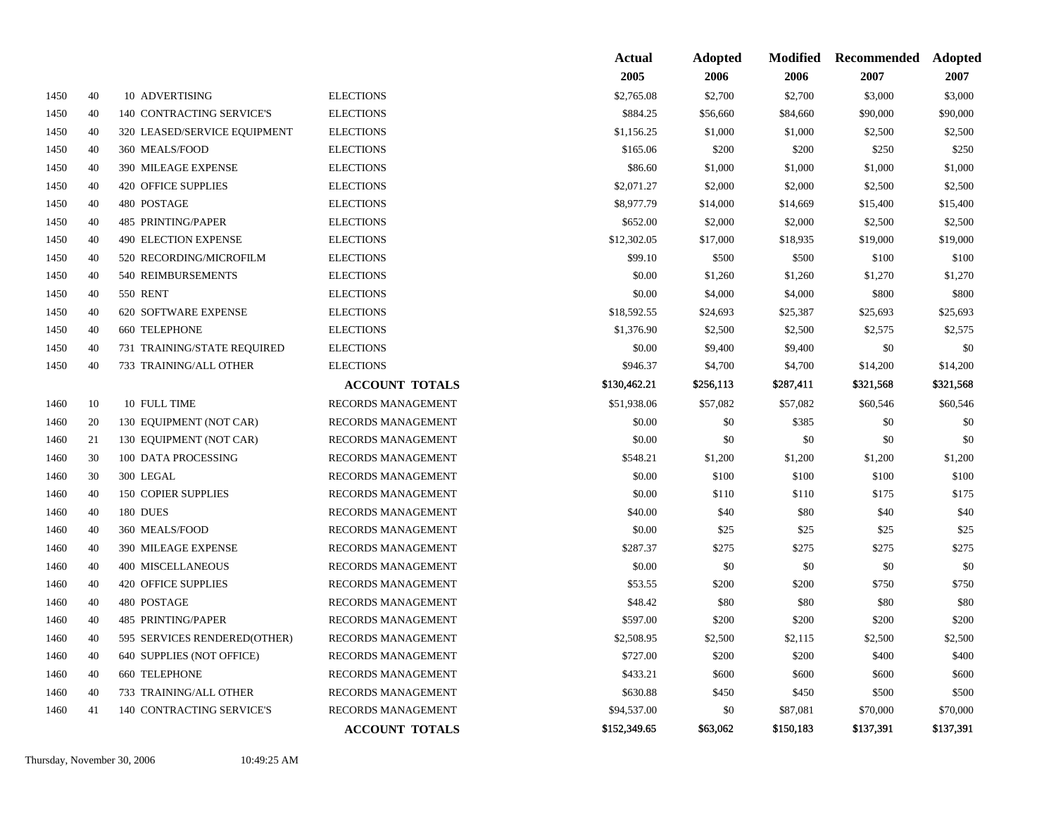| | | | | Actual 2005 | Adopted 2006 | Modified 2006 | Recommended 2007 | Adopted 2007 |
|---|---|---|---|---|---|---|---|---|
| 1450 | 40 | 10 ADVERTISING | ELECTIONS | $2,765.08 | $2,700 | $2,700 | $3,000 | $3,000 |
| 1450 | 40 | 140 CONTRACTING SERVICE'S | ELECTIONS | $884.25 | $56,660 | $84,660 | $90,000 | $90,000 |
| 1450 | 40 | 320 LEASED/SERVICE EQUIPMENT | ELECTIONS | $1,156.25 | $1,000 | $1,000 | $2,500 | $2,500 |
| 1450 | 40 | 360 MEALS/FOOD | ELECTIONS | $165.06 | $200 | $200 | $250 | $250 |
| 1450 | 40 | 390 MILEAGE EXPENSE | ELECTIONS | $86.60 | $1,000 | $1,000 | $1,000 | $1,000 |
| 1450 | 40 | 420 OFFICE SUPPLIES | ELECTIONS | $2,071.27 | $2,000 | $2,000 | $2,500 | $2,500 |
| 1450 | 40 | 480 POSTAGE | ELECTIONS | $8,977.79 | $14,000 | $14,669 | $15,400 | $15,400 |
| 1450 | 40 | 485 PRINTING/PAPER | ELECTIONS | $652.00 | $2,000 | $2,000 | $2,500 | $2,500 |
| 1450 | 40 | 490 ELECTION EXPENSE | ELECTIONS | $12,302.05 | $17,000 | $18,935 | $19,000 | $19,000 |
| 1450 | 40 | 520 RECORDING/MICROFILM | ELECTIONS | $99.10 | $500 | $500 | $100 | $100 |
| 1450 | 40 | 540 REIMBURSEMENTS | ELECTIONS | $0.00 | $1,260 | $1,260 | $1,270 | $1,270 |
| 1450 | 40 | 550 RENT | ELECTIONS | $0.00 | $4,000 | $4,000 | $800 | $800 |
| 1450 | 40 | 620 SOFTWARE EXPENSE | ELECTIONS | $18,592.55 | $24,693 | $25,387 | $25,693 | $25,693 |
| 1450 | 40 | 660 TELEPHONE | ELECTIONS | $1,376.90 | $2,500 | $2,500 | $2,575 | $2,575 |
| 1450 | 40 | 731 TRAINING/STATE REQUIRED | ELECTIONS | $0.00 | $9,400 | $9,400 | $0 | $0 |
| 1450 | 40 | 733 TRAINING/ALL OTHER | ELECTIONS | $946.37 | $4,700 | $4,700 | $14,200 | $14,200 |
| | | | **ACCOUNT TOTALS** | **$130,462.21** | **$256,113** | **$287,411** | **$321,568** | **$321,568** |
| 1460 | 10 | 10 FULL TIME | RECORDS MANAGEMENT | $51,938.06 | $57,082 | $57,082 | $60,546 | $60,546 |
| 1460 | 20 | 130 EQUIPMENT (NOT CAR) | RECORDS MANAGEMENT | $0.00 | $0 | $385 | $0 | $0 |
| 1460 | 21 | 130 EQUIPMENT (NOT CAR) | RECORDS MANAGEMENT | $0.00 | $0 | $0 | $0 | $0 |
| 1460 | 30 | 100 DATA PROCESSING | RECORDS MANAGEMENT | $548.21 | $1,200 | $1,200 | $1,200 | $1,200 |
| 1460 | 30 | 300 LEGAL | RECORDS MANAGEMENT | $0.00 | $100 | $100 | $100 | $100 |
| 1460 | 40 | 150 COPIER SUPPLIES | RECORDS MANAGEMENT | $0.00 | $110 | $110 | $175 | $175 |
| 1460 | 40 | 180 DUES | RECORDS MANAGEMENT | $40.00 | $40 | $80 | $40 | $40 |
| 1460 | 40 | 360 MEALS/FOOD | RECORDS MANAGEMENT | $0.00 | $25 | $25 | $25 | $25 |
| 1460 | 40 | 390 MILEAGE EXPENSE | RECORDS MANAGEMENT | $287.37 | $275 | $275 | $275 | $275 |
| 1460 | 40 | 400 MISCELLANEOUS | RECORDS MANAGEMENT | $0.00 | $0 | $0 | $0 | $0 |
| 1460 | 40 | 420 OFFICE SUPPLIES | RECORDS MANAGEMENT | $53.55 | $200 | $200 | $750 | $750 |
| 1460 | 40 | 480 POSTAGE | RECORDS MANAGEMENT | $48.42 | $80 | $80 | $80 | $80 |
| 1460 | 40 | 485 PRINTING/PAPER | RECORDS MANAGEMENT | $597.00 | $200 | $200 | $200 | $200 |
| 1460 | 40 | 595 SERVICES RENDERED(OTHER) | RECORDS MANAGEMENT | $2,508.95 | $2,500 | $2,115 | $2,500 | $2,500 |
| 1460 | 40 | 640 SUPPLIES (NOT OFFICE) | RECORDS MANAGEMENT | $727.00 | $200 | $200 | $400 | $400 |
| 1460 | 40 | 660 TELEPHONE | RECORDS MANAGEMENT | $433.21 | $600 | $600 | $600 | $600 |
| 1460 | 40 | 733 TRAINING/ALL OTHER | RECORDS MANAGEMENT | $630.88 | $450 | $450 | $500 | $500 |
| 1460 | 41 | 140 CONTRACTING SERVICE'S | RECORDS MANAGEMENT | $94,537.00 | $0 | $87,081 | $70,000 | $70,000 |
| | | | **ACCOUNT TOTALS** | **$152,349.65** | **$63,062** | **$150,183** | **$137,391** | **$137,391** |

Thursday, November 30, 2006 10:49:25 AM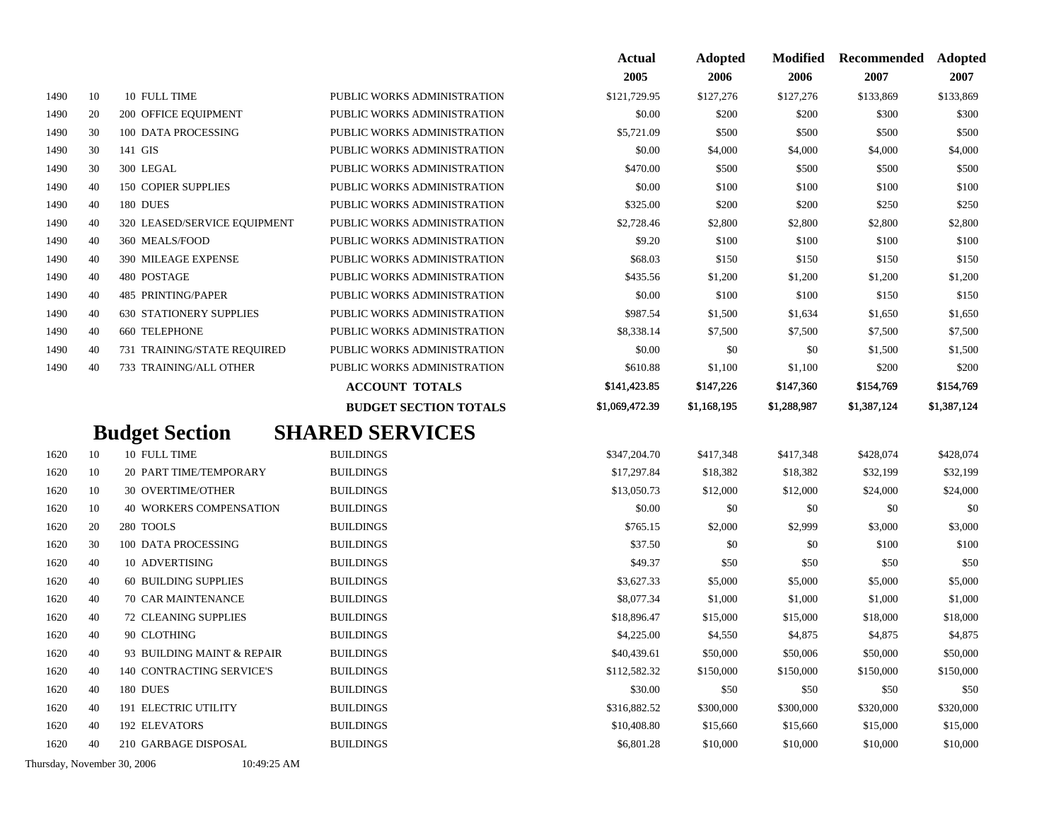| | | | | Actual 2005 | Adopted 2006 | Modified 2006 | Recommended 2007 | Adopted 2007 |
|---|---|---|---|---|---|---|---|---|
| 1490 | 10 | 10 FULL TIME | PUBLIC WORKS ADMINISTRATION | $121,729.95 | $127,276 | $127,276 | $133,869 | $133,869 |
| 1490 | 20 | 200 OFFICE EQUIPMENT | PUBLIC WORKS ADMINISTRATION | $0.00 | $200 | $200 | $300 | $300 |
| 1490 | 30 | 100 DATA PROCESSING | PUBLIC WORKS ADMINISTRATION | $5,721.09 | $500 | $500 | $500 | $500 |
| 1490 | 30 | 141 GIS | PUBLIC WORKS ADMINISTRATION | $0.00 | $4,000 | $4,000 | $4,000 | $4,000 |
| 1490 | 30 | 300 LEGAL | PUBLIC WORKS ADMINISTRATION | $470.00 | $500 | $500 | $500 | $500 |
| 1490 | 40 | 150 COPIER SUPPLIES | PUBLIC WORKS ADMINISTRATION | $0.00 | $100 | $100 | $100 | $100 |
| 1490 | 40 | 180 DUES | PUBLIC WORKS ADMINISTRATION | $325.00 | $200 | $200 | $250 | $250 |
| 1490 | 40 | 320 LEASED/SERVICE EQUIPMENT | PUBLIC WORKS ADMINISTRATION | $2,728.46 | $2,800 | $2,800 | $2,800 | $2,800 |
| 1490 | 40 | 360 MEALS/FOOD | PUBLIC WORKS ADMINISTRATION | $9.20 | $100 | $100 | $100 | $100 |
| 1490 | 40 | 390 MILEAGE EXPENSE | PUBLIC WORKS ADMINISTRATION | $68.03 | $150 | $150 | $150 | $150 |
| 1490 | 40 | 480 POSTAGE | PUBLIC WORKS ADMINISTRATION | $435.56 | $1,200 | $1,200 | $1,200 | $1,200 |
| 1490 | 40 | 485 PRINTING/PAPER | PUBLIC WORKS ADMINISTRATION | $0.00 | $100 | $100 | $150 | $150 |
| 1490 | 40 | 630 STATIONERY SUPPLIES | PUBLIC WORKS ADMINISTRATION | $987.54 | $1,500 | $1,634 | $1,650 | $1,650 |
| 1490 | 40 | 660 TELEPHONE | PUBLIC WORKS ADMINISTRATION | $8,338.14 | $7,500 | $7,500 | $7,500 | $7,500 |
| 1490 | 40 | 731 TRAINING/STATE REQUIRED | PUBLIC WORKS ADMINISTRATION | $0.00 | $0 | $0 | $1,500 | $1,500 |
| 1490 | 40 | 733 TRAINING/ALL OTHER | PUBLIC WORKS ADMINISTRATION | $610.88 | $1,100 | $1,100 | $200 | $200 |
| | | | **ACCOUNT TOTALS** | $141,423.85 | $147,226 | $147,360 | $154,769 | $154,769 |
| | | | **BUDGET SECTION TOTALS** | $1,069,472.39 | $1,168,195 | $1,288,987 | $1,387,124 | $1,387,124 |

## Budget Section SHARED SERVICES

| | | | | Actual 2005 | Adopted 2006 | Modified 2006 | Recommended 2007 | Adopted 2007 |
|---|---|---|---|---|---|---|---|---|
| 1620 | 10 | 10 FULL TIME | BUILDINGS | $347,204.70 | $417,348 | $417,348 | $428,074 | $428,074 |
| 1620 | 10 | 20 PART TIME/TEMPORARY | BUILDINGS | $17,297.84 | $18,382 | $18,382 | $32,199 | $32,199 |
| 1620 | 10 | 30 OVERTIME/OTHER | BUILDINGS | $13,050.73 | $12,000 | $12,000 | $24,000 | $24,000 |
| 1620 | 10 | 40 WORKERS COMPENSATION | BUILDINGS | $0.00 | $0 | $0 | $0 | $0 |
| 1620 | 20 | 280 TOOLS | BUILDINGS | $765.15 | $2,000 | $2,999 | $3,000 | $3,000 |
| 1620 | 30 | 100 DATA PROCESSING | BUILDINGS | $37.50 | $0 | $0 | $100 | $100 |
| 1620 | 40 | 10 ADVERTISING | BUILDINGS | $49.37 | $50 | $50 | $50 | $50 |
| 1620 | 40 | 60 BUILDING SUPPLIES | BUILDINGS | $3,627.33 | $5,000 | $5,000 | $5,000 | $5,000 |
| 1620 | 40 | 70 CAR MAINTENANCE | BUILDINGS | $8,077.34 | $1,000 | $1,000 | $1,000 | $1,000 |
| 1620 | 40 | 72 CLEANING SUPPLIES | BUILDINGS | $18,896.47 | $15,000 | $15,000 | $18,000 | $18,000 |
| 1620 | 40 | 90 CLOTHING | BUILDINGS | $4,225.00 | $4,550 | $4,875 | $4,875 | $4,875 |
| 1620 | 40 | 93 BUILDING MAINT & REPAIR | BUILDINGS | $40,439.61 | $50,000 | $50,006 | $50,000 | $50,000 |
| 1620 | 40 | 140 CONTRACTING SERVICE'S | BUILDINGS | $112,582.32 | $150,000 | $150,000 | $150,000 | $150,000 |
| 1620 | 40 | 180 DUES | BUILDINGS | $30.00 | $50 | $50 | $50 | $50 |
| 1620 | 40 | 191 ELECTRIC UTILITY | BUILDINGS | $316,882.52 | $300,000 | $300,000 | $320,000 | $320,000 |
| 1620 | 40 | 192 ELEVATORS | BUILDINGS | $10,408.80 | $15,660 | $15,660 | $15,000 | $15,000 |
| 1620 | 40 | 210 GARBAGE DISPOSAL | BUILDINGS | $6,801.28 | $10,000 | $10,000 | $10,000 | $10,000 |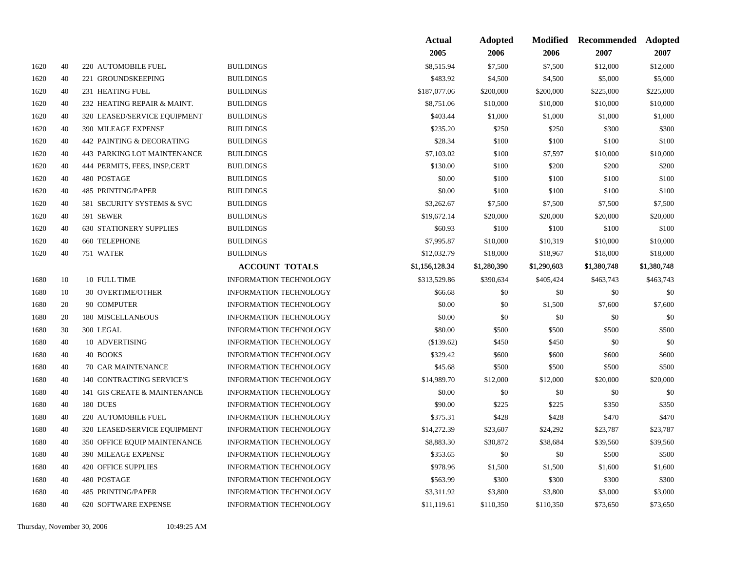| | | | | Actual 2005 | Adopted 2006 | Modified 2006 | Recommended 2007 | Adopted 2007 |
|---|---|---|---|---|---|---|---|---|
| 1620 | 40 | 220 AUTOMOBILE FUEL | BUILDINGS | $8,515.94 | $7,500 | $7,500 | $12,000 | $12,000 |
| 1620 | 40 | 221 GROUNDSKEEPING | BUILDINGS | $483.92 | $4,500 | $4,500 | $5,000 | $5,000 |
| 1620 | 40 | 231 HEATING FUEL | BUILDINGS | $187,077.06 | $200,000 | $200,000 | $225,000 | $225,000 |
| 1620 | 40 | 232 HEATING REPAIR & MAINT. | BUILDINGS | $8,751.06 | $10,000 | $10,000 | $10,000 | $10,000 |
| 1620 | 40 | 320 LEASED/SERVICE EQUIPMENT | BUILDINGS | $403.44 | $1,000 | $1,000 | $1,000 | $1,000 |
| 1620 | 40 | 390 MILEAGE EXPENSE | BUILDINGS | $235.20 | $250 | $250 | $300 | $300 |
| 1620 | 40 | 442 PAINTING & DECORATING | BUILDINGS | $28.34 | $100 | $100 | $100 | $100 |
| 1620 | 40 | 443 PARKING LOT MAINTENANCE | BUILDINGS | $7,103.02 | $100 | $7,597 | $10,000 | $10,000 |
| 1620 | 40 | 444 PERMITS, FEES, INSP,CERT | BUILDINGS | $130.00 | $100 | $200 | $200 | $200 |
| 1620 | 40 | 480 POSTAGE | BUILDINGS | $0.00 | $100 | $100 | $100 | $100 |
| 1620 | 40 | 485 PRINTING/PAPER | BUILDINGS | $0.00 | $100 | $100 | $100 | $100 |
| 1620 | 40 | 581 SECURITY SYSTEMS & SVC | BUILDINGS | $3,262.67 | $7,500 | $7,500 | $7,500 | $7,500 |
| 1620 | 40 | 591 SEWER | BUILDINGS | $19,672.14 | $20,000 | $20,000 | $20,000 | $20,000 |
| 1620 | 40 | 630 STATIONERY SUPPLIES | BUILDINGS | $60.93 | $100 | $100 | $100 | $100 |
| 1620 | 40 | 660 TELEPHONE | BUILDINGS | $7,995.87 | $10,000 | $10,319 | $10,000 | $10,000 |
| 1620 | 40 | 751 WATER | BUILDINGS | $12,032.79 | $18,000 | $18,967 | $18,000 | $18,000 |
| | | | **ACCOUNT TOTALS** | $1,156,128.34 | $1,280,390 | $1,290,603 | $1,380,748 | $1,380,748 |
| 1680 | 10 | 10 FULL TIME | INFORMATION TECHNOLOGY | $313,529.86 | $390,634 | $405,424 | $463,743 | $463,743 |
| 1680 | 10 | 30 OVERTIME/OTHER | INFORMATION TECHNOLOGY | $66.68 | $0 | $0 | $0 | $0 |
| 1680 | 20 | 90 COMPUTER | INFORMATION TECHNOLOGY | $0.00 | $0 | $1,500 | $7,600 | $7,600 |
| 1680 | 20 | 180 MISCELLANEOUS | INFORMATION TECHNOLOGY | $0.00 | $0 | $0 | $0 | $0 |
| 1680 | 30 | 300 LEGAL | INFORMATION TECHNOLOGY | $80.00 | $500 | $500 | $500 | $500 |
| 1680 | 40 | 10 ADVERTISING | INFORMATION TECHNOLOGY | ($139.62) | $450 | $450 | $0 | $0 |
| 1680 | 40 | 40 BOOKS | INFORMATION TECHNOLOGY | $329.42 | $600 | $600 | $600 | $600 |
| 1680 | 40 | 70 CAR MAINTENANCE | INFORMATION TECHNOLOGY | $45.68 | $500 | $500 | $500 | $500 |
| 1680 | 40 | 140 CONTRACTING SERVICE'S | INFORMATION TECHNOLOGY | $14,989.70 | $12,000 | $12,000 | $20,000 | $20,000 |
| 1680 | 40 | 141 GIS CREATE & MAINTENANCE | INFORMATION TECHNOLOGY | $0.00 | $0 | $0 | $0 | $0 |
| 1680 | 40 | 180 DUES | INFORMATION TECHNOLOGY | $90.00 | $225 | $225 | $350 | $350 |
| 1680 | 40 | 220 AUTOMOBILE FUEL | INFORMATION TECHNOLOGY | $375.31 | $428 | $428 | $470 | $470 |
| 1680 | 40 | 320 LEASED/SERVICE EQUIPMENT | INFORMATION TECHNOLOGY | $14,272.39 | $23,607 | $24,292 | $23,787 | $23,787 |
| 1680 | 40 | 350 OFFICE EQUIP MAINTENANCE | INFORMATION TECHNOLOGY | $8,883.30 | $30,872 | $38,684 | $39,560 | $39,560 |
| 1680 | 40 | 390 MILEAGE EXPENSE | INFORMATION TECHNOLOGY | $353.65 | $0 | $0 | $500 | $500 |
| 1680 | 40 | 420 OFFICE SUPPLIES | INFORMATION TECHNOLOGY | $978.96 | $1,500 | $1,500 | $1,600 | $1,600 |
| 1680 | 40 | 480 POSTAGE | INFORMATION TECHNOLOGY | $563.99 | $300 | $300 | $300 | $300 |
| 1680 | 40 | 485 PRINTING/PAPER | INFORMATION TECHNOLOGY | $3,311.92 | $3,800 | $3,800 | $3,000 | $3,000 |
| 1680 | 40 | 620 SOFTWARE EXPENSE | INFORMATION TECHNOLOGY | $11,119.61 | $110,350 | $110,350 | $73,650 | $73,650 |

Thursday, November 30, 2006 10:49:25 AM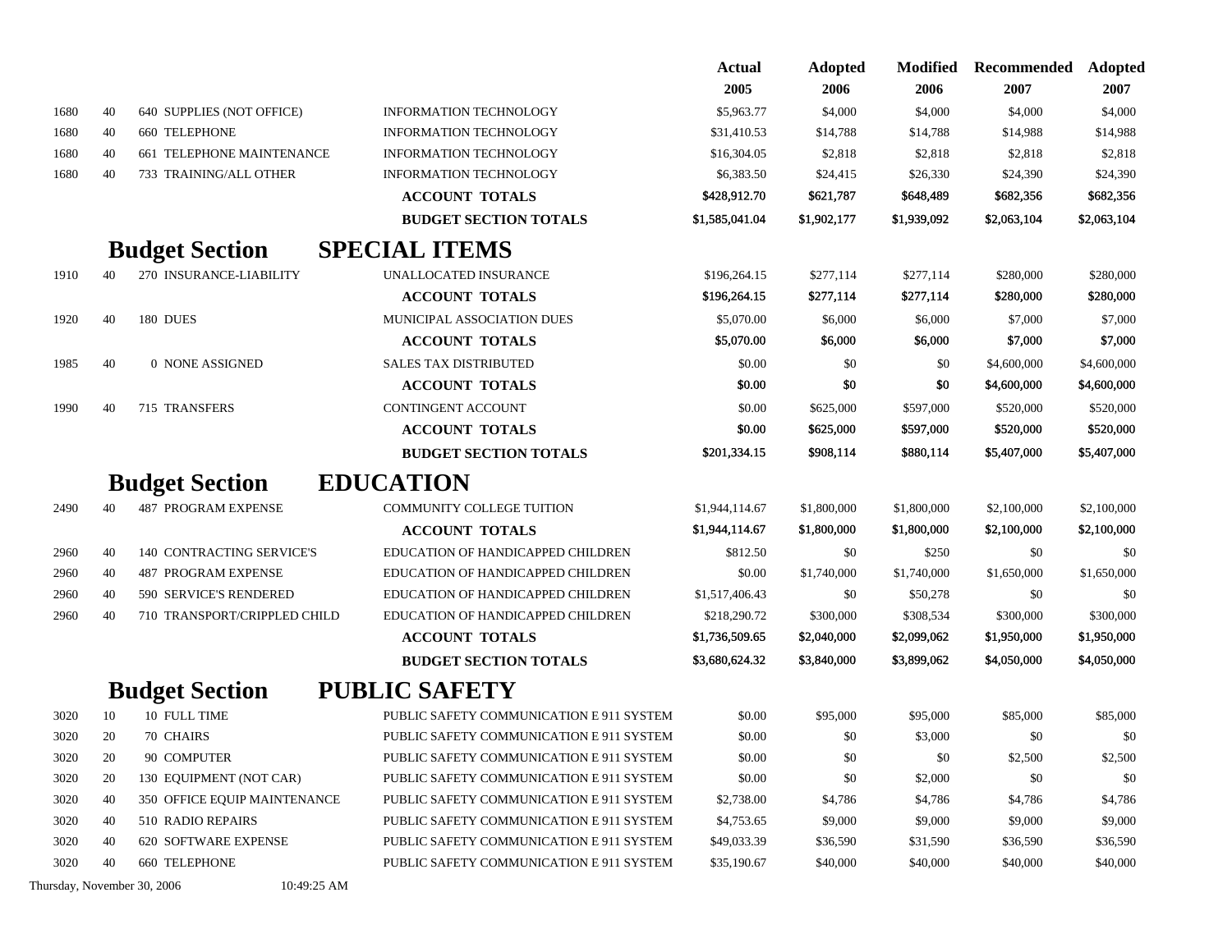| | | | | Actual 2005 | Adopted 2006 | Modified 2006 | Recommended 2007 | Adopted 2007 |
|---|---|---|---|---|---|---|---|---|
| 1680 | 40 | 640 SUPPLIES (NOT OFFICE) | INFORMATION TECHNOLOGY | $5,963.77 | $4,000 | $4,000 | $4,000 | $4,000 |
| 1680 | 40 | 660 TELEPHONE | INFORMATION TECHNOLOGY | $31,410.53 | $14,788 | $14,788 | $14,988 | $14,988 |
| 1680 | 40 | 661 TELEPHONE MAINTENANCE | INFORMATION TECHNOLOGY | $16,304.05 | $2,818 | $2,818 | $2,818 | $2,818 |
| 1680 | 40 | 733 TRAINING/ALL OTHER | INFORMATION TECHNOLOGY | $6,383.50 | $24,415 | $26,330 | $24,390 | $24,390 |
| | | | **ACCOUNT TOTALS** | **$428,912.70** | **$621,787** | **$648,489** | **$682,356** | **$682,356** |
| | | | **BUDGET SECTION TOTALS** | **$1,585,041.04** | **$1,902,177** | **$1,939,092** | **$2,063,104** | **$2,063,104** |

## Budget Section SPECIAL ITEMS

| | | | | Actual 2005 | Adopted 2006 | Modified 2006 | Recommended 2007 | Adopted 2007 |
|---|---|---|---|---|---|---|---|---|
| 1910 | 40 | 270 INSURANCE-LIABILITY | UNALLOCATED INSURANCE | $196,264.15 | $277,114 | $277,114 | $280,000 | $280,000 |
| | | | **ACCOUNT TOTALS** | **$196,264.15** | **$277,114** | **$277,114** | **$280,000** | **$280,000** |
| 1920 | 40 | 180 DUES | MUNICIPAL ASSOCIATION DUES | $5,070.00 | $6,000 | $6,000 | $7,000 | $7,000 |
| | | | **ACCOUNT TOTALS** | **$5,070.00** | **$6,000** | **$6,000** | **$7,000** | **$7,000** |
| 1985 | 40 | 0 NONE ASSIGNED | SALES TAX DISTRIBUTED | $0.00 | $0 | $0 | $4,600,000 | $4,600,000 |
| | | | **ACCOUNT TOTALS** | **$0.00** | **$0** | **$0** | **$4,600,000** | **$4,600,000** |
| 1990 | 40 | 715 TRANSFERS | CONTINGENT ACCOUNT | $0.00 | $625,000 | $597,000 | $520,000 | $520,000 |
| | | | **ACCOUNT TOTALS** | **$0.00** | **$625,000** | **$597,000** | **$520,000** | **$520,000** |
| | | | **BUDGET SECTION TOTALS** | **$201,334.15** | **$908,114** | **$880,114** | **$5,407,000** | **$5,407,000** |

## Budget Section EDUCATION

| | | | | Actual 2005 | Adopted 2006 | Modified 2006 | Recommended 2007 | Adopted 2007 |
|---|---|---|---|---|---|---|---|---|
| 2490 | 40 | 487 PROGRAM EXPENSE | COMMUNITY COLLEGE TUITION | $1,944,114.67 | $1,800,000 | $1,800,000 | $2,100,000 | $2,100,000 |
| | | | **ACCOUNT TOTALS** | **$1,944,114.67** | **$1,800,000** | **$1,800,000** | **$2,100,000** | **$2,100,000** |
| 2960 | 40 | 140 CONTRACTING SERVICE'S | EDUCATION OF HANDICAPPED CHILDREN | $812.50 | $0 | $250 | $0 | $0 |
| 2960 | 40 | 487 PROGRAM EXPENSE | EDUCATION OF HANDICAPPED CHILDREN | $0.00 | $1,740,000 | $1,740,000 | $1,650,000 | $1,650,000 |
| 2960 | 40 | 590 SERVICE'S RENDERED | EDUCATION OF HANDICAPPED CHILDREN | $1,517,406.43 | $0 | $50,278 | $0 | $0 |
| 2960 | 40 | 710 TRANSPORT/CRIPPLED CHILD | EDUCATION OF HANDICAPPED CHILDREN | $218,290.72 | $300,000 | $308,534 | $300,000 | $300,000 |
| | | | **ACCOUNT TOTALS** | **$1,736,509.65** | **$2,040,000** | **$2,099,062** | **$1,950,000** | **$1,950,000** |
| | | | **BUDGET SECTION TOTALS** | **$3,680,624.32** | **$3,840,000** | **$3,899,062** | **$4,050,000** | **$4,050,000** |

## Budget Section PUBLIC SAFETY

| | | | | Actual 2005 | Adopted 2006 | Modified 2006 | Recommended 2007 | Adopted 2007 |
|---|---|---|---|---|---|---|---|---|
| 3020 | 10 | 10 FULL TIME | PUBLIC SAFETY COMMUNICATION E 911 SYSTEM | $0.00 | $95,000 | $95,000 | $85,000 | $85,000 |
| 3020 | 20 | 70 CHAIRS | PUBLIC SAFETY COMMUNICATION E 911 SYSTEM | $0.00 | $0 | $3,000 | $0 | $0 |
| 3020 | 20 | 90 COMPUTER | PUBLIC SAFETY COMMUNICATION E 911 SYSTEM | $0.00 | $0 | $0 | $2,500 | $2,500 |
| 3020 | 20 | 130 EQUIPMENT (NOT CAR) | PUBLIC SAFETY COMMUNICATION E 911 SYSTEM | $0.00 | $0 | $2,000 | $0 | $0 |
| 3020 | 40 | 350 OFFICE EQUIP MAINTENANCE | PUBLIC SAFETY COMMUNICATION E 911 SYSTEM | $2,738.00 | $4,786 | $4,786 | $4,786 | $4,786 |
| 3020 | 40 | 510 RADIO REPAIRS | PUBLIC SAFETY COMMUNICATION E 911 SYSTEM | $4,753.65 | $9,000 | $9,000 | $9,000 | $9,000 |
| 3020 | 40 | 620 SOFTWARE EXPENSE | PUBLIC SAFETY COMMUNICATION E 911 SYSTEM | $49,033.39 | $36,590 | $31,590 | $36,590 | $36,590 |
| 3020 | 40 | 660 TELEPHONE | PUBLIC SAFETY COMMUNICATION E 911 SYSTEM | $35,190.67 | $40,000 | $40,000 | $40,000 | $40,000 |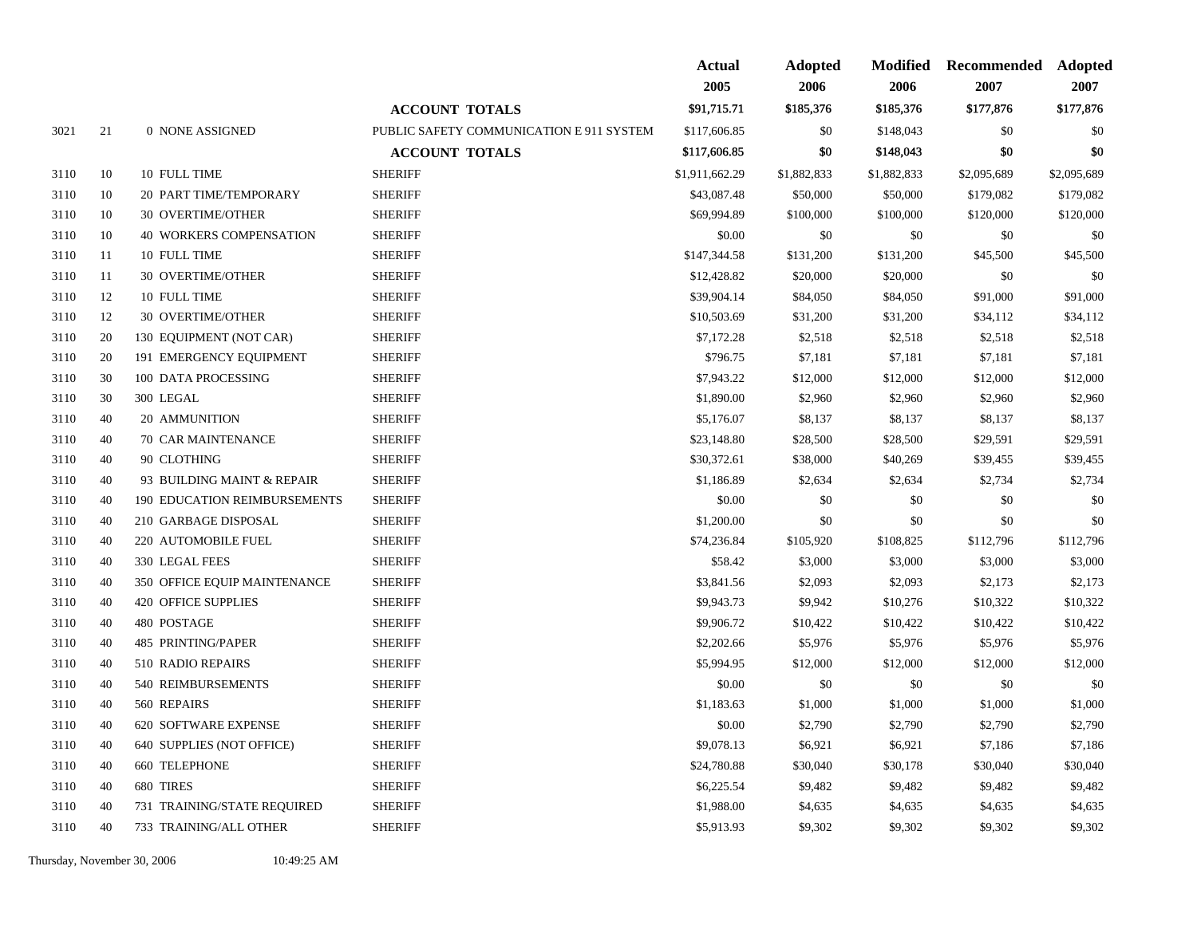| | | | | Actual 2005 | Adopted 2006 | Modified 2006 | Recommended 2007 | Adopted 2007 |
|---|---|---|---|---|---|---|---|---|
| | | | **ACCOUNT TOTALS** | **$91,715.71** | **$185,376** | **$185,376** | **$177,876** | **$177,876** |
| 3021 | 21 | 0 NONE ASSIGNED | PUBLIC SAFETY COMMUNICATION E 911 SYSTEM | $117,606.85 | $0 | $148,043 | $0 | $0 |
| | | | **ACCOUNT TOTALS** | **$117,606.85** | **$0** | **$148,043** | **$0** | **$0** |
| 3110 | 10 | 10 FULL TIME | SHERIFF | $1,911,662.29 | $1,882,833 | $1,882,833 | $2,095,689 | $2,095,689 |
| 3110 | 10 | 20 PART TIME/TEMPORARY | SHERIFF | $43,087.48 | $50,000 | $50,000 | $179,082 | $179,082 |
| 3110 | 10 | 30 OVERTIME/OTHER | SHERIFF | $69,994.89 | $100,000 | $100,000 | $120,000 | $120,000 |
| 3110 | 10 | 40 WORKERS COMPENSATION | SHERIFF | $0.00 | $0 | $0 | $0 | $0 |
| 3110 | 11 | 10 FULL TIME | SHERIFF | $147,344.58 | $131,200 | $131,200 | $45,500 | $45,500 |
| 3110 | 11 | 30 OVERTIME/OTHER | SHERIFF | $12,428.82 | $20,000 | $20,000 | $0 | $0 |
| 3110 | 12 | 10 FULL TIME | SHERIFF | $39,904.14 | $84,050 | $84,050 | $91,000 | $91,000 |
| 3110 | 12 | 30 OVERTIME/OTHER | SHERIFF | $10,503.69 | $31,200 | $31,200 | $34,112 | $34,112 |
| 3110 | 20 | 130 EQUIPMENT (NOT CAR) | SHERIFF | $7,172.28 | $2,518 | $2,518 | $2,518 | $2,518 |
| 3110 | 20 | 191 EMERGENCY EQUIPMENT | SHERIFF | $796.75 | $7,181 | $7,181 | $7,181 | $7,181 |
| 3110 | 30 | 100 DATA PROCESSING | SHERIFF | $7,943.22 | $12,000 | $12,000 | $12,000 | $12,000 |
| 3110 | 30 | 300 LEGAL | SHERIFF | $1,890.00 | $2,960 | $2,960 | $2,960 | $2,960 |
| 3110 | 40 | 20 AMMUNITION | SHERIFF | $5,176.07 | $8,137 | $8,137 | $8,137 | $8,137 |
| 3110 | 40 | 70 CAR MAINTENANCE | SHERIFF | $23,148.80 | $28,500 | $28,500 | $29,591 | $29,591 |
| 3110 | 40 | 90 CLOTHING | SHERIFF | $30,372.61 | $38,000 | $40,269 | $39,455 | $39,455 |
| 3110 | 40 | 93 BUILDING MAINT & REPAIR | SHERIFF | $1,186.89 | $2,634 | $2,634 | $2,734 | $2,734 |
| 3110 | 40 | 190 EDUCATION REIMBURSEMENTS | SHERIFF | $0.00 | $0 | $0 | $0 | $0 |
| 3110 | 40 | 210 GARBAGE DISPOSAL | SHERIFF | $1,200.00 | $0 | $0 | $0 | $0 |
| 3110 | 40 | 220 AUTOMOBILE FUEL | SHERIFF | $74,236.84 | $105,920 | $108,825 | $112,796 | $112,796 |
| 3110 | 40 | 330 LEGAL FEES | SHERIFF | $58.42 | $3,000 | $3,000 | $3,000 | $3,000 |
| 3110 | 40 | 350 OFFICE EQUIP MAINTENANCE | SHERIFF | $3,841.56 | $2,093 | $2,093 | $2,173 | $2,173 |
| 3110 | 40 | 420 OFFICE SUPPLIES | SHERIFF | $9,943.73 | $9,942 | $10,276 | $10,322 | $10,322 |
| 3110 | 40 | 480 POSTAGE | SHERIFF | $9,906.72 | $10,422 | $10,422 | $10,422 | $10,422 |
| 3110 | 40 | 485 PRINTING/PAPER | SHERIFF | $2,202.66 | $5,976 | $5,976 | $5,976 | $5,976 |
| 3110 | 40 | 510 RADIO REPAIRS | SHERIFF | $5,994.95 | $12,000 | $12,000 | $12,000 | $12,000 |
| 3110 | 40 | 540 REIMBURSEMENTS | SHERIFF | $0.00 | $0 | $0 | $0 | $0 |
| 3110 | 40 | 560 REPAIRS | SHERIFF | $1,183.63 | $1,000 | $1,000 | $1,000 | $1,000 |
| 3110 | 40 | 620 SOFTWARE EXPENSE | SHERIFF | $0.00 | $2,790 | $2,790 | $2,790 | $2,790 |
| 3110 | 40 | 640 SUPPLIES (NOT OFFICE) | SHERIFF | $9,078.13 | $6,921 | $6,921 | $7,186 | $7,186 |
| 3110 | 40 | 660 TELEPHONE | SHERIFF | $24,780.88 | $30,040 | $30,178 | $30,040 | $30,040 |
| 3110 | 40 | 680 TIRES | SHERIFF | $6,225.54 | $9,482 | $9,482 | $9,482 | $9,482 |
| 3110 | 40 | 731 TRAINING/STATE REQUIRED | SHERIFF | $1,988.00 | $4,635 | $4,635 | $4,635 | $4,635 |
| 3110 | 40 | 733 TRAINING/ALL OTHER | SHERIFF | $5,913.93 | $9,302 | $9,302 | $9,302 | $9,302 |

Thursday, November 30, 2006 10:49:25 AM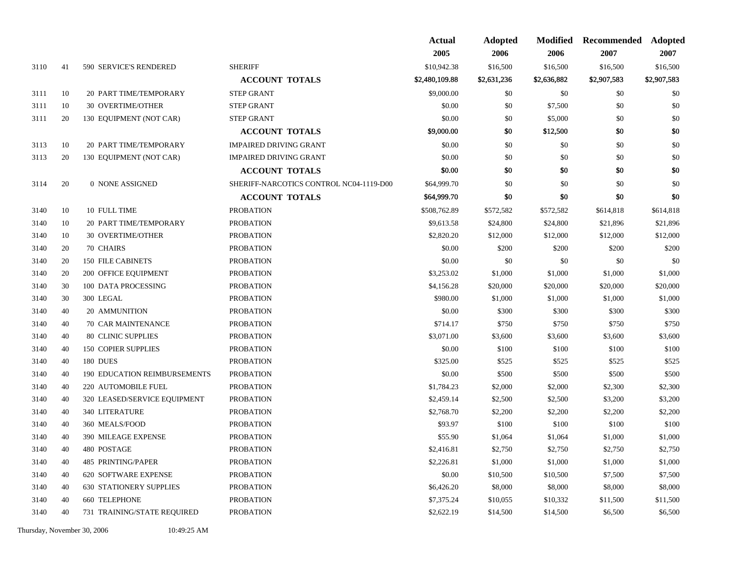| | | | | Actual 2005 | Adopted 2006 | Modified 2006 | Recommended 2007 | Adopted 2007 |
|---|---|---|---|---|---|---|---|---|
| 3110 | 41 | 590 SERVICE'S RENDERED | SHERIFF | $10,942.38 | $16,500 | $16,500 | $16,500 | $16,500 |
| | | | **ACCOUNT TOTALS** | **$2,480,109.88** | **$2,631,236** | **$2,636,882** | **$2,907,583** | **$2,907,583** |
| 3111 | 10 | 20 PART TIME/TEMPORARY | STEP GRANT | $9,000.00 | $0 | $0 | $0 | $0 |
| 3111 | 10 | 30 OVERTIME/OTHER | STEP GRANT | $0.00 | $0 | $7,500 | $0 | $0 |
| 3111 | 20 | 130 EQUIPMENT (NOT CAR) | STEP GRANT | $0.00 | $0 | $5,000 | $0 | $0 |
| | | | **ACCOUNT TOTALS** | **$9,000.00** | **$0** | **$12,500** | **$0** | **$0** |
| 3113 | 10 | 20 PART TIME/TEMPORARY | IMPAIRED DRIVING GRANT | $0.00 | $0 | $0 | $0 | $0 |
| 3113 | 20 | 130 EQUIPMENT (NOT CAR) | IMPAIRED DRIVING GRANT | $0.00 | $0 | $0 | $0 | $0 |
| | | | **ACCOUNT TOTALS** | **$0.00** | **$0** | **$0** | **$0** | **$0** |
| 3114 | 20 | 0 NONE ASSIGNED | SHERIFF-NARCOTICS CONTROL NC04-1119-D00 | $64,999.70 | $0 | $0 | $0 | $0 |
| | | | **ACCOUNT TOTALS** | **$64,999.70** | **$0** | **$0** | **$0** | **$0** |
| 3140 | 10 | 10 FULL TIME | PROBATION | $508,762.89 | $572,582 | $572,582 | $614,818 | $614,818 |
| 3140 | 10 | 20 PART TIME/TEMPORARY | PROBATION | $9,613.58 | $24,800 | $24,800 | $21,896 | $21,896 |
| 3140 | 10 | 30 OVERTIME/OTHER | PROBATION | $2,820.20 | $12,000 | $12,000 | $12,000 | $12,000 |
| 3140 | 20 | 70 CHAIRS | PROBATION | $0.00 | $200 | $200 | $200 | $200 |
| 3140 | 20 | 150 FILE CABINETS | PROBATION | $0.00 | $0 | $0 | $0 | $0 |
| 3140 | 20 | 200 OFFICE EQUIPMENT | PROBATION | $3,253.02 | $1,000 | $1,000 | $1,000 | $1,000 |
| 3140 | 30 | 100 DATA PROCESSING | PROBATION | $4,156.28 | $20,000 | $20,000 | $20,000 | $20,000 |
| 3140 | 30 | 300 LEGAL | PROBATION | $980.00 | $1,000 | $1,000 | $1,000 | $1,000 |
| 3140 | 40 | 20 AMMUNITION | PROBATION | $0.00 | $300 | $300 | $300 | $300 |
| 3140 | 40 | 70 CAR MAINTENANCE | PROBATION | $714.17 | $750 | $750 | $750 | $750 |
| 3140 | 40 | 80 CLINIC SUPPLIES | PROBATION | $3,071.00 | $3,600 | $3,600 | $3,600 | $3,600 |
| 3140 | 40 | 150 COPIER SUPPLIES | PROBATION | $0.00 | $100 | $100 | $100 | $100 |
| 3140 | 40 | 180 DUES | PROBATION | $325.00 | $525 | $525 | $525 | $525 |
| 3140 | 40 | 190 EDUCATION REIMBURSEMENTS | PROBATION | $0.00 | $500 | $500 | $500 | $500 |
| 3140 | 40 | 220 AUTOMOBILE FUEL | PROBATION | $1,784.23 | $2,000 | $2,000 | $2,300 | $2,300 |
| 3140 | 40 | 320 LEASED/SERVICE EQUIPMENT | PROBATION | $2,459.14 | $2,500 | $2,500 | $3,200 | $3,200 |
| 3140 | 40 | 340 LITERATURE | PROBATION | $2,768.70 | $2,200 | $2,200 | $2,200 | $2,200 |
| 3140 | 40 | 360 MEALS/FOOD | PROBATION | $93.97 | $100 | $100 | $100 | $100 |
| 3140 | 40 | 390 MILEAGE EXPENSE | PROBATION | $55.90 | $1,064 | $1,064 | $1,000 | $1,000 |
| 3140 | 40 | 480 POSTAGE | PROBATION | $2,416.81 | $2,750 | $2,750 | $2,750 | $2,750 |
| 3140 | 40 | 485 PRINTING/PAPER | PROBATION | $2,226.81 | $1,000 | $1,000 | $1,000 | $1,000 |
| 3140 | 40 | 620 SOFTWARE EXPENSE | PROBATION | $0.00 | $10,500 | $10,500 | $7,500 | $7,500 |
| 3140 | 40 | 630 STATIONERY SUPPLIES | PROBATION | $6,426.20 | $8,000 | $8,000 | $8,000 | $8,000 |
| 3140 | 40 | 660 TELEPHONE | PROBATION | $7,375.24 | $10,055 | $10,332 | $11,500 | $11,500 |
| 3140 | 40 | 731 TRAINING/STATE REQUIRED | PROBATION | $2,622.19 | $14,500 | $14,500 | $6,500 | $6,500 |

Thursday, November 30, 2006 10:49:25 AM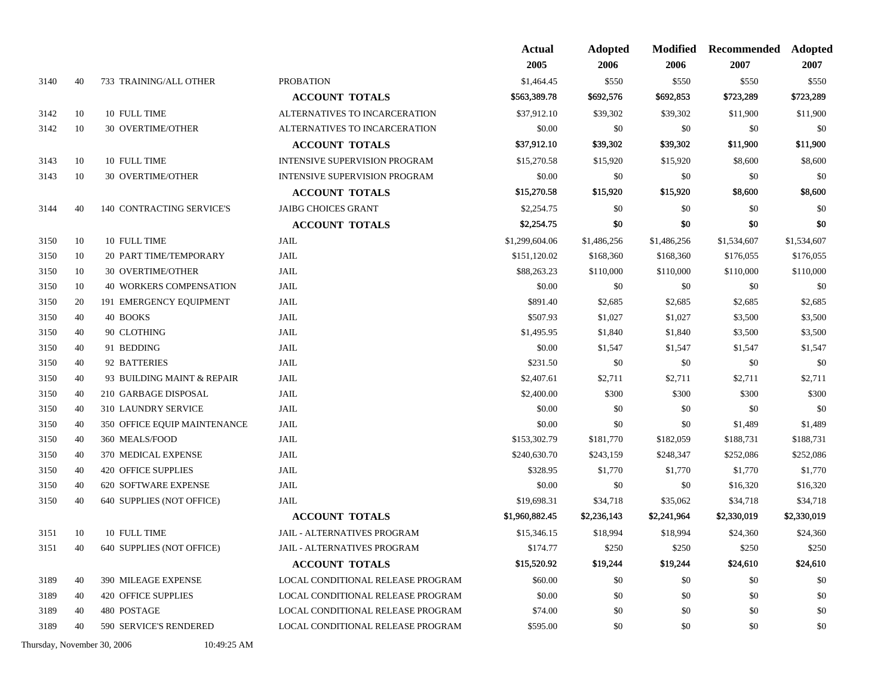| | | | | Actual 2005 | Adopted 2006 | Modified 2006 | Recommended 2007 | Adopted 2007 |
|---|---|---|---|---|---|---|---|---|
| 3140 | 40 | 733 TRAINING/ALL OTHER | PROBATION | $1,464.45 | $550 | $550 | $550 | $550 |
| | | | **ACCOUNT TOTALS** | **$563,389.78** | **$692,576** | **$692,853** | **$723,289** | **$723,289** |
| 3142 | 10 | 10 FULL TIME | ALTERNATIVES TO INCARCERATION | $37,912.10 | $39,302 | $39,302 | $11,900 | $11,900 |
| 3142 | 10 | 30 OVERTIME/OTHER | ALTERNATIVES TO INCARCERATION | $0.00 | $0 | $0 | $0 | $0 |
| | | | **ACCOUNT TOTALS** | **$37,912.10** | **$39,302** | **$39,302** | **$11,900** | **$11,900** |
| 3143 | 10 | 10 FULL TIME | INTENSIVE SUPERVISION PROGRAM | $15,270.58 | $15,920 | $15,920 | $8,600 | $8,600 |
| 3143 | 10 | 30 OVERTIME/OTHER | INTENSIVE SUPERVISION PROGRAM | $0.00 | $0 | $0 | $0 | $0 |
| | | | **ACCOUNT TOTALS** | **$15,270.58** | **$15,920** | **$15,920** | **$8,600** | **$8,600** |
| 3144 | 40 | 140 CONTRACTING SERVICE'S | JAIBG CHOICES GRANT | $2,254.75 | $0 | $0 | $0 | $0 |
| | | | **ACCOUNT TOTALS** | **$2,254.75** | **$0** | **$0** | **$0** | **$0** |
| 3150 | 10 | 10 FULL TIME | JAIL | $1,299,604.06 | $1,486,256 | $1,486,256 | $1,534,607 | $1,534,607 |
| 3150 | 10 | 20 PART TIME/TEMPORARY | JAIL | $151,120.02 | $168,360 | $168,360 | $176,055 | $176,055 |
| 3150 | 10 | 30 OVERTIME/OTHER | JAIL | $88,263.23 | $110,000 | $110,000 | $110,000 | $110,000 |
| 3150 | 10 | 40 WORKERS COMPENSATION | JAIL | $0.00 | $0 | $0 | $0 | $0 |
| 3150 | 20 | 191 EMERGENCY EQUIPMENT | JAIL | $891.40 | $2,685 | $2,685 | $2,685 | $2,685 |
| 3150 | 40 | 40 BOOKS | JAIL | $507.93 | $1,027 | $1,027 | $3,500 | $3,500 |
| 3150 | 40 | 90 CLOTHING | JAIL | $1,495.95 | $1,840 | $1,840 | $3,500 | $3,500 |
| 3150 | 40 | 91 BEDDING | JAIL | $0.00 | $1,547 | $1,547 | $1,547 | $1,547 |
| 3150 | 40 | 92 BATTERIES | JAIL | $231.50 | $0 | $0 | $0 | $0 |
| 3150 | 40 | 93 BUILDING MAINT & REPAIR | JAIL | $2,407.61 | $2,711 | $2,711 | $2,711 | $2,711 |
| 3150 | 40 | 210 GARBAGE DISPOSAL | JAIL | $2,400.00 | $300 | $300 | $300 | $300 |
| 3150 | 40 | 310 LAUNDRY SERVICE | JAIL | $0.00 | $0 | $0 | $0 | $0 |
| 3150 | 40 | 350 OFFICE EQUIP MAINTENANCE | JAIL | $0.00 | $0 | $0 | $1,489 | $1,489 |
| 3150 | 40 | 360 MEALS/FOOD | JAIL | $153,302.79 | $181,770 | $182,059 | $188,731 | $188,731 |
| 3150 | 40 | 370 MEDICAL EXPENSE | JAIL | $240,630.70 | $243,159 | $248,347 | $252,086 | $252,086 |
| 3150 | 40 | 420 OFFICE SUPPLIES | JAIL | $328.95 | $1,770 | $1,770 | $1,770 | $1,770 |
| 3150 | 40 | 620 SOFTWARE EXPENSE | JAIL | $0.00 | $0 | $0 | $16,320 | $16,320 |
| 3150 | 40 | 640 SUPPLIES (NOT OFFICE) | JAIL | $19,698.31 | $34,718 | $35,062 | $34,718 | $34,718 |
| | | | **ACCOUNT TOTALS** | **$1,960,882.45** | **$2,236,143** | **$2,241,964** | **$2,330,019** | **$2,330,019** |
| 3151 | 10 | 10 FULL TIME | JAIL - ALTERNATIVES PROGRAM | $15,346.15 | $18,994 | $18,994 | $24,360 | $24,360 |
| 3151 | 40 | 640 SUPPLIES (NOT OFFICE) | JAIL - ALTERNATIVES PROGRAM | $174.77 | $250 | $250 | $250 | $250 |
| | | | **ACCOUNT TOTALS** | **$15,520.92** | **$19,244** | **$19,244** | **$24,610** | **$24,610** |
| 3189 | 40 | 390 MILEAGE EXPENSE | LOCAL CONDITIONAL RELEASE PROGRAM | $60.00 | $0 | $0 | $0 | $0 |
| 3189 | 40 | 420 OFFICE SUPPLIES | LOCAL CONDITIONAL RELEASE PROGRAM | $0.00 | $0 | $0 | $0 | $0 |
| 3189 | 40 | 480 POSTAGE | LOCAL CONDITIONAL RELEASE PROGRAM | $74.00 | $0 | $0 | $0 | $0 |
| 3189 | 40 | 590 SERVICE'S RENDERED | LOCAL CONDITIONAL RELEASE PROGRAM | $595.00 | $0 | $0 | $0 | $0 |

Thursday, November 30, 2006 10:49:25 AM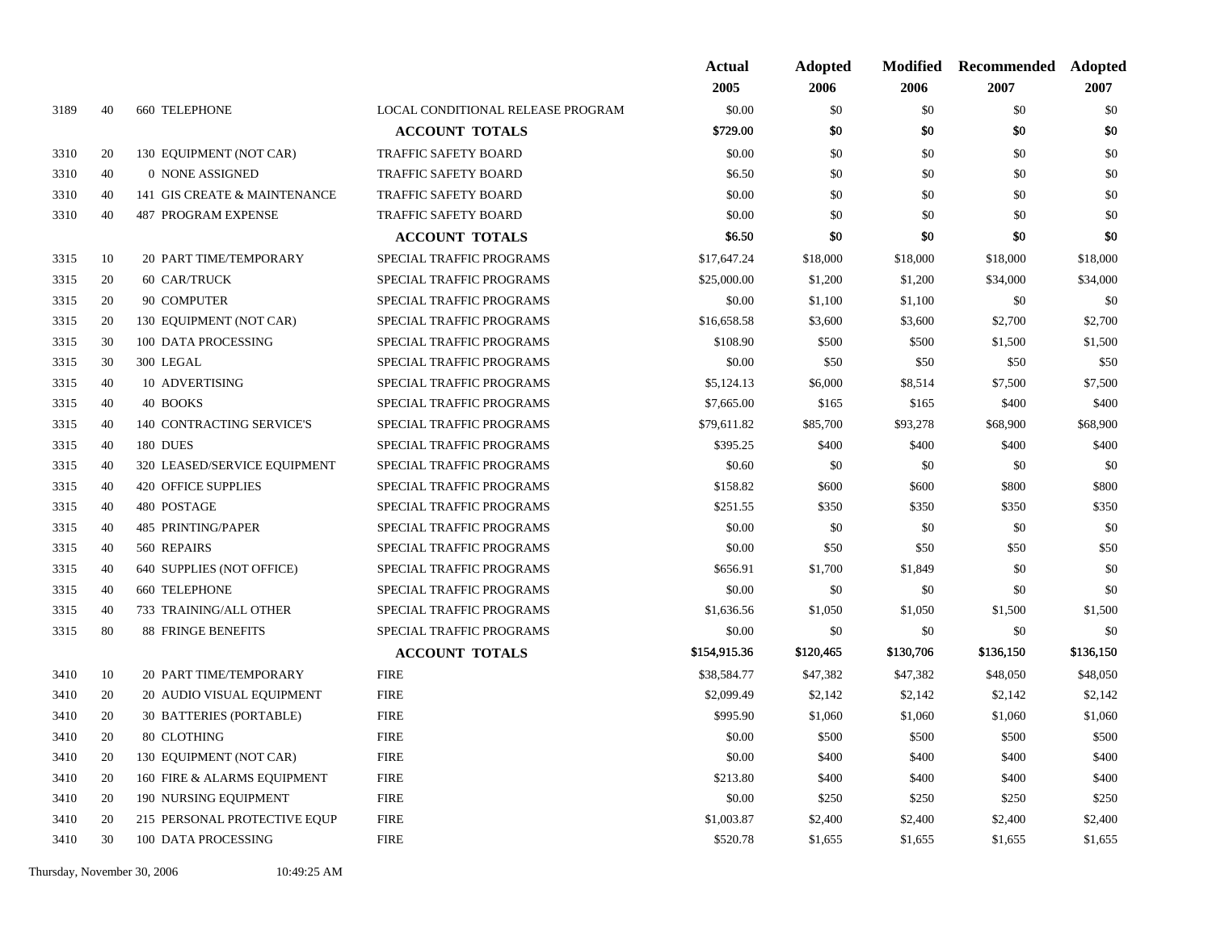| | | | | Actual 2005 | Adopted 2006 | Modified 2006 | Recommended 2007 | Adopted 2007 |
|---|---|---|---|---|---|---|---|---|
| 3189 | 40 | 660 TELEPHONE | LOCAL CONDITIONAL RELEASE PROGRAM | $0.00 | $0 | $0 | $0 | $0 |
| | | | **ACCOUNT TOTALS** | **$729.00** | **$0** | **$0** | **$0** | **$0** |
| 3310 | 20 | 130 EQUIPMENT (NOT CAR) | TRAFFIC SAFETY BOARD | $0.00 | $0 | $0 | $0 | $0 |
| 3310 | 40 | 0 NONE ASSIGNED | TRAFFIC SAFETY BOARD | $6.50 | $0 | $0 | $0 | $0 |
| 3310 | 40 | 141 GIS CREATE & MAINTENANCE | TRAFFIC SAFETY BOARD | $0.00 | $0 | $0 | $0 | $0 |
| 3310 | 40 | 487 PROGRAM EXPENSE | TRAFFIC SAFETY BOARD | $0.00 | $0 | $0 | $0 | $0 |
| | | | **ACCOUNT TOTALS** | **$6.50** | **$0** | **$0** | **$0** | **$0** |
| 3315 | 10 | 20 PART TIME/TEMPORARY | SPECIAL TRAFFIC PROGRAMS | $17,647.24 | $18,000 | $18,000 | $18,000 | $18,000 |
| 3315 | 20 | 60 CAR/TRUCK | SPECIAL TRAFFIC PROGRAMS | $25,000.00 | $1,200 | $1,200 | $34,000 | $34,000 |
| 3315 | 20 | 90 COMPUTER | SPECIAL TRAFFIC PROGRAMS | $0.00 | $1,100 | $1,100 | $0 | $0 |
| 3315 | 20 | 130 EQUIPMENT (NOT CAR) | SPECIAL TRAFFIC PROGRAMS | $16,658.58 | $3,600 | $3,600 | $2,700 | $2,700 |
| 3315 | 30 | 100 DATA PROCESSING | SPECIAL TRAFFIC PROGRAMS | $108.90 | $500 | $500 | $1,500 | $1,500 |
| 3315 | 30 | 300 LEGAL | SPECIAL TRAFFIC PROGRAMS | $0.00 | $50 | $50 | $50 | $50 |
| 3315 | 40 | 10 ADVERTISING | SPECIAL TRAFFIC PROGRAMS | $5,124.13 | $6,000 | $8,514 | $7,500 | $7,500 |
| 3315 | 40 | 40 BOOKS | SPECIAL TRAFFIC PROGRAMS | $7,665.00 | $165 | $165 | $400 | $400 |
| 3315 | 40 | 140 CONTRACTING SERVICE'S | SPECIAL TRAFFIC PROGRAMS | $79,611.82 | $85,700 | $93,278 | $68,900 | $68,900 |
| 3315 | 40 | 180 DUES | SPECIAL TRAFFIC PROGRAMS | $395.25 | $400 | $400 | $400 | $400 |
| 3315 | 40 | 320 LEASED/SERVICE EQUIPMENT | SPECIAL TRAFFIC PROGRAMS | $0.60 | $0 | $0 | $0 | $0 |
| 3315 | 40 | 420 OFFICE SUPPLIES | SPECIAL TRAFFIC PROGRAMS | $158.82 | $600 | $600 | $800 | $800 |
| 3315 | 40 | 480 POSTAGE | SPECIAL TRAFFIC PROGRAMS | $251.55 | $350 | $350 | $350 | $350 |
| 3315 | 40 | 485 PRINTING/PAPER | SPECIAL TRAFFIC PROGRAMS | $0.00 | $0 | $0 | $0 | $0 |
| 3315 | 40 | 560 REPAIRS | SPECIAL TRAFFIC PROGRAMS | $0.00 | $50 | $50 | $50 | $50 |
| 3315 | 40 | 640 SUPPLIES (NOT OFFICE) | SPECIAL TRAFFIC PROGRAMS | $656.91 | $1,700 | $1,849 | $0 | $0 |
| 3315 | 40 | 660 TELEPHONE | SPECIAL TRAFFIC PROGRAMS | $0.00 | $0 | $0 | $0 | $0 |
| 3315 | 40 | 733 TRAINING/ALL OTHER | SPECIAL TRAFFIC PROGRAMS | $1,636.56 | $1,050 | $1,050 | $1,500 | $1,500 |
| 3315 | 80 | 88 FRINGE BENEFITS | SPECIAL TRAFFIC PROGRAMS | $0.00 | $0 | $0 | $0 | $0 |
| | | | **ACCOUNT TOTALS** | **$154,915.36** | **$120,465** | **$130,706** | **$136,150** | **$136,150** |
| 3410 | 10 | 20 PART TIME/TEMPORARY | FIRE | $38,584.77 | $47,382 | $47,382 | $48,050 | $48,050 |
| 3410 | 20 | 20 AUDIO VISUAL EQUIPMENT | FIRE | $2,099.49 | $2,142 | $2,142 | $2,142 | $2,142 |
| 3410 | 20 | 30 BATTERIES (PORTABLE) | FIRE | $995.90 | $1,060 | $1,060 | $1,060 | $1,060 |
| 3410 | 20 | 80 CLOTHING | FIRE | $0.00 | $500 | $500 | $500 | $500 |
| 3410 | 20 | 130 EQUIPMENT (NOT CAR) | FIRE | $0.00 | $400 | $400 | $400 | $400 |
| 3410 | 20 | 160 FIRE & ALARMS EQUIPMENT | FIRE | $213.80 | $400 | $400 | $400 | $400 |
| 3410 | 20 | 190 NURSING EQUIPMENT | FIRE | $0.00 | $250 | $250 | $250 | $250 |
| 3410 | 20 | 215 PERSONAL PROTECTIVE EQUP | FIRE | $1,003.87 | $2,400 | $2,400 | $2,400 | $2,400 |
| 3410 | 30 | 100 DATA PROCESSING | FIRE | $520.78 | $1,655 | $1,655 | $1,655 | $1,655 |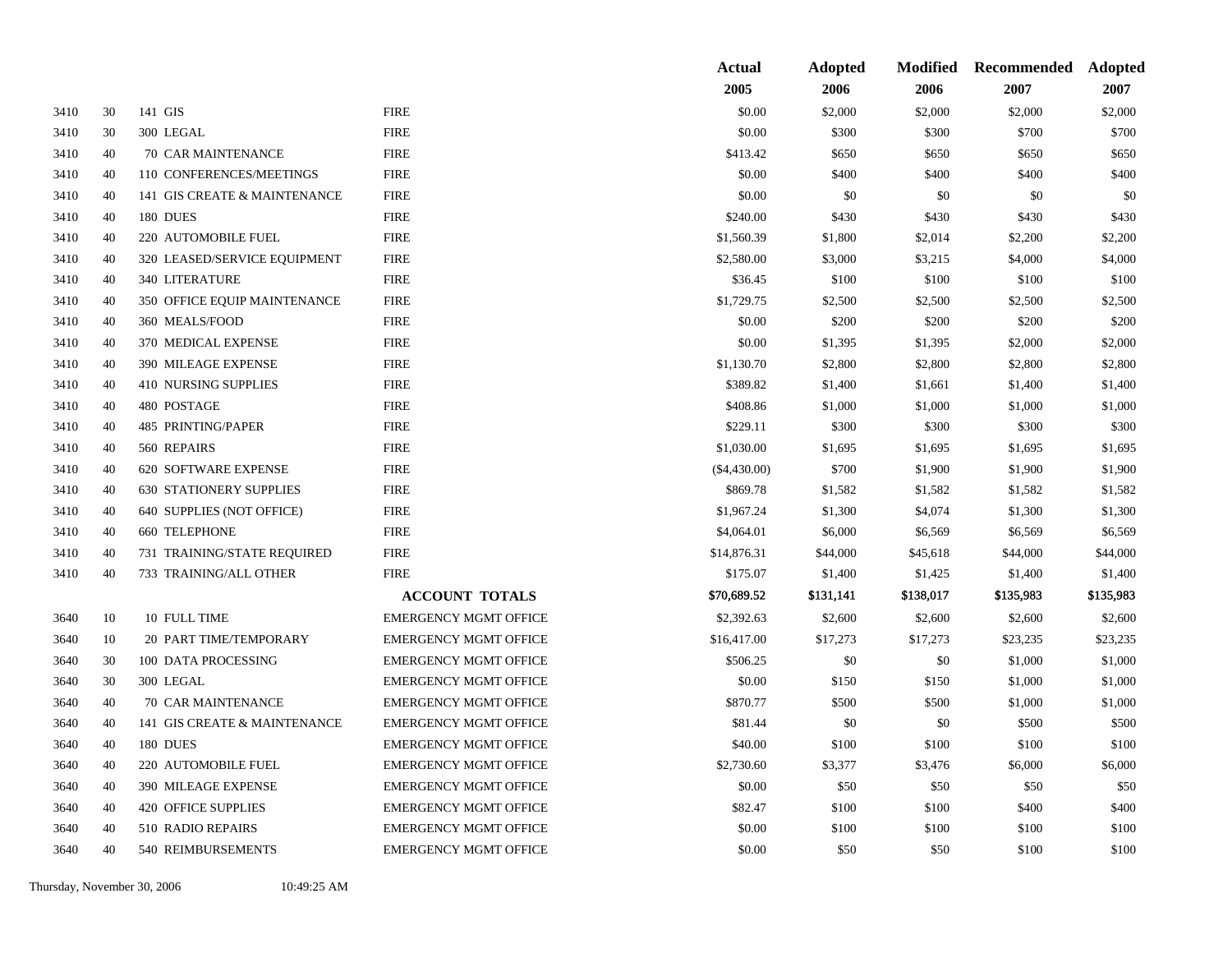| | | | | Actual 2005 | Adopted 2006 | Modified 2006 | Recommended 2007 | Adopted 2007 |
|---|---|---|---|---|---|---|---|---|
| 3410 | 30 | 141 GIS | FIRE | $0.00 | $2,000 | $2,000 | $2,000 | $2,000 |
| 3410 | 30 | 300 LEGAL | FIRE | $0.00 | $300 | $300 | $700 | $700 |
| 3410 | 40 | 70 CAR MAINTENANCE | FIRE | $413.42 | $650 | $650 | $650 | $650 |
| 3410 | 40 | 110 CONFERENCES/MEETINGS | FIRE | $0.00 | $400 | $400 | $400 | $400 |
| 3410 | 40 | 141 GIS CREATE & MAINTENANCE | FIRE | $0.00 | $0 | $0 | $0 | $0 |
| 3410 | 40 | 180 DUES | FIRE | $240.00 | $430 | $430 | $430 | $430 |
| 3410 | 40 | 220 AUTOMOBILE FUEL | FIRE | $1,560.39 | $1,800 | $2,014 | $2,200 | $2,200 |
| 3410 | 40 | 320 LEASED/SERVICE EQUIPMENT | FIRE | $2,580.00 | $3,000 | $3,215 | $4,000 | $4,000 |
| 3410 | 40 | 340 LITERATURE | FIRE | $36.45 | $100 | $100 | $100 | $100 |
| 3410 | 40 | 350 OFFICE EQUIP MAINTENANCE | FIRE | $1,729.75 | $2,500 | $2,500 | $2,500 | $2,500 |
| 3410 | 40 | 360 MEALS/FOOD | FIRE | $0.00 | $200 | $200 | $200 | $200 |
| 3410 | 40 | 370 MEDICAL EXPENSE | FIRE | $0.00 | $1,395 | $1,395 | $2,000 | $2,000 |
| 3410 | 40 | 390 MILEAGE EXPENSE | FIRE | $1,130.70 | $2,800 | $2,800 | $2,800 | $2,800 |
| 3410 | 40 | 410 NURSING SUPPLIES | FIRE | $389.82 | $1,400 | $1,661 | $1,400 | $1,400 |
| 3410 | 40 | 480 POSTAGE | FIRE | $408.86 | $1,000 | $1,000 | $1,000 | $1,000 |
| 3410 | 40 | 485 PRINTING/PAPER | FIRE | $229.11 | $300 | $300 | $300 | $300 |
| 3410 | 40 | 560 REPAIRS | FIRE | $1,030.00 | $1,695 | $1,695 | $1,695 | $1,695 |
| 3410 | 40 | 620 SOFTWARE EXPENSE | FIRE | ($4,430.00) | $700 | $1,900 | $1,900 | $1,900 |
| 3410 | 40 | 630 STATIONERY SUPPLIES | FIRE | $869.78 | $1,582 | $1,582 | $1,582 | $1,582 |
| 3410 | 40 | 640 SUPPLIES (NOT OFFICE) | FIRE | $1,967.24 | $1,300 | $4,074 | $1,300 | $1,300 |
| 3410 | 40 | 660 TELEPHONE | FIRE | $4,064.01 | $6,000 | $6,569 | $6,569 | $6,569 |
| 3410 | 40 | 731 TRAINING/STATE REQUIRED | FIRE | $14,876.31 | $44,000 | $45,618 | $44,000 | $44,000 |
| 3410 | 40 | 733 TRAINING/ALL OTHER | FIRE | $175.07 | $1,400 | $1,425 | $1,400 | $1,400 |
| | | | **ACCOUNT TOTALS** | **$70,689.52** | **$131,141** | **$138,017** | **$135,983** | **$135,983** |
| 3640 | 10 | 10 FULL TIME | EMERGENCY MGMT OFFICE | $2,392.63 | $2,600 | $2,600 | $2,600 | $2,600 |
| 3640 | 10 | 20 PART TIME/TEMPORARY | EMERGENCY MGMT OFFICE | $16,417.00 | $17,273 | $17,273 | $23,235 | $23,235 |
| 3640 | 30 | 100 DATA PROCESSING | EMERGENCY MGMT OFFICE | $506.25 | $0 | $0 | $1,000 | $1,000 |
| 3640 | 30 | 300 LEGAL | EMERGENCY MGMT OFFICE | $0.00 | $150 | $150 | $1,000 | $1,000 |
| 3640 | 40 | 70 CAR MAINTENANCE | EMERGENCY MGMT OFFICE | $870.77 | $500 | $500 | $1,000 | $1,000 |
| 3640 | 40 | 141 GIS CREATE & MAINTENANCE | EMERGENCY MGMT OFFICE | $81.44 | $0 | $0 | $500 | $500 |
| 3640 | 40 | 180 DUES | EMERGENCY MGMT OFFICE | $40.00 | $100 | $100 | $100 | $100 |
| 3640 | 40 | 220 AUTOMOBILE FUEL | EMERGENCY MGMT OFFICE | $2,730.60 | $3,377 | $3,476 | $6,000 | $6,000 |
| 3640 | 40 | 390 MILEAGE EXPENSE | EMERGENCY MGMT OFFICE | $0.00 | $50 | $50 | $50 | $50 |
| 3640 | 40 | 420 OFFICE SUPPLIES | EMERGENCY MGMT OFFICE | $82.47 | $100 | $100 | $400 | $400 |
| 3640 | 40 | 510 RADIO REPAIRS | EMERGENCY MGMT OFFICE | $0.00 | $100 | $100 | $100 | $100 |
| 3640 | 40 | 540 REIMBURSEMENTS | EMERGENCY MGMT OFFICE | $0.00 | $50 | $50 | $100 | $100 |

Thursday, November 30, 2006 10:49:25 AM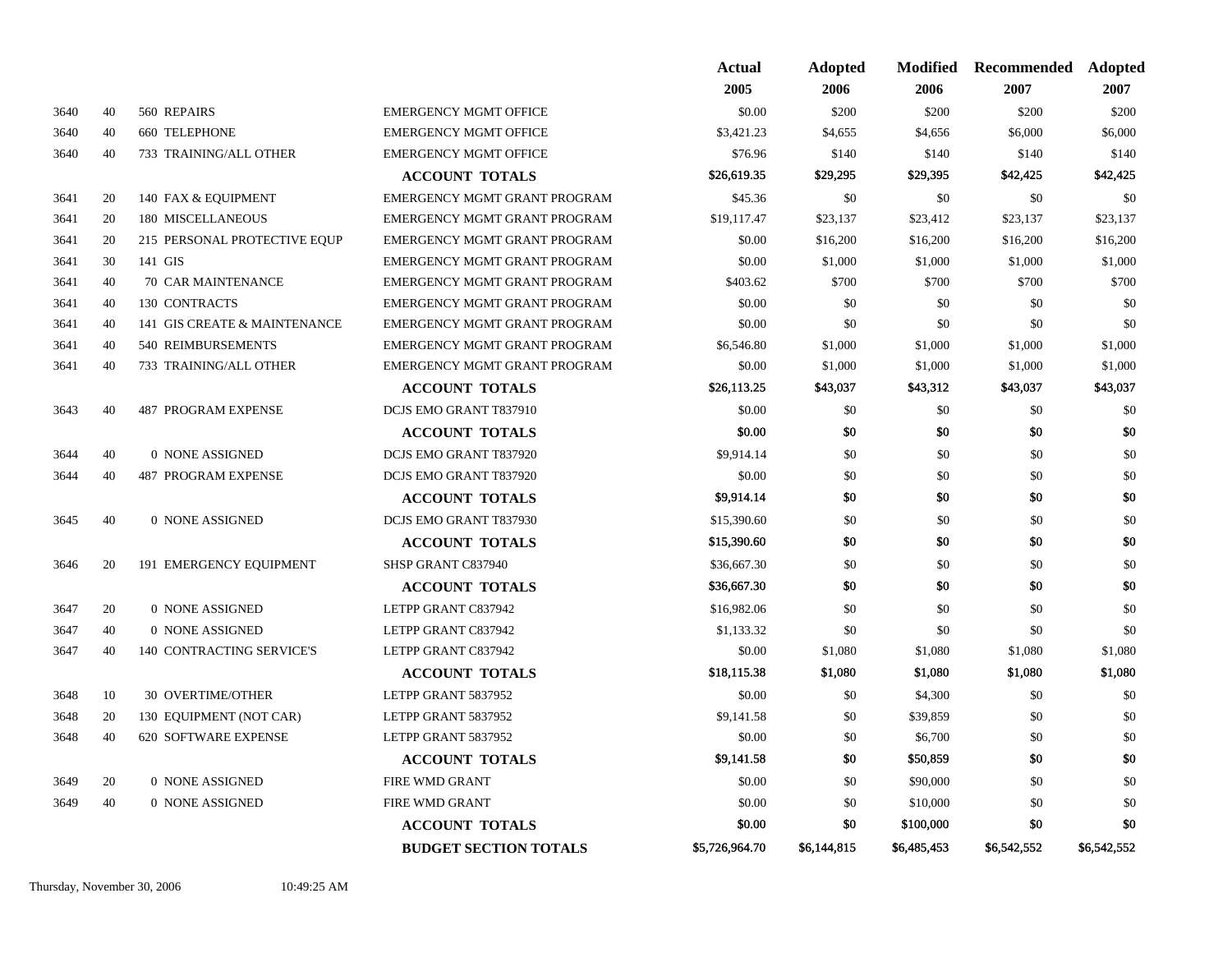| | | | | Actual 2005 | Adopted 2006 | Modified 2006 | Recommended 2007 | Adopted 2007 |
|---|---|---|---|---|---|---|---|---|
| 3640 | 40 | 560 REPAIRS | EMERGENCY MGMT OFFICE | $0.00 | $200 | $200 | $200 | $200 |
| 3640 | 40 | 660 TELEPHONE | EMERGENCY MGMT OFFICE | $3,421.23 | $4,655 | $4,656 | $6,000 | $6,000 |
| 3640 | 40 | 733 TRAINING/ALL OTHER | EMERGENCY MGMT OFFICE | $76.96 | $140 | $140 | $140 | $140 |
| | | | **ACCOUNT TOTALS** | $26,619.35 | $29,295 | $29,395 | $42,425 | $42,425 |
| 3641 | 20 | 140 FAX & EQUIPMENT | EMERGENCY MGMT GRANT PROGRAM | $45.36 | $0 | $0 | $0 | $0 |
| 3641 | 20 | 180 MISCELLANEOUS | EMERGENCY MGMT GRANT PROGRAM | $19,117.47 | $23,137 | $23,412 | $23,137 | $23,137 |
| 3641 | 20 | 215 PERSONAL PROTECTIVE EQUP | EMERGENCY MGMT GRANT PROGRAM | $0.00 | $16,200 | $16,200 | $16,200 | $16,200 |
| 3641 | 30 | 141 GIS | EMERGENCY MGMT GRANT PROGRAM | $0.00 | $1,000 | $1,000 | $1,000 | $1,000 |
| 3641 | 40 | 70 CAR MAINTENANCE | EMERGENCY MGMT GRANT PROGRAM | $403.62 | $700 | $700 | $700 | $700 |
| 3641 | 40 | 130 CONTRACTS | EMERGENCY MGMT GRANT PROGRAM | $0.00 | $0 | $0 | $0 | $0 |
| 3641 | 40 | 141 GIS CREATE & MAINTENANCE | EMERGENCY MGMT GRANT PROGRAM | $0.00 | $0 | $0 | $0 | $0 |
| 3641 | 40 | 540 REIMBURSEMENTS | EMERGENCY MGMT GRANT PROGRAM | $6,546.80 | $1,000 | $1,000 | $1,000 | $1,000 |
| 3641 | 40 | 733 TRAINING/ALL OTHER | EMERGENCY MGMT GRANT PROGRAM | $0.00 | $1,000 | $1,000 | $1,000 | $1,000 |
| | | | **ACCOUNT TOTALS** | $26,113.25 | $43,037 | $43,312 | $43,037 | $43,037 |
| 3643 | 40 | 487 PROGRAM EXPENSE | DCJS EMO GRANT T837910 | $0.00 | $0 | $0 | $0 | $0 |
| | | | **ACCOUNT TOTALS** | $0.00 | $0 | $0 | $0 | $0 |
| 3644 | 40 | 0 NONE ASSIGNED | DCJS EMO GRANT T837920 | $9,914.14 | $0 | $0 | $0 | $0 |
| 3644 | 40 | 487 PROGRAM EXPENSE | DCJS EMO GRANT T837920 | $0.00 | $0 | $0 | $0 | $0 |
| | | | **ACCOUNT TOTALS** | $9,914.14 | $0 | $0 | $0 | $0 |
| 3645 | 40 | 0 NONE ASSIGNED | DCJS EMO GRANT T837930 | $15,390.60 | $0 | $0 | $0 | $0 |
| | | | **ACCOUNT TOTALS** | $15,390.60 | $0 | $0 | $0 | $0 |
| 3646 | 20 | 191 EMERGENCY EQUIPMENT | SHSP GRANT C837940 | $36,667.30 | $0 | $0 | $0 | $0 |
| | | | **ACCOUNT TOTALS** | $36,667.30 | $0 | $0 | $0 | $0 |
| 3647 | 20 | 0 NONE ASSIGNED | LETPP GRANT C837942 | $16,982.06 | $0 | $0 | $0 | $0 |
| 3647 | 40 | 0 NONE ASSIGNED | LETPP GRANT C837942 | $1,133.32 | $0 | $0 | $0 | $0 |
| 3647 | 40 | 140 CONTRACTING SERVICE'S | LETPP GRANT C837942 | $0.00 | $1,080 | $1,080 | $1,080 | $1,080 |
| | | | **ACCOUNT TOTALS** | $18,115.38 | $1,080 | $1,080 | $1,080 | $1,080 |
| 3648 | 10 | 30 OVERTIME/OTHER | LETPP GRANT 5837952 | $0.00 | $0 | $4,300 | $0 | $0 |
| 3648 | 20 | 130 EQUIPMENT (NOT CAR) | LETPP GRANT 5837952 | $9,141.58 | $0 | $39,859 | $0 | $0 |
| 3648 | 40 | 620 SOFTWARE EXPENSE | LETPP GRANT 5837952 | $0.00 | $0 | $6,700 | $0 | $0 |
| | | | **ACCOUNT TOTALS** | $9,141.58 | $0 | $50,859 | $0 | $0 |
| 3649 | 20 | 0 NONE ASSIGNED | FIRE WMD GRANT | $0.00 | $0 | $90,000 | $0 | $0 |
| 3649 | 40 | 0 NONE ASSIGNED | FIRE WMD GRANT | $0.00 | $0 | $10,000 | $0 | $0 |
| | | | **ACCOUNT TOTALS** | $0.00 | $0 | $100,000 | $0 | $0 |
| | | | **BUDGET SECTION TOTALS** | $5,726,964.70 | $6,144,815 | $6,485,453 | $6,542,552 | $6,542,552 |

Thursday, November 30, 2006 10:49:25 AM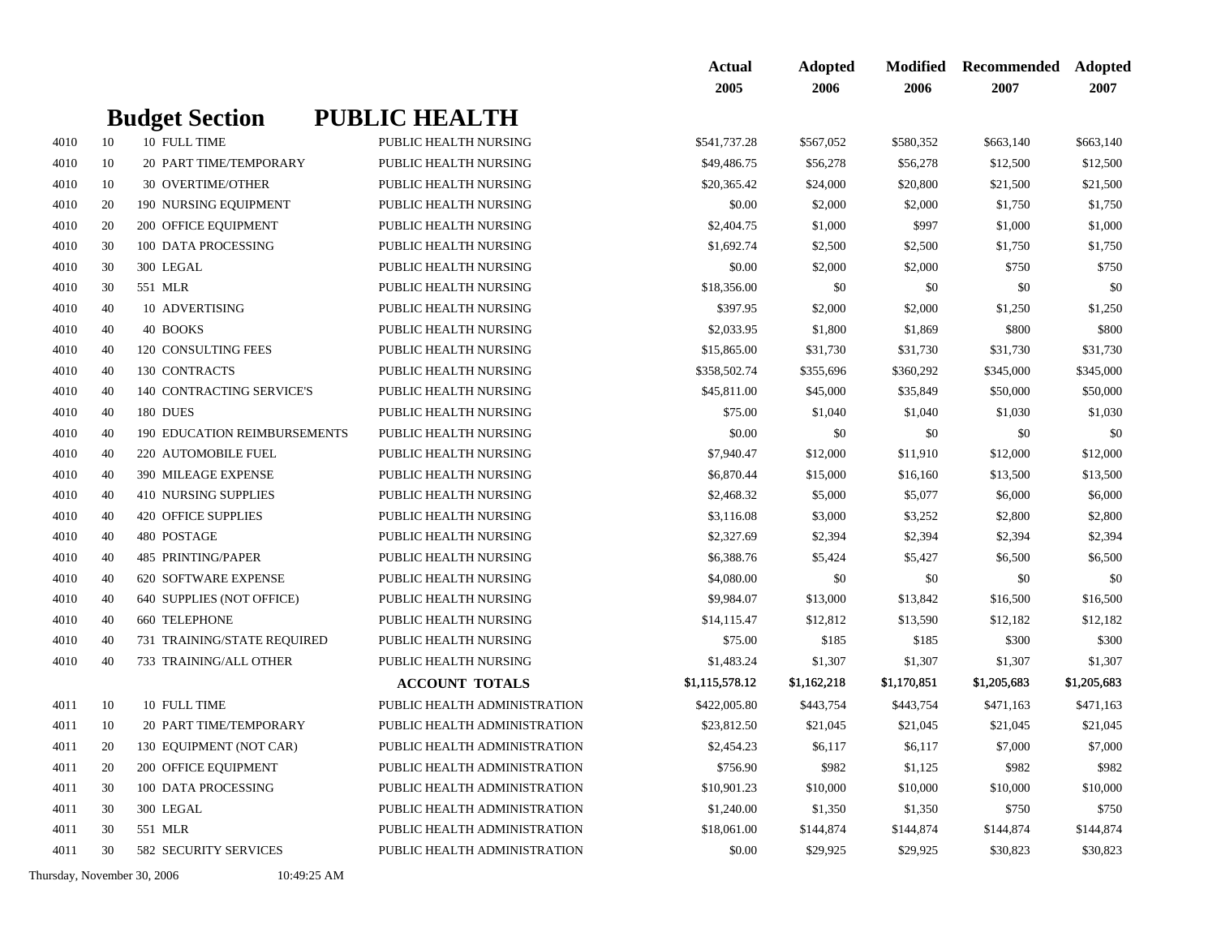# Budget Section PUBLIC HEALTH

| | | | | | Actual 2005 | Adopted 2006 | Modified 2006 | Recommended 2007 | Adopted 2007 |
|---|---|---|---|---|---|---|---|---|---|
| 4010 | 10 | 10 | FULL TIME | PUBLIC HEALTH NURSING | $541,737.28 | $567,052 | $580,352 | $663,140 | $663,140 |
| 4010 | 10 | 20 | PART TIME/TEMPORARY | PUBLIC HEALTH NURSING | $49,486.75 | $56,278 | $56,278 | $12,500 | $12,500 |
| 4010 | 10 | 30 | OVERTIME/OTHER | PUBLIC HEALTH NURSING | $20,365.42 | $24,000 | $20,800 | $21,500 | $21,500 |
| 4010 | 20 | 190 | NURSING EQUIPMENT | PUBLIC HEALTH NURSING | $0.00 | $2,000 | $2,000 | $1,750 | $1,750 |
| 4010 | 20 | 200 | OFFICE EQUIPMENT | PUBLIC HEALTH NURSING | $2,404.75 | $1,000 | $997 | $1,000 | $1,000 |
| 4010 | 30 | 100 | DATA PROCESSING | PUBLIC HEALTH NURSING | $1,692.74 | $2,500 | $2,500 | $1,750 | $1,750 |
| 4010 | 30 | 300 | LEGAL | PUBLIC HEALTH NURSING | $0.00 | $2,000 | $2,000 | $750 | $750 |
| 4010 | 30 | 551 | MLR | PUBLIC HEALTH NURSING | $18,356.00 | $0 | $0 | $0 | $0 |
| 4010 | 40 | 10 | ADVERTISING | PUBLIC HEALTH NURSING | $397.95 | $2,000 | $2,000 | $1,250 | $1,250 |
| 4010 | 40 | 40 | BOOKS | PUBLIC HEALTH NURSING | $2,033.95 | $1,800 | $1,869 | $800 | $800 |
| 4010 | 40 | 120 | CONSULTING FEES | PUBLIC HEALTH NURSING | $15,865.00 | $31,730 | $31,730 | $31,730 | $31,730 |
| 4010 | 40 | 130 | CONTRACTS | PUBLIC HEALTH NURSING | $358,502.74 | $355,696 | $360,292 | $345,000 | $345,000 |
| 4010 | 40 | 140 | CONTRACTING SERVICE'S | PUBLIC HEALTH NURSING | $45,811.00 | $45,000 | $35,849 | $50,000 | $50,000 |
| 4010 | 40 | 180 | DUES | PUBLIC HEALTH NURSING | $75.00 | $1,040 | $1,040 | $1,030 | $1,030 |
| 4010 | 40 | 190 | EDUCATION REIMBURSEMENTS | PUBLIC HEALTH NURSING | $0.00 | $0 | $0 | $0 | $0 |
| 4010 | 40 | 220 | AUTOMOBILE FUEL | PUBLIC HEALTH NURSING | $7,940.47 | $12,000 | $11,910 | $12,000 | $12,000 |
| 4010 | 40 | 390 | MILEAGE EXPENSE | PUBLIC HEALTH NURSING | $6,870.44 | $15,000 | $16,160 | $13,500 | $13,500 |
| 4010 | 40 | 410 | NURSING SUPPLIES | PUBLIC HEALTH NURSING | $2,468.32 | $5,000 | $5,077 | $6,000 | $6,000 |
| 4010 | 40 | 420 | OFFICE SUPPLIES | PUBLIC HEALTH NURSING | $3,116.08 | $3,000 | $3,252 | $2,800 | $2,800 |
| 4010 | 40 | 480 | POSTAGE | PUBLIC HEALTH NURSING | $2,327.69 | $2,394 | $2,394 | $2,394 | $2,394 |
| 4010 | 40 | 485 | PRINTING/PAPER | PUBLIC HEALTH NURSING | $6,388.76 | $5,424 | $5,427 | $6,500 | $6,500 |
| 4010 | 40 | 620 | SOFTWARE EXPENSE | PUBLIC HEALTH NURSING | $4,080.00 | $0 | $0 | $0 | $0 |
| 4010 | 40 | 640 | SUPPLIES (NOT OFFICE) | PUBLIC HEALTH NURSING | $9,984.07 | $13,000 | $13,842 | $16,500 | $16,500 |
| 4010 | 40 | 660 | TELEPHONE | PUBLIC HEALTH NURSING | $14,115.47 | $12,812 | $13,590 | $12,182 | $12,182 |
| 4010 | 40 | 731 | TRAINING/STATE REQUIRED | PUBLIC HEALTH NURSING | $75.00 | $185 | $185 | $300 | $300 |
| 4010 | 40 | 733 | TRAINING/ALL OTHER | PUBLIC HEALTH NURSING | $1,483.24 | $1,307 | $1,307 | $1,307 | $1,307 |
| | | | | **ACCOUNT TOTALS** | **$1,115,578.12** | **$1,162,218** | **$1,170,851** | **$1,205,683** | **$1,205,683** |
| 4011 | 10 | 10 | FULL TIME | PUBLIC HEALTH ADMINISTRATION | $422,005.80 | $443,754 | $443,754 | $471,163 | $471,163 |
| 4011 | 10 | 20 | PART TIME/TEMPORARY | PUBLIC HEALTH ADMINISTRATION | $23,812.50 | $21,045 | $21,045 | $21,045 | $21,045 |
| 4011 | 20 | 130 | EQUIPMENT (NOT CAR) | PUBLIC HEALTH ADMINISTRATION | $2,454.23 | $6,117 | $6,117 | $7,000 | $7,000 |
| 4011 | 20 | 200 | OFFICE EQUIPMENT | PUBLIC HEALTH ADMINISTRATION | $756.90 | $982 | $1,125 | $982 | $982 |
| 4011 | 30 | 100 | DATA PROCESSING | PUBLIC HEALTH ADMINISTRATION | $10,901.23 | $10,000 | $10,000 | $10,000 | $10,000 |
| 4011 | 30 | 300 | LEGAL | PUBLIC HEALTH ADMINISTRATION | $1,240.00 | $1,350 | $1,350 | $750 | $750 |
| 4011 | 30 | 551 | MLR | PUBLIC HEALTH ADMINISTRATION | $18,061.00 | $144,874 | $144,874 | $144,874 | $144,874 |
| 4011 | 30 | 582 | SECURITY SERVICES | PUBLIC HEALTH ADMINISTRATION | $0.00 | $29,925 | $29,925 | $30,823 | $30,823 |

Thursday, November 30, 2006 10:49:25 AM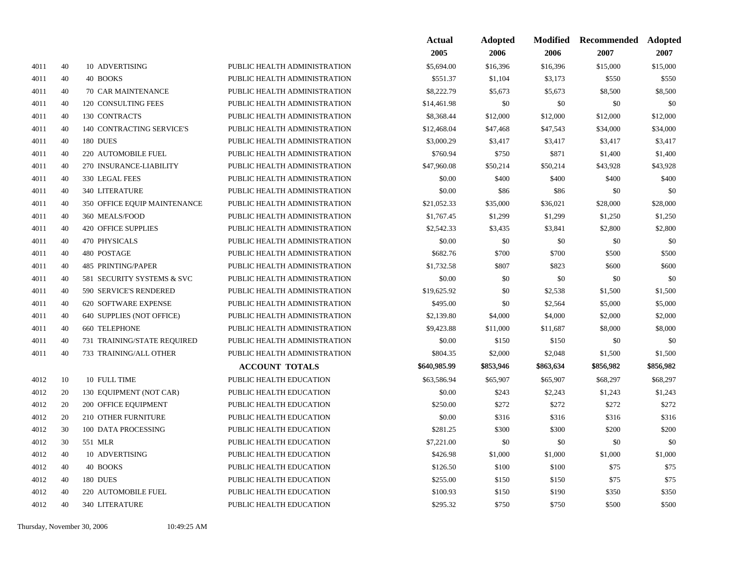| | | | | Actual 2005 | Adopted 2006 | Modified 2006 | Recommended 2007 | Adopted 2007 |
|---|---|---|---|---|---|---|---|---|
| 4011 | 40 | 10 ADVERTISING | PUBLIC HEALTH ADMINISTRATION | $5,694.00 | $16,396 | $16,396 | $15,000 | $15,000 |
| 4011 | 40 | 40 BOOKS | PUBLIC HEALTH ADMINISTRATION | $551.37 | $1,104 | $3,173 | $550 | $550 |
| 4011 | 40 | 70 CAR MAINTENANCE | PUBLIC HEALTH ADMINISTRATION | $8,222.79 | $5,673 | $5,673 | $8,500 | $8,500 |
| 4011 | 40 | 120 CONSULTING FEES | PUBLIC HEALTH ADMINISTRATION | $14,461.98 | $0 | $0 | $0 | $0 |
| 4011 | 40 | 130 CONTRACTS | PUBLIC HEALTH ADMINISTRATION | $8,368.44 | $12,000 | $12,000 | $12,000 | $12,000 |
| 4011 | 40 | 140 CONTRACTING SERVICE'S | PUBLIC HEALTH ADMINISTRATION | $12,468.04 | $47,468 | $47,543 | $34,000 | $34,000 |
| 4011 | 40 | 180 DUES | PUBLIC HEALTH ADMINISTRATION | $3,000.29 | $3,417 | $3,417 | $3,417 | $3,417 |
| 4011 | 40 | 220 AUTOMOBILE FUEL | PUBLIC HEALTH ADMINISTRATION | $760.94 | $750 | $871 | $1,400 | $1,400 |
| 4011 | 40 | 270 INSURANCE-LIABILITY | PUBLIC HEALTH ADMINISTRATION | $47,960.08 | $50,214 | $50,214 | $43,928 | $43,928 |
| 4011 | 40 | 330 LEGAL FEES | PUBLIC HEALTH ADMINISTRATION | $0.00 | $400 | $400 | $400 | $400 |
| 4011 | 40 | 340 LITERATURE | PUBLIC HEALTH ADMINISTRATION | $0.00 | $86 | $86 | $0 | $0 |
| 4011 | 40 | 350 OFFICE EQUIP MAINTENANCE | PUBLIC HEALTH ADMINISTRATION | $21,052.33 | $35,000 | $36,021 | $28,000 | $28,000 |
| 4011 | 40 | 360 MEALS/FOOD | PUBLIC HEALTH ADMINISTRATION | $1,767.45 | $1,299 | $1,299 | $1,250 | $1,250 |
| 4011 | 40 | 420 OFFICE SUPPLIES | PUBLIC HEALTH ADMINISTRATION | $2,542.33 | $3,435 | $3,841 | $2,800 | $2,800 |
| 4011 | 40 | 470 PHYSICALS | PUBLIC HEALTH ADMINISTRATION | $0.00 | $0 | $0 | $0 | $0 |
| 4011 | 40 | 480 POSTAGE | PUBLIC HEALTH ADMINISTRATION | $682.76 | $700 | $700 | $500 | $500 |
| 4011 | 40 | 485 PRINTING/PAPER | PUBLIC HEALTH ADMINISTRATION | $1,732.58 | $807 | $823 | $600 | $600 |
| 4011 | 40 | 581 SECURITY SYSTEMS & SVC | PUBLIC HEALTH ADMINISTRATION | $0.00 | $0 | $0 | $0 | $0 |
| 4011 | 40 | 590 SERVICE'S RENDERED | PUBLIC HEALTH ADMINISTRATION | $19,625.92 | $0 | $2,538 | $1,500 | $1,500 |
| 4011 | 40 | 620 SOFTWARE EXPENSE | PUBLIC HEALTH ADMINISTRATION | $495.00 | $0 | $2,564 | $5,000 | $5,000 |
| 4011 | 40 | 640 SUPPLIES (NOT OFFICE) | PUBLIC HEALTH ADMINISTRATION | $2,139.80 | $4,000 | $4,000 | $2,000 | $2,000 |
| 4011 | 40 | 660 TELEPHONE | PUBLIC HEALTH ADMINISTRATION | $9,423.88 | $11,000 | $11,687 | $8,000 | $8,000 |
| 4011 | 40 | 731 TRAINING/STATE REQUIRED | PUBLIC HEALTH ADMINISTRATION | $0.00 | $150 | $150 | $0 | $0 |
| 4011 | 40 | 733 TRAINING/ALL OTHER | PUBLIC HEALTH ADMINISTRATION | $804.35 | $2,000 | $2,048 | $1,500 | $1,500 |
| | | | **ACCOUNT TOTALS** | **$640,985.99** | **$853,946** | **$863,634** | **$856,982** | **$856,982** |
| 4012 | 10 | 10 FULL TIME | PUBLIC HEALTH EDUCATION | $63,586.94 | $65,907 | $65,907 | $68,297 | $68,297 |
| 4012 | 20 | 130 EQUIPMENT (NOT CAR) | PUBLIC HEALTH EDUCATION | $0.00 | $243 | $2,243 | $1,243 | $1,243 |
| 4012 | 20 | 200 OFFICE EQUIPMENT | PUBLIC HEALTH EDUCATION | $250.00 | $272 | $272 | $272 | $272 |
| 4012 | 20 | 210 OTHER FURNITURE | PUBLIC HEALTH EDUCATION | $0.00 | $316 | $316 | $316 | $316 |
| 4012 | 30 | 100 DATA PROCESSING | PUBLIC HEALTH EDUCATION | $281.25 | $300 | $300 | $200 | $200 |
| 4012 | 30 | 551 MLR | PUBLIC HEALTH EDUCATION | $7,221.00 | $0 | $0 | $0 | $0 |
| 4012 | 40 | 10 ADVERTISING | PUBLIC HEALTH EDUCATION | $426.98 | $1,000 | $1,000 | $1,000 | $1,000 |
| 4012 | 40 | 40 BOOKS | PUBLIC HEALTH EDUCATION | $126.50 | $100 | $100 | $75 | $75 |
| 4012 | 40 | 180 DUES | PUBLIC HEALTH EDUCATION | $255.00 | $150 | $150 | $75 | $75 |
| 4012 | 40 | 220 AUTOMOBILE FUEL | PUBLIC HEALTH EDUCATION | $100.93 | $150 | $190 | $350 | $350 |
| 4012 | 40 | 340 LITERATURE | PUBLIC HEALTH EDUCATION | $295.32 | $750 | $750 | $500 | $500 |

Thursday, November 30, 2006 10:49:25 AM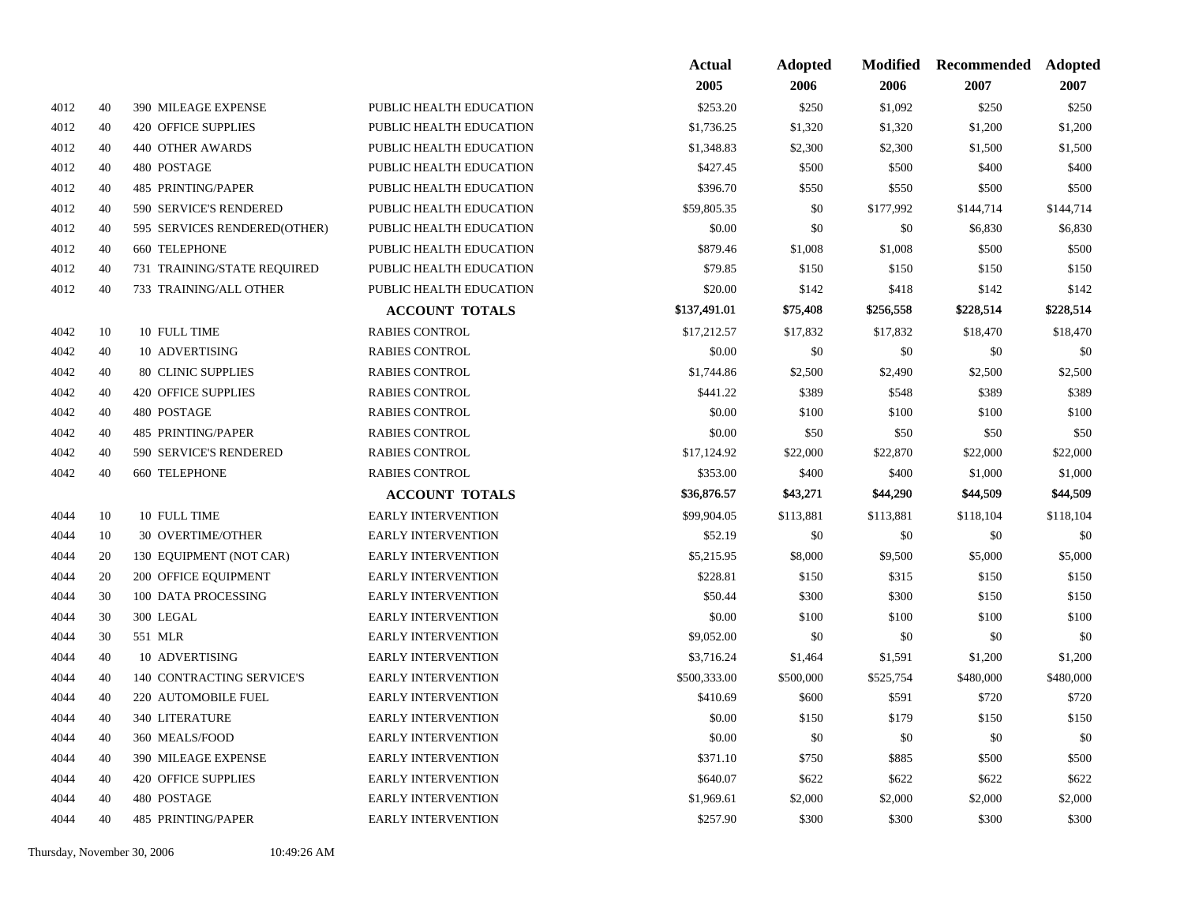| | | | | Actual 2005 | Adopted 2006 | Modified 2006 | Recommended 2007 | Adopted 2007 |
|---|---|---|---|---|---|---|---|---|
| 4012 | 40 | 390 MILEAGE EXPENSE | PUBLIC HEALTH EDUCATION | $253.20 | $250 | $1,092 | $250 | $250 |
| 4012 | 40 | 420 OFFICE SUPPLIES | PUBLIC HEALTH EDUCATION | $1,736.25 | $1,320 | $1,320 | $1,200 | $1,200 |
| 4012 | 40 | 440 OTHER AWARDS | PUBLIC HEALTH EDUCATION | $1,348.83 | $2,300 | $2,300 | $1,500 | $1,500 |
| 4012 | 40 | 480 POSTAGE | PUBLIC HEALTH EDUCATION | $427.45 | $500 | $500 | $400 | $400 |
| 4012 | 40 | 485 PRINTING/PAPER | PUBLIC HEALTH EDUCATION | $396.70 | $550 | $550 | $500 | $500 |
| 4012 | 40 | 590 SERVICE'S RENDERED | PUBLIC HEALTH EDUCATION | $59,805.35 | $0 | $177,992 | $144,714 | $144,714 |
| 4012 | 40 | 595 SERVICES RENDERED(OTHER) | PUBLIC HEALTH EDUCATION | $0.00 | $0 | $0 | $6,830 | $6,830 |
| 4012 | 40 | 660 TELEPHONE | PUBLIC HEALTH EDUCATION | $879.46 | $1,008 | $1,008 | $500 | $500 |
| 4012 | 40 | 731 TRAINING/STATE REQUIRED | PUBLIC HEALTH EDUCATION | $79.85 | $150 | $150 | $150 | $150 |
| 4012 | 40 | 733 TRAINING/ALL OTHER | PUBLIC HEALTH EDUCATION | $20.00 | $142 | $418 | $142 | $142 |
| | | | **ACCOUNT TOTALS** | $137,491.01 | $75,408 | $256,558 | $228,514 | $228,514 |
| 4042 | 10 | 10 FULL TIME | RABIES CONTROL | $17,212.57 | $17,832 | $17,832 | $18,470 | $18,470 |
| 4042 | 40 | 10 ADVERTISING | RABIES CONTROL | $0.00 | $0 | $0 | $0 | $0 |
| 4042 | 40 | 80 CLINIC SUPPLIES | RABIES CONTROL | $1,744.86 | $2,500 | $2,490 | $2,500 | $2,500 |
| 4042 | 40 | 420 OFFICE SUPPLIES | RABIES CONTROL | $441.22 | $389 | $548 | $389 | $389 |
| 4042 | 40 | 480 POSTAGE | RABIES CONTROL | $0.00 | $100 | $100 | $100 | $100 |
| 4042 | 40 | 485 PRINTING/PAPER | RABIES CONTROL | $0.00 | $50 | $50 | $50 | $50 |
| 4042 | 40 | 590 SERVICE'S RENDERED | RABIES CONTROL | $17,124.92 | $22,000 | $22,870 | $22,000 | $22,000 |
| 4042 | 40 | 660 TELEPHONE | RABIES CONTROL | $353.00 | $400 | $400 | $1,000 | $1,000 |
| | | | **ACCOUNT TOTALS** | $36,876.57 | $43,271 | $44,290 | $44,509 | $44,509 |
| 4044 | 10 | 10 FULL TIME | EARLY INTERVENTION | $99,904.05 | $113,881 | $113,881 | $118,104 | $118,104 |
| 4044 | 10 | 30 OVERTIME/OTHER | EARLY INTERVENTION | $52.19 | $0 | $0 | $0 | $0 |
| 4044 | 20 | 130 EQUIPMENT (NOT CAR) | EARLY INTERVENTION | $5,215.95 | $8,000 | $9,500 | $5,000 | $5,000 |
| 4044 | 20 | 200 OFFICE EQUIPMENT | EARLY INTERVENTION | $228.81 | $150 | $315 | $150 | $150 |
| 4044 | 30 | 100 DATA PROCESSING | EARLY INTERVENTION | $50.44 | $300 | $300 | $150 | $150 |
| 4044 | 30 | 300 LEGAL | EARLY INTERVENTION | $0.00 | $100 | $100 | $100 | $100 |
| 4044 | 30 | 551 MLR | EARLY INTERVENTION | $9,052.00 | $0 | $0 | $0 | $0 |
| 4044 | 40 | 10 ADVERTISING | EARLY INTERVENTION | $3,716.24 | $1,464 | $1,591 | $1,200 | $1,200 |
| 4044 | 40 | 140 CONTRACTING SERVICE'S | EARLY INTERVENTION | $500,333.00 | $500,000 | $525,754 | $480,000 | $480,000 |
| 4044 | 40 | 220 AUTOMOBILE FUEL | EARLY INTERVENTION | $410.69 | $600 | $591 | $720 | $720 |
| 4044 | 40 | 340 LITERATURE | EARLY INTERVENTION | $0.00 | $150 | $179 | $150 | $150 |
| 4044 | 40 | 360 MEALS/FOOD | EARLY INTERVENTION | $0.00 | $0 | $0 | $0 | $0 |
| 4044 | 40 | 390 MILEAGE EXPENSE | EARLY INTERVENTION | $371.10 | $750 | $885 | $500 | $500 |
| 4044 | 40 | 420 OFFICE SUPPLIES | EARLY INTERVENTION | $640.07 | $622 | $622 | $622 | $622 |
| 4044 | 40 | 480 POSTAGE | EARLY INTERVENTION | $1,969.61 | $2,000 | $2,000 | $2,000 | $2,000 |
| 4044 | 40 | 485 PRINTING/PAPER | EARLY INTERVENTION | $257.90 | $300 | $300 | $300 | $300 |

Thursday, November 30, 2006 10:49:26 AM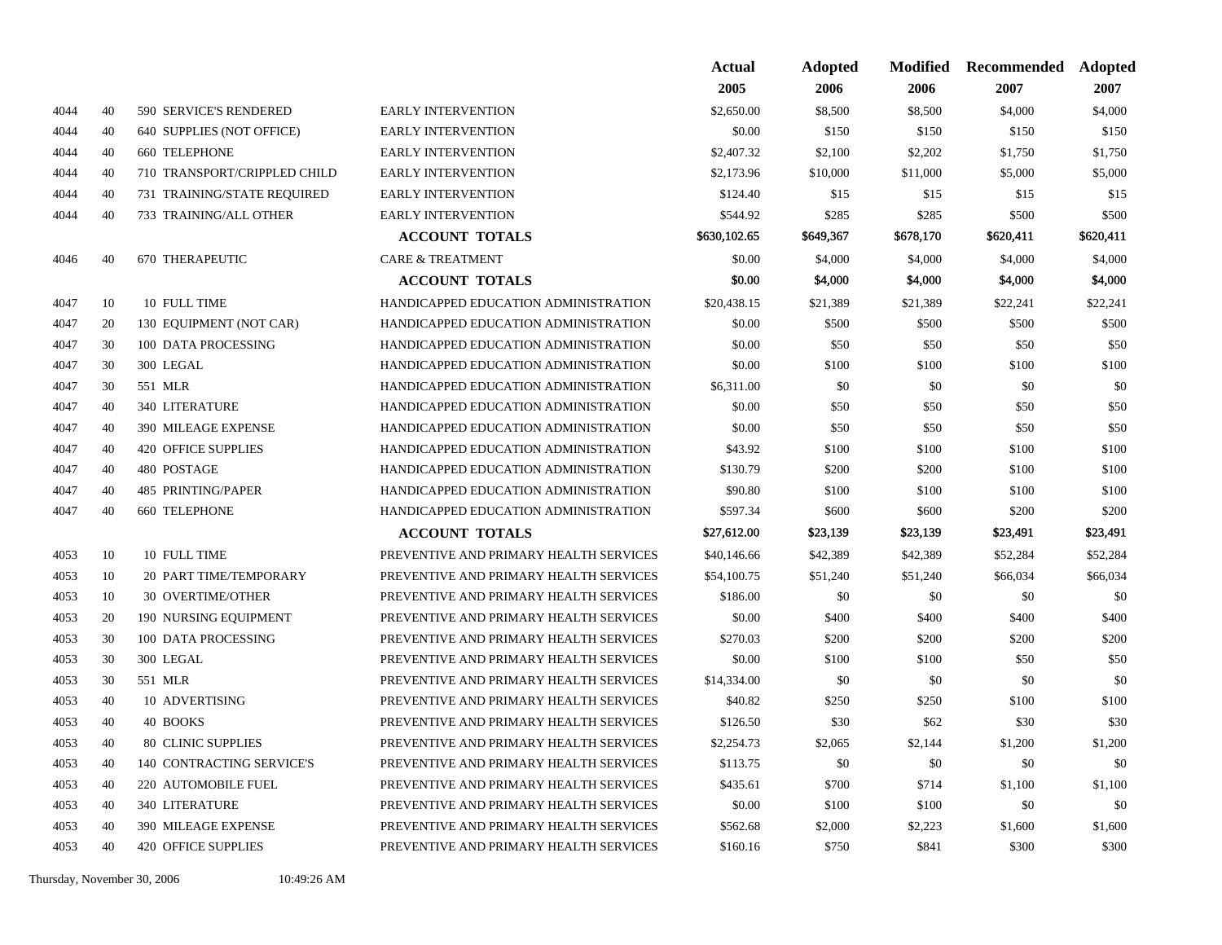| | | | | Actual 2005 | Adopted 2006 | Modified 2006 | Recommended 2007 | Adopted 2007 |
|---|---|---|---|---|---|---|---|---|
| 4044 | 40 | 590 SERVICE'S RENDERED | EARLY INTERVENTION | $2,650.00 | $8,500 | $8,500 | $4,000 | $4,000 |
| 4044 | 40 | 640 SUPPLIES (NOT OFFICE) | EARLY INTERVENTION | $0.00 | $150 | $150 | $150 | $150 |
| 4044 | 40 | 660 TELEPHONE | EARLY INTERVENTION | $2,407.32 | $2,100 | $2,202 | $1,750 | $1,750 |
| 4044 | 40 | 710 TRANSPORT/CRIPPLED CHILD | EARLY INTERVENTION | $2,173.96 | $10,000 | $11,000 | $5,000 | $5,000 |
| 4044 | 40 | 731 TRAINING/STATE REQUIRED | EARLY INTERVENTION | $124.40 | $15 | $15 | $15 | $15 |
| 4044 | 40 | 733 TRAINING/ALL OTHER | EARLY INTERVENTION | $544.92 | $285 | $285 | $500 | $500 |
| | | | **ACCOUNT TOTALS** | **$630,102.65** | **$649,367** | **$678,170** | **$620,411** | **$620,411** |
| 4046 | 40 | 670 THERAPEUTIC | CARE & TREATMENT | $0.00 | $4,000 | $4,000 | $4,000 | $4,000 |
| | | | **ACCOUNT TOTALS** | **$0.00** | **$4,000** | **$4,000** | **$4,000** | **$4,000** |
| 4047 | 10 | 10 FULL TIME | HANDICAPPED EDUCATION ADMINISTRATION | $20,438.15 | $21,389 | $21,389 | $22,241 | $22,241 |
| 4047 | 20 | 130 EQUIPMENT (NOT CAR) | HANDICAPPED EDUCATION ADMINISTRATION | $0.00 | $500 | $500 | $500 | $500 |
| 4047 | 30 | 100 DATA PROCESSING | HANDICAPPED EDUCATION ADMINISTRATION | $0.00 | $50 | $50 | $50 | $50 |
| 4047 | 30 | 300 LEGAL | HANDICAPPED EDUCATION ADMINISTRATION | $0.00 | $100 | $100 | $100 | $100 |
| 4047 | 30 | 551 MLR | HANDICAPPED EDUCATION ADMINISTRATION | $6,311.00 | $0 | $0 | $0 | $0 |
| 4047 | 40 | 340 LITERATURE | HANDICAPPED EDUCATION ADMINISTRATION | $0.00 | $50 | $50 | $50 | $50 |
| 4047 | 40 | 390 MILEAGE EXPENSE | HANDICAPPED EDUCATION ADMINISTRATION | $0.00 | $50 | $50 | $50 | $50 |
| 4047 | 40 | 420 OFFICE SUPPLIES | HANDICAPPED EDUCATION ADMINISTRATION | $43.92 | $100 | $100 | $100 | $100 |
| 4047 | 40 | 480 POSTAGE | HANDICAPPED EDUCATION ADMINISTRATION | $130.79 | $200 | $200 | $100 | $100 |
| 4047 | 40 | 485 PRINTING/PAPER | HANDICAPPED EDUCATION ADMINISTRATION | $90.80 | $100 | $100 | $100 | $100 |
| 4047 | 40 | 660 TELEPHONE | HANDICAPPED EDUCATION ADMINISTRATION | $597.34 | $600 | $600 | $200 | $200 |
| | | | **ACCOUNT TOTALS** | **$27,612.00** | **$23,139** | **$23,139** | **$23,491** | **$23,491** |
| 4053 | 10 | 10 FULL TIME | PREVENTIVE AND PRIMARY HEALTH SERVICES | $40,146.66 | $42,389 | $42,389 | $52,284 | $52,284 |
| 4053 | 10 | 20 PART TIME/TEMPORARY | PREVENTIVE AND PRIMARY HEALTH SERVICES | $54,100.75 | $51,240 | $51,240 | $66,034 | $66,034 |
| 4053 | 10 | 30 OVERTIME/OTHER | PREVENTIVE AND PRIMARY HEALTH SERVICES | $186.00 | $0 | $0 | $0 | $0 |
| 4053 | 20 | 190 NURSING EQUIPMENT | PREVENTIVE AND PRIMARY HEALTH SERVICES | $0.00 | $400 | $400 | $400 | $400 |
| 4053 | 30 | 100 DATA PROCESSING | PREVENTIVE AND PRIMARY HEALTH SERVICES | $270.03 | $200 | $200 | $200 | $200 |
| 4053 | 30 | 300 LEGAL | PREVENTIVE AND PRIMARY HEALTH SERVICES | $0.00 | $100 | $100 | $50 | $50 |
| 4053 | 30 | 551 MLR | PREVENTIVE AND PRIMARY HEALTH SERVICES | $14,334.00 | $0 | $0 | $0 | $0 |
| 4053 | 40 | 10 ADVERTISING | PREVENTIVE AND PRIMARY HEALTH SERVICES | $40.82 | $250 | $250 | $100 | $100 |
| 4053 | 40 | 40 BOOKS | PREVENTIVE AND PRIMARY HEALTH SERVICES | $126.50 | $30 | $62 | $30 | $30 |
| 4053 | 40 | 80 CLINIC SUPPLIES | PREVENTIVE AND PRIMARY HEALTH SERVICES | $2,254.73 | $2,065 | $2,144 | $1,200 | $1,200 |
| 4053 | 40 | 140 CONTRACTING SERVICE'S | PREVENTIVE AND PRIMARY HEALTH SERVICES | $113.75 | $0 | $0 | $0 | $0 |
| 4053 | 40 | 220 AUTOMOBILE FUEL | PREVENTIVE AND PRIMARY HEALTH SERVICES | $435.61 | $700 | $714 | $1,100 | $1,100 |
| 4053 | 40 | 340 LITERATURE | PREVENTIVE AND PRIMARY HEALTH SERVICES | $0.00 | $100 | $100 | $0 | $0 |
| 4053 | 40 | 390 MILEAGE EXPENSE | PREVENTIVE AND PRIMARY HEALTH SERVICES | $562.68 | $2,000 | $2,223 | $1,600 | $1,600 |
| 4053 | 40 | 420 OFFICE SUPPLIES | PREVENTIVE AND PRIMARY HEALTH SERVICES | $160.16 | $750 | $841 | $300 | $300 |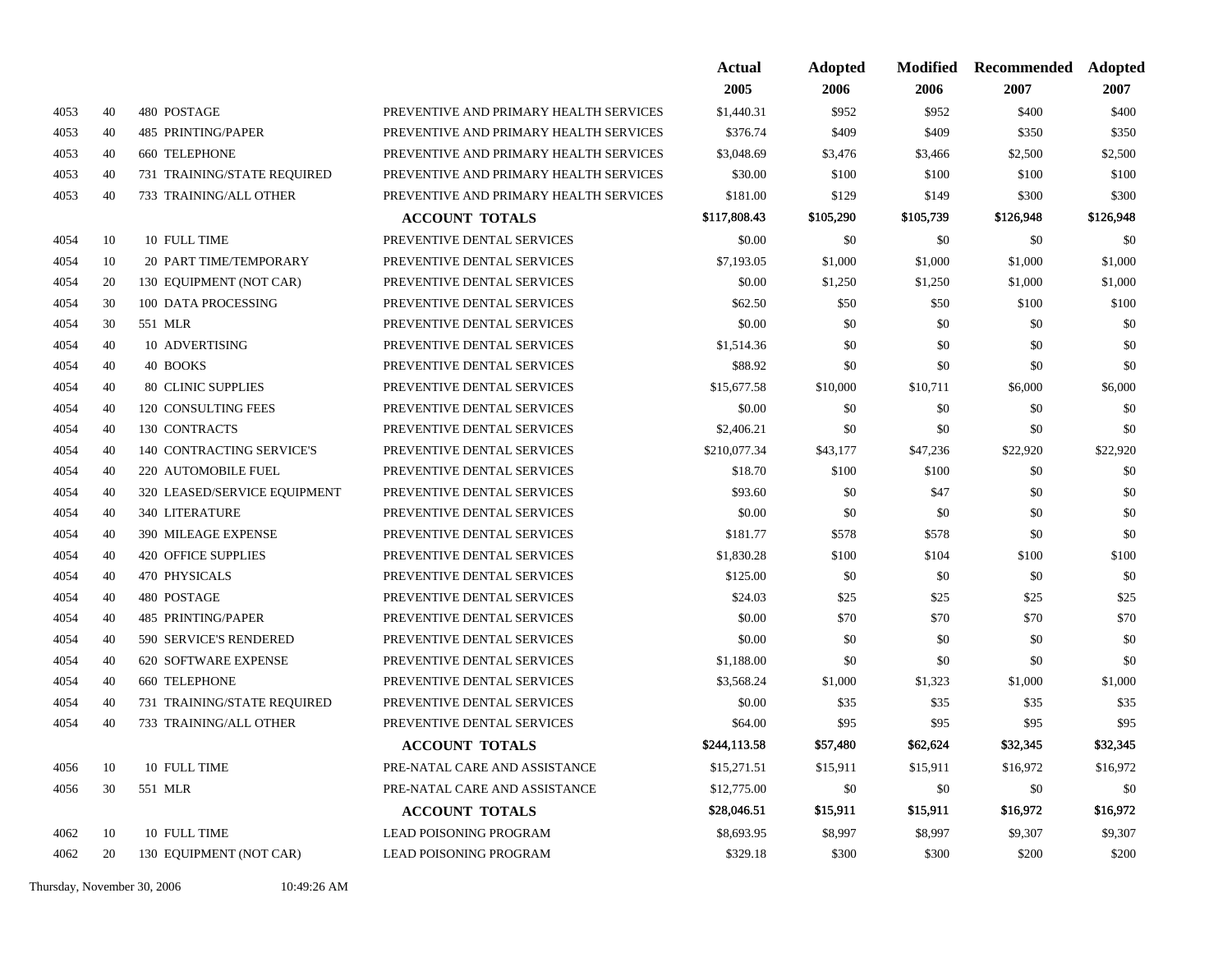| | | | | Actual 2005 | Adopted 2006 | Modified 2006 | Recommended 2007 | Adopted 2007 |
|---|---|---|---|---|---|---|---|---|
| 4053 | 40 | 480 POSTAGE | PREVENTIVE AND PRIMARY HEALTH SERVICES | $1,440.31 | $952 | $952 | $400 | $400 |
| 4053 | 40 | 485 PRINTING/PAPER | PREVENTIVE AND PRIMARY HEALTH SERVICES | $376.74 | $409 | $409 | $350 | $350 |
| 4053 | 40 | 660 TELEPHONE | PREVENTIVE AND PRIMARY HEALTH SERVICES | $3,048.69 | $3,476 | $3,466 | $2,500 | $2,500 |
| 4053 | 40 | 731 TRAINING/STATE REQUIRED | PREVENTIVE AND PRIMARY HEALTH SERVICES | $30.00 | $100 | $100 | $100 | $100 |
| 4053 | 40 | 733 TRAINING/ALL OTHER | PREVENTIVE AND PRIMARY HEALTH SERVICES | $181.00 | $129 | $149 | $300 | $300 |
| | | | **ACCOUNT TOTALS** | **$117,808.43** | **$105,290** | **$105,739** | **$126,948** | **$126,948** |
| 4054 | 10 | 10 FULL TIME | PREVENTIVE DENTAL SERVICES | $0.00 | $0 | $0 | $0 | $0 |
| 4054 | 10 | 20 PART TIME/TEMPORARY | PREVENTIVE DENTAL SERVICES | $7,193.05 | $1,000 | $1,000 | $1,000 | $1,000 |
| 4054 | 20 | 130 EQUIPMENT (NOT CAR) | PREVENTIVE DENTAL SERVICES | $0.00 | $1,250 | $1,250 | $1,000 | $1,000 |
| 4054 | 30 | 100 DATA PROCESSING | PREVENTIVE DENTAL SERVICES | $62.50 | $50 | $50 | $100 | $100 |
| 4054 | 30 | 551 MLR | PREVENTIVE DENTAL SERVICES | $0.00 | $0 | $0 | $0 | $0 |
| 4054 | 40 | 10 ADVERTISING | PREVENTIVE DENTAL SERVICES | $1,514.36 | $0 | $0 | $0 | $0 |
| 4054 | 40 | 40 BOOKS | PREVENTIVE DENTAL SERVICES | $88.92 | $0 | $0 | $0 | $0 |
| 4054 | 40 | 80 CLINIC SUPPLIES | PREVENTIVE DENTAL SERVICES | $15,677.58 | $10,000 | $10,711 | $6,000 | $6,000 |
| 4054 | 40 | 120 CONSULTING FEES | PREVENTIVE DENTAL SERVICES | $0.00 | $0 | $0 | $0 | $0 |
| 4054 | 40 | 130 CONTRACTS | PREVENTIVE DENTAL SERVICES | $2,406.21 | $0 | $0 | $0 | $0 |
| 4054 | 40 | 140 CONTRACTING SERVICE'S | PREVENTIVE DENTAL SERVICES | $210,077.34 | $43,177 | $47,236 | $22,920 | $22,920 |
| 4054 | 40 | 220 AUTOMOBILE FUEL | PREVENTIVE DENTAL SERVICES | $18.70 | $100 | $100 | $0 | $0 |
| 4054 | 40 | 320 LEASED/SERVICE EQUIPMENT | PREVENTIVE DENTAL SERVICES | $93.60 | $0 | $47 | $0 | $0 |
| 4054 | 40 | 340 LITERATURE | PREVENTIVE DENTAL SERVICES | $0.00 | $0 | $0 | $0 | $0 |
| 4054 | 40 | 390 MILEAGE EXPENSE | PREVENTIVE DENTAL SERVICES | $181.77 | $578 | $578 | $0 | $0 |
| 4054 | 40 | 420 OFFICE SUPPLIES | PREVENTIVE DENTAL SERVICES | $1,830.28 | $100 | $104 | $100 | $100 |
| 4054 | 40 | 470 PHYSICALS | PREVENTIVE DENTAL SERVICES | $125.00 | $0 | $0 | $0 | $0 |
| 4054 | 40 | 480 POSTAGE | PREVENTIVE DENTAL SERVICES | $24.03 | $25 | $25 | $25 | $25 |
| 4054 | 40 | 485 PRINTING/PAPER | PREVENTIVE DENTAL SERVICES | $0.00 | $70 | $70 | $70 | $70 |
| 4054 | 40 | 590 SERVICE'S RENDERED | PREVENTIVE DENTAL SERVICES | $0.00 | $0 | $0 | $0 | $0 |
| 4054 | 40 | 620 SOFTWARE EXPENSE | PREVENTIVE DENTAL SERVICES | $1,188.00 | $0 | $0 | $0 | $0 |
| 4054 | 40 | 660 TELEPHONE | PREVENTIVE DENTAL SERVICES | $3,568.24 | $1,000 | $1,323 | $1,000 | $1,000 |
| 4054 | 40 | 731 TRAINING/STATE REQUIRED | PREVENTIVE DENTAL SERVICES | $0.00 | $35 | $35 | $35 | $35 |
| 4054 | 40 | 733 TRAINING/ALL OTHER | PREVENTIVE DENTAL SERVICES | $64.00 | $95 | $95 | $95 | $95 |
| | | | **ACCOUNT TOTALS** | **$244,113.58** | **$57,480** | **$62,624** | **$32,345** | **$32,345** |
| 4056 | 10 | 10 FULL TIME | PRE-NATAL CARE AND ASSISTANCE | $15,271.51 | $15,911 | $15,911 | $16,972 | $16,972 |
| 4056 | 30 | 551 MLR | PRE-NATAL CARE AND ASSISTANCE | $12,775.00 | $0 | $0 | $0 | $0 |
| | | | **ACCOUNT TOTALS** | **$28,046.51** | **$15,911** | **$15,911** | **$16,972** | **$16,972** |
| 4062 | 10 | 10 FULL TIME | LEAD POISONING PROGRAM | $8,693.95 | $8,997 | $8,997 | $9,307 | $9,307 |
| 4062 | 20 | 130 EQUIPMENT (NOT CAR) | LEAD POISONING PROGRAM | $329.18 | $300 | $300 | $200 | $200 |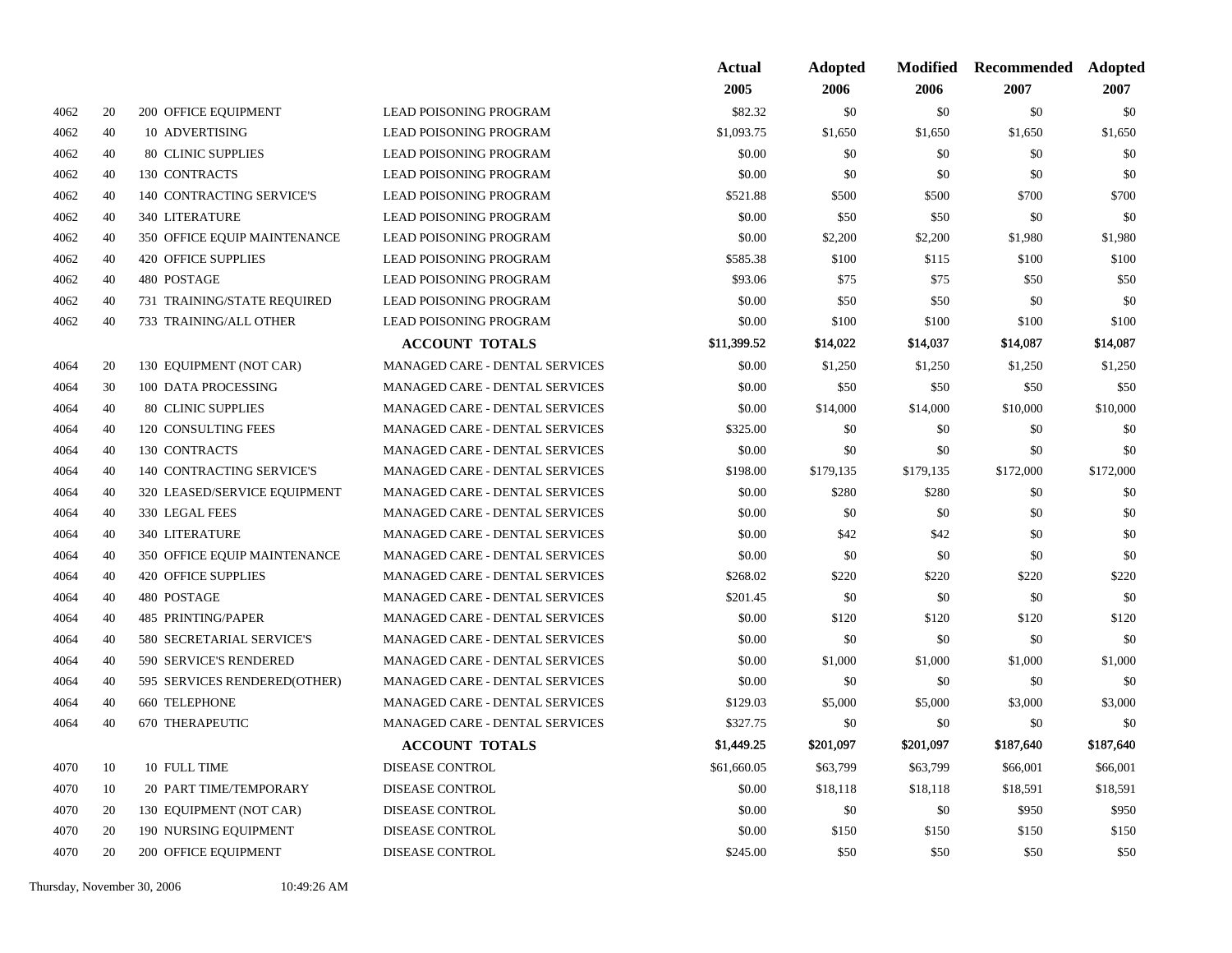|  |  |  |  | Actual 2005 | Adopted 2006 | Modified 2006 | Recommended 2007 | Adopted 2007 |
|---|---|---|---|---|---|---|---|---|
| 4062 | 20 | 200 OFFICE EQUIPMENT | LEAD POISONING PROGRAM | $82.32 | $0 | $0 | $0 | $0 |
| 4062 | 40 | 10 ADVERTISING | LEAD POISONING PROGRAM | $1,093.75 | $1,650 | $1,650 | $1,650 | $1,650 |
| 4062 | 40 | 80 CLINIC SUPPLIES | LEAD POISONING PROGRAM | $0.00 | $0 | $0 | $0 | $0 |
| 4062 | 40 | 130 CONTRACTS | LEAD POISONING PROGRAM | $0.00 | $0 | $0 | $0 | $0 |
| 4062 | 40 | 140 CONTRACTING SERVICE'S | LEAD POISONING PROGRAM | $521.88 | $500 | $500 | $700 | $700 |
| 4062 | 40 | 340 LITERATURE | LEAD POISONING PROGRAM | $0.00 | $50 | $50 | $0 | $0 |
| 4062 | 40 | 350 OFFICE EQUIP MAINTENANCE | LEAD POISONING PROGRAM | $0.00 | $2,200 | $2,200 | $1,980 | $1,980 |
| 4062 | 40 | 420 OFFICE SUPPLIES | LEAD POISONING PROGRAM | $585.38 | $100 | $115 | $100 | $100 |
| 4062 | 40 | 480 POSTAGE | LEAD POISONING PROGRAM | $93.06 | $75 | $75 | $50 | $50 |
| 4062 | 40 | 731 TRAINING/STATE REQUIRED | LEAD POISONING PROGRAM | $0.00 | $50 | $50 | $0 | $0 |
| 4062 | 40 | 733 TRAINING/ALL OTHER | LEAD POISONING PROGRAM | $0.00 | $100 | $100 | $100 | $100 |
|  |  |  | **ACCOUNT TOTALS** | **$11,399.52** | **$14,022** | **$14,037** | **$14,087** | **$14,087** |
| 4064 | 20 | 130 EQUIPMENT (NOT CAR) | MANAGED CARE - DENTAL SERVICES | $0.00 | $1,250 | $1,250 | $1,250 | $1,250 |
| 4064 | 30 | 100 DATA PROCESSING | MANAGED CARE - DENTAL SERVICES | $0.00 | $50 | $50 | $50 | $50 |
| 4064 | 40 | 80 CLINIC SUPPLIES | MANAGED CARE - DENTAL SERVICES | $0.00 | $14,000 | $14,000 | $10,000 | $10,000 |
| 4064 | 40 | 120 CONSULTING FEES | MANAGED CARE - DENTAL SERVICES | $325.00 | $0 | $0 | $0 | $0 |
| 4064 | 40 | 130 CONTRACTS | MANAGED CARE - DENTAL SERVICES | $0.00 | $0 | $0 | $0 | $0 |
| 4064 | 40 | 140 CONTRACTING SERVICE'S | MANAGED CARE - DENTAL SERVICES | $198.00 | $179,135 | $179,135 | $172,000 | $172,000 |
| 4064 | 40 | 320 LEASED/SERVICE EQUIPMENT | MANAGED CARE - DENTAL SERVICES | $0.00 | $280 | $280 | $0 | $0 |
| 4064 | 40 | 330 LEGAL FEES | MANAGED CARE - DENTAL SERVICES | $0.00 | $0 | $0 | $0 | $0 |
| 4064 | 40 | 340 LITERATURE | MANAGED CARE - DENTAL SERVICES | $0.00 | $42 | $42 | $0 | $0 |
| 4064 | 40 | 350 OFFICE EQUIP MAINTENANCE | MANAGED CARE - DENTAL SERVICES | $0.00 | $0 | $0 | $0 | $0 |
| 4064 | 40 | 420 OFFICE SUPPLIES | MANAGED CARE - DENTAL SERVICES | $268.02 | $220 | $220 | $220 | $220 |
| 4064 | 40 | 480 POSTAGE | MANAGED CARE - DENTAL SERVICES | $201.45 | $0 | $0 | $0 | $0 |
| 4064 | 40 | 485 PRINTING/PAPER | MANAGED CARE - DENTAL SERVICES | $0.00 | $120 | $120 | $120 | $120 |
| 4064 | 40 | 580 SECRETARIAL SERVICE'S | MANAGED CARE - DENTAL SERVICES | $0.00 | $0 | $0 | $0 | $0 |
| 4064 | 40 | 590 SERVICE'S RENDERED | MANAGED CARE - DENTAL SERVICES | $0.00 | $1,000 | $1,000 | $1,000 | $1,000 |
| 4064 | 40 | 595 SERVICES RENDERED(OTHER) | MANAGED CARE - DENTAL SERVICES | $0.00 | $0 | $0 | $0 | $0 |
| 4064 | 40 | 660 TELEPHONE | MANAGED CARE - DENTAL SERVICES | $129.03 | $5,000 | $5,000 | $3,000 | $3,000 |
| 4064 | 40 | 670 THERAPEUTIC | MANAGED CARE - DENTAL SERVICES | $327.75 | $0 | $0 | $0 | $0 |
|  |  |  | **ACCOUNT TOTALS** | **$1,449.25** | **$201,097** | **$201,097** | **$187,640** | **$187,640** |
| 4070 | 10 | 10 FULL TIME | DISEASE CONTROL | $61,660.05 | $63,799 | $63,799 | $66,001 | $66,001 |
| 4070 | 10 | 20 PART TIME/TEMPORARY | DISEASE CONTROL | $0.00 | $18,118 | $18,118 | $18,591 | $18,591 |
| 4070 | 20 | 130 EQUIPMENT (NOT CAR) | DISEASE CONTROL | $0.00 | $0 | $0 | $950 | $950 |
| 4070 | 20 | 190 NURSING EQUIPMENT | DISEASE CONTROL | $0.00 | $150 | $150 | $150 | $150 |
| 4070 | 20 | 200 OFFICE EQUIPMENT | DISEASE CONTROL | $245.00 | $50 | $50 | $50 | $50 |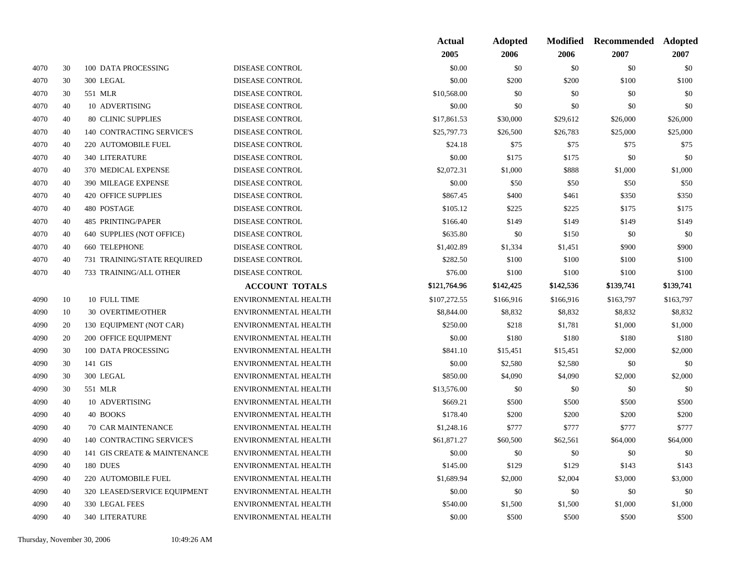| | | | | Actual 2005 | Adopted 2006 | Modified 2006 | Recommended 2007 | Adopted 2007 |
|---|---|---|---|---|---|---|---|---|
| 4070 | 30 | 100 DATA PROCESSING | DISEASE CONTROL | $0.00 | $0 | $0 | $0 | $0 |
| 4070 | 30 | 300 LEGAL | DISEASE CONTROL | $0.00 | $200 | $200 | $100 | $100 |
| 4070 | 30 | 551 MLR | DISEASE CONTROL | $10,568.00 | $0 | $0 | $0 | $0 |
| 4070 | 40 | 10 ADVERTISING | DISEASE CONTROL | $0.00 | $0 | $0 | $0 | $0 |
| 4070 | 40 | 80 CLINIC SUPPLIES | DISEASE CONTROL | $17,861.53 | $30,000 | $29,612 | $26,000 | $26,000 |
| 4070 | 40 | 140 CONTRACTING SERVICE'S | DISEASE CONTROL | $25,797.73 | $26,500 | $26,783 | $25,000 | $25,000 |
| 4070 | 40 | 220 AUTOMOBILE FUEL | DISEASE CONTROL | $24.18 | $75 | $75 | $75 | $75 |
| 4070 | 40 | 340 LITERATURE | DISEASE CONTROL | $0.00 | $175 | $175 | $0 | $0 |
| 4070 | 40 | 370 MEDICAL EXPENSE | DISEASE CONTROL | $2,072.31 | $1,000 | $888 | $1,000 | $1,000 |
| 4070 | 40 | 390 MILEAGE EXPENSE | DISEASE CONTROL | $0.00 | $50 | $50 | $50 | $50 |
| 4070 | 40 | 420 OFFICE SUPPLIES | DISEASE CONTROL | $867.45 | $400 | $461 | $350 | $350 |
| 4070 | 40 | 480 POSTAGE | DISEASE CONTROL | $105.12 | $225 | $225 | $175 | $175 |
| 4070 | 40 | 485 PRINTING/PAPER | DISEASE CONTROL | $166.40 | $149 | $149 | $149 | $149 |
| 4070 | 40 | 640 SUPPLIES (NOT OFFICE) | DISEASE CONTROL | $635.80 | $0 | $150 | $0 | $0 |
| 4070 | 40 | 660 TELEPHONE | DISEASE CONTROL | $1,402.89 | $1,334 | $1,451 | $900 | $900 |
| 4070 | 40 | 731 TRAINING/STATE REQUIRED | DISEASE CONTROL | $282.50 | $100 | $100 | $100 | $100 |
| 4070 | 40 | 733 TRAINING/ALL OTHER | DISEASE CONTROL | $76.00 | $100 | $100 | $100 | $100 |
| | | | **ACCOUNT TOTALS** | $121,764.96 | $142,425 | $142,536 | $139,741 | $139,741 |
| 4090 | 10 | 10 FULL TIME | ENVIRONMENTAL HEALTH | $107,272.55 | $166,916 | $166,916 | $163,797 | $163,797 |
| 4090 | 10 | 30 OVERTIME/OTHER | ENVIRONMENTAL HEALTH | $8,844.00 | $8,832 | $8,832 | $8,832 | $8,832 |
| 4090 | 20 | 130 EQUIPMENT (NOT CAR) | ENVIRONMENTAL HEALTH | $250.00 | $218 | $1,781 | $1,000 | $1,000 |
| 4090 | 20 | 200 OFFICE EQUIPMENT | ENVIRONMENTAL HEALTH | $0.00 | $180 | $180 | $180 | $180 |
| 4090 | 30 | 100 DATA PROCESSING | ENVIRONMENTAL HEALTH | $841.10 | $15,451 | $15,451 | $2,000 | $2,000 |
| 4090 | 30 | 141 GIS | ENVIRONMENTAL HEALTH | $0.00 | $2,580 | $2,580 | $0 | $0 |
| 4090 | 30 | 300 LEGAL | ENVIRONMENTAL HEALTH | $850.00 | $4,090 | $4,090 | $2,000 | $2,000 |
| 4090 | 30 | 551 MLR | ENVIRONMENTAL HEALTH | $13,576.00 | $0 | $0 | $0 | $0 |
| 4090 | 40 | 10 ADVERTISING | ENVIRONMENTAL HEALTH | $669.21 | $500 | $500 | $500 | $500 |
| 4090 | 40 | 40 BOOKS | ENVIRONMENTAL HEALTH | $178.40 | $200 | $200 | $200 | $200 |
| 4090 | 40 | 70 CAR MAINTENANCE | ENVIRONMENTAL HEALTH | $1,248.16 | $777 | $777 | $777 | $777 |
| 4090 | 40 | 140 CONTRACTING SERVICE'S | ENVIRONMENTAL HEALTH | $61,871.27 | $60,500 | $62,561 | $64,000 | $64,000 |
| 4090 | 40 | 141 GIS CREATE & MAINTENANCE | ENVIRONMENTAL HEALTH | $0.00 | $0 | $0 | $0 | $0 |
| 4090 | 40 | 180 DUES | ENVIRONMENTAL HEALTH | $145.00 | $129 | $129 | $143 | $143 |
| 4090 | 40 | 220 AUTOMOBILE FUEL | ENVIRONMENTAL HEALTH | $1,689.94 | $2,000 | $2,004 | $3,000 | $3,000 |
| 4090 | 40 | 320 LEASED/SERVICE EQUIPMENT | ENVIRONMENTAL HEALTH | $0.00 | $0 | $0 | $0 | $0 |
| 4090 | 40 | 330 LEGAL FEES | ENVIRONMENTAL HEALTH | $540.00 | $1,500 | $1,500 | $1,000 | $1,000 |
| 4090 | 40 | 340 LITERATURE | ENVIRONMENTAL HEALTH | $0.00 | $500 | $500 | $500 | $500 |

Thursday, November 30, 2006 10:49:26 AM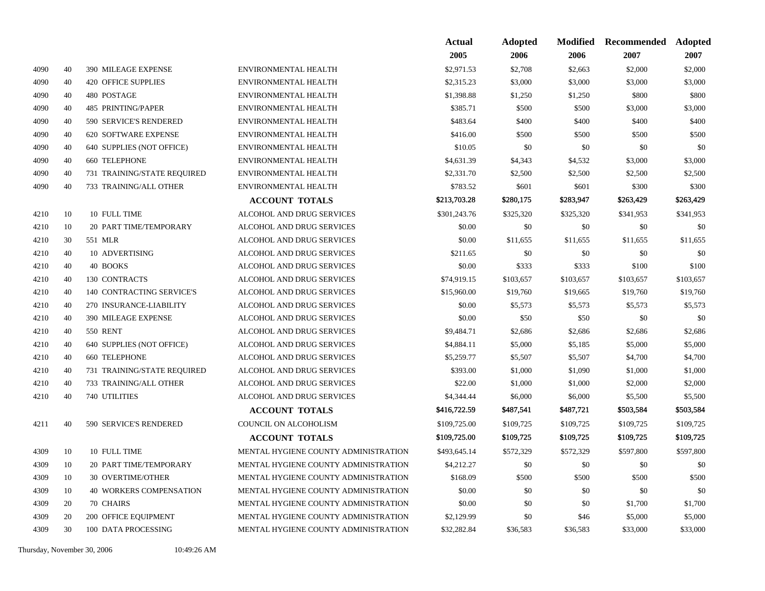| | | | | Actual 2005 | Adopted 2006 | Modified 2006 | Recommended 2007 | Adopted 2007 |
|---|---|---|---|---|---|---|---|---|
| 4090 | 40 | 390 MILEAGE EXPENSE | ENVIRONMENTAL HEALTH | $2,971.53 | $2,708 | $2,663 | $2,000 | $2,000 |
| 4090 | 40 | 420 OFFICE SUPPLIES | ENVIRONMENTAL HEALTH | $2,315.23 | $3,000 | $3,000 | $3,000 | $3,000 |
| 4090 | 40 | 480 POSTAGE | ENVIRONMENTAL HEALTH | $1,398.88 | $1,250 | $1,250 | $800 | $800 |
| 4090 | 40 | 485 PRINTING/PAPER | ENVIRONMENTAL HEALTH | $385.71 | $500 | $500 | $3,000 | $3,000 |
| 4090 | 40 | 590 SERVICE'S RENDERED | ENVIRONMENTAL HEALTH | $483.64 | $400 | $400 | $400 | $400 |
| 4090 | 40 | 620 SOFTWARE EXPENSE | ENVIRONMENTAL HEALTH | $416.00 | $500 | $500 | $500 | $500 |
| 4090 | 40 | 640 SUPPLIES (NOT OFFICE) | ENVIRONMENTAL HEALTH | $10.05 | $0 | $0 | $0 | $0 |
| 4090 | 40 | 660 TELEPHONE | ENVIRONMENTAL HEALTH | $4,631.39 | $4,343 | $4,532 | $3,000 | $3,000 |
| 4090 | 40 | 731 TRAINING/STATE REQUIRED | ENVIRONMENTAL HEALTH | $2,331.70 | $2,500 | $2,500 | $2,500 | $2,500 |
| 4090 | 40 | 733 TRAINING/ALL OTHER | ENVIRONMENTAL HEALTH | $783.52 | $601 | $601 | $300 | $300 |
| | | | **ACCOUNT TOTALS** | $213,703.28 | $280,175 | $283,947 | $263,429 | $263,429 |
| 4210 | 10 | 10 FULL TIME | ALCOHOL AND DRUG SERVICES | $301,243.76 | $325,320 | $325,320 | $341,953 | $341,953 |
| 4210 | 10 | 20 PART TIME/TEMPORARY | ALCOHOL AND DRUG SERVICES | $0.00 | $0 | $0 | $0 | $0 |
| 4210 | 30 | 551 MLR | ALCOHOL AND DRUG SERVICES | $0.00 | $11,655 | $11,655 | $11,655 | $11,655 |
| 4210 | 40 | 10 ADVERTISING | ALCOHOL AND DRUG SERVICES | $211.65 | $0 | $0 | $0 | $0 |
| 4210 | 40 | 40 BOOKS | ALCOHOL AND DRUG SERVICES | $0.00 | $333 | $333 | $100 | $100 |
| 4210 | 40 | 130 CONTRACTS | ALCOHOL AND DRUG SERVICES | $74,919.15 | $103,657 | $103,657 | $103,657 | $103,657 |
| 4210 | 40 | 140 CONTRACTING SERVICE'S | ALCOHOL AND DRUG SERVICES | $15,960.00 | $19,760 | $19,665 | $19,760 | $19,760 |
| 4210 | 40 | 270 INSURANCE-LIABILITY | ALCOHOL AND DRUG SERVICES | $0.00 | $5,573 | $5,573 | $5,573 | $5,573 |
| 4210 | 40 | 390 MILEAGE EXPENSE | ALCOHOL AND DRUG SERVICES | $0.00 | $50 | $50 | $0 | $0 |
| 4210 | 40 | 550 RENT | ALCOHOL AND DRUG SERVICES | $9,484.71 | $2,686 | $2,686 | $2,686 | $2,686 |
| 4210 | 40 | 640 SUPPLIES (NOT OFFICE) | ALCOHOL AND DRUG SERVICES | $4,884.11 | $5,000 | $5,185 | $5,000 | $5,000 |
| 4210 | 40 | 660 TELEPHONE | ALCOHOL AND DRUG SERVICES | $5,259.77 | $5,507 | $5,507 | $4,700 | $4,700 |
| 4210 | 40 | 731 TRAINING/STATE REQUIRED | ALCOHOL AND DRUG SERVICES | $393.00 | $1,000 | $1,090 | $1,000 | $1,000 |
| 4210 | 40 | 733 TRAINING/ALL OTHER | ALCOHOL AND DRUG SERVICES | $22.00 | $1,000 | $1,000 | $2,000 | $2,000 |
| 4210 | 40 | 740 UTILITIES | ALCOHOL AND DRUG SERVICES | $4,344.44 | $6,000 | $6,000 | $5,500 | $5,500 |
| | | | **ACCOUNT TOTALS** | $416,722.59 | $487,541 | $487,721 | $503,584 | $503,584 |
| 4211 | 40 | 590 SERVICE'S RENDERED | COUNCIL ON ALCOHOLISM | $109,725.00 | $109,725 | $109,725 | $109,725 | $109,725 |
| | | | **ACCOUNT TOTALS** | $109,725.00 | $109,725 | $109,725 | $109,725 | $109,725 |
| 4309 | 10 | 10 FULL TIME | MENTAL HYGIENE COUNTY ADMINISTRATION | $493,645.14 | $572,329 | $572,329 | $597,800 | $597,800 |
| 4309 | 10 | 20 PART TIME/TEMPORARY | MENTAL HYGIENE COUNTY ADMINISTRATION | $4,212.27 | $0 | $0 | $0 | $0 |
| 4309 | 10 | 30 OVERTIME/OTHER | MENTAL HYGIENE COUNTY ADMINISTRATION | $168.09 | $500 | $500 | $500 | $500 |
| 4309 | 10 | 40 WORKERS COMPENSATION | MENTAL HYGIENE COUNTY ADMINISTRATION | $0.00 | $0 | $0 | $0 | $0 |
| 4309 | 20 | 70 CHAIRS | MENTAL HYGIENE COUNTY ADMINISTRATION | $0.00 | $0 | $0 | $1,700 | $1,700 |
| 4309 | 20 | 200 OFFICE EQUIPMENT | MENTAL HYGIENE COUNTY ADMINISTRATION | $2,129.99 | $0 | $46 | $5,000 | $5,000 |
| 4309 | 30 | 100 DATA PROCESSING | MENTAL HYGIENE COUNTY ADMINISTRATION | $32,282.84 | $36,583 | $36,583 | $33,000 | $33,000 |

Thursday, November 30, 2006 10:49:26 AM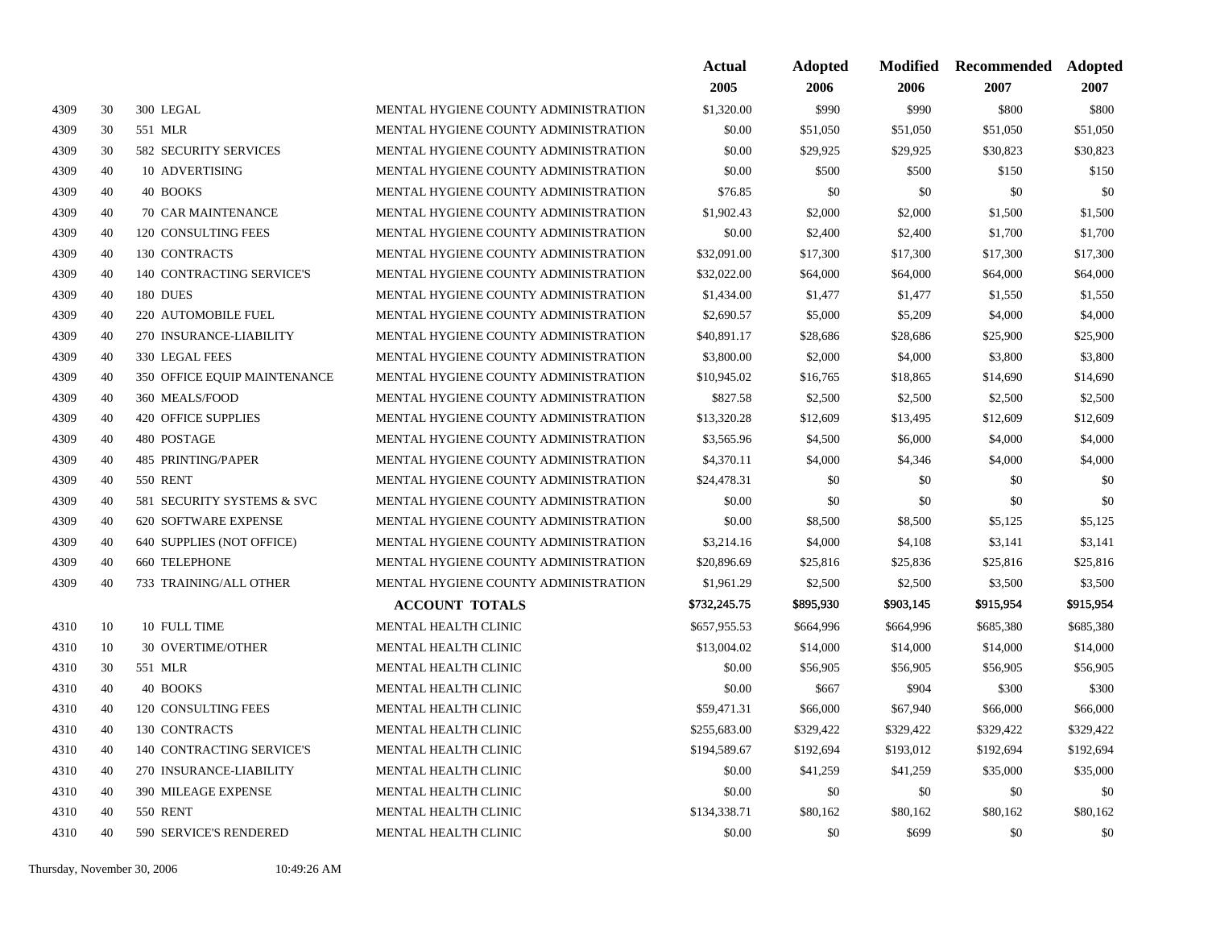| | | | | Actual 2005 | Adopted 2006 | Modified 2006 | Recommended 2007 | Adopted 2007 |
|---|---|---|---|---|---|---|---|---|
| 4309 | 30 | 300 LEGAL | MENTAL HYGIENE COUNTY ADMINISTRATION | $1,320.00 | $990 | $990 | $800 | $800 |
| 4309 | 30 | 551 MLR | MENTAL HYGIENE COUNTY ADMINISTRATION | $0.00 | $51,050 | $51,050 | $51,050 | $51,050 |
| 4309 | 30 | 582 SECURITY SERVICES | MENTAL HYGIENE COUNTY ADMINISTRATION | $0.00 | $29,925 | $29,925 | $30,823 | $30,823 |
| 4309 | 40 | 10 ADVERTISING | MENTAL HYGIENE COUNTY ADMINISTRATION | $0.00 | $500 | $500 | $150 | $150 |
| 4309 | 40 | 40 BOOKS | MENTAL HYGIENE COUNTY ADMINISTRATION | $76.85 | $0 | $0 | $0 | $0 |
| 4309 | 40 | 70 CAR MAINTENANCE | MENTAL HYGIENE COUNTY ADMINISTRATION | $1,902.43 | $2,000 | $2,000 | $1,500 | $1,500 |
| 4309 | 40 | 120 CONSULTING FEES | MENTAL HYGIENE COUNTY ADMINISTRATION | $0.00 | $2,400 | $2,400 | $1,700 | $1,700 |
| 4309 | 40 | 130 CONTRACTS | MENTAL HYGIENE COUNTY ADMINISTRATION | $32,091.00 | $17,300 | $17,300 | $17,300 | $17,300 |
| 4309 | 40 | 140 CONTRACTING SERVICE'S | MENTAL HYGIENE COUNTY ADMINISTRATION | $32,022.00 | $64,000 | $64,000 | $64,000 | $64,000 |
| 4309 | 40 | 180 DUES | MENTAL HYGIENE COUNTY ADMINISTRATION | $1,434.00 | $1,477 | $1,477 | $1,550 | $1,550 |
| 4309 | 40 | 220 AUTOMOBILE FUEL | MENTAL HYGIENE COUNTY ADMINISTRATION | $2,690.57 | $5,000 | $5,209 | $4,000 | $4,000 |
| 4309 | 40 | 270 INSURANCE-LIABILITY | MENTAL HYGIENE COUNTY ADMINISTRATION | $40,891.17 | $28,686 | $28,686 | $25,900 | $25,900 |
| 4309 | 40 | 330 LEGAL FEES | MENTAL HYGIENE COUNTY ADMINISTRATION | $3,800.00 | $2,000 | $4,000 | $3,800 | $3,800 |
| 4309 | 40 | 350 OFFICE EQUIP MAINTENANCE | MENTAL HYGIENE COUNTY ADMINISTRATION | $10,945.02 | $16,765 | $18,865 | $14,690 | $14,690 |
| 4309 | 40 | 360 MEALS/FOOD | MENTAL HYGIENE COUNTY ADMINISTRATION | $827.58 | $2,500 | $2,500 | $2,500 | $2,500 |
| 4309 | 40 | 420 OFFICE SUPPLIES | MENTAL HYGIENE COUNTY ADMINISTRATION | $13,320.28 | $12,609 | $13,495 | $12,609 | $12,609 |
| 4309 | 40 | 480 POSTAGE | MENTAL HYGIENE COUNTY ADMINISTRATION | $3,565.96 | $4,500 | $6,000 | $4,000 | $4,000 |
| 4309 | 40 | 485 PRINTING/PAPER | MENTAL HYGIENE COUNTY ADMINISTRATION | $4,370.11 | $4,000 | $4,346 | $4,000 | $4,000 |
| 4309 | 40 | 550 RENT | MENTAL HYGIENE COUNTY ADMINISTRATION | $24,478.31 | $0 | $0 | $0 | $0 |
| 4309 | 40 | 581 SECURITY SYSTEMS & SVC | MENTAL HYGIENE COUNTY ADMINISTRATION | $0.00 | $0 | $0 | $0 | $0 |
| 4309 | 40 | 620 SOFTWARE EXPENSE | MENTAL HYGIENE COUNTY ADMINISTRATION | $0.00 | $8,500 | $8,500 | $5,125 | $5,125 |
| 4309 | 40 | 640 SUPPLIES (NOT OFFICE) | MENTAL HYGIENE COUNTY ADMINISTRATION | $3,214.16 | $4,000 | $4,108 | $3,141 | $3,141 |
| 4309 | 40 | 660 TELEPHONE | MENTAL HYGIENE COUNTY ADMINISTRATION | $20,896.69 | $25,816 | $25,836 | $25,816 | $25,816 |
| 4309 | 40 | 733 TRAINING/ALL OTHER | MENTAL HYGIENE COUNTY ADMINISTRATION | $1,961.29 | $2,500 | $2,500 | $3,500 | $3,500 |
| | | | **ACCOUNT TOTALS** | **$732,245.75** | **$895,930** | **$903,145** | **$915,954** | **$915,954** |
| 4310 | 10 | 10 FULL TIME | MENTAL HEALTH CLINIC | $657,955.53 | $664,996 | $664,996 | $685,380 | $685,380 |
| 4310 | 10 | 30 OVERTIME/OTHER | MENTAL HEALTH CLINIC | $13,004.02 | $14,000 | $14,000 | $14,000 | $14,000 |
| 4310 | 30 | 551 MLR | MENTAL HEALTH CLINIC | $0.00 | $56,905 | $56,905 | $56,905 | $56,905 |
| 4310 | 40 | 40 BOOKS | MENTAL HEALTH CLINIC | $0.00 | $667 | $904 | $300 | $300 |
| 4310 | 40 | 120 CONSULTING FEES | MENTAL HEALTH CLINIC | $59,471.31 | $66,000 | $67,940 | $66,000 | $66,000 |
| 4310 | 40 | 130 CONTRACTS | MENTAL HEALTH CLINIC | $255,683.00 | $329,422 | $329,422 | $329,422 | $329,422 |
| 4310 | 40 | 140 CONTRACTING SERVICE'S | MENTAL HEALTH CLINIC | $194,589.67 | $192,694 | $193,012 | $192,694 | $192,694 |
| 4310 | 40 | 270 INSURANCE-LIABILITY | MENTAL HEALTH CLINIC | $0.00 | $41,259 | $41,259 | $35,000 | $35,000 |
| 4310 | 40 | 390 MILEAGE EXPENSE | MENTAL HEALTH CLINIC | $0.00 | $0 | $0 | $0 | $0 |
| 4310 | 40 | 550 RENT | MENTAL HEALTH CLINIC | $134,338.71 | $80,162 | $80,162 | $80,162 | $80,162 |
| 4310 | 40 | 590 SERVICE'S RENDERED | MENTAL HEALTH CLINIC | $0.00 | $0 | $699 | $0 | $0 |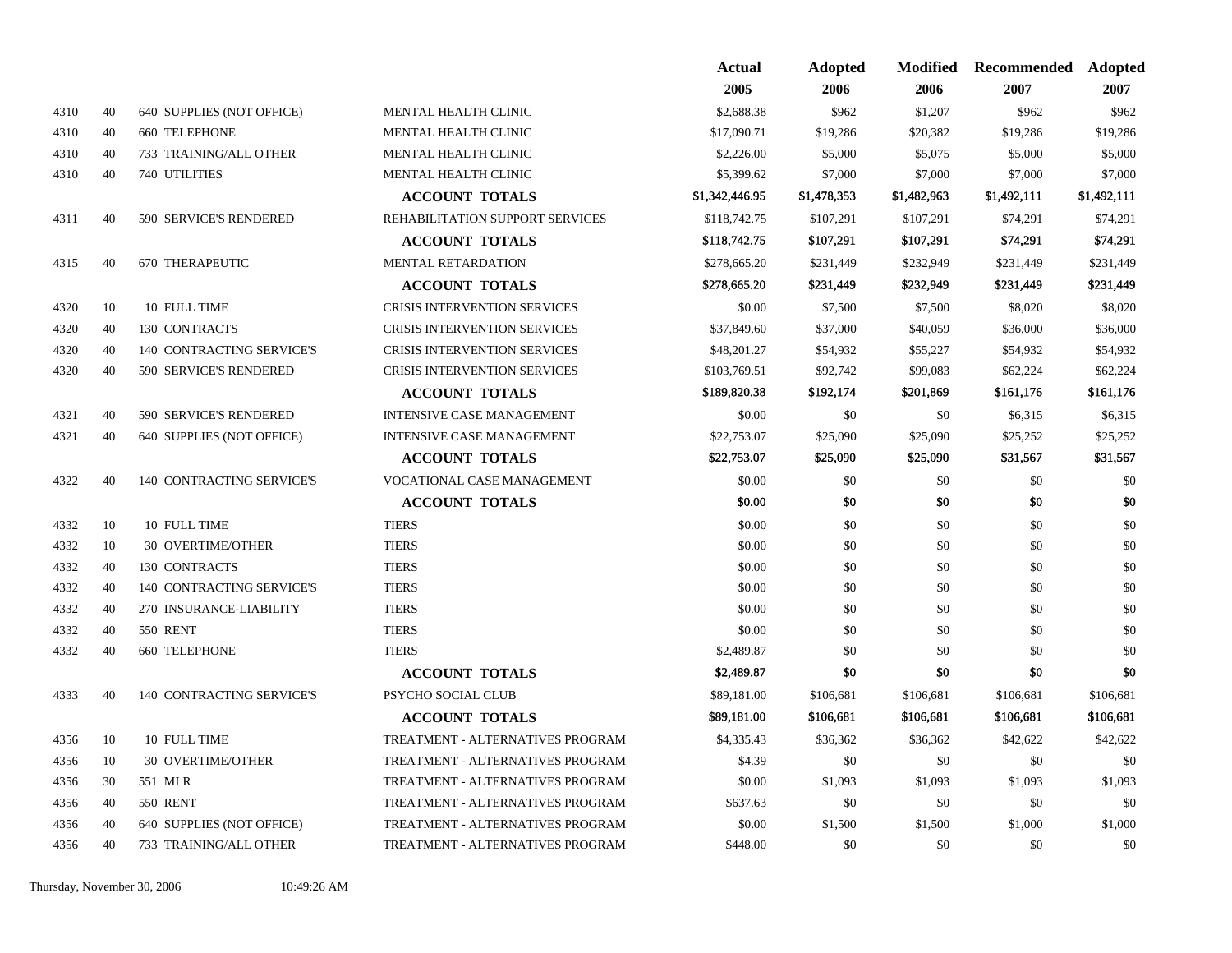| | | | | Actual 2005 | Adopted 2006 | Modified 2006 | Recommended 2007 | Adopted 2007 |
|---|---|---|---|---|---|---|---|---|
| 4310 | 40 | 640 SUPPLIES (NOT OFFICE) | MENTAL HEALTH CLINIC | $2,688.38 | $962 | $1,207 | $962 | $962 |
| 4310 | 40 | 660 TELEPHONE | MENTAL HEALTH CLINIC | $17,090.71 | $19,286 | $20,382 | $19,286 | $19,286 |
| 4310 | 40 | 733 TRAINING/ALL OTHER | MENTAL HEALTH CLINIC | $2,226.00 | $5,000 | $5,075 | $5,000 | $5,000 |
| 4310 | 40 | 740 UTILITIES | MENTAL HEALTH CLINIC | $5,399.62 | $7,000 | $7,000 | $7,000 | $7,000 |
| | | | **ACCOUNT TOTALS** | **$1,342,446.95** | **$1,478,353** | **$1,482,963** | **$1,492,111** | **$1,492,111** |
| 4311 | 40 | 590 SERVICE'S RENDERED | REHABILITATION SUPPORT SERVICES | $118,742.75 | $107,291 | $107,291 | $74,291 | $74,291 |
| | | | **ACCOUNT TOTALS** | **$118,742.75** | **$107,291** | **$107,291** | **$74,291** | **$74,291** |
| 4315 | 40 | 670 THERAPEUTIC | MENTAL RETARDATION | $278,665.20 | $231,449 | $232,949 | $231,449 | $231,449 |
| | | | **ACCOUNT TOTALS** | **$278,665.20** | **$231,449** | **$232,949** | **$231,449** | **$231,449** |
| 4320 | 10 | 10 FULL TIME | CRISIS INTERVENTION SERVICES | $0.00 | $7,500 | $7,500 | $8,020 | $8,020 |
| 4320 | 40 | 130 CONTRACTS | CRISIS INTERVENTION SERVICES | $37,849.60 | $37,000 | $40,059 | $36,000 | $36,000 |
| 4320 | 40 | 140 CONTRACTING SERVICE'S | CRISIS INTERVENTION SERVICES | $48,201.27 | $54,932 | $55,227 | $54,932 | $54,932 |
| 4320 | 40 | 590 SERVICE'S RENDERED | CRISIS INTERVENTION SERVICES | $103,769.51 | $92,742 | $99,083 | $62,224 | $62,224 |
| | | | **ACCOUNT TOTALS** | **$189,820.38** | **$192,174** | **$201,869** | **$161,176** | **$161,176** |
| 4321 | 40 | 590 SERVICE'S RENDERED | INTENSIVE CASE MANAGEMENT | $0.00 | $0 | $0 | $6,315 | $6,315 |
| 4321 | 40 | 640 SUPPLIES (NOT OFFICE) | INTENSIVE CASE MANAGEMENT | $22,753.07 | $25,090 | $25,090 | $25,252 | $25,252 |
| | | | **ACCOUNT TOTALS** | **$22,753.07** | **$25,090** | **$25,090** | **$31,567** | **$31,567** |
| 4322 | 40 | 140 CONTRACTING SERVICE'S | VOCATIONAL CASE MANAGEMENT | $0.00 | $0 | $0 | $0 | $0 |
| | | | **ACCOUNT TOTALS** | **$0.00** | **$0** | **$0** | **$0** | **$0** |
| 4332 | 10 | 10 FULL TIME | TIERS | $0.00 | $0 | $0 | $0 | $0 |
| 4332 | 10 | 30 OVERTIME/OTHER | TIERS | $0.00 | $0 | $0 | $0 | $0 |
| 4332 | 40 | 130 CONTRACTS | TIERS | $0.00 | $0 | $0 | $0 | $0 |
| 4332 | 40 | 140 CONTRACTING SERVICE'S | TIERS | $0.00 | $0 | $0 | $0 | $0 |
| 4332 | 40 | 270 INSURANCE-LIABILITY | TIERS | $0.00 | $0 | $0 | $0 | $0 |
| 4332 | 40 | 550 RENT | TIERS | $0.00 | $0 | $0 | $0 | $0 |
| 4332 | 40 | 660 TELEPHONE | TIERS | $2,489.87 | $0 | $0 | $0 | $0 |
| | | | **ACCOUNT TOTALS** | **$2,489.87** | **$0** | **$0** | **$0** | **$0** |
| 4333 | 40 | 140 CONTRACTING SERVICE'S | PSYCHO SOCIAL CLUB | $89,181.00 | $106,681 | $106,681 | $106,681 | $106,681 |
| | | | **ACCOUNT TOTALS** | **$89,181.00** | **$106,681** | **$106,681** | **$106,681** | **$106,681** |
| 4356 | 10 | 10 FULL TIME | TREATMENT - ALTERNATIVES PROGRAM | $4,335.43 | $36,362 | $36,362 | $42,622 | $42,622 |
| 4356 | 10 | 30 OVERTIME/OTHER | TREATMENT - ALTERNATIVES PROGRAM | $4.39 | $0 | $0 | $0 | $0 |
| 4356 | 30 | 551 MLR | TREATMENT - ALTERNATIVES PROGRAM | $0.00 | $1,093 | $1,093 | $1,093 | $1,093 |
| 4356 | 40 | 550 RENT | TREATMENT - ALTERNATIVES PROGRAM | $637.63 | $0 | $0 | $0 | $0 |
| 4356 | 40 | 640 SUPPLIES (NOT OFFICE) | TREATMENT - ALTERNATIVES PROGRAM | $0.00 | $1,500 | $1,500 | $1,000 | $1,000 |
| 4356 | 40 | 733 TRAINING/ALL OTHER | TREATMENT - ALTERNATIVES PROGRAM | $448.00 | $0 | $0 | $0 | $0 |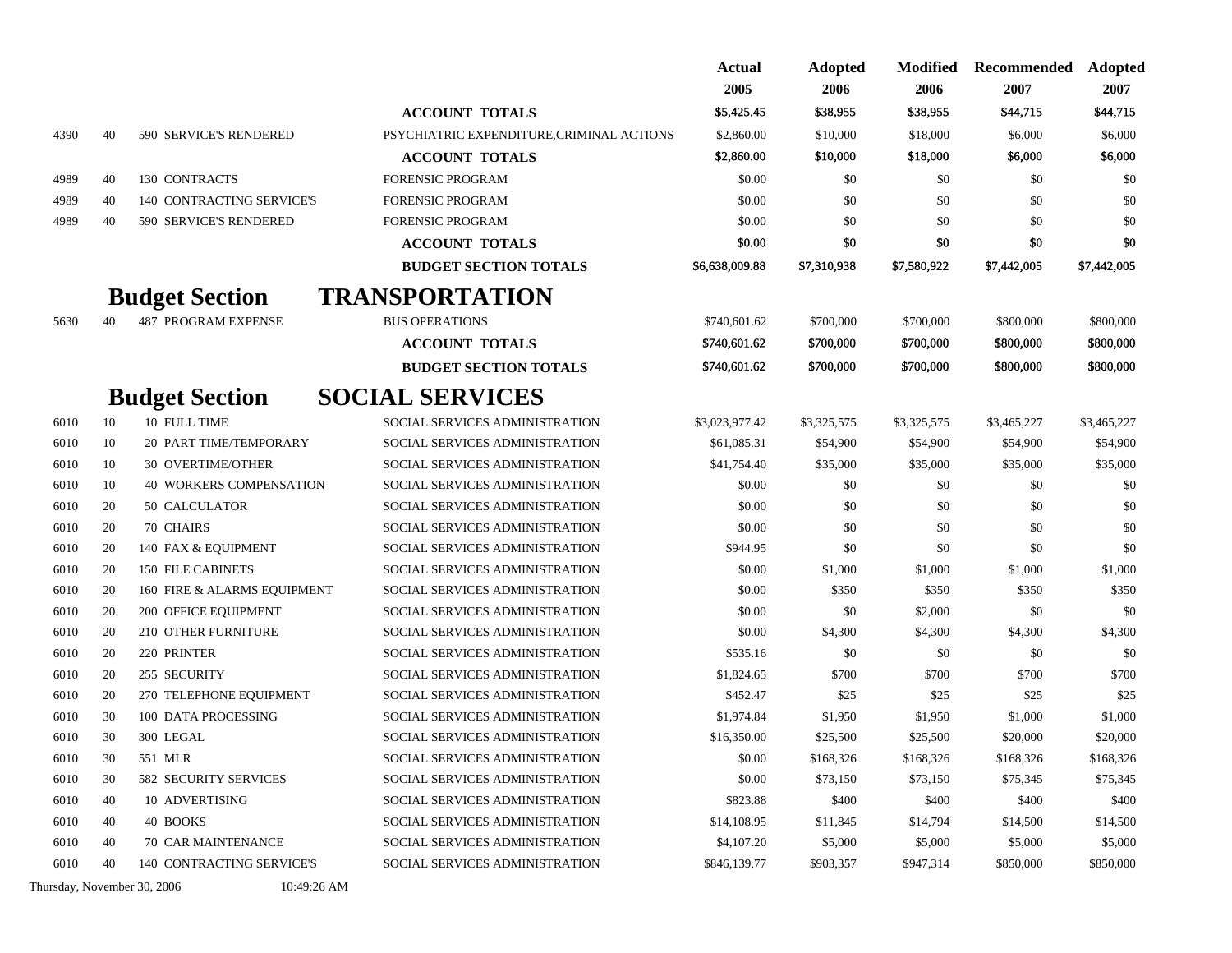| | | | | Actual 2005 | Adopted 2006 | Modified 2006 | Recommended 2007 | Adopted 2007 |
|---|---|---|---|---|---|---|---|---|
| | | | **ACCOUNT TOTALS** | $5,425.45 | $38,955 | $38,955 | $44,715 | $44,715 |
| 4390 | 40 | 590 SERVICE'S RENDERED | PSYCHIATRIC EXPENDITURE,CRIMINAL ACTIONS | $2,860.00 | $10,000 | $18,000 | $6,000 | $6,000 |
| | | | **ACCOUNT TOTALS** | $2,860.00 | $10,000 | $18,000 | $6,000 | $6,000 |
| 4989 | 40 | 130 CONTRACTS | FORENSIC PROGRAM | $0.00 | $0 | $0 | $0 | $0 |
| 4989 | 40 | 140 CONTRACTING SERVICE'S | FORENSIC PROGRAM | $0.00 | $0 | $0 | $0 | $0 |
| 4989 | 40 | 590 SERVICE'S RENDERED | FORENSIC PROGRAM | $0.00 | $0 | $0 | $0 | $0 |
| | | | **ACCOUNT TOTALS** | $0.00 | $0 | $0 | $0 | $0 |
| | | | **BUDGET SECTION TOTALS** | $6,638,009.88 | $7,310,938 | $7,580,922 | $7,442,005 | $7,442,005 |

## Budget Section TRANSPORTATION

| | | | | Actual 2005 | Adopted 2006 | Modified 2006 | Recommended 2007 | Adopted 2007 |
|---|---|---|---|---|---|---|---|---|
| 5630 | 40 | 487 PROGRAM EXPENSE | BUS OPERATIONS | $740,601.62 | $700,000 | $700,000 | $800,000 | $800,000 |
| | | | **ACCOUNT TOTALS** | $740,601.62 | $700,000 | $700,000 | $800,000 | $800,000 |
| | | | **BUDGET SECTION TOTALS** | $740,601.62 | $700,000 | $700,000 | $800,000 | $800,000 |

## Budget Section SOCIAL SERVICES

| | | | | Actual 2005 | Adopted 2006 | Modified 2006 | Recommended 2007 | Adopted 2007 |
|---|---|---|---|---|---|---|---|---|
| 6010 | 10 | 10 FULL TIME | SOCIAL SERVICES ADMINISTRATION | $3,023,977.42 | $3,325,575 | $3,325,575 | $3,465,227 | $3,465,227 |
| 6010 | 10 | 20 PART TIME/TEMPORARY | SOCIAL SERVICES ADMINISTRATION | $61,085.31 | $54,900 | $54,900 | $54,900 | $54,900 |
| 6010 | 10 | 30 OVERTIME/OTHER | SOCIAL SERVICES ADMINISTRATION | $41,754.40 | $35,000 | $35,000 | $35,000 | $35,000 |
| 6010 | 10 | 40 WORKERS COMPENSATION | SOCIAL SERVICES ADMINISTRATION | $0.00 | $0 | $0 | $0 | $0 |
| 6010 | 20 | 50 CALCULATOR | SOCIAL SERVICES ADMINISTRATION | $0.00 | $0 | $0 | $0 | $0 |
| 6010 | 20 | 70 CHAIRS | SOCIAL SERVICES ADMINISTRATION | $0.00 | $0 | $0 | $0 | $0 |
| 6010 | 20 | 140 FAX & EQUIPMENT | SOCIAL SERVICES ADMINISTRATION | $944.95 | $0 | $0 | $0 | $0 |
| 6010 | 20 | 150 FILE CABINETS | SOCIAL SERVICES ADMINISTRATION | $0.00 | $1,000 | $1,000 | $1,000 | $1,000 |
| 6010 | 20 | 160 FIRE & ALARMS EQUIPMENT | SOCIAL SERVICES ADMINISTRATION | $0.00 | $350 | $350 | $350 | $350 |
| 6010 | 20 | 200 OFFICE EQUIPMENT | SOCIAL SERVICES ADMINISTRATION | $0.00 | $0 | $2,000 | $0 | $0 |
| 6010 | 20 | 210 OTHER FURNITURE | SOCIAL SERVICES ADMINISTRATION | $0.00 | $4,300 | $4,300 | $4,300 | $4,300 |
| 6010 | 20 | 220 PRINTER | SOCIAL SERVICES ADMINISTRATION | $535.16 | $0 | $0 | $0 | $0 |
| 6010 | 20 | 255 SECURITY | SOCIAL SERVICES ADMINISTRATION | $1,824.65 | $700 | $700 | $700 | $700 |
| 6010 | 20 | 270 TELEPHONE EQUIPMENT | SOCIAL SERVICES ADMINISTRATION | $452.47 | $25 | $25 | $25 | $25 |
| 6010 | 30 | 100 DATA PROCESSING | SOCIAL SERVICES ADMINISTRATION | $1,974.84 | $1,950 | $1,950 | $1,000 | $1,000 |
| 6010 | 30 | 300 LEGAL | SOCIAL SERVICES ADMINISTRATION | $16,350.00 | $25,500 | $25,500 | $20,000 | $20,000 |
| 6010 | 30 | 551 MLR | SOCIAL SERVICES ADMINISTRATION | $0.00 | $168,326 | $168,326 | $168,326 | $168,326 |
| 6010 | 30 | 582 SECURITY SERVICES | SOCIAL SERVICES ADMINISTRATION | $0.00 | $73,150 | $73,150 | $75,345 | $75,345 |
| 6010 | 40 | 10 ADVERTISING | SOCIAL SERVICES ADMINISTRATION | $823.88 | $400 | $400 | $400 | $400 |
| 6010 | 40 | 40 BOOKS | SOCIAL SERVICES ADMINISTRATION | $14,108.95 | $11,845 | $14,794 | $14,500 | $14,500 |
| 6010 | 40 | 70 CAR MAINTENANCE | SOCIAL SERVICES ADMINISTRATION | $4,107.20 | $5,000 | $5,000 | $5,000 | $5,000 |
| 6010 | 40 | 140 CONTRACTING SERVICE'S | SOCIAL SERVICES ADMINISTRATION | $846,139.77 | $903,357 | $947,314 | $850,000 | $850,000 |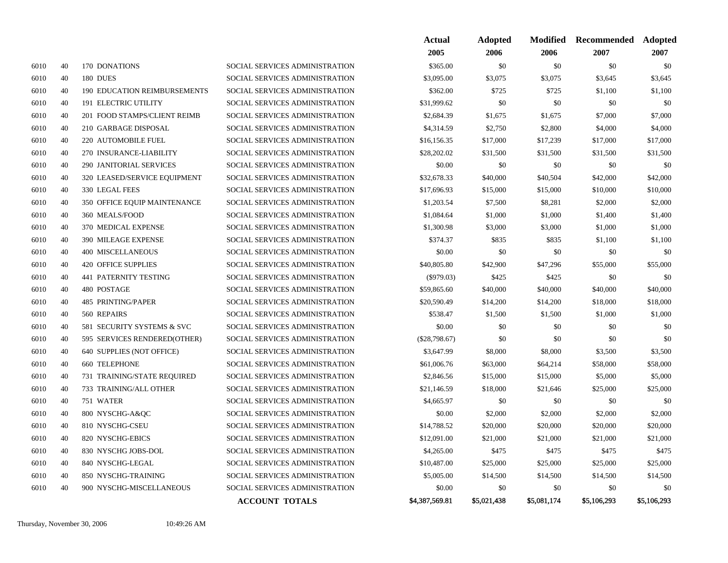| | | | | Actual 2005 | Adopted 2006 | Modified 2006 | Recommended 2007 | Adopted 2007 |
|---|---|---|---|---|---|---|---|---|
| 6010 | 40 | 170 DONATIONS | SOCIAL SERVICES ADMINISTRATION | $365.00 | $0 | $0 | $0 | $0 |
| 6010 | 40 | 180 DUES | SOCIAL SERVICES ADMINISTRATION | $3,095.00 | $3,075 | $3,075 | $3,645 | $3,645 |
| 6010 | 40 | 190 EDUCATION REIMBURSEMENTS | SOCIAL SERVICES ADMINISTRATION | $362.00 | $725 | $725 | $1,100 | $1,100 |
| 6010 | 40 | 191 ELECTRIC UTILITY | SOCIAL SERVICES ADMINISTRATION | $31,999.62 | $0 | $0 | $0 | $0 |
| 6010 | 40 | 201 FOOD STAMPS/CLIENT REIMB | SOCIAL SERVICES ADMINISTRATION | $2,684.39 | $1,675 | $1,675 | $7,000 | $7,000 |
| 6010 | 40 | 210 GARBAGE DISPOSAL | SOCIAL SERVICES ADMINISTRATION | $4,314.59 | $2,750 | $2,800 | $4,000 | $4,000 |
| 6010 | 40 | 220 AUTOMOBILE FUEL | SOCIAL SERVICES ADMINISTRATION | $16,156.35 | $17,000 | $17,239 | $17,000 | $17,000 |
| 6010 | 40 | 270 INSURANCE-LIABILITY | SOCIAL SERVICES ADMINISTRATION | $28,202.02 | $31,500 | $31,500 | $31,500 | $31,500 |
| 6010 | 40 | 290 JANITORIAL SERVICES | SOCIAL SERVICES ADMINISTRATION | $0.00 | $0 | $0 | $0 | $0 |
| 6010 | 40 | 320 LEASED/SERVICE EQUIPMENT | SOCIAL SERVICES ADMINISTRATION | $32,678.33 | $40,000 | $40,504 | $42,000 | $42,000 |
| 6010 | 40 | 330 LEGAL FEES | SOCIAL SERVICES ADMINISTRATION | $17,696.93 | $15,000 | $15,000 | $10,000 | $10,000 |
| 6010 | 40 | 350 OFFICE EQUIP MAINTENANCE | SOCIAL SERVICES ADMINISTRATION | $1,203.54 | $7,500 | $8,281 | $2,000 | $2,000 |
| 6010 | 40 | 360 MEALS/FOOD | SOCIAL SERVICES ADMINISTRATION | $1,084.64 | $1,000 | $1,000 | $1,400 | $1,400 |
| 6010 | 40 | 370 MEDICAL EXPENSE | SOCIAL SERVICES ADMINISTRATION | $1,300.98 | $3,000 | $3,000 | $1,000 | $1,000 |
| 6010 | 40 | 390 MILEAGE EXPENSE | SOCIAL SERVICES ADMINISTRATION | $374.37 | $835 | $835 | $1,100 | $1,100 |
| 6010 | 40 | 400 MISCELLANEOUS | SOCIAL SERVICES ADMINISTRATION | $0.00 | $0 | $0 | $0 | $0 |
| 6010 | 40 | 420 OFFICE SUPPLIES | SOCIAL SERVICES ADMINISTRATION | $40,805.80 | $42,900 | $47,296 | $55,000 | $55,000 |
| 6010 | 40 | 441 PATERNITY TESTING | SOCIAL SERVICES ADMINISTRATION | ($979.03) | $425 | $425 | $0 | $0 |
| 6010 | 40 | 480 POSTAGE | SOCIAL SERVICES ADMINISTRATION | $59,865.60 | $40,000 | $40,000 | $40,000 | $40,000 |
| 6010 | 40 | 485 PRINTING/PAPER | SOCIAL SERVICES ADMINISTRATION | $20,590.49 | $14,200 | $14,200 | $18,000 | $18,000 |
| 6010 | 40 | 560 REPAIRS | SOCIAL SERVICES ADMINISTRATION | $538.47 | $1,500 | $1,500 | $1,000 | $1,000 |
| 6010 | 40 | 581 SECURITY SYSTEMS & SVC | SOCIAL SERVICES ADMINISTRATION | $0.00 | $0 | $0 | $0 | $0 |
| 6010 | 40 | 595 SERVICES RENDERED(OTHER) | SOCIAL SERVICES ADMINISTRATION | ($28,798.67) | $0 | $0 | $0 | $0 |
| 6010 | 40 | 640 SUPPLIES (NOT OFFICE) | SOCIAL SERVICES ADMINISTRATION | $3,647.99 | $8,000 | $8,000 | $3,500 | $3,500 |
| 6010 | 40 | 660 TELEPHONE | SOCIAL SERVICES ADMINISTRATION | $61,006.76 | $63,000 | $64,214 | $58,000 | $58,000 |
| 6010 | 40 | 731 TRAINING/STATE REQUIRED | SOCIAL SERVICES ADMINISTRATION | $2,846.56 | $15,000 | $15,000 | $5,000 | $5,000 |
| 6010 | 40 | 733 TRAINING/ALL OTHER | SOCIAL SERVICES ADMINISTRATION | $21,146.59 | $18,000 | $21,646 | $25,000 | $25,000 |
| 6010 | 40 | 751 WATER | SOCIAL SERVICES ADMINISTRATION | $4,665.97 | $0 | $0 | $0 | $0 |
| 6010 | 40 | 800 NYSCHG-A&QC | SOCIAL SERVICES ADMINISTRATION | $0.00 | $2,000 | $2,000 | $2,000 | $2,000 |
| 6010 | 40 | 810 NYSCHG-CSEU | SOCIAL SERVICES ADMINISTRATION | $14,788.52 | $20,000 | $20,000 | $20,000 | $20,000 |
| 6010 | 40 | 820 NYSCHG-EBICS | SOCIAL SERVICES ADMINISTRATION | $12,091.00 | $21,000 | $21,000 | $21,000 | $21,000 |
| 6010 | 40 | 830 NYSCHG JOBS-DOL | SOCIAL SERVICES ADMINISTRATION | $4,265.00 | $475 | $475 | $475 | $475 |
| 6010 | 40 | 840 NYSCHG-LEGAL | SOCIAL SERVICES ADMINISTRATION | $10,487.00 | $25,000 | $25,000 | $25,000 | $25,000 |
| 6010 | 40 | 850 NYSCHG-TRAINING | SOCIAL SERVICES ADMINISTRATION | $5,005.00 | $14,500 | $14,500 | $14,500 | $14,500 |
| 6010 | 40 | 900 NYSCHG-MISCELLANEOUS | SOCIAL SERVICES ADMINISTRATION | $0.00 | $0 | $0 | $0 | $0 |
| | | | **ACCOUNT TOTALS** | $4,387,569.81 | $5,021,438 | $5,081,174 | $5,106,293 | $5,106,293 |

Thursday, November 30, 2006 10:49:26 AM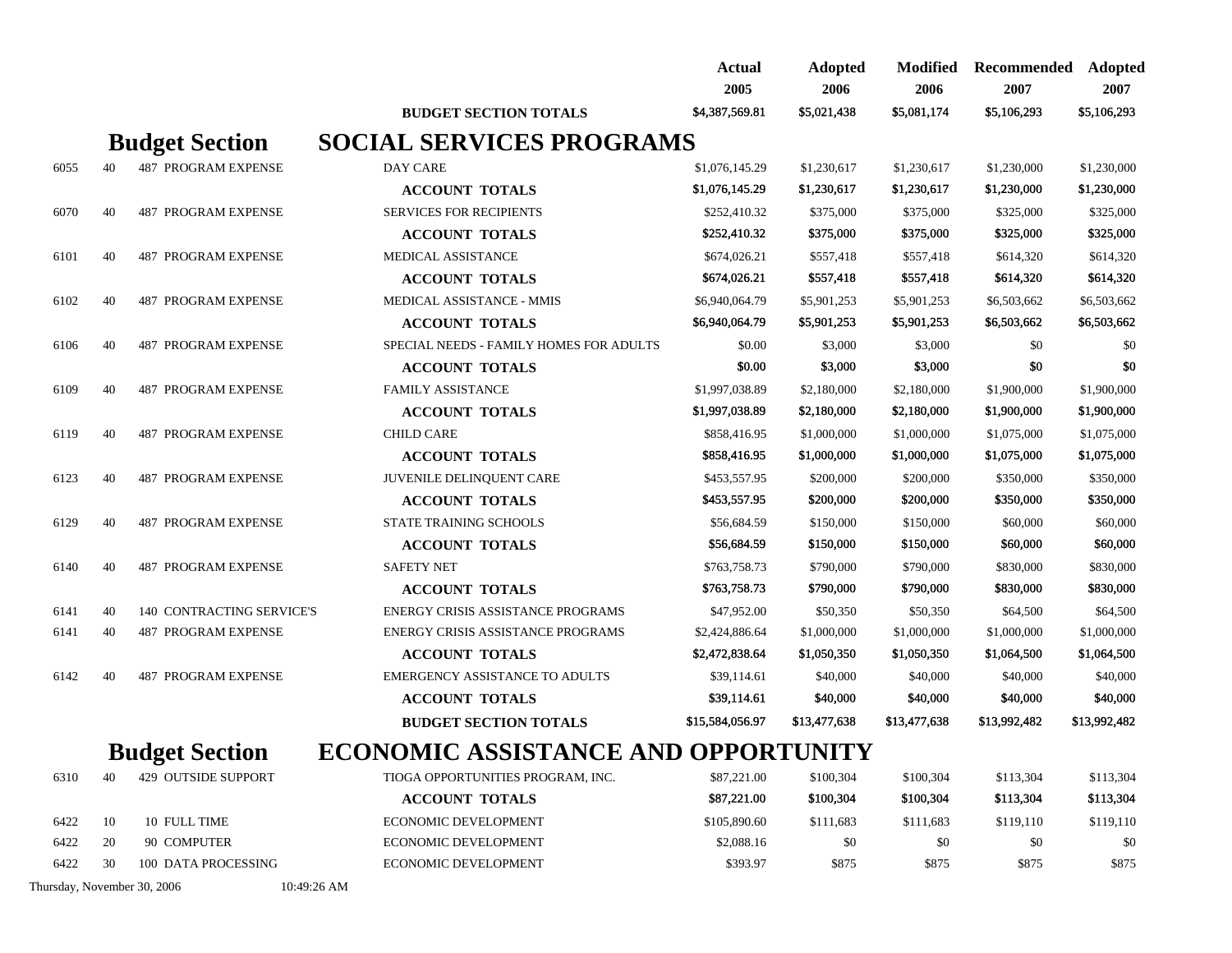| | | | | Actual 2005 | Adopted 2006 | Modified 2006 | Recommended 2007 | Adopted 2007 |
|---|---|---|---|---|---|---|---|---|
| | | | **BUDGET SECTION TOTALS** | **$4,387,569.81** | **$5,021,438** | **$5,081,174** | **$5,106,293** | **$5,106,293** |

## Budget Section SOCIAL SERVICES PROGRAMS

| | | | | Actual 2005 | Adopted 2006 | Modified 2006 | Recommended 2007 | Adopted 2007 |
|---|---|---|---|---|---|---|---|---|
| 6055 | 40 | 487 PROGRAM EXPENSE | DAY CARE | $1,076,145.29 | $1,230,617 | $1,230,617 | $1,230,000 | $1,230,000 |
| | | | **ACCOUNT TOTALS** | **$1,076,145.29** | **$1,230,617** | **$1,230,617** | **$1,230,000** | **$1,230,000** |
| 6070 | 40 | 487 PROGRAM EXPENSE | SERVICES FOR RECIPIENTS | $252,410.32 | $375,000 | $375,000 | $325,000 | $325,000 |
| | | | **ACCOUNT TOTALS** | **$252,410.32** | **$375,000** | **$375,000** | **$325,000** | **$325,000** |
| 6101 | 40 | 487 PROGRAM EXPENSE | MEDICAL ASSISTANCE | $674,026.21 | $557,418 | $557,418 | $614,320 | $614,320 |
| | | | **ACCOUNT TOTALS** | **$674,026.21** | **$557,418** | **$557,418** | **$614,320** | **$614,320** |
| 6102 | 40 | 487 PROGRAM EXPENSE | MEDICAL ASSISTANCE - MMIS | $6,940,064.79 | $5,901,253 | $5,901,253 | $6,503,662 | $6,503,662 |
| | | | **ACCOUNT TOTALS** | **$6,940,064.79** | **$5,901,253** | **$5,901,253** | **$6,503,662** | **$6,503,662** |
| 6106 | 40 | 487 PROGRAM EXPENSE | SPECIAL NEEDS - FAMILY HOMES FOR ADULTS | $0.00 | $3,000 | $3,000 | $0 | $0 |
| | | | **ACCOUNT TOTALS** | **$0.00** | **$3,000** | **$3,000** | **$0** | **$0** |
| 6109 | 40 | 487 PROGRAM EXPENSE | FAMILY ASSISTANCE | $1,997,038.89 | $2,180,000 | $2,180,000 | $1,900,000 | $1,900,000 |
| | | | **ACCOUNT TOTALS** | **$1,997,038.89** | **$2,180,000** | **$2,180,000** | **$1,900,000** | **$1,900,000** |
| 6119 | 40 | 487 PROGRAM EXPENSE | CHILD CARE | $858,416.95 | $1,000,000 | $1,000,000 | $1,075,000 | $1,075,000 |
| | | | **ACCOUNT TOTALS** | **$858,416.95** | **$1,000,000** | **$1,000,000** | **$1,075,000** | **$1,075,000** |
| 6123 | 40 | 487 PROGRAM EXPENSE | JUVENILE DELINQUENT CARE | $453,557.95 | $200,000 | $200,000 | $350,000 | $350,000 |
| | | | **ACCOUNT TOTALS** | **$453,557.95** | **$200,000** | **$200,000** | **$350,000** | **$350,000** |
| 6129 | 40 | 487 PROGRAM EXPENSE | STATE TRAINING SCHOOLS | $56,684.59 | $150,000 | $150,000 | $60,000 | $60,000 |
| | | | **ACCOUNT TOTALS** | **$56,684.59** | **$150,000** | **$150,000** | **$60,000** | **$60,000** |
| 6140 | 40 | 487 PROGRAM EXPENSE | SAFETY NET | $763,758.73 | $790,000 | $790,000 | $830,000 | $830,000 |
| | | | **ACCOUNT TOTALS** | **$763,758.73** | **$790,000** | **$790,000** | **$830,000** | **$830,000** |
| 6141 | 40 | 140 CONTRACTING SERVICE'S | ENERGY CRISIS ASSISTANCE PROGRAMS | $47,952.00 | $50,350 | $50,350 | $64,500 | $64,500 |
| 6141 | 40 | 487 PROGRAM EXPENSE | ENERGY CRISIS ASSISTANCE PROGRAMS | $2,424,886.64 | $1,000,000 | $1,000,000 | $1,000,000 | $1,000,000 |
| | | | **ACCOUNT TOTALS** | **$2,472,838.64** | **$1,050,350** | **$1,050,350** | **$1,064,500** | **$1,064,500** |
| 6142 | 40 | 487 PROGRAM EXPENSE | EMERGENCY ASSISTANCE TO ADULTS | $39,114.61 | $40,000 | $40,000 | $40,000 | $40,000 |
| | | | **ACCOUNT TOTALS** | **$39,114.61** | **$40,000** | **$40,000** | **$40,000** | **$40,000** |
| | | | **BUDGET SECTION TOTALS** | **$15,584,056.97** | **$13,477,638** | **$13,477,638** | **$13,992,482** | **$13,992,482** |

## Budget Section ECONOMIC ASSISTANCE AND OPPORTUNITY

| | | | | Actual 2005 | Adopted 2006 | Modified 2006 | Recommended 2007 | Adopted 2007 |
|---|---|---|---|---|---|---|---|---|
| 6310 | 40 | 429 OUTSIDE SUPPORT | TIOGA OPPORTUNITIES PROGRAM, INC. | $87,221.00 | $100,304 | $100,304 | $113,304 | $113,304 |
| | | | **ACCOUNT TOTALS** | **$87,221.00** | **$100,304** | **$100,304** | **$113,304** | **$113,304** |
| 6422 | 10 | 10 FULL TIME | ECONOMIC DEVELOPMENT | $105,890.60 | $111,683 | $111,683 | $119,110 | $119,110 |
| 6422 | 20 | 90 COMPUTER | ECONOMIC DEVELOPMENT | $2,088.16 | $0 | $0 | $0 | $0 |
| 6422 | 30 | 100 DATA PROCESSING | ECONOMIC DEVELOPMENT | $393.97 | $875 | $875 | $875 | $875 |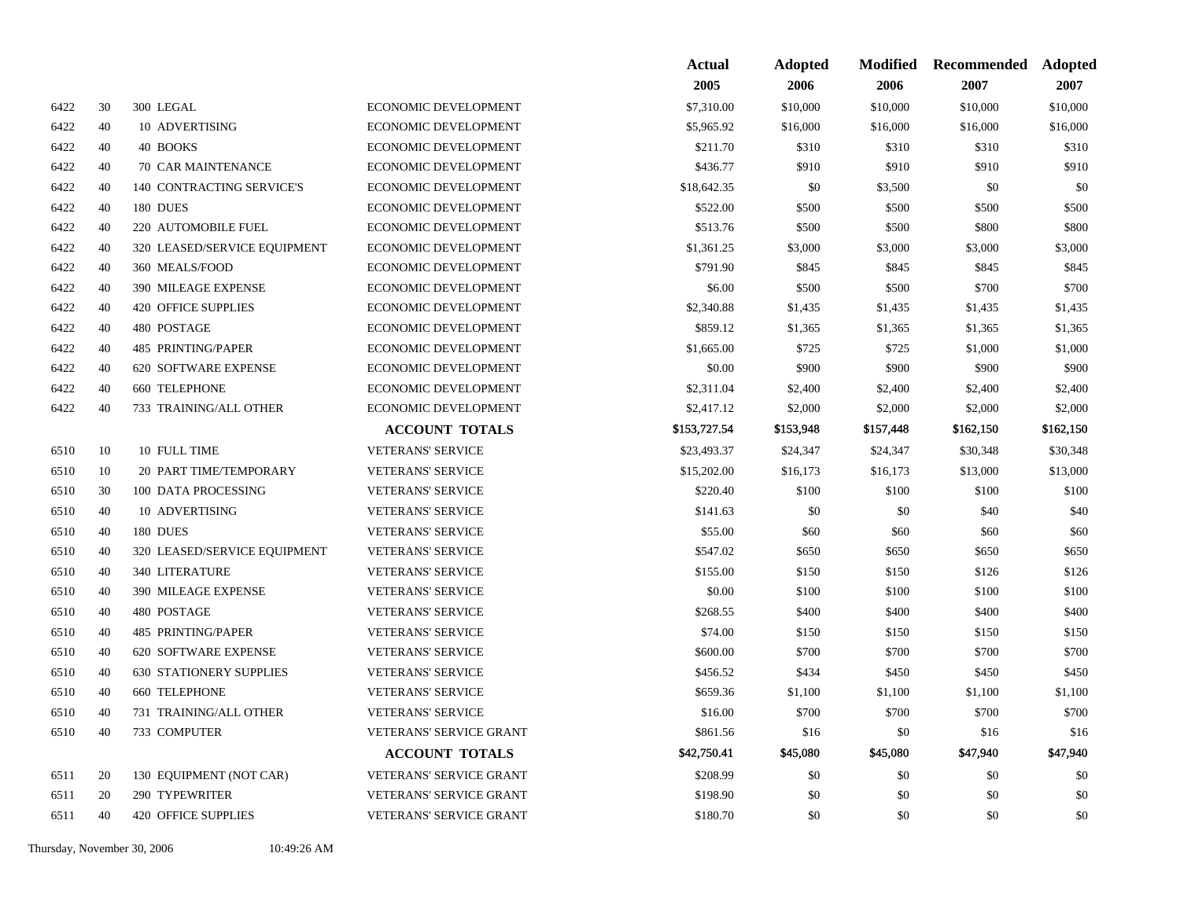| | | | | Actual 2005 | Adopted 2006 | Modified 2006 | Recommended 2007 | Adopted 2007 |
|---|---|---|---|---|---|---|---|---|
| 6422 | 30 | 300 LEGAL | ECONOMIC DEVELOPMENT | $7,310.00 | $10,000 | $10,000 | $10,000 | $10,000 |
| 6422 | 40 | 10 ADVERTISING | ECONOMIC DEVELOPMENT | $5,965.92 | $16,000 | $16,000 | $16,000 | $16,000 |
| 6422 | 40 | 40 BOOKS | ECONOMIC DEVELOPMENT | $211.70 | $310 | $310 | $310 | $310 |
| 6422 | 40 | 70 CAR MAINTENANCE | ECONOMIC DEVELOPMENT | $436.77 | $910 | $910 | $910 | $910 |
| 6422 | 40 | 140 CONTRACTING SERVICE'S | ECONOMIC DEVELOPMENT | $18,642.35 | $0 | $3,500 | $0 | $0 |
| 6422 | 40 | 180 DUES | ECONOMIC DEVELOPMENT | $522.00 | $500 | $500 | $500 | $500 |
| 6422 | 40 | 220 AUTOMOBILE FUEL | ECONOMIC DEVELOPMENT | $513.76 | $500 | $500 | $800 | $800 |
| 6422 | 40 | 320 LEASED/SERVICE EQUIPMENT | ECONOMIC DEVELOPMENT | $1,361.25 | $3,000 | $3,000 | $3,000 | $3,000 |
| 6422 | 40 | 360 MEALS/FOOD | ECONOMIC DEVELOPMENT | $791.90 | $845 | $845 | $845 | $845 |
| 6422 | 40 | 390 MILEAGE EXPENSE | ECONOMIC DEVELOPMENT | $6.00 | $500 | $500 | $700 | $700 |
| 6422 | 40 | 420 OFFICE SUPPLIES | ECONOMIC DEVELOPMENT | $2,340.88 | $1,435 | $1,435 | $1,435 | $1,435 |
| 6422 | 40 | 480 POSTAGE | ECONOMIC DEVELOPMENT | $859.12 | $1,365 | $1,365 | $1,365 | $1,365 |
| 6422 | 40 | 485 PRINTING/PAPER | ECONOMIC DEVELOPMENT | $1,665.00 | $725 | $725 | $1,000 | $1,000 |
| 6422 | 40 | 620 SOFTWARE EXPENSE | ECONOMIC DEVELOPMENT | $0.00 | $900 | $900 | $900 | $900 |
| 6422 | 40 | 660 TELEPHONE | ECONOMIC DEVELOPMENT | $2,311.04 | $2,400 | $2,400 | $2,400 | $2,400 |
| 6422 | 40 | 733 TRAINING/ALL OTHER | ECONOMIC DEVELOPMENT | $2,417.12 | $2,000 | $2,000 | $2,000 | $2,000 |
| | | | **ACCOUNT TOTALS** | $153,727.54 | $153,948 | $157,448 | $162,150 | $162,150 |
| 6510 | 10 | 10 FULL TIME | VETERANS' SERVICE | $23,493.37 | $24,347 | $24,347 | $30,348 | $30,348 |
| 6510 | 10 | 20 PART TIME/TEMPORARY | VETERANS' SERVICE | $15,202.00 | $16,173 | $16,173 | $13,000 | $13,000 |
| 6510 | 30 | 100 DATA PROCESSING | VETERANS' SERVICE | $220.40 | $100 | $100 | $100 | $100 |
| 6510 | 40 | 10 ADVERTISING | VETERANS' SERVICE | $141.63 | $0 | $0 | $40 | $40 |
| 6510 | 40 | 180 DUES | VETERANS' SERVICE | $55.00 | $60 | $60 | $60 | $60 |
| 6510 | 40 | 320 LEASED/SERVICE EQUIPMENT | VETERANS' SERVICE | $547.02 | $650 | $650 | $650 | $650 |
| 6510 | 40 | 340 LITERATURE | VETERANS' SERVICE | $155.00 | $150 | $150 | $126 | $126 |
| 6510 | 40 | 390 MILEAGE EXPENSE | VETERANS' SERVICE | $0.00 | $100 | $100 | $100 | $100 |
| 6510 | 40 | 480 POSTAGE | VETERANS' SERVICE | $268.55 | $400 | $400 | $400 | $400 |
| 6510 | 40 | 485 PRINTING/PAPER | VETERANS' SERVICE | $74.00 | $150 | $150 | $150 | $150 |
| 6510 | 40 | 620 SOFTWARE EXPENSE | VETERANS' SERVICE | $600.00 | $700 | $700 | $700 | $700 |
| 6510 | 40 | 630 STATIONERY SUPPLIES | VETERANS' SERVICE | $456.52 | $434 | $450 | $450 | $450 |
| 6510 | 40 | 660 TELEPHONE | VETERANS' SERVICE | $659.36 | $1,100 | $1,100 | $1,100 | $1,100 |
| 6510 | 40 | 731 TRAINING/ALL OTHER | VETERANS' SERVICE | $16.00 | $700 | $700 | $700 | $700 |
| 6510 | 40 | 733 COMPUTER | VETERANS' SERVICE GRANT | $861.56 | $16 | $0 | $16 | $16 |
| | | | **ACCOUNT TOTALS** | $42,750.41 | $45,080 | $45,080 | $47,940 | $47,940 |
| 6511 | 20 | 130 EQUIPMENT (NOT CAR) | VETERANS' SERVICE GRANT | $208.99 | $0 | $0 | $0 | $0 |
| 6511 | 20 | 290 TYPEWRITER | VETERANS' SERVICE GRANT | $198.90 | $0 | $0 | $0 | $0 |
| 6511 | 40 | 420 OFFICE SUPPLIES | VETERANS' SERVICE GRANT | $180.70 | $0 | $0 | $0 | $0 |

Thursday, November 30, 2006 10:49:26 AM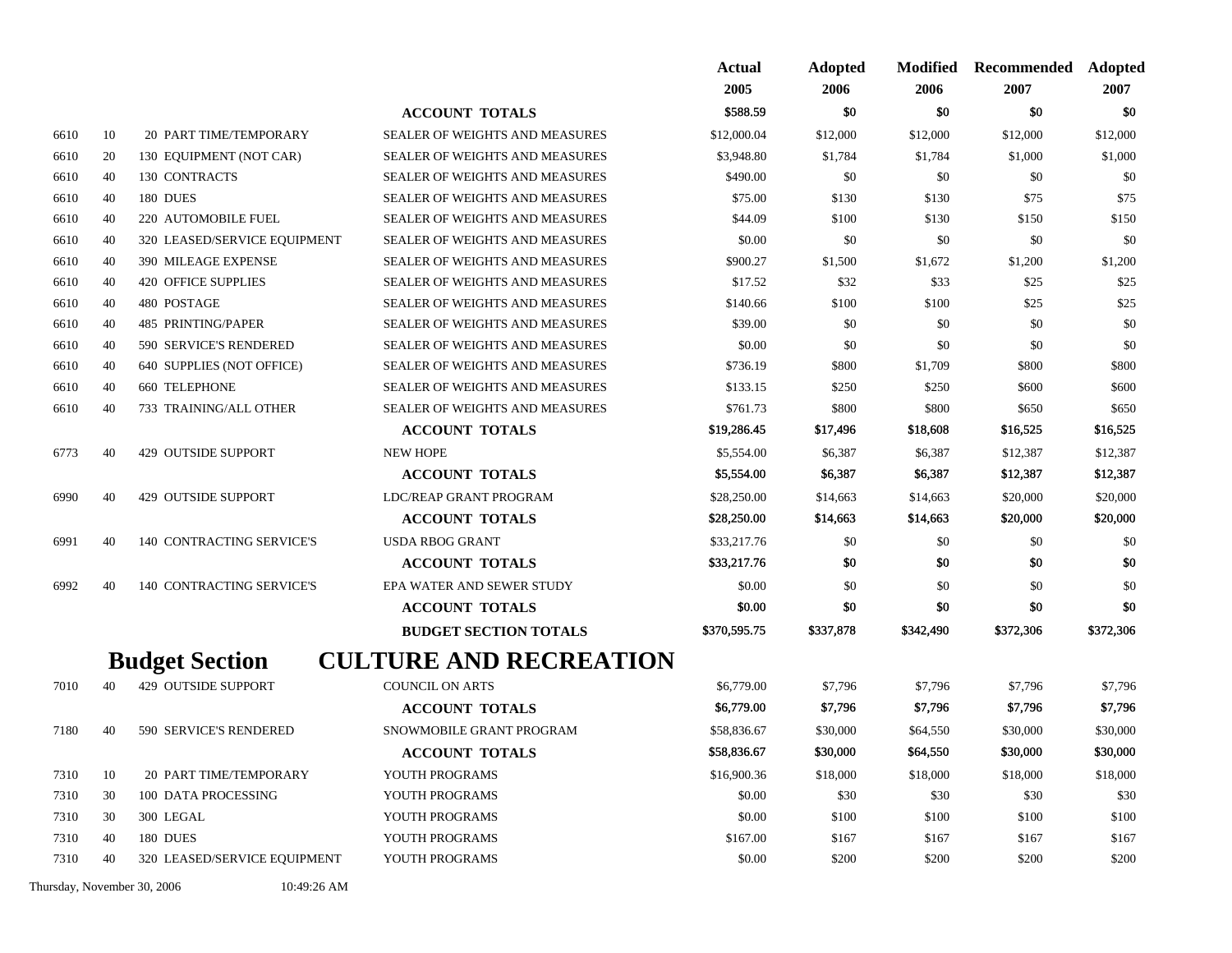| | | | | Actual 2005 | Adopted 2006 | Modified 2006 | Recommended 2007 | Adopted 2007 |
|---|---|---|---|---|---|---|---|---|
| | | | **ACCOUNT TOTALS** | **$588.59** | **$0** | **$0** | **$0** | **$0** |
| 6610 | 10 | 20 PART TIME/TEMPORARY | SEALER OF WEIGHTS AND MEASURES | $12,000.04 | $12,000 | $12,000 | $12,000 | $12,000 |
| 6610 | 20 | 130 EQUIPMENT (NOT CAR) | SEALER OF WEIGHTS AND MEASURES | $3,948.80 | $1,784 | $1,784 | $1,000 | $1,000 |
| 6610 | 40 | 130 CONTRACTS | SEALER OF WEIGHTS AND MEASURES | $490.00 | $0 | $0 | $0 | $0 |
| 6610 | 40 | 180 DUES | SEALER OF WEIGHTS AND MEASURES | $75.00 | $130 | $130 | $75 | $75 |
| 6610 | 40 | 220 AUTOMOBILE FUEL | SEALER OF WEIGHTS AND MEASURES | $44.09 | $100 | $130 | $150 | $150 |
| 6610 | 40 | 320 LEASED/SERVICE EQUIPMENT | SEALER OF WEIGHTS AND MEASURES | $0.00 | $0 | $0 | $0 | $0 |
| 6610 | 40 | 390 MILEAGE EXPENSE | SEALER OF WEIGHTS AND MEASURES | $900.27 | $1,500 | $1,672 | $1,200 | $1,200 |
| 6610 | 40 | 420 OFFICE SUPPLIES | SEALER OF WEIGHTS AND MEASURES | $17.52 | $32 | $33 | $25 | $25 |
| 6610 | 40 | 480 POSTAGE | SEALER OF WEIGHTS AND MEASURES | $140.66 | $100 | $100 | $25 | $25 |
| 6610 | 40 | 485 PRINTING/PAPER | SEALER OF WEIGHTS AND MEASURES | $39.00 | $0 | $0 | $0 | $0 |
| 6610 | 40 | 590 SERVICE'S RENDERED | SEALER OF WEIGHTS AND MEASURES | $0.00 | $0 | $0 | $0 | $0 |
| 6610 | 40 | 640 SUPPLIES (NOT OFFICE) | SEALER OF WEIGHTS AND MEASURES | $736.19 | $800 | $1,709 | $800 | $800 |
| 6610 | 40 | 660 TELEPHONE | SEALER OF WEIGHTS AND MEASURES | $133.15 | $250 | $250 | $600 | $600 |
| 6610 | 40 | 733 TRAINING/ALL OTHER | SEALER OF WEIGHTS AND MEASURES | $761.73 | $800 | $800 | $650 | $650 |
| | | | **ACCOUNT TOTALS** | **$19,286.45** | **$17,496** | **$18,608** | **$16,525** | **$16,525** |
| 6773 | 40 | 429 OUTSIDE SUPPORT | NEW HOPE | $5,554.00 | $6,387 | $6,387 | $12,387 | $12,387 |
| | | | **ACCOUNT TOTALS** | **$5,554.00** | **$6,387** | **$6,387** | **$12,387** | **$12,387** |
| 6990 | 40 | 429 OUTSIDE SUPPORT | LDC/REAP GRANT PROGRAM | $28,250.00 | $14,663 | $14,663 | $20,000 | $20,000 |
| | | | **ACCOUNT TOTALS** | **$28,250.00** | **$14,663** | **$14,663** | **$20,000** | **$20,000** |
| 6991 | 40 | 140 CONTRACTING SERVICE'S | USDA RBOG GRANT | $33,217.76 | $0 | $0 | $0 | $0 |
| | | | **ACCOUNT TOTALS** | **$33,217.76** | **$0** | **$0** | **$0** | **$0** |
| 6992 | 40 | 140 CONTRACTING SERVICE'S | EPA WATER AND SEWER STUDY | $0.00 | $0 | $0 | $0 | $0 |
| | | | **ACCOUNT TOTALS** | **$0.00** | **$0** | **$0** | **$0** | **$0** |
| | | | **BUDGET SECTION TOTALS** | **$370,595.75** | **$337,878** | **$342,490** | **$372,306** | **$372,306** |

## Budget Section CULTURE AND RECREATION

| | | | | Actual 2005 | Adopted 2006 | Modified 2006 | Recommended 2007 | Adopted 2007 |
|---|---|---|---|---|---|---|---|---|
| 7010 | 40 | 429 OUTSIDE SUPPORT | COUNCIL ON ARTS | $6,779.00 | $7,796 | $7,796 | $7,796 | $7,796 |
| | | | **ACCOUNT TOTALS** | **$6,779.00** | **$7,796** | **$7,796** | **$7,796** | **$7,796** |
| 7180 | 40 | 590 SERVICE'S RENDERED | SNOWMOBILE GRANT PROGRAM | $58,836.67 | $30,000 | $64,550 | $30,000 | $30,000 |
| | | | **ACCOUNT TOTALS** | **$58,836.67** | **$30,000** | **$64,550** | **$30,000** | **$30,000** |
| 7310 | 10 | 20 PART TIME/TEMPORARY | YOUTH PROGRAMS | $16,900.36 | $18,000 | $18,000 | $18,000 | $18,000 |
| 7310 | 30 | 100 DATA PROCESSING | YOUTH PROGRAMS | $0.00 | $30 | $30 | $30 | $30 |
| 7310 | 30 | 300 LEGAL | YOUTH PROGRAMS | $0.00 | $100 | $100 | $100 | $100 |
| 7310 | 40 | 180 DUES | YOUTH PROGRAMS | $167.00 | $167 | $167 | $167 | $167 |
| 7310 | 40 | 320 LEASED/SERVICE EQUIPMENT | YOUTH PROGRAMS | $0.00 | $200 | $200 | $200 | $200 |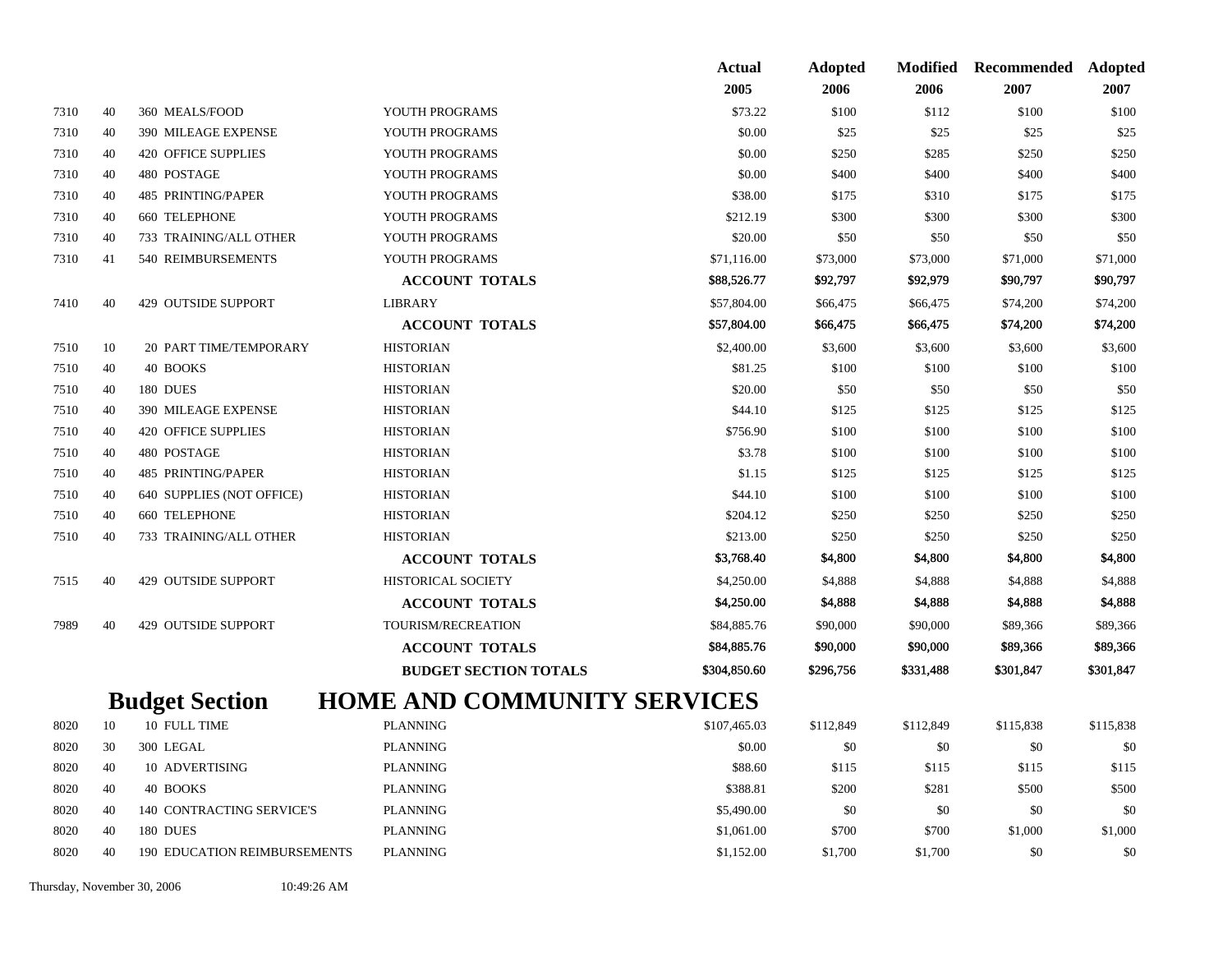| | | | | Actual 2005 | Adopted 2006 | Modified 2006 | Recommended 2007 | Adopted 2007 |
|---|---|---|---|---|---|---|---|---|
| 7310 | 40 | 360 MEALS/FOOD | YOUTH PROGRAMS | $73.22 | $100 | $112 | $100 | $100 |
| 7310 | 40 | 390 MILEAGE EXPENSE | YOUTH PROGRAMS | $0.00 | $25 | $25 | $25 | $25 |
| 7310 | 40 | 420 OFFICE SUPPLIES | YOUTH PROGRAMS | $0.00 | $250 | $285 | $250 | $250 |
| 7310 | 40 | 480 POSTAGE | YOUTH PROGRAMS | $0.00 | $400 | $400 | $400 | $400 |
| 7310 | 40 | 485 PRINTING/PAPER | YOUTH PROGRAMS | $38.00 | $175 | $310 | $175 | $175 |
| 7310 | 40 | 660 TELEPHONE | YOUTH PROGRAMS | $212.19 | $300 | $300 | $300 | $300 |
| 7310 | 40 | 733 TRAINING/ALL OTHER | YOUTH PROGRAMS | $20.00 | $50 | $50 | $50 | $50 |
| 7310 | 41 | 540 REIMBURSEMENTS | YOUTH PROGRAMS | $71,116.00 | $73,000 | $73,000 | $71,000 | $71,000 |
| | | | **ACCOUNT TOTALS** | $88,526.77 | $92,797 | $92,979 | $90,797 | $90,797 |
| 7410 | 40 | 429 OUTSIDE SUPPORT | LIBRARY | $57,804.00 | $66,475 | $66,475 | $74,200 | $74,200 |
| | | | **ACCOUNT TOTALS** | $57,804.00 | $66,475 | $66,475 | $74,200 | $74,200 |
| 7510 | 10 | 20 PART TIME/TEMPORARY | HISTORIAN | $2,400.00 | $3,600 | $3,600 | $3,600 | $3,600 |
| 7510 | 40 | 40 BOOKS | HISTORIAN | $81.25 | $100 | $100 | $100 | $100 |
| 7510 | 40 | 180 DUES | HISTORIAN | $20.00 | $50 | $50 | $50 | $50 |
| 7510 | 40 | 390 MILEAGE EXPENSE | HISTORIAN | $44.10 | $125 | $125 | $125 | $125 |
| 7510 | 40 | 420 OFFICE SUPPLIES | HISTORIAN | $756.90 | $100 | $100 | $100 | $100 |
| 7510 | 40 | 480 POSTAGE | HISTORIAN | $3.78 | $100 | $100 | $100 | $100 |
| 7510 | 40 | 485 PRINTING/PAPER | HISTORIAN | $1.15 | $125 | $125 | $125 | $125 |
| 7510 | 40 | 640 SUPPLIES (NOT OFFICE) | HISTORIAN | $44.10 | $100 | $100 | $100 | $100 |
| 7510 | 40 | 660 TELEPHONE | HISTORIAN | $204.12 | $250 | $250 | $250 | $250 |
| 7510 | 40 | 733 TRAINING/ALL OTHER | HISTORIAN | $213.00 | $250 | $250 | $250 | $250 |
| | | | **ACCOUNT TOTALS** | $3,768.40 | $4,800 | $4,800 | $4,800 | $4,800 |
| 7515 | 40 | 429 OUTSIDE SUPPORT | HISTORICAL SOCIETY | $4,250.00 | $4,888 | $4,888 | $4,888 | $4,888 |
| | | | **ACCOUNT TOTALS** | $4,250.00 | $4,888 | $4,888 | $4,888 | $4,888 |
| 7989 | 40 | 429 OUTSIDE SUPPORT | TOURISM/RECREATION | $84,885.76 | $90,000 | $90,000 | $89,366 | $89,366 |
| | | | **ACCOUNT TOTALS** | $84,885.76 | $90,000 | $90,000 | $89,366 | $89,366 |
| | | | **BUDGET SECTION TOTALS** | $304,850.60 | $296,756 | $331,488 | $301,847 | $301,847 |

## Budget Section HOME AND COMMUNITY SERVICES

| | | | | Actual 2005 | Adopted 2006 | Modified 2006 | Recommended 2007 | Adopted 2007 |
|---|---|---|---|---|---|---|---|---|
| 8020 | 10 | 10 FULL TIME | PLANNING | $107,465.03 | $112,849 | $112,849 | $115,838 | $115,838 |
| 8020 | 30 | 300 LEGAL | PLANNING | $0.00 | $0 | $0 | $0 | $0 |
| 8020 | 40 | 10 ADVERTISING | PLANNING | $88.60 | $115 | $115 | $115 | $115 |
| 8020 | 40 | 40 BOOKS | PLANNING | $388.81 | $200 | $281 | $500 | $500 |
| 8020 | 40 | 140 CONTRACTING SERVICE'S | PLANNING | $5,490.00 | $0 | $0 | $0 | $0 |
| 8020 | 40 | 180 DUES | PLANNING | $1,061.00 | $700 | $700 | $1,000 | $1,000 |
| 8020 | 40 | 190 EDUCATION REIMBURSEMENTS | PLANNING | $1,152.00 | $1,700 | $1,700 | $0 | $0 |

Thursday, November 30, 2006 10:49:26 AM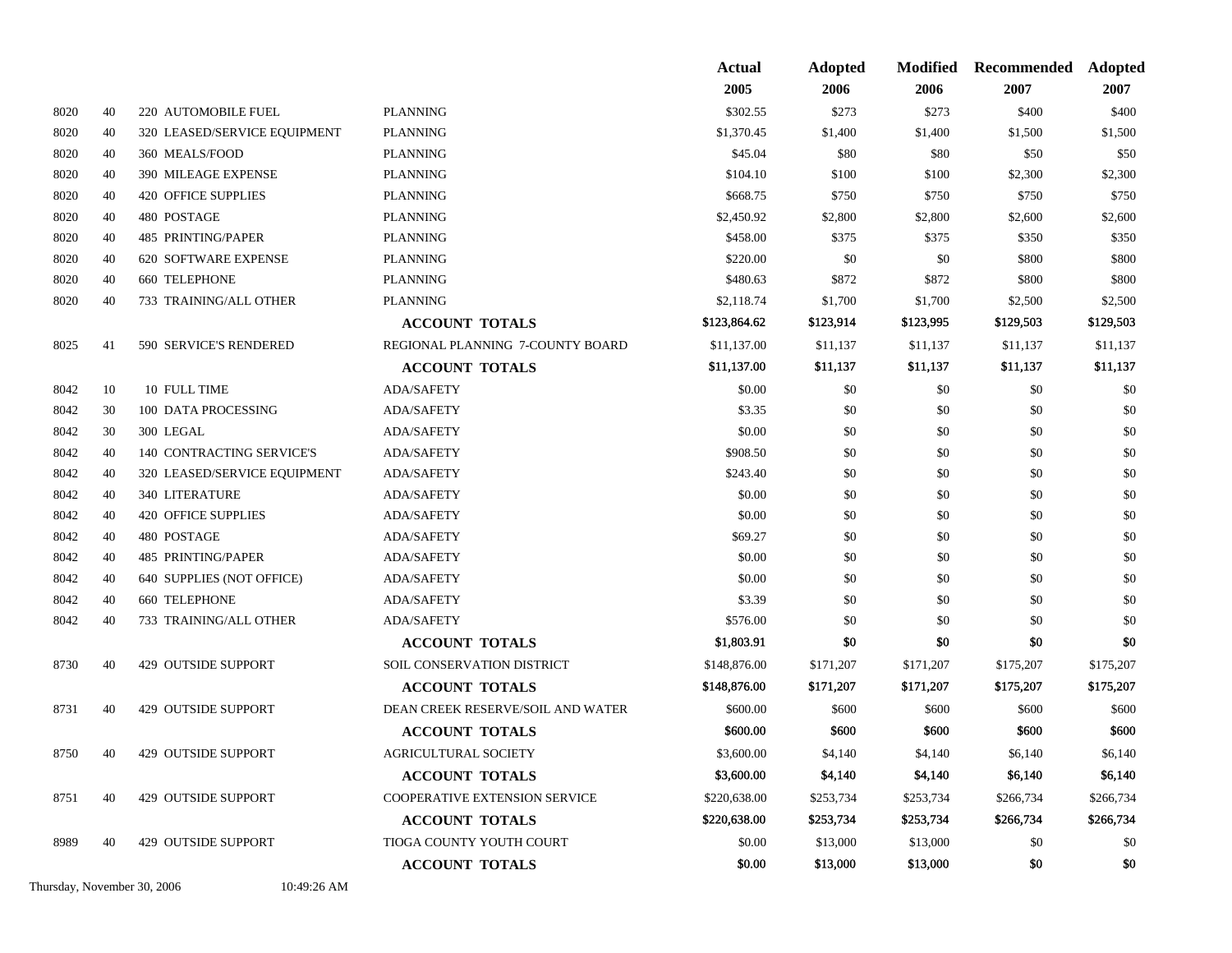| | | | | Actual 2005 | Adopted 2006 | Modified 2006 | Recommended 2007 | Adopted 2007 |
|---|---|---|---|---|---|---|---|---|
| 8020 | 40 | 220 AUTOMOBILE FUEL | PLANNING | $302.55 | $273 | $273 | $400 | $400 |
| 8020 | 40 | 320 LEASED/SERVICE EQUIPMENT | PLANNING | $1,370.45 | $1,400 | $1,400 | $1,500 | $1,500 |
| 8020 | 40 | 360 MEALS/FOOD | PLANNING | $45.04 | $80 | $80 | $50 | $50 |
| 8020 | 40 | 390 MILEAGE EXPENSE | PLANNING | $104.10 | $100 | $100 | $2,300 | $2,300 |
| 8020 | 40 | 420 OFFICE SUPPLIES | PLANNING | $668.75 | $750 | $750 | $750 | $750 |
| 8020 | 40 | 480 POSTAGE | PLANNING | $2,450.92 | $2,800 | $2,800 | $2,600 | $2,600 |
| 8020 | 40 | 485 PRINTING/PAPER | PLANNING | $458.00 | $375 | $375 | $350 | $350 |
| 8020 | 40 | 620 SOFTWARE EXPENSE | PLANNING | $220.00 | $0 | $0 | $800 | $800 |
| 8020 | 40 | 660 TELEPHONE | PLANNING | $480.63 | $872 | $872 | $800 | $800 |
| 8020 | 40 | 733 TRAINING/ALL OTHER | PLANNING | $2,118.74 | $1,700 | $1,700 | $2,500 | $2,500 |
| | | | **ACCOUNT TOTALS** | **$123,864.62** | **$123,914** | **$123,995** | **$129,503** | **$129,503** |
| 8025 | 41 | 590 SERVICE'S RENDERED | REGIONAL PLANNING 7-COUNTY BOARD | $11,137.00 | $11,137 | $11,137 | $11,137 | $11,137 |
| | | | **ACCOUNT TOTALS** | **$11,137.00** | **$11,137** | **$11,137** | **$11,137** | **$11,137** |
| 8042 | 10 | 10 FULL TIME | ADA/SAFETY | $0.00 | $0 | $0 | $0 | $0 |
| 8042 | 30 | 100 DATA PROCESSING | ADA/SAFETY | $3.35 | $0 | $0 | $0 | $0 |
| 8042 | 30 | 300 LEGAL | ADA/SAFETY | $0.00 | $0 | $0 | $0 | $0 |
| 8042 | 40 | 140 CONTRACTING SERVICE'S | ADA/SAFETY | $908.50 | $0 | $0 | $0 | $0 |
| 8042 | 40 | 320 LEASED/SERVICE EQUIPMENT | ADA/SAFETY | $243.40 | $0 | $0 | $0 | $0 |
| 8042 | 40 | 340 LITERATURE | ADA/SAFETY | $0.00 | $0 | $0 | $0 | $0 |
| 8042 | 40 | 420 OFFICE SUPPLIES | ADA/SAFETY | $0.00 | $0 | $0 | $0 | $0 |
| 8042 | 40 | 480 POSTAGE | ADA/SAFETY | $69.27 | $0 | $0 | $0 | $0 |
| 8042 | 40 | 485 PRINTING/PAPER | ADA/SAFETY | $0.00 | $0 | $0 | $0 | $0 |
| 8042 | 40 | 640 SUPPLIES (NOT OFFICE) | ADA/SAFETY | $0.00 | $0 | $0 | $0 | $0 |
| 8042 | 40 | 660 TELEPHONE | ADA/SAFETY | $3.39 | $0 | $0 | $0 | $0 |
| 8042 | 40 | 733 TRAINING/ALL OTHER | ADA/SAFETY | $576.00 | $0 | $0 | $0 | $0 |
| | | | **ACCOUNT TOTALS** | **$1,803.91** | **$0** | **$0** | **$0** | **$0** |
| 8730 | 40 | 429 OUTSIDE SUPPORT | SOIL CONSERVATION DISTRICT | $148,876.00 | $171,207 | $171,207 | $175,207 | $175,207 |
| | | | **ACCOUNT TOTALS** | **$148,876.00** | **$171,207** | **$171,207** | **$175,207** | **$175,207** |
| 8731 | 40 | 429 OUTSIDE SUPPORT | DEAN CREEK RESERVE/SOIL AND WATER | $600.00 | $600 | $600 | $600 | $600 |
| | | | **ACCOUNT TOTALS** | **$600.00** | **$600** | **$600** | **$600** | **$600** |
| 8750 | 40 | 429 OUTSIDE SUPPORT | AGRICULTURAL SOCIETY | $3,600.00 | $4,140 | $4,140 | $6,140 | $6,140 |
| | | | **ACCOUNT TOTALS** | **$3,600.00** | **$4,140** | **$4,140** | **$6,140** | **$6,140** |
| 8751 | 40 | 429 OUTSIDE SUPPORT | COOPERATIVE EXTENSION SERVICE | $220,638.00 | $253,734 | $253,734 | $266,734 | $266,734 |
| | | | **ACCOUNT TOTALS** | **$220,638.00** | **$253,734** | **$253,734** | **$266,734** | **$266,734** |
| 8989 | 40 | 429 OUTSIDE SUPPORT | TIOGA COUNTY YOUTH COURT | $0.00 | $13,000 | $13,000 | $0 | $0 |
| | | | **ACCOUNT TOTALS** | **$0.00** | **$13,000** | **$13,000** | **$0** | **$0** |

Thursday, November 30, 2006 10:49:26 AM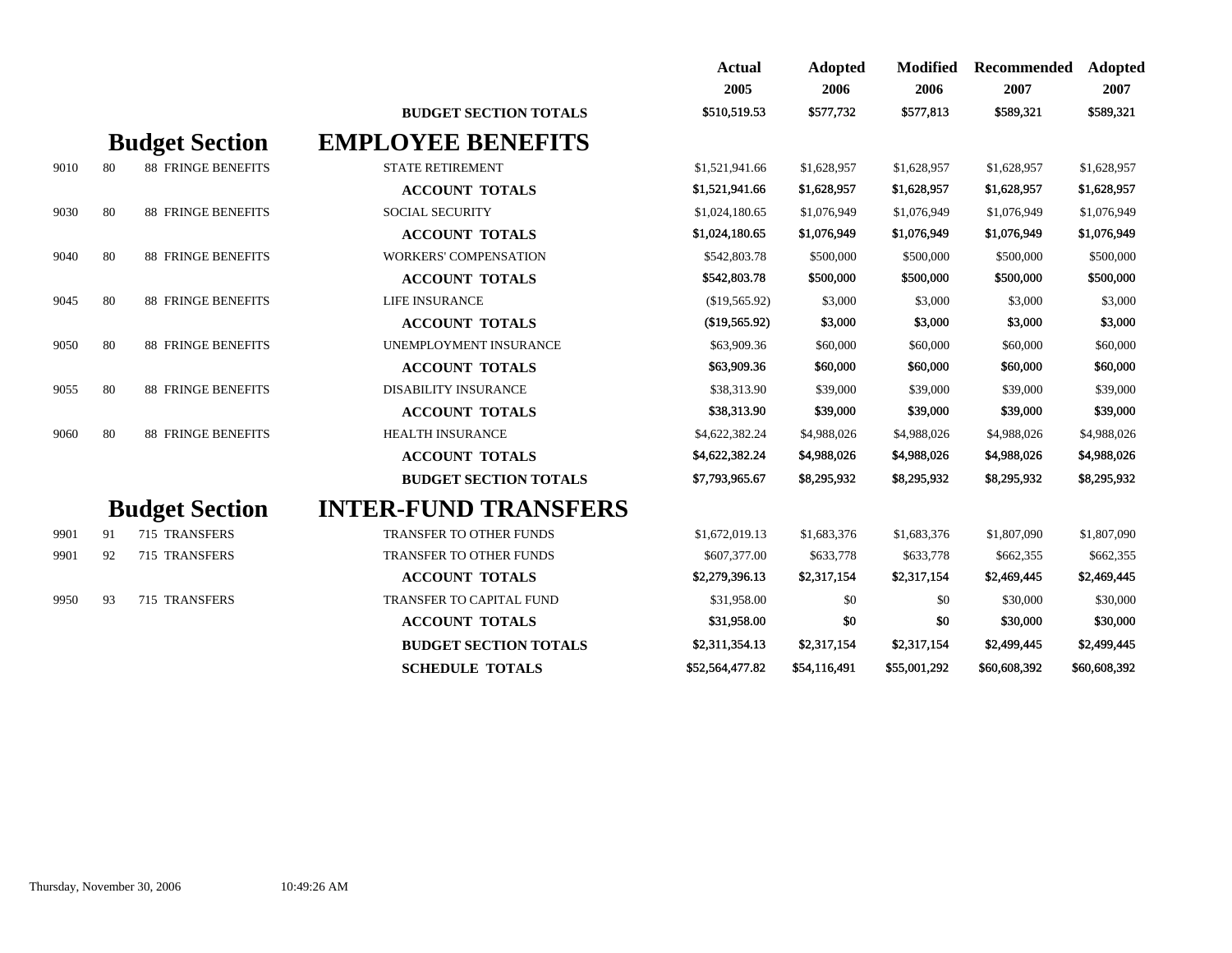| | | | | Actual 2005 | Adopted 2006 | Modified 2006 | Recommended 2007 | Adopted 2007 |
|---|---|---|---|---|---|---|---|---|
| | | | **BUDGET SECTION TOTALS** | $510,519.53 | $577,732 | $577,813 | $589,321 | $589,321 |

## Budget Section EMPLOYEE BENEFITS

| | | | | Actual 2005 | Adopted 2006 | Modified 2006 | Recommended 2007 | Adopted 2007 |
|---|---|---|---|---|---|---|---|---|
| 9010 | 80 | 88 FRINGE BENEFITS | STATE RETIREMENT | $1,521,941.66 | $1,628,957 | $1,628,957 | $1,628,957 | $1,628,957 |
| | | | **ACCOUNT TOTALS** | $1,521,941.66 | $1,628,957 | $1,628,957 | $1,628,957 | $1,628,957 |
| 9030 | 80 | 88 FRINGE BENEFITS | SOCIAL SECURITY | $1,024,180.65 | $1,076,949 | $1,076,949 | $1,076,949 | $1,076,949 |
| | | | **ACCOUNT TOTALS** | $1,024,180.65 | $1,076,949 | $1,076,949 | $1,076,949 | $1,076,949 |
| 9040 | 80 | 88 FRINGE BENEFITS | WORKERS' COMPENSATION | $542,803.78 | $500,000 | $500,000 | $500,000 | $500,000 |
| | | | **ACCOUNT TOTALS** | $542,803.78 | $500,000 | $500,000 | $500,000 | $500,000 |
| 9045 | 80 | 88 FRINGE BENEFITS | LIFE INSURANCE | ($19,565.92) | $3,000 | $3,000 | $3,000 | $3,000 |
| | | | **ACCOUNT TOTALS** | ($19,565.92) | $3,000 | $3,000 | $3,000 | $3,000 |
| 9050 | 80 | 88 FRINGE BENEFITS | UNEMPLOYMENT INSURANCE | $63,909.36 | $60,000 | $60,000 | $60,000 | $60,000 |
| | | | **ACCOUNT TOTALS** | $63,909.36 | $60,000 | $60,000 | $60,000 | $60,000 |
| 9055 | 80 | 88 FRINGE BENEFITS | DISABILITY INSURANCE | $38,313.90 | $39,000 | $39,000 | $39,000 | $39,000 |
| | | | **ACCOUNT TOTALS** | $38,313.90 | $39,000 | $39,000 | $39,000 | $39,000 |
| 9060 | 80 | 88 FRINGE BENEFITS | HEALTH INSURANCE | $4,622,382.24 | $4,988,026 | $4,988,026 | $4,988,026 | $4,988,026 |
| | | | **ACCOUNT TOTALS** | $4,622,382.24 | $4,988,026 | $4,988,026 | $4,988,026 | $4,988,026 |
| | | | **BUDGET SECTION TOTALS** | $7,793,965.67 | $8,295,932 | $8,295,932 | $8,295,932 | $8,295,932 |

## Budget Section INTER-FUND TRANSFERS

| | | | | Actual 2005 | Adopted 2006 | Modified 2006 | Recommended 2007 | Adopted 2007 |
|---|---|---|---|---|---|---|---|---|
| 9901 | 91 | 715 TRANSFERS | TRANSFER TO OTHER FUNDS | $1,672,019.13 | $1,683,376 | $1,683,376 | $1,807,090 | $1,807,090 |
| 9901 | 92 | 715 TRANSFERS | TRANSFER TO OTHER FUNDS | $607,377.00 | $633,778 | $633,778 | $662,355 | $662,355 |
| | | | **ACCOUNT TOTALS** | $2,279,396.13 | $2,317,154 | $2,317,154 | $2,469,445 | $2,469,445 |
| 9950 | 93 | 715 TRANSFERS | TRANSFER TO CAPITAL FUND | $31,958.00 | $0 | $0 | $30,000 | $30,000 |
| | | | **ACCOUNT TOTALS** | $31,958.00 | $0 | $0 | $30,000 | $30,000 |
| | | | **BUDGET SECTION TOTALS** | $2,311,354.13 | $2,317,154 | $2,317,154 | $2,499,445 | $2,499,445 |
| | | | **SCHEDULE TOTALS** | $52,564,477.82 | $54,116,491 | $55,001,292 | $60,608,392 | $60,608,392 |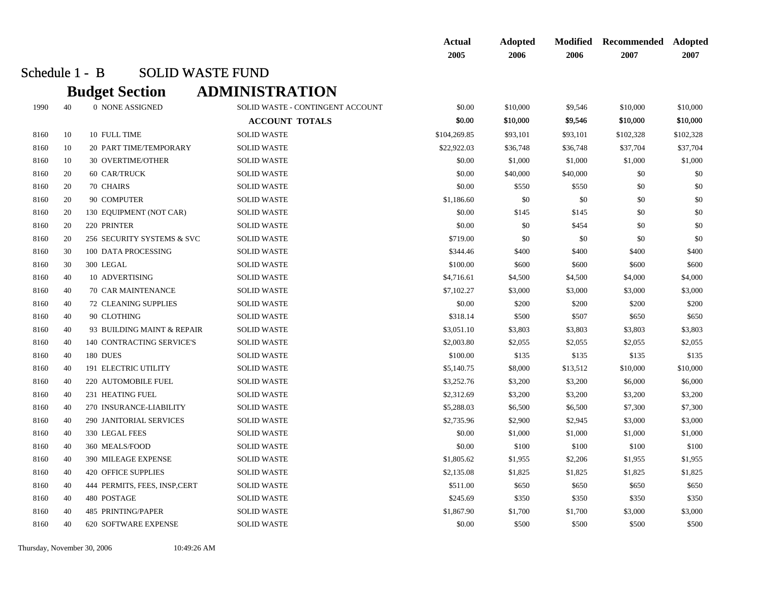## Schedule 1 - B SOLID WASTE FUND

### Budget Section ADMINISTRATION

| | | | | | Actual 2005 | Adopted 2006 | Modified 2006 | Recommended 2007 | Adopted 2007 |
|---|---|---|---|---|---|---|---|---|---|
| 1990 | 40 | 0 | NONE ASSIGNED | SOLID WASTE - CONTINGENT ACCOUNT | $0.00 | $10,000 | $9,546 | $10,000 | $10,000 |
| | | | | **ACCOUNT TOTALS** | **$0.00** | **$10,000** | **$9,546** | **$10,000** | **$10,000** |
| 8160 | 10 | 10 | FULL TIME | SOLID WASTE | $104,269.85 | $93,101 | $93,101 | $102,328 | $102,328 |
| 8160 | 10 | 20 | PART TIME/TEMPORARY | SOLID WASTE | $22,922.03 | $36,748 | $36,748 | $37,704 | $37,704 |
| 8160 | 10 | 30 | OVERTIME/OTHER | SOLID WASTE | $0.00 | $1,000 | $1,000 | $1,000 | $1,000 |
| 8160 | 20 | 60 | CAR/TRUCK | SOLID WASTE | $0.00 | $40,000 | $40,000 | $0 | $0 |
| 8160 | 20 | 70 | CHAIRS | SOLID WASTE | $0.00 | $550 | $550 | $0 | $0 |
| 8160 | 20 | 90 | COMPUTER | SOLID WASTE | $1,186.60 | $0 | $0 | $0 | $0 |
| 8160 | 20 | 130 | EQUIPMENT (NOT CAR) | SOLID WASTE | $0.00 | $145 | $145 | $0 | $0 |
| 8160 | 20 | 220 | PRINTER | SOLID WASTE | $0.00 | $0 | $454 | $0 | $0 |
| 8160 | 20 | 256 | SECURITY SYSTEMS & SVC | SOLID WASTE | $719.00 | $0 | $0 | $0 | $0 |
| 8160 | 30 | 100 | DATA PROCESSING | SOLID WASTE | $344.46 | $400 | $400 | $400 | $400 |
| 8160 | 30 | 300 | LEGAL | SOLID WASTE | $100.00 | $600 | $600 | $600 | $600 |
| 8160 | 40 | 10 | ADVERTISING | SOLID WASTE | $4,716.61 | $4,500 | $4,500 | $4,000 | $4,000 |
| 8160 | 40 | 70 | CAR MAINTENANCE | SOLID WASTE | $7,102.27 | $3,000 | $3,000 | $3,000 | $3,000 |
| 8160 | 40 | 72 | CLEANING SUPPLIES | SOLID WASTE | $0.00 | $200 | $200 | $200 | $200 |
| 8160 | 40 | 90 | CLOTHING | SOLID WASTE | $318.14 | $500 | $507 | $650 | $650 |
| 8160 | 40 | 93 | BUILDING MAINT & REPAIR | SOLID WASTE | $3,051.10 | $3,803 | $3,803 | $3,803 | $3,803 |
| 8160 | 40 | 140 | CONTRACTING SERVICE'S | SOLID WASTE | $2,003.80 | $2,055 | $2,055 | $2,055 | $2,055 |
| 8160 | 40 | 180 | DUES | SOLID WASTE | $100.00 | $135 | $135 | $135 | $135 |
| 8160 | 40 | 191 | ELECTRIC UTILITY | SOLID WASTE | $5,140.75 | $8,000 | $13,512 | $10,000 | $10,000 |
| 8160 | 40 | 220 | AUTOMOBILE FUEL | SOLID WASTE | $3,252.76 | $3,200 | $3,200 | $6,000 | $6,000 |
| 8160 | 40 | 231 | HEATING FUEL | SOLID WASTE | $2,312.69 | $3,200 | $3,200 | $3,200 | $3,200 |
| 8160 | 40 | 270 | INSURANCE-LIABILITY | SOLID WASTE | $5,288.03 | $6,500 | $6,500 | $7,300 | $7,300 |
| 8160 | 40 | 290 | JANITORIAL SERVICES | SOLID WASTE | $2,735.96 | $2,900 | $2,945 | $3,000 | $3,000 |
| 8160 | 40 | 330 | LEGAL FEES | SOLID WASTE | $0.00 | $1,000 | $1,000 | $1,000 | $1,000 |
| 8160 | 40 | 360 | MEALS/FOOD | SOLID WASTE | $0.00 | $100 | $100 | $100 | $100 |
| 8160 | 40 | 390 | MILEAGE EXPENSE | SOLID WASTE | $1,805.62 | $1,955 | $2,206 | $1,955 | $1,955 |
| 8160 | 40 | 420 | OFFICE SUPPLIES | SOLID WASTE | $2,135.08 | $1,825 | $1,825 | $1,825 | $1,825 |
| 8160 | 40 | 444 | PERMITS, FEES, INSP,CERT | SOLID WASTE | $511.00 | $650 | $650 | $650 | $650 |
| 8160 | 40 | 480 | POSTAGE | SOLID WASTE | $245.69 | $350 | $350 | $350 | $350 |
| 8160 | 40 | 485 | PRINTING/PAPER | SOLID WASTE | $1,867.90 | $1,700 | $1,700 | $3,000 | $3,000 |
| 8160 | 40 | 620 | SOFTWARE EXPENSE | SOLID WASTE | $0.00 | $500 | $500 | $500 | $500 |

Thursday, November 30, 2006 10:49:26 AM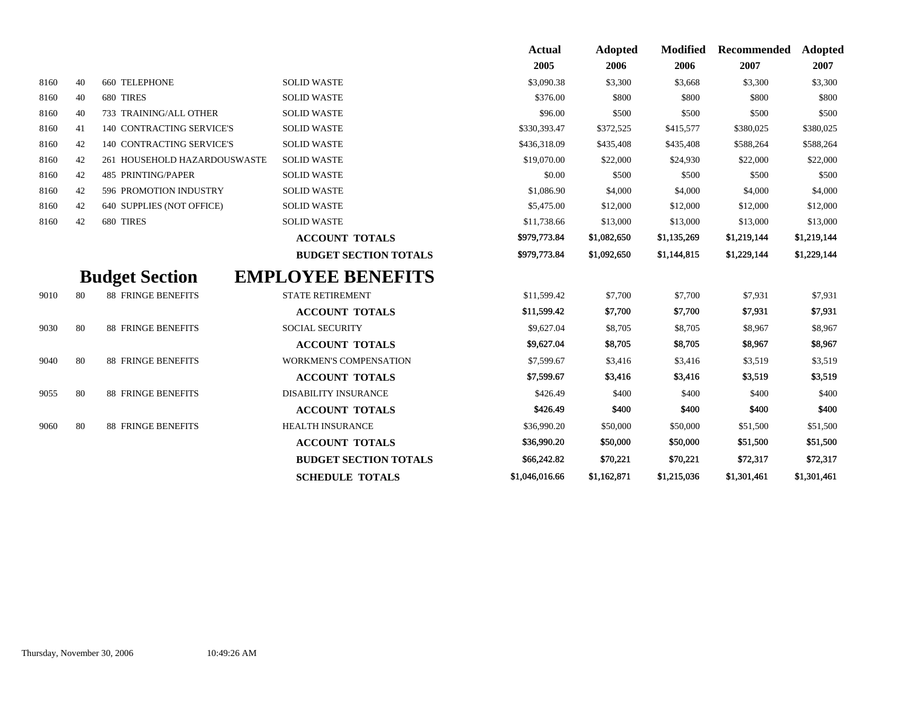| | | | | Actual 2005 | Adopted 2006 | Modified 2006 | Recommended 2007 | Adopted 2007 |
|---|---|---|---|---|---|---|---|---|
| 8160 | 40 | 660 TELEPHONE | SOLID WASTE | $3,090.38 | $3,300 | $3,668 | $3,300 | $3,300 |
| 8160 | 40 | 680 TIRES | SOLID WASTE | $376.00 | $800 | $800 | $800 | $800 |
| 8160 | 40 | 733 TRAINING/ALL OTHER | SOLID WASTE | $96.00 | $500 | $500 | $500 | $500 |
| 8160 | 41 | 140 CONTRACTING SERVICE'S | SOLID WASTE | $330,393.47 | $372,525 | $415,577 | $380,025 | $380,025 |
| 8160 | 42 | 140 CONTRACTING SERVICE'S | SOLID WASTE | $436,318.09 | $435,408 | $435,408 | $588,264 | $588,264 |
| 8160 | 42 | 261 HOUSEHOLD HAZARDOUSWASTE | SOLID WASTE | $19,070.00 | $22,000 | $24,930 | $22,000 | $22,000 |
| 8160 | 42 | 485 PRINTING/PAPER | SOLID WASTE | $0.00 | $500 | $500 | $500 | $500 |
| 8160 | 42 | 596 PROMOTION INDUSTRY | SOLID WASTE | $1,086.90 | $4,000 | $4,000 | $4,000 | $4,000 |
| 8160 | 42 | 640 SUPPLIES (NOT OFFICE) | SOLID WASTE | $5,475.00 | $12,000 | $12,000 | $12,000 | $12,000 |
| 8160 | 42 | 680 TIRES | SOLID WASTE | $11,738.66 | $13,000 | $13,000 | $13,000 | $13,000 |
| | | | **ACCOUNT TOTALS** | **$979,773.84** | **$1,082,650** | **$1,135,269** | **$1,219,144** | **$1,219,144** |
| | | | **BUDGET SECTION TOTALS** | **$979,773.84** | **$1,092,650** | **$1,144,815** | **$1,229,144** | **$1,229,144** |

## Budget Section EMPLOYEE BENEFITS

| | | | | Actual 2005 | Adopted 2006 | Modified 2006 | Recommended 2007 | Adopted 2007 |
|---|---|---|---|---|---|---|---|---|
| 9010 | 80 | 88 FRINGE BENEFITS | STATE RETIREMENT | $11,599.42 | $7,700 | $7,700 | $7,931 | $7,931 |
| | | | **ACCOUNT TOTALS** | **$11,599.42** | **$7,700** | **$7,700** | **$7,931** | **$7,931** |
| 9030 | 80 | 88 FRINGE BENEFITS | SOCIAL SECURITY | $9,627.04 | $8,705 | $8,705 | $8,967 | $8,967 |
| | | | **ACCOUNT TOTALS** | **$9,627.04** | **$8,705** | **$8,705** | **$8,967** | **$8,967** |
| 9040 | 80 | 88 FRINGE BENEFITS | WORKMEN'S COMPENSATION | $7,599.67 | $3,416 | $3,416 | $3,519 | $3,519 |
| | | | **ACCOUNT TOTALS** | **$7,599.67** | **$3,416** | **$3,416** | **$3,519** | **$3,519** |
| 9055 | 80 | 88 FRINGE BENEFITS | DISABILITY INSURANCE | $426.49 | $400 | $400 | $400 | $400 |
| | | | **ACCOUNT TOTALS** | **$426.49** | **$400** | **$400** | **$400** | **$400** |
| 9060 | 80 | 88 FRINGE BENEFITS | HEALTH INSURANCE | $36,990.20 | $50,000 | $50,000 | $51,500 | $51,500 |
| | | | **ACCOUNT TOTALS** | **$36,990.20** | **$50,000** | **$50,000** | **$51,500** | **$51,500** |
| | | | **BUDGET SECTION TOTALS** | **$66,242.82** | **$70,221** | **$70,221** | **$72,317** | **$72,317** |
| | | | **SCHEDULE TOTALS** | **$1,046,016.66** | **$1,162,871** | **$1,215,036** | **$1,301,461** | **$1,301,461** |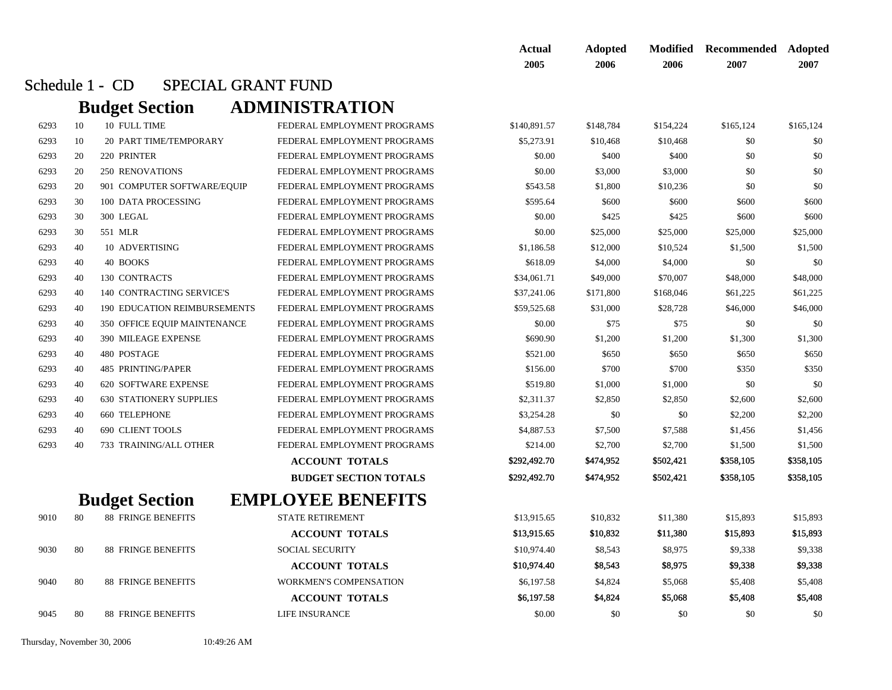## Schedule 1 - CD SPECIAL GRANT FUND

### Budget Section ADMINISTRATION

| | | | | Actual 2005 | Adopted 2006 | Modified 2006 | Recommended 2007 | Adopted 2007 |
|---|---|---|---|---|---|---|---|---|
| 6293 | 10 | 10 FULL TIME | FEDERAL EMPLOYMENT PROGRAMS | $140,891.57 | $148,784 | $154,224 | $165,124 | $165,124 |
| 6293 | 10 | 20 PART TIME/TEMPORARY | FEDERAL EMPLOYMENT PROGRAMS | $5,273.91 | $10,468 | $10,468 | $0 | $0 |
| 6293 | 20 | 220 PRINTER | FEDERAL EMPLOYMENT PROGRAMS | $0.00 | $400 | $400 | $0 | $0 |
| 6293 | 20 | 250 RENOVATIONS | FEDERAL EMPLOYMENT PROGRAMS | $0.00 | $3,000 | $3,000 | $0 | $0 |
| 6293 | 20 | 901 COMPUTER SOFTWARE/EQUIP | FEDERAL EMPLOYMENT PROGRAMS | $543.58 | $1,800 | $10,236 | $0 | $0 |
| 6293 | 30 | 100 DATA PROCESSING | FEDERAL EMPLOYMENT PROGRAMS | $595.64 | $600 | $600 | $600 | $600 |
| 6293 | 30 | 300 LEGAL | FEDERAL EMPLOYMENT PROGRAMS | $0.00 | $425 | $425 | $600 | $600 |
| 6293 | 30 | 551 MLR | FEDERAL EMPLOYMENT PROGRAMS | $0.00 | $25,000 | $25,000 | $25,000 | $25,000 |
| 6293 | 40 | 10 ADVERTISING | FEDERAL EMPLOYMENT PROGRAMS | $1,186.58 | $12,000 | $10,524 | $1,500 | $1,500 |
| 6293 | 40 | 40 BOOKS | FEDERAL EMPLOYMENT PROGRAMS | $618.09 | $4,000 | $4,000 | $0 | $0 |
| 6293 | 40 | 130 CONTRACTS | FEDERAL EMPLOYMENT PROGRAMS | $34,061.71 | $49,000 | $70,007 | $48,000 | $48,000 |
| 6293 | 40 | 140 CONTRACTING SERVICE'S | FEDERAL EMPLOYMENT PROGRAMS | $37,241.06 | $171,800 | $168,046 | $61,225 | $61,225 |
| 6293 | 40 | 190 EDUCATION REIMBURSEMENTS | FEDERAL EMPLOYMENT PROGRAMS | $59,525.68 | $31,000 | $28,728 | $46,000 | $46,000 |
| 6293 | 40 | 350 OFFICE EQUIP MAINTENANCE | FEDERAL EMPLOYMENT PROGRAMS | $0.00 | $75 | $75 | $0 | $0 |
| 6293 | 40 | 390 MILEAGE EXPENSE | FEDERAL EMPLOYMENT PROGRAMS | $690.90 | $1,200 | $1,200 | $1,300 | $1,300 |
| 6293 | 40 | 480 POSTAGE | FEDERAL EMPLOYMENT PROGRAMS | $521.00 | $650 | $650 | $650 | $650 |
| 6293 | 40 | 485 PRINTING/PAPER | FEDERAL EMPLOYMENT PROGRAMS | $156.00 | $700 | $700 | $350 | $350 |
| 6293 | 40 | 620 SOFTWARE EXPENSE | FEDERAL EMPLOYMENT PROGRAMS | $519.80 | $1,000 | $1,000 | $0 | $0 |
| 6293 | 40 | 630 STATIONERY SUPPLIES | FEDERAL EMPLOYMENT PROGRAMS | $2,311.37 | $2,850 | $2,850 | $2,600 | $2,600 |
| 6293 | 40 | 660 TELEPHONE | FEDERAL EMPLOYMENT PROGRAMS | $3,254.28 | $0 | $0 | $2,200 | $2,200 |
| 6293 | 40 | 690 CLIENT TOOLS | FEDERAL EMPLOYMENT PROGRAMS | $4,887.53 | $7,500 | $7,588 | $1,456 | $1,456 |
| 6293 | 40 | 733 TRAINING/ALL OTHER | FEDERAL EMPLOYMENT PROGRAMS | $214.00 | $2,700 | $2,700 | $1,500 | $1,500 |
| | | | **ACCOUNT TOTALS** | **$292,492.70** | **$474,952** | **$502,421** | **$358,105** | **$358,105** |
| | | | **BUDGET SECTION TOTALS** | **$292,492.70** | **$474,952** | **$502,421** | **$358,105** | **$358,105** |

### Budget Section EMPLOYEE BENEFITS

| | | | | Actual 2005 | Adopted 2006 | Modified 2006 | Recommended 2007 | Adopted 2007 |
|---|---|---|---|---|---|---|---|---|
| 9010 | 80 | 88 FRINGE BENEFITS | STATE RETIREMENT | $13,915.65 | $10,832 | $11,380 | $15,893 | $15,893 |
| | | | **ACCOUNT TOTALS** | **$13,915.65** | **$10,832** | **$11,380** | **$15,893** | **$15,893** |
| 9030 | 80 | 88 FRINGE BENEFITS | SOCIAL SECURITY | $10,974.40 | $8,543 | $8,975 | $9,338 | $9,338 |
| | | | **ACCOUNT TOTALS** | **$10,974.40** | **$8,543** | **$8,975** | **$9,338** | **$9,338** |
| 9040 | 80 | 88 FRINGE BENEFITS | WORKMEN'S COMPENSATION | $6,197.58 | $4,824 | $5,068 | $5,408 | $5,408 |
| | | | **ACCOUNT TOTALS** | **$6,197.58** | **$4,824** | **$5,068** | **$5,408** | **$5,408** |
| 9045 | 80 | 88 FRINGE BENEFITS | LIFE INSURANCE | $0.00 | $0 | $0 | $0 | $0 |

Thursday, November 30, 2006 10:49:26 AM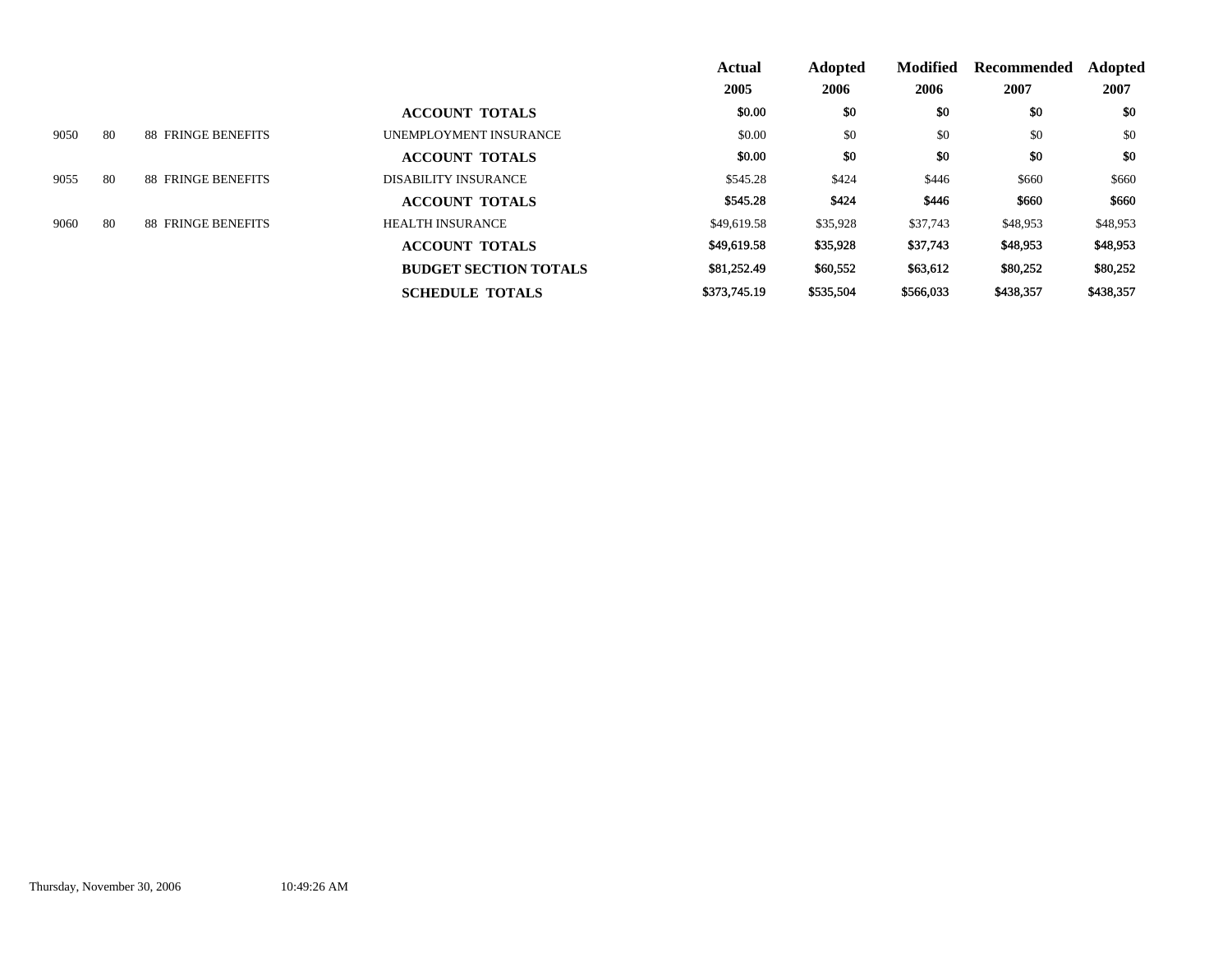| | | | | Actual 2005 | Adopted 2006 | Modified 2006 | Recommended 2007 | Adopted 2007 |
|---|---|---|---|---|---|---|---|---|
| | | | **ACCOUNT TOTALS** | **$0.00** | **$0** | **$0** | **$0** | **$0** |
| 9050 | 80 | 88 FRINGE BENEFITS | UNEMPLOYMENT INSURANCE | $0.00 | $0 | $0 | $0 | $0 |
| | | | **ACCOUNT TOTALS** | **$0.00** | **$0** | **$0** | **$0** | **$0** |
| 9055 | 80 | 88 FRINGE BENEFITS | DISABILITY INSURANCE | $545.28 | $424 | $446 | $660 | $660 |
| | | | **ACCOUNT TOTALS** | **$545.28** | **$424** | **$446** | **$660** | **$660** |
| 9060 | 80 | 88 FRINGE BENEFITS | HEALTH INSURANCE | $49,619.58 | $35,928 | $37,743 | $48,953 | $48,953 |
| | | | **ACCOUNT TOTALS** | **$49,619.58** | **$35,928** | **$37,743** | **$48,953** | **$48,953** |
| | | | **BUDGET SECTION TOTALS** | **$81,252.49** | **$60,552** | **$63,612** | **$80,252** | **$80,252** |
| | | | **SCHEDULE TOTALS** | **$373,745.19** | **$535,504** | **$566,033** | **$438,357** | **$438,357** |

Thursday, November 30, 2006 10:49:26 AM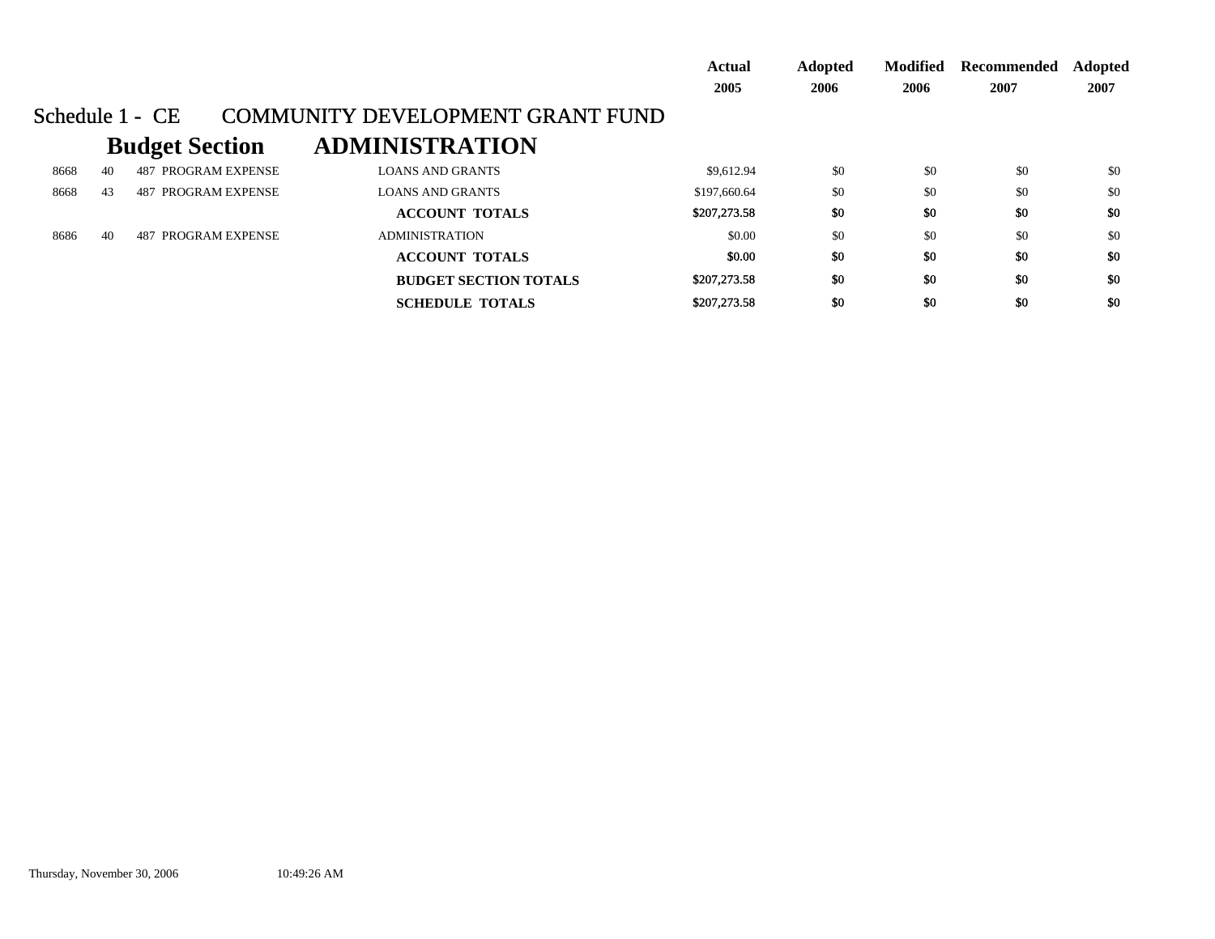## Schedule 1 - CE COMMUNITY DEVELOPMENT GRANT FUND

### Budget Section ADMINISTRATION

| | | | | Actual 2005 | Adopted 2006 | Modified 2006 | Recommended 2007 | Adopted 2007 |
|---|---|---|---|---|---|---|---|---|
| 8668 | 40 | 487 PROGRAM EXPENSE | LOANS AND GRANTS | $9,612.94 | $0 | $0 | $0 | $0 |
| 8668 | 43 | 487 PROGRAM EXPENSE | LOANS AND GRANTS | $197,660.64 | $0 | $0 | $0 | $0 |
| | | | **ACCOUNT TOTALS** | **$207,273.58** | **$0** | **$0** | **$0** | **$0** |
| 8686 | 40 | 487 PROGRAM EXPENSE | ADMINISTRATION | $0.00 | $0 | $0 | $0 | $0 |
| | | | **ACCOUNT TOTALS** | **$0.00** | **$0** | **$0** | **$0** | **$0** |
| | | | **BUDGET SECTION TOTALS** | **$207,273.58** | **$0** | **$0** | **$0** | **$0** |
| | | | **SCHEDULE TOTALS** | **$207,273.58** | **$0** | **$0** | **$0** | **$0** |

Thursday, November 30, 2006 10:49:26 AM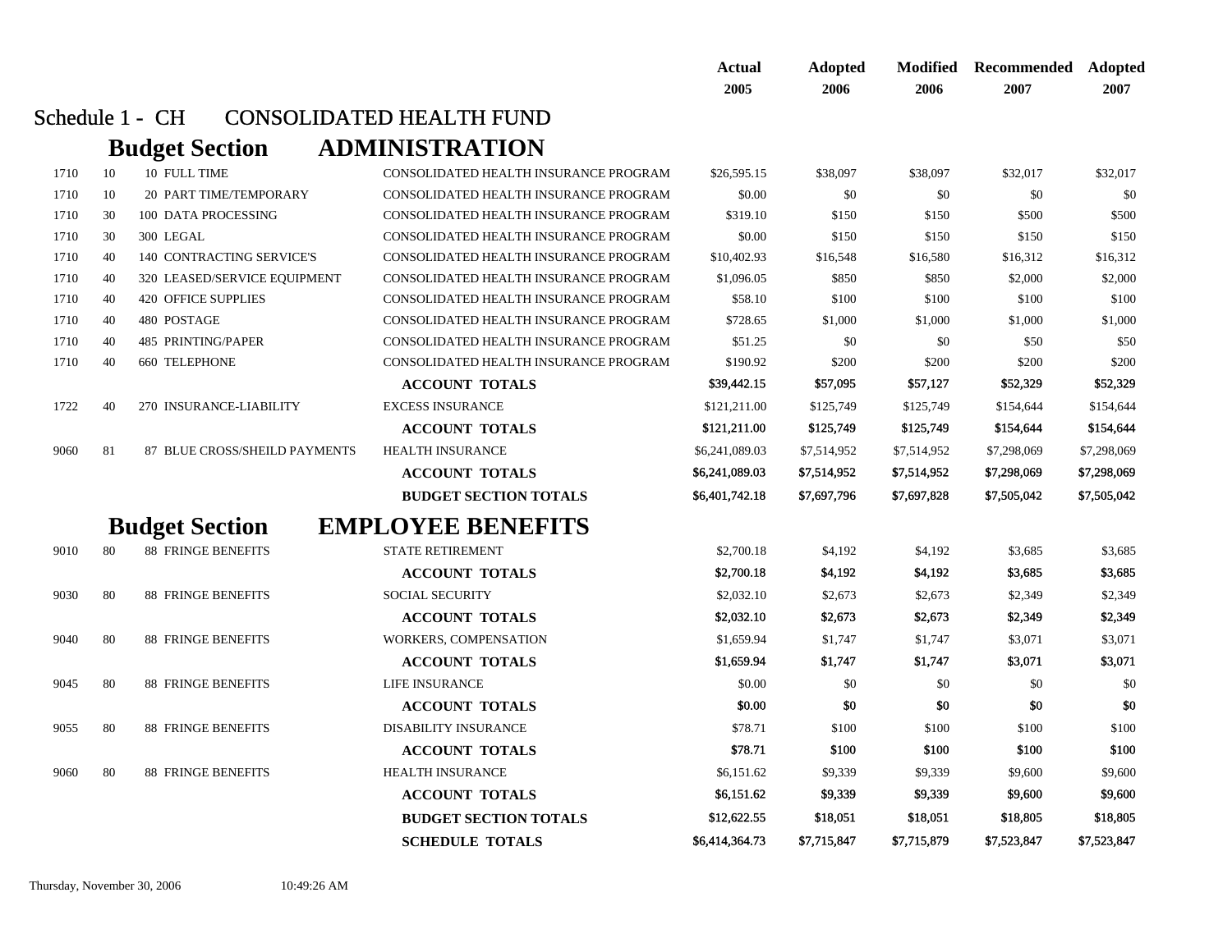# Schedule 1 - CH CONSOLIDATED HEALTH FUND

## Budget Section ADMINISTRATION

| | | | | Actual 2005 | Adopted 2006 | Modified 2006 | Recommended 2007 | Adopted 2007 |
|---|---|---|---|---|---|---|---|---|
| 1710 | 10 | 10 FULL TIME | CONSOLIDATED HEALTH INSURANCE PROGRAM | $26,595.15 | $38,097 | $38,097 | $32,017 | $32,017 |
| 1710 | 10 | 20 PART TIME/TEMPORARY | CONSOLIDATED HEALTH INSURANCE PROGRAM | $0.00 | $0 | $0 | $0 | $0 |
| 1710 | 30 | 100 DATA PROCESSING | CONSOLIDATED HEALTH INSURANCE PROGRAM | $319.10 | $150 | $150 | $500 | $500 |
| 1710 | 30 | 300 LEGAL | CONSOLIDATED HEALTH INSURANCE PROGRAM | $0.00 | $150 | $150 | $150 | $150 |
| 1710 | 40 | 140 CONTRACTING SERVICE'S | CONSOLIDATED HEALTH INSURANCE PROGRAM | $10,402.93 | $16,548 | $16,580 | $16,312 | $16,312 |
| 1710 | 40 | 320 LEASED/SERVICE EQUIPMENT | CONSOLIDATED HEALTH INSURANCE PROGRAM | $1,096.05 | $850 | $850 | $2,000 | $2,000 |
| 1710 | 40 | 420 OFFICE SUPPLIES | CONSOLIDATED HEALTH INSURANCE PROGRAM | $58.10 | $100 | $100 | $100 | $100 |
| 1710 | 40 | 480 POSTAGE | CONSOLIDATED HEALTH INSURANCE PROGRAM | $728.65 | $1,000 | $1,000 | $1,000 | $1,000 |
| 1710 | 40 | 485 PRINTING/PAPER | CONSOLIDATED HEALTH INSURANCE PROGRAM | $51.25 | $0 | $0 | $50 | $50 |
| 1710 | 40 | 660 TELEPHONE | CONSOLIDATED HEALTH INSURANCE PROGRAM | $190.92 | $200 | $200 | $200 | $200 |
| | | | **ACCOUNT TOTALS** | **$39,442.15** | **$57,095** | **$57,127** | **$52,329** | **$52,329** |
| 1722 | 40 | 270 INSURANCE-LIABILITY | EXCESS INSURANCE | $121,211.00 | $125,749 | $125,749 | $154,644 | $154,644 |
| | | | **ACCOUNT TOTALS** | **$121,211.00** | **$125,749** | **$125,749** | **$154,644** | **$154,644** |
| 9060 | 81 | 87 BLUE CROSS/SHEILD PAYMENTS | HEALTH INSURANCE | $6,241,089.03 | $7,514,952 | $7,514,952 | $7,298,069 | $7,298,069 |
| | | | **ACCOUNT TOTALS** | **$6,241,089.03** | **$7,514,952** | **$7,514,952** | **$7,298,069** | **$7,298,069** |
| | | | **BUDGET SECTION TOTALS** | **$6,401,742.18** | **$7,697,796** | **$7,697,828** | **$7,505,042** | **$7,505,042** |

## Budget Section EMPLOYEE BENEFITS

| | | | | Actual 2005 | Adopted 2006 | Modified 2006 | Recommended 2007 | Adopted 2007 |
|---|---|---|---|---|---|---|---|---|
| 9010 | 80 | 88 FRINGE BENEFITS | STATE RETIREMENT | $2,700.18 | $4,192 | $4,192 | $3,685 | $3,685 |
| | | | **ACCOUNT TOTALS** | **$2,700.18** | **$4,192** | **$4,192** | **$3,685** | **$3,685** |
| 9030 | 80 | 88 FRINGE BENEFITS | SOCIAL SECURITY | $2,032.10 | $2,673 | $2,673 | $2,349 | $2,349 |
| | | | **ACCOUNT TOTALS** | **$2,032.10** | **$2,673** | **$2,673** | **$2,349** | **$2,349** |
| 9040 | 80 | 88 FRINGE BENEFITS | WORKERS, COMPENSATION | $1,659.94 | $1,747 | $1,747 | $3,071 | $3,071 |
| | | | **ACCOUNT TOTALS** | **$1,659.94** | **$1,747** | **$1,747** | **$3,071** | **$3,071** |
| 9045 | 80 | 88 FRINGE BENEFITS | LIFE INSURANCE | $0.00 | $0 | $0 | $0 | $0 |
| | | | **ACCOUNT TOTALS** | **$0.00** | **$0** | **$0** | **$0** | **$0** |
| 9055 | 80 | 88 FRINGE BENEFITS | DISABILITY INSURANCE | $78.71 | $100 | $100 | $100 | $100 |
| | | | **ACCOUNT TOTALS** | **$78.71** | **$100** | **$100** | **$100** | **$100** |
| 9060 | 80 | 88 FRINGE BENEFITS | HEALTH INSURANCE | $6,151.62 | $9,339 | $9,339 | $9,600 | $9,600 |
| | | | **ACCOUNT TOTALS** | **$6,151.62** | **$9,339** | **$9,339** | **$9,600** | **$9,600** |
| | | | **BUDGET SECTION TOTALS** | **$12,622.55** | **$18,051** | **$18,051** | **$18,805** | **$18,805** |
| | | | **SCHEDULE TOTALS** | **$6,414,364.73** | **$7,715,847** | **$7,715,879** | **$7,523,847** | **$7,523,847** |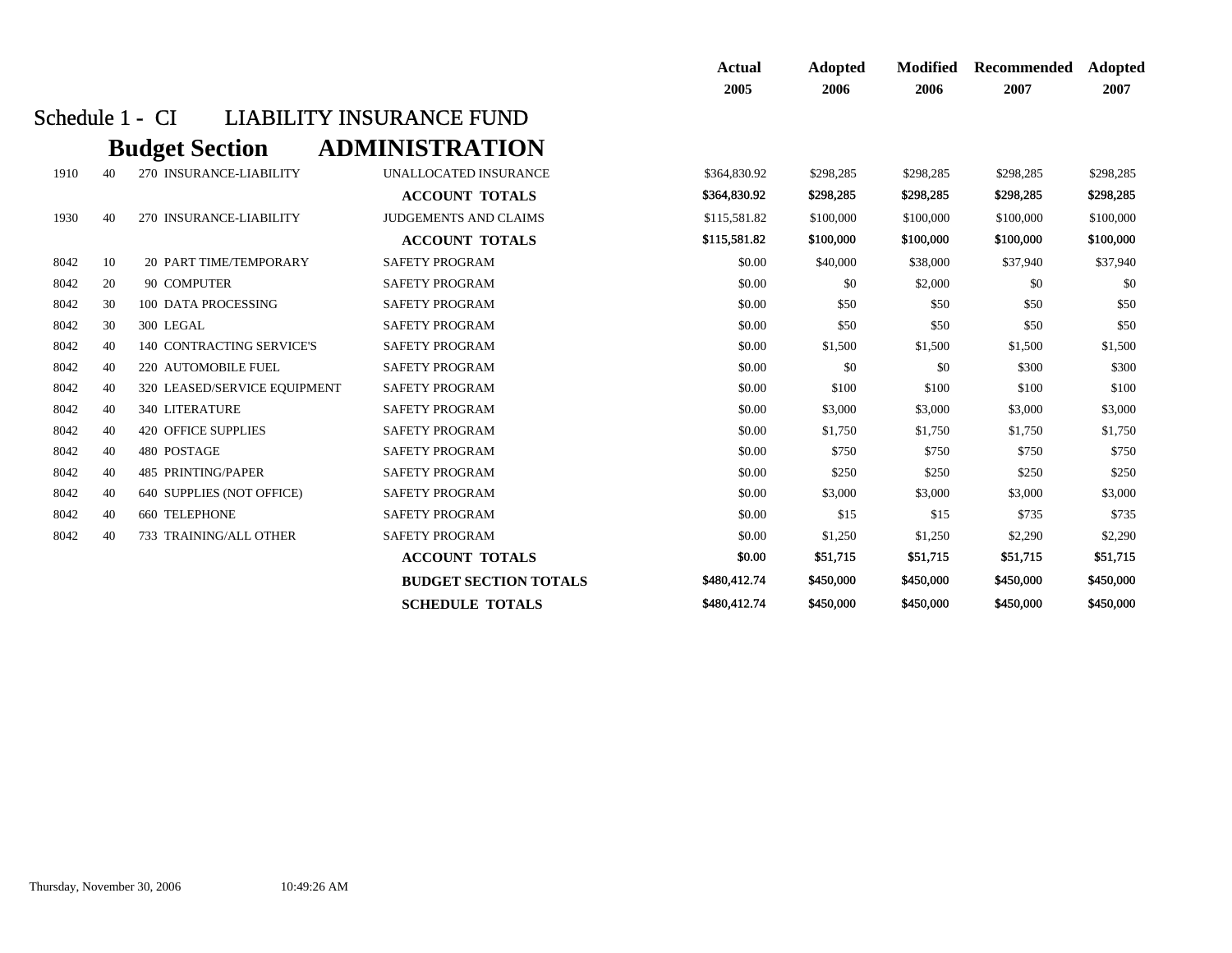## Schedule 1 - CI LIABILITY INSURANCE FUND

### Budget Section ADMINISTRATION

| | | | | Actual 2005 | Adopted 2006 | Modified 2006 | Recommended 2007 | Adopted 2007 |
|---|---|---|---|---|---|---|---|---|
| 1910 | 40 | 270 INSURANCE-LIABILITY | UNALLOCATED INSURANCE | $364,830.92 | $298,285 | $298,285 | $298,285 | $298,285 |
| | | | **ACCOUNT TOTALS** | $364,830.92 | $298,285 | $298,285 | $298,285 | $298,285 |
| 1930 | 40 | 270 INSURANCE-LIABILITY | JUDGEMENTS AND CLAIMS | $115,581.82 | $100,000 | $100,000 | $100,000 | $100,000 |
| | | | **ACCOUNT TOTALS** | $115,581.82 | $100,000 | $100,000 | $100,000 | $100,000 |
| 8042 | 10 | 20 PART TIME/TEMPORARY | SAFETY PROGRAM | $0.00 | $40,000 | $38,000 | $37,940 | $37,940 |
| 8042 | 20 | 90 COMPUTER | SAFETY PROGRAM | $0.00 | $0 | $2,000 | $0 | $0 |
| 8042 | 30 | 100 DATA PROCESSING | SAFETY PROGRAM | $0.00 | $50 | $50 | $50 | $50 |
| 8042 | 30 | 300 LEGAL | SAFETY PROGRAM | $0.00 | $50 | $50 | $50 | $50 |
| 8042 | 40 | 140 CONTRACTING SERVICE'S | SAFETY PROGRAM | $0.00 | $1,500 | $1,500 | $1,500 | $1,500 |
| 8042 | 40 | 220 AUTOMOBILE FUEL | SAFETY PROGRAM | $0.00 | $0 | $0 | $300 | $300 |
| 8042 | 40 | 320 LEASED/SERVICE EQUIPMENT | SAFETY PROGRAM | $0.00 | $100 | $100 | $100 | $100 |
| 8042 | 40 | 340 LITERATURE | SAFETY PROGRAM | $0.00 | $3,000 | $3,000 | $3,000 | $3,000 |
| 8042 | 40 | 420 OFFICE SUPPLIES | SAFETY PROGRAM | $0.00 | $1,750 | $1,750 | $1,750 | $1,750 |
| 8042 | 40 | 480 POSTAGE | SAFETY PROGRAM | $0.00 | $750 | $750 | $750 | $750 |
| 8042 | 40 | 485 PRINTING/PAPER | SAFETY PROGRAM | $0.00 | $250 | $250 | $250 | $250 |
| 8042 | 40 | 640 SUPPLIES (NOT OFFICE) | SAFETY PROGRAM | $0.00 | $3,000 | $3,000 | $3,000 | $3,000 |
| 8042 | 40 | 660 TELEPHONE | SAFETY PROGRAM | $0.00 | $15 | $15 | $735 | $735 |
| 8042 | 40 | 733 TRAINING/ALL OTHER | SAFETY PROGRAM | $0.00 | $1,250 | $1,250 | $2,290 | $2,290 |
| | | | **ACCOUNT TOTALS** | $0.00 | $51,715 | $51,715 | $51,715 | $51,715 |
| | | | **BUDGET SECTION TOTALS** | $480,412.74 | $450,000 | $450,000 | $450,000 | $450,000 |
| | | | **SCHEDULE TOTALS** | $480,412.74 | $450,000 | $450,000 | $450,000 | $450,000 |

Thursday, November 30, 2006 10:49:26 AM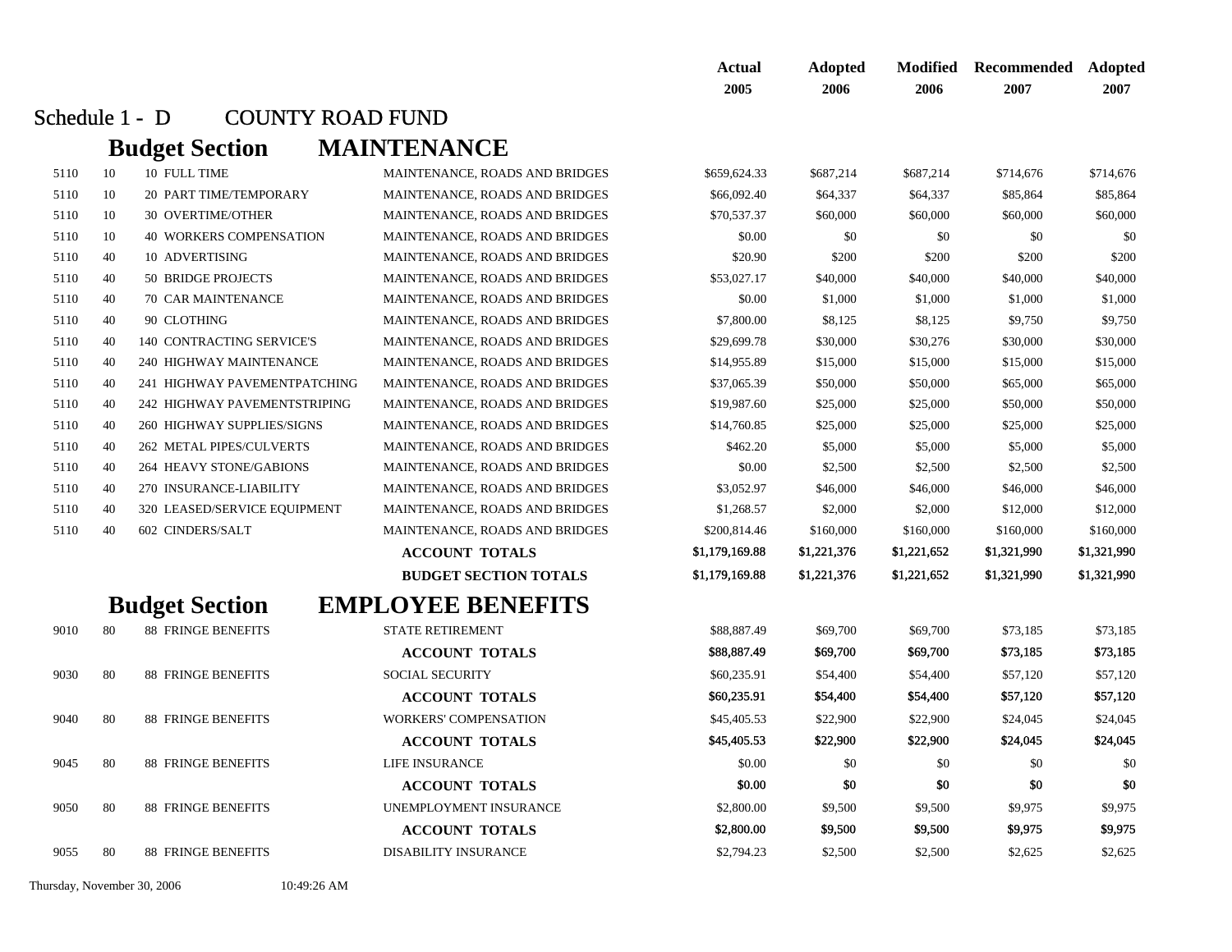## Schedule 1 - D COUNTY ROAD FUND

### Budget Section MAINTENANCE

| | | | | | Actual 2005 | Adopted 2006 | Modified 2006 | Recommended 2007 | Adopted 2007 |
|---|---|---|---|---|---|---|---|---|---|
| 5110 | 10 | 10 | FULL TIME | MAINTENANCE, ROADS AND BRIDGES | $659,624.33 | $687,214 | $687,214 | $714,676 | $714,676 |
| 5110 | 10 | 20 | PART TIME/TEMPORARY | MAINTENANCE, ROADS AND BRIDGES | $66,092.40 | $64,337 | $64,337 | $85,864 | $85,864 |
| 5110 | 10 | 30 | OVERTIME/OTHER | MAINTENANCE, ROADS AND BRIDGES | $70,537.37 | $60,000 | $60,000 | $60,000 | $60,000 |
| 5110 | 10 | 40 | WORKERS COMPENSATION | MAINTENANCE, ROADS AND BRIDGES | $0.00 | $0 | $0 | $0 | $0 |
| 5110 | 40 | 10 | ADVERTISING | MAINTENANCE, ROADS AND BRIDGES | $20.90 | $200 | $200 | $200 | $200 |
| 5110 | 40 | 50 | BRIDGE PROJECTS | MAINTENANCE, ROADS AND BRIDGES | $53,027.17 | $40,000 | $40,000 | $40,000 | $40,000 |
| 5110 | 40 | 70 | CAR MAINTENANCE | MAINTENANCE, ROADS AND BRIDGES | $0.00 | $1,000 | $1,000 | $1,000 | $1,000 |
| 5110 | 40 | 90 | CLOTHING | MAINTENANCE, ROADS AND BRIDGES | $7,800.00 | $8,125 | $8,125 | $9,750 | $9,750 |
| 5110 | 40 | 140 | CONTRACTING SERVICE'S | MAINTENANCE, ROADS AND BRIDGES | $29,699.78 | $30,000 | $30,276 | $30,000 | $30,000 |
| 5110 | 40 | 240 | HIGHWAY MAINTENANCE | MAINTENANCE, ROADS AND BRIDGES | $14,955.89 | $15,000 | $15,000 | $15,000 | $15,000 |
| 5110 | 40 | 241 | HIGHWAY PAVEMENTPATCHING | MAINTENANCE, ROADS AND BRIDGES | $37,065.39 | $50,000 | $50,000 | $65,000 | $65,000 |
| 5110 | 40 | 242 | HIGHWAY PAVEMENTSTRIPING | MAINTENANCE, ROADS AND BRIDGES | $19,987.60 | $25,000 | $25,000 | $50,000 | $50,000 |
| 5110 | 40 | 260 | HIGHWAY SUPPLIES/SIGNS | MAINTENANCE, ROADS AND BRIDGES | $14,760.85 | $25,000 | $25,000 | $25,000 | $25,000 |
| 5110 | 40 | 262 | METAL PIPES/CULVERTS | MAINTENANCE, ROADS AND BRIDGES | $462.20 | $5,000 | $5,000 | $5,000 | $5,000 |
| 5110 | 40 | 264 | HEAVY STONE/GABIONS | MAINTENANCE, ROADS AND BRIDGES | $0.00 | $2,500 | $2,500 | $2,500 | $2,500 |
| 5110 | 40 | 270 | INSURANCE-LIABILITY | MAINTENANCE, ROADS AND BRIDGES | $3,052.97 | $46,000 | $46,000 | $46,000 | $46,000 |
| 5110 | 40 | 320 | LEASED/SERVICE EQUIPMENT | MAINTENANCE, ROADS AND BRIDGES | $1,268.57 | $2,000 | $2,000 | $12,000 | $12,000 |
| 5110 | 40 | 602 | CINDERS/SALT | MAINTENANCE, ROADS AND BRIDGES | $200,814.46 | $160,000 | $160,000 | $160,000 | $160,000 |
| | | | | **ACCOUNT TOTALS** | **$1,179,169.88** | **$1,221,376** | **$1,221,652** | **$1,321,990** | **$1,321,990** |
| | | | | **BUDGET SECTION TOTALS** | **$1,179,169.88** | **$1,221,376** | **$1,221,652** | **$1,321,990** | **$1,321,990** |

### Budget Section EMPLOYEE BENEFITS

| | | | | | Actual 2005 | Adopted 2006 | Modified 2006 | Recommended 2007 | Adopted 2007 |
|---|---|---|---|---|---|---|---|---|---|
| 9010 | 80 | 88 | FRINGE BENEFITS | STATE RETIREMENT | $88,887.49 | $69,700 | $69,700 | $73,185 | $73,185 |
| | | | | **ACCOUNT TOTALS** | **$88,887.49** | **$69,700** | **$69,700** | **$73,185** | **$73,185** |
| 9030 | 80 | 88 | FRINGE BENEFITS | SOCIAL SECURITY | $60,235.91 | $54,400 | $54,400 | $57,120 | $57,120 |
| | | | | **ACCOUNT TOTALS** | **$60,235.91** | **$54,400** | **$54,400** | **$57,120** | **$57,120** |
| 9040 | 80 | 88 | FRINGE BENEFITS | WORKERS' COMPENSATION | $45,405.53 | $22,900 | $22,900 | $24,045 | $24,045 |
| | | | | **ACCOUNT TOTALS** | **$45,405.53** | **$22,900** | **$22,900** | **$24,045** | **$24,045** |
| 9045 | 80 | 88 | FRINGE BENEFITS | LIFE INSURANCE | $0.00 | $0 | $0 | $0 | $0 |
| | | | | **ACCOUNT TOTALS** | **$0.00** | **$0** | **$0** | **$0** | **$0** |
| 9050 | 80 | 88 | FRINGE BENEFITS | UNEMPLOYMENT INSURANCE | $2,800.00 | $9,500 | $9,500 | $9,975 | $9,975 |
| | | | | **ACCOUNT TOTALS** | **$2,800.00** | **$9,500** | **$9,500** | **$9,975** | **$9,975** |
| 9055 | 80 | 88 | FRINGE BENEFITS | DISABILITY INSURANCE | $2,794.23 | $2,500 | $2,500 | $2,625 | $2,625 |

Thursday, November 30, 2006 10:49:26 AM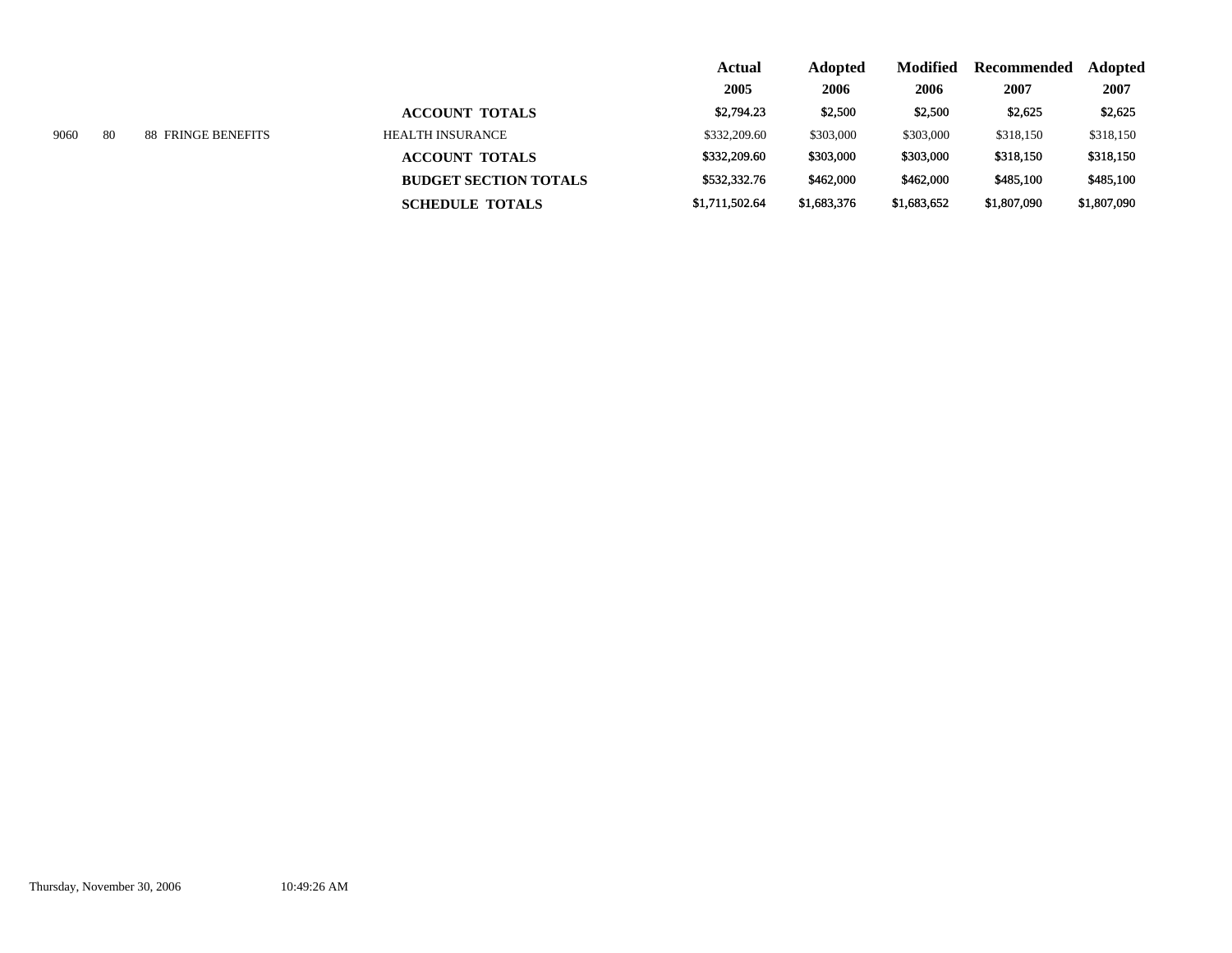| | | | | | Actual 2005 | Adopted 2006 | Modified 2006 | Recommended 2007 | Adopted 2007 |
|---|---|---|---|---|---|---|---|---|---|
| | | | | **ACCOUNT TOTALS** | **$2,794.23** | **$2,500** | **$2,500** | **$2,625** | **$2,625** |
| 9060 | 80 | 88 | FRINGE BENEFITS | HEALTH INSURANCE | $332,209.60 | $303,000 | $303,000 | $318,150 | $318,150 |
| | | | | **ACCOUNT TOTALS** | **$332,209.60** | **$303,000** | **$303,000** | **$318,150** | **$318,150** |
| | | | | **BUDGET SECTION TOTALS** | **$532,332.76** | **$462,000** | **$462,000** | **$485,100** | **$485,100** |
| | | | | **SCHEDULE TOTALS** | **$1,711,502.64** | **$1,683,376** | **$1,683,652** | **$1,807,090** | **$1,807,090** |

Thursday, November 30, 2006 10:49:26 AM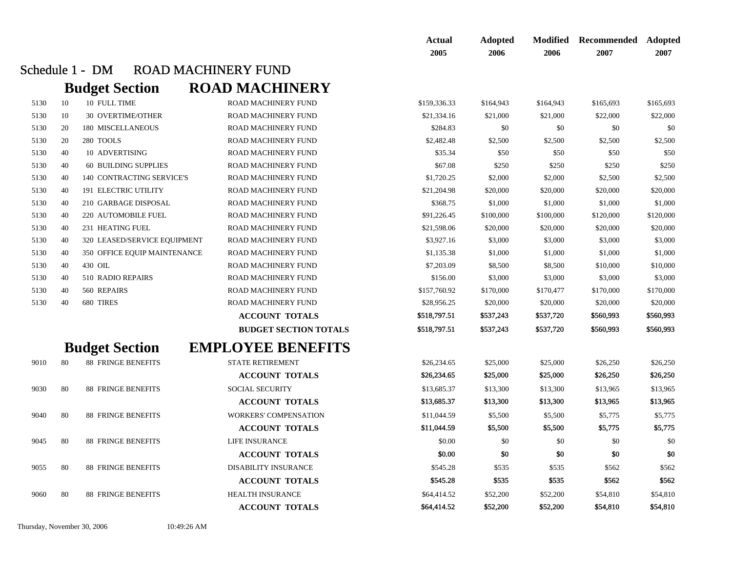## Schedule 1 - DM ROAD MACHINERY FUND

### Budget Section ROAD MACHINERY

| | | | | | Actual 2005 | Adopted 2006 | Modified 2006 | Recommended 2007 | Adopted 2007 |
|---|---|---|---|---|---|---|---|---|---|
| 5130 | 10 | 10 | FULL TIME | ROAD MACHINERY FUND | $159,336.33 | $164,943 | $164,943 | $165,693 | $165,693 |
| 5130 | 10 | 30 | OVERTIME/OTHER | ROAD MACHINERY FUND | $21,334.16 | $21,000 | $21,000 | $22,000 | $22,000 |
| 5130 | 20 | 180 | MISCELLANEOUS | ROAD MACHINERY FUND | $284.83 | $0 | $0 | $0 | $0 |
| 5130 | 20 | 280 | TOOLS | ROAD MACHINERY FUND | $2,482.48 | $2,500 | $2,500 | $2,500 | $2,500 |
| 5130 | 40 | 10 | ADVERTISING | ROAD MACHINERY FUND | $35.34 | $50 | $50 | $50 | $50 |
| 5130 | 40 | 60 | BUILDING SUPPLIES | ROAD MACHINERY FUND | $67.08 | $250 | $250 | $250 | $250 |
| 5130 | 40 | 140 | CONTRACTING SERVICE'S | ROAD MACHINERY FUND | $1,720.25 | $2,000 | $2,000 | $2,500 | $2,500 |
| 5130 | 40 | 191 | ELECTRIC UTILITY | ROAD MACHINERY FUND | $21,204.98 | $20,000 | $20,000 | $20,000 | $20,000 |
| 5130 | 40 | 210 | GARBAGE DISPOSAL | ROAD MACHINERY FUND | $368.75 | $1,000 | $1,000 | $1,000 | $1,000 |
| 5130 | 40 | 220 | AUTOMOBILE FUEL | ROAD MACHINERY FUND | $91,226.45 | $100,000 | $100,000 | $120,000 | $120,000 |
| 5130 | 40 | 231 | HEATING FUEL | ROAD MACHINERY FUND | $21,598.06 | $20,000 | $20,000 | $20,000 | $20,000 |
| 5130 | 40 | 320 | LEASED/SERVICE EQUIPMENT | ROAD MACHINERY FUND | $3,927.16 | $3,000 | $3,000 | $3,000 | $3,000 |
| 5130 | 40 | 350 | OFFICE EQUIP MAINTENANCE | ROAD MACHINERY FUND | $1,135.38 | $1,000 | $1,000 | $1,000 | $1,000 |
| 5130 | 40 | 430 | OIL | ROAD MACHINERY FUND | $7,203.09 | $8,500 | $8,500 | $10,000 | $10,000 |
| 5130 | 40 | 510 | RADIO REPAIRS | ROAD MACHINERY FUND | $156.00 | $3,000 | $3,000 | $3,000 | $3,000 |
| 5130 | 40 | 560 | REPAIRS | ROAD MACHINERY FUND | $157,760.92 | $170,000 | $170,477 | $170,000 | $170,000 |
| 5130 | 40 | 680 | TIRES | ROAD MACHINERY FUND | $28,956.25 | $20,000 | $20,000 | $20,000 | $20,000 |
| | | | | **ACCOUNT TOTALS** | $518,797.51 | $537,243 | $537,720 | $560,993 | $560,993 |
| | | | | **BUDGET SECTION TOTALS** | $518,797.51 | $537,243 | $537,720 | $560,993 | $560,993 |

### Budget Section EMPLOYEE BENEFITS

| | | | | | Actual 2005 | Adopted 2006 | Modified 2006 | Recommended 2007 | Adopted 2007 |
|---|---|---|---|---|---|---|---|---|---|
| 9010 | 80 | 88 | FRINGE BENEFITS | STATE RETIREMENT | $26,234.65 | $25,000 | $25,000 | $26,250 | $26,250 |
| | | | | **ACCOUNT TOTALS** | $26,234.65 | $25,000 | $25,000 | $26,250 | $26,250 |
| 9030 | 80 | 88 | FRINGE BENEFITS | SOCIAL SECURITY | $13,685.37 | $13,300 | $13,300 | $13,965 | $13,965 |
| | | | | **ACCOUNT TOTALS** | $13,685.37 | $13,300 | $13,300 | $13,965 | $13,965 |
| 9040 | 80 | 88 | FRINGE BENEFITS | WORKERS' COMPENSATION | $11,044.59 | $5,500 | $5,500 | $5,775 | $5,775 |
| | | | | **ACCOUNT TOTALS** | $11,044.59 | $5,500 | $5,500 | $5,775 | $5,775 |
| 9045 | 80 | 88 | FRINGE BENEFITS | LIFE INSURANCE | $0.00 | $0 | $0 | $0 | $0 |
| | | | | **ACCOUNT TOTALS** | $0.00 | $0 | $0 | $0 | $0 |
| 9055 | 80 | 88 | FRINGE BENEFITS | DISABILITY INSURANCE | $545.28 | $535 | $535 | $562 | $562 |
| | | | | **ACCOUNT TOTALS** | $545.28 | $535 | $535 | $562 | $562 |
| 9060 | 80 | 88 | FRINGE BENEFITS | HEALTH INSURANCE | $64,414.52 | $52,200 | $52,200 | $54,810 | $54,810 |
| | | | | **ACCOUNT TOTALS** | $64,414.52 | $52,200 | $52,200 | $54,810 | $54,810 |

Thursday, November 30, 2006 10:49:26 AM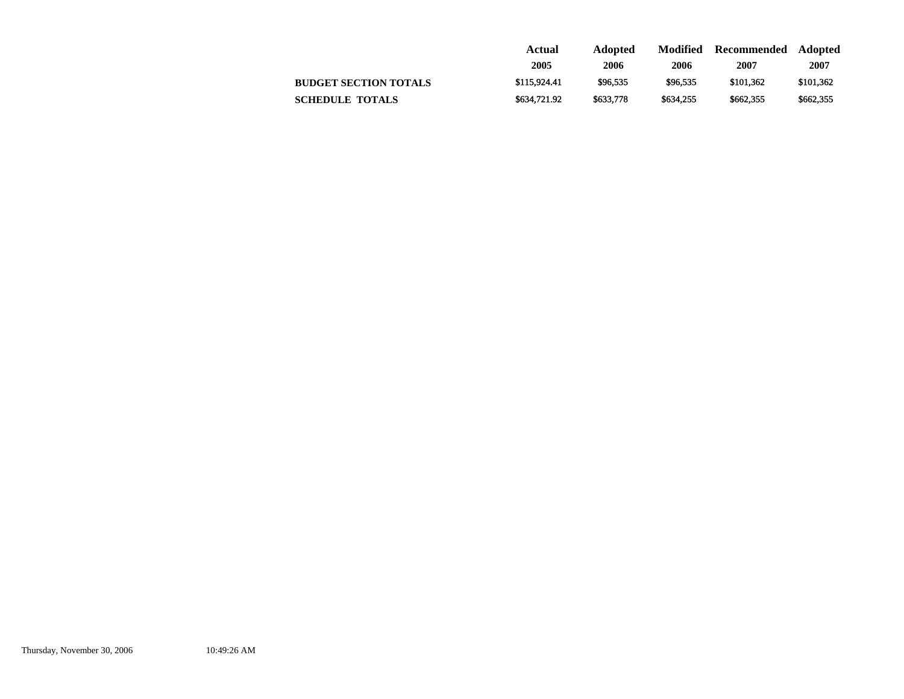| | Actual 2005 | Adopted 2006 | Modified 2006 | Recommended 2007 | Adopted 2007 |
|---|---|---|---|---|---|
| **BUDGET SECTION TOTALS** | $115,924.41 | $96,535 | $96,535 | $101,362 | $101,362 |
| **SCHEDULE TOTALS** | $634,721.92 | $633,778 | $634,255 | $662,355 | $662,355 |

Thursday, November 30, 2006 10:49:26 AM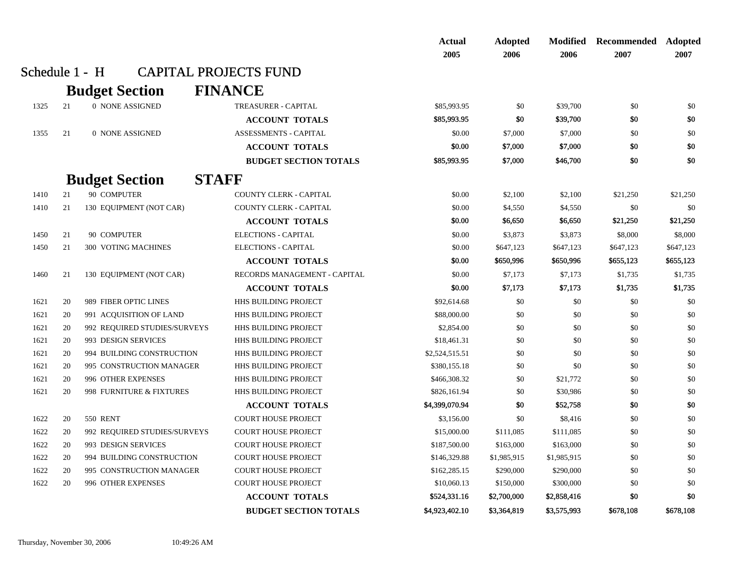## Schedule 1 - H CAPITAL PROJECTS FUND

### Budget Section FINANCE

| | | | | Actual 2005 | Adopted 2006 | Modified 2006 | Recommended 2007 | Adopted 2007 |
|---|---|---|---|---|---|---|---|---|
| 1325 | 21 | 0 NONE ASSIGNED | TREASURER - CAPITAL | $85,993.95 | $0 | $39,700 | $0 | $0 |
| | | | **ACCOUNT TOTALS** | **$85,993.95** | **$0** | **$39,700** | **$0** | **$0** |
| 1355 | 21 | 0 NONE ASSIGNED | ASSESSMENTS - CAPITAL | $0.00 | $7,000 | $7,000 | $0 | $0 |
| | | | **ACCOUNT TOTALS** | **$0.00** | **$7,000** | **$7,000** | **$0** | **$0** |
| | | | **BUDGET SECTION TOTALS** | **$85,993.95** | **$7,000** | **$46,700** | **$0** | **$0** |

### Budget Section STAFF

| | | | | Actual 2005 | Adopted 2006 | Modified 2006 | Recommended 2007 | Adopted 2007 |
|---|---|---|---|---|---|---|---|---|
| 1410 | 21 | 90 COMPUTER | COUNTY CLERK - CAPITAL | $0.00 | $2,100 | $2,100 | $21,250 | $21,250 |
| 1410 | 21 | 130 EQUIPMENT (NOT CAR) | COUNTY CLERK - CAPITAL | $0.00 | $4,550 | $4,550 | $0 | $0 |
| | | | **ACCOUNT TOTALS** | **$0.00** | **$6,650** | **$6,650** | **$21,250** | **$21,250** |
| 1450 | 21 | 90 COMPUTER | ELECTIONS - CAPITAL | $0.00 | $3,873 | $3,873 | $8,000 | $8,000 |
| 1450 | 21 | 300 VOTING MACHINES | ELECTIONS - CAPITAL | $0.00 | $647,123 | $647,123 | $647,123 | $647,123 |
| | | | **ACCOUNT TOTALS** | **$0.00** | **$650,996** | **$650,996** | **$655,123** | **$655,123** |
| 1460 | 21 | 130 EQUIPMENT (NOT CAR) | RECORDS MANAGEMENT - CAPITAL | $0.00 | $7,173 | $7,173 | $1,735 | $1,735 |
| | | | **ACCOUNT TOTALS** | **$0.00** | **$7,173** | **$7,173** | **$1,735** | **$1,735** |
| 1621 | 20 | 989 FIBER OPTIC LINES | HHS BUILDING PROJECT | $92,614.68 | $0 | $0 | $0 | $0 |
| 1621 | 20 | 991 ACQUISITION OF LAND | HHS BUILDING PROJECT | $88,000.00 | $0 | $0 | $0 | $0 |
| 1621 | 20 | 992 REQUIRED STUDIES/SURVEYS | HHS BUILDING PROJECT | $2,854.00 | $0 | $0 | $0 | $0 |
| 1621 | 20 | 993 DESIGN SERVICES | HHS BUILDING PROJECT | $18,461.31 | $0 | $0 | $0 | $0 |
| 1621 | 20 | 994 BUILDING CONSTRUCTION | HHS BUILDING PROJECT | $2,524,515.51 | $0 | $0 | $0 | $0 |
| 1621 | 20 | 995 CONSTRUCTION MANAGER | HHS BUILDING PROJECT | $380,155.18 | $0 | $0 | $0 | $0 |
| 1621 | 20 | 996 OTHER EXPENSES | HHS BUILDING PROJECT | $466,308.32 | $0 | $21,772 | $0 | $0 |
| 1621 | 20 | 998 FURNITURE & FIXTURES | HHS BUILDING PROJECT | $826,161.94 | $0 | $30,986 | $0 | $0 |
| | | | **ACCOUNT TOTALS** | **$4,399,070.94** | **$0** | **$52,758** | **$0** | **$0** |
| 1622 | 20 | 550 RENT | COURT HOUSE PROJECT | $3,156.00 | $0 | $8,416 | $0 | $0 |
| 1622 | 20 | 992 REQUIRED STUDIES/SURVEYS | COURT HOUSE PROJECT | $15,000.00 | $111,085 | $111,085 | $0 | $0 |
| 1622 | 20 | 993 DESIGN SERVICES | COURT HOUSE PROJECT | $187,500.00 | $163,000 | $163,000 | $0 | $0 |
| 1622 | 20 | 994 BUILDING CONSTRUCTION | COURT HOUSE PROJECT | $146,329.88 | $1,985,915 | $1,985,915 | $0 | $0 |
| 1622 | 20 | 995 CONSTRUCTION MANAGER | COURT HOUSE PROJECT | $162,285.15 | $290,000 | $290,000 | $0 | $0 |
| 1622 | 20 | 996 OTHER EXPENSES | COURT HOUSE PROJECT | $10,060.13 | $150,000 | $300,000 | $0 | $0 |
| | | | **ACCOUNT TOTALS** | **$524,331.16** | **$2,700,000** | **$2,858,416** | **$0** | **$0** |
| | | | **BUDGET SECTION TOTALS** | **$4,923,402.10** | **$3,364,819** | **$3,575,993** | **$678,108** | **$678,108** |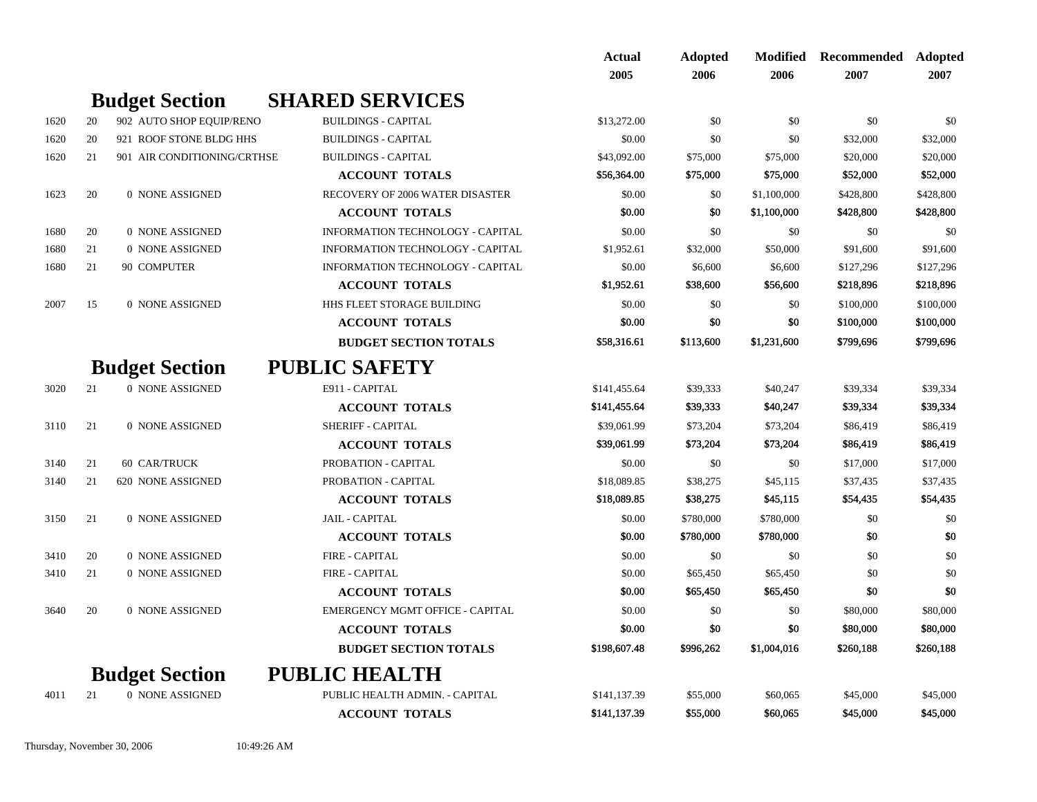| | | | | Actual 2005 | Adopted 2006 | Modified 2006 | Recommended 2007 | Adopted 2007 |
|---|---|---|---|---|---|---|---|---|
| | | **Budget Section** | **SHARED SERVICES** | | | | | |
| 1620 | 20 | 902 AUTO SHOP EQUIP/RENO | BUILDINGS - CAPITAL | $13,272.00 | $0 | $0 | $0 | $0 |
| 1620 | 20 | 921 ROOF STONE BLDG HHS | BUILDINGS - CAPITAL | $0.00 | $0 | $0 | $32,000 | $32,000 |
| 1620 | 21 | 901 AIR CONDITIONING/CRTHSE | BUILDINGS - CAPITAL | $43,092.00 | $75,000 | $75,000 | $20,000 | $20,000 |
| | | | **ACCOUNT TOTALS** | $56,364.00 | $75,000 | $75,000 | $52,000 | $52,000 |
| 1623 | 20 | 0 NONE ASSIGNED | RECOVERY OF 2006 WATER DISASTER | $0.00 | $0 | $1,100,000 | $428,800 | $428,800 |
| | | | **ACCOUNT TOTALS** | $0.00 | $0 | $1,100,000 | $428,800 | $428,800 |
| 1680 | 20 | 0 NONE ASSIGNED | INFORMATION TECHNOLOGY - CAPITAL | $0.00 | $0 | $0 | $0 | $0 |
| 1680 | 21 | 0 NONE ASSIGNED | INFORMATION TECHNOLOGY - CAPITAL | $1,952.61 | $32,000 | $50,000 | $91,600 | $91,600 |
| 1680 | 21 | 90 COMPUTER | INFORMATION TECHNOLOGY - CAPITAL | $0.00 | $6,600 | $6,600 | $127,296 | $127,296 |
| | | | **ACCOUNT TOTALS** | $1,952.61 | $38,600 | $56,600 | $218,896 | $218,896 |
| 2007 | 15 | 0 NONE ASSIGNED | HHS FLEET STORAGE BUILDING | $0.00 | $0 | $0 | $100,000 | $100,000 |
| | | | **ACCOUNT TOTALS** | $0.00 | $0 | $0 | $100,000 | $100,000 |
| | | | **BUDGET SECTION TOTALS** | $58,316.61 | $113,600 | $1,231,600 | $799,696 | $799,696 |
| | | **Budget Section** | **PUBLIC SAFETY** | | | | | |
| 3020 | 21 | 0 NONE ASSIGNED | E911 - CAPITAL | $141,455.64 | $39,333 | $40,247 | $39,334 | $39,334 |
| | | | **ACCOUNT TOTALS** | $141,455.64 | $39,333 | $40,247 | $39,334 | $39,334 |
| 3110 | 21 | 0 NONE ASSIGNED | SHERIFF - CAPITAL | $39,061.99 | $73,204 | $73,204 | $86,419 | $86,419 |
| | | | **ACCOUNT TOTALS** | $39,061.99 | $73,204 | $73,204 | $86,419 | $86,419 |
| 3140 | 21 | 60 CAR/TRUCK | PROBATION - CAPITAL | $0.00 | $0 | $0 | $17,000 | $17,000 |
| 3140 | 21 | 620 NONE ASSIGNED | PROBATION - CAPITAL | $18,089.85 | $38,275 | $45,115 | $37,435 | $37,435 |
| | | | **ACCOUNT TOTALS** | $18,089.85 | $38,275 | $45,115 | $54,435 | $54,435 |
| 3150 | 21 | 0 NONE ASSIGNED | JAIL - CAPITAL | $0.00 | $780,000 | $780,000 | $0 | $0 |
| | | | **ACCOUNT TOTALS** | $0.00 | $780,000 | $780,000 | $0 | $0 |
| 3410 | 20 | 0 NONE ASSIGNED | FIRE - CAPITAL | $0.00 | $0 | $0 | $0 | $0 |
| 3410 | 21 | 0 NONE ASSIGNED | FIRE - CAPITAL | $0.00 | $65,450 | $65,450 | $0 | $0 |
| | | | **ACCOUNT TOTALS** | $0.00 | $65,450 | $65,450 | $0 | $0 |
| 3640 | 20 | 0 NONE ASSIGNED | EMERGENCY MGMT OFFICE - CAPITAL | $0.00 | $0 | $0 | $80,000 | $80,000 |
| | | | **ACCOUNT TOTALS** | $0.00 | $0 | $0 | $80,000 | $80,000 |
| | | | **BUDGET SECTION TOTALS** | $198,607.48 | $996,262 | $1,004,016 | $260,188 | $260,188 |
| | | **Budget Section** | **PUBLIC HEALTH** | | | | | |
| 4011 | 21 | 0 NONE ASSIGNED | PUBLIC HEALTH ADMIN. - CAPITAL | $141,137.39 | $55,000 | $60,065 | $45,000 | $45,000 |
| | | | **ACCOUNT TOTALS** | $141,137.39 | $55,000 | $60,065 | $45,000 | $45,000 |

Thursday, November 30, 2006 10:49:26 AM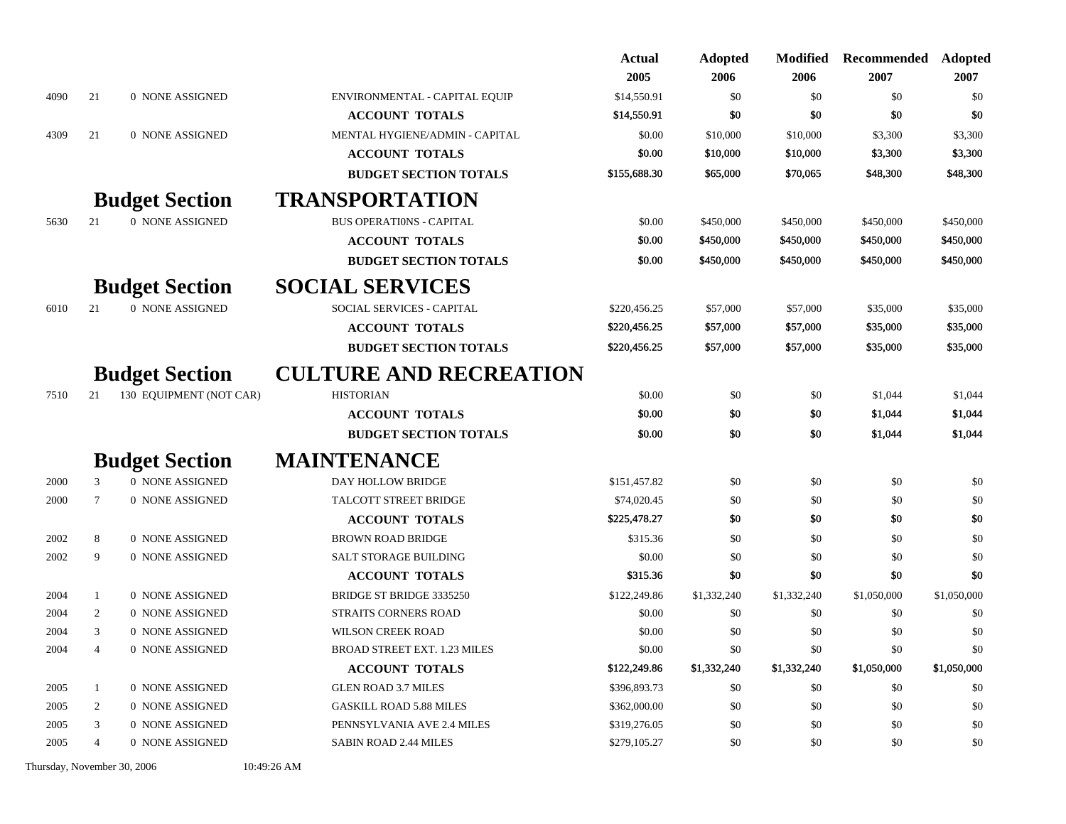| | | | | Actual 2005 | Adopted 2006 | Modified 2006 | Recommended 2007 | Adopted 2007 |
|---|---|---|---|---|---|---|---|---|
| 4090 | 21 | 0 NONE ASSIGNED | ENVIRONMENTAL - CAPITAL EQUIP | $14,550.91 | $0 | $0 | $0 | $0 |
| | | | **ACCOUNT TOTALS** | **$14,550.91** | **$0** | **$0** | **$0** | **$0** |
| 4309 | 21 | 0 NONE ASSIGNED | MENTAL HYGIENE/ADMIN - CAPITAL | $0.00 | $10,000 | $10,000 | $3,300 | $3,300 |
| | | | **ACCOUNT TOTALS** | **$0.00** | **$10,000** | **$10,000** | **$3,300** | **$3,300** |
| | | | **BUDGET SECTION TOTALS** | **$155,688.30** | **$65,000** | **$70,065** | **$48,300** | **$48,300** |

## Budget Section TRANSPORTATION

| | | | | Actual 2005 | Adopted 2006 | Modified 2006 | Recommended 2007 | Adopted 2007 |
|---|---|---|---|---|---|---|---|---|
| 5630 | 21 | 0 NONE ASSIGNED | BUS OPERATI0NS - CAPITAL | $0.00 | $450,000 | $450,000 | $450,000 | $450,000 |
| | | | **ACCOUNT TOTALS** | **$0.00** | **$450,000** | **$450,000** | **$450,000** | **$450,000** |
| | | | **BUDGET SECTION TOTALS** | **$0.00** | **$450,000** | **$450,000** | **$450,000** | **$450,000** |

## Budget Section SOCIAL SERVICES

| | | | | Actual 2005 | Adopted 2006 | Modified 2006 | Recommended 2007 | Adopted 2007 |
|---|---|---|---|---|---|---|---|---|
| 6010 | 21 | 0 NONE ASSIGNED | SOCIAL SERVICES - CAPITAL | $220,456.25 | $57,000 | $57,000 | $35,000 | $35,000 |
| | | | **ACCOUNT TOTALS** | **$220,456.25** | **$57,000** | **$57,000** | **$35,000** | **$35,000** |
| | | | **BUDGET SECTION TOTALS** | **$220,456.25** | **$57,000** | **$57,000** | **$35,000** | **$35,000** |

## Budget Section CULTURE AND RECREATION

| | | | | Actual 2005 | Adopted 2006 | Modified 2006 | Recommended 2007 | Adopted 2007 |
|---|---|---|---|---|---|---|---|---|
| 7510 | 21 | 130 EQUIPMENT (NOT CAR) | HISTORIAN | $0.00 | $0 | $0 | $1,044 | $1,044 |
| | | | **ACCOUNT TOTALS** | **$0.00** | **$0** | **$0** | **$1,044** | **$1,044** |
| | | | **BUDGET SECTION TOTALS** | **$0.00** | **$0** | **$0** | **$1,044** | **$1,044** |

## Budget Section MAINTENANCE

| | | | | Actual 2005 | Adopted 2006 | Modified 2006 | Recommended 2007 | Adopted 2007 |
|---|---|---|---|---|---|---|---|---|
| 2000 | 3 | 0 NONE ASSIGNED | DAY HOLLOW BRIDGE | $151,457.82 | $0 | $0 | $0 | $0 |
| 2000 | 7 | 0 NONE ASSIGNED | TALCOTT STREET BRIDGE | $74,020.45 | $0 | $0 | $0 | $0 |
| | | | **ACCOUNT TOTALS** | **$225,478.27** | **$0** | **$0** | **$0** | **$0** |
| 2002 | 8 | 0 NONE ASSIGNED | BROWN ROAD BRIDGE | $315.36 | $0 | $0 | $0 | $0 |
| 2002 | 9 | 0 NONE ASSIGNED | SALT STORAGE BUILDING | $0.00 | $0 | $0 | $0 | $0 |
| | | | **ACCOUNT TOTALS** | **$315.36** | **$0** | **$0** | **$0** | **$0** |
| 2004 | 1 | 0 NONE ASSIGNED | BRIDGE ST BRIDGE 3335250 | $122,249.86 | $1,332,240 | $1,332,240 | $1,050,000 | $1,050,000 |
| 2004 | 2 | 0 NONE ASSIGNED | STRAITS CORNERS ROAD | $0.00 | $0 | $0 | $0 | $0 |
| 2004 | 3 | 0 NONE ASSIGNED | WILSON CREEK ROAD | $0.00 | $0 | $0 | $0 | $0 |
| 2004 | 4 | 0 NONE ASSIGNED | BROAD STREET EXT. 1.23 MILES | $0.00 | $0 | $0 | $0 | $0 |
| | | | **ACCOUNT TOTALS** | **$122,249.86** | **$1,332,240** | **$1,332,240** | **$1,050,000** | **$1,050,000** |
| 2005 | 1 | 0 NONE ASSIGNED | GLEN ROAD 3.7 MILES | $396,893.73 | $0 | $0 | $0 | $0 |
| 2005 | 2 | 0 NONE ASSIGNED | GASKILL ROAD 5.88 MILES | $362,000.00 | $0 | $0 | $0 | $0 |
| 2005 | 3 | 0 NONE ASSIGNED | PENNSYLVANIA AVE 2.4 MILES | $319,276.05 | $0 | $0 | $0 | $0 |
| 2005 | 4 | 0 NONE ASSIGNED | SABIN ROAD 2.44 MILES | $279,105.27 | $0 | $0 | $0 | $0 |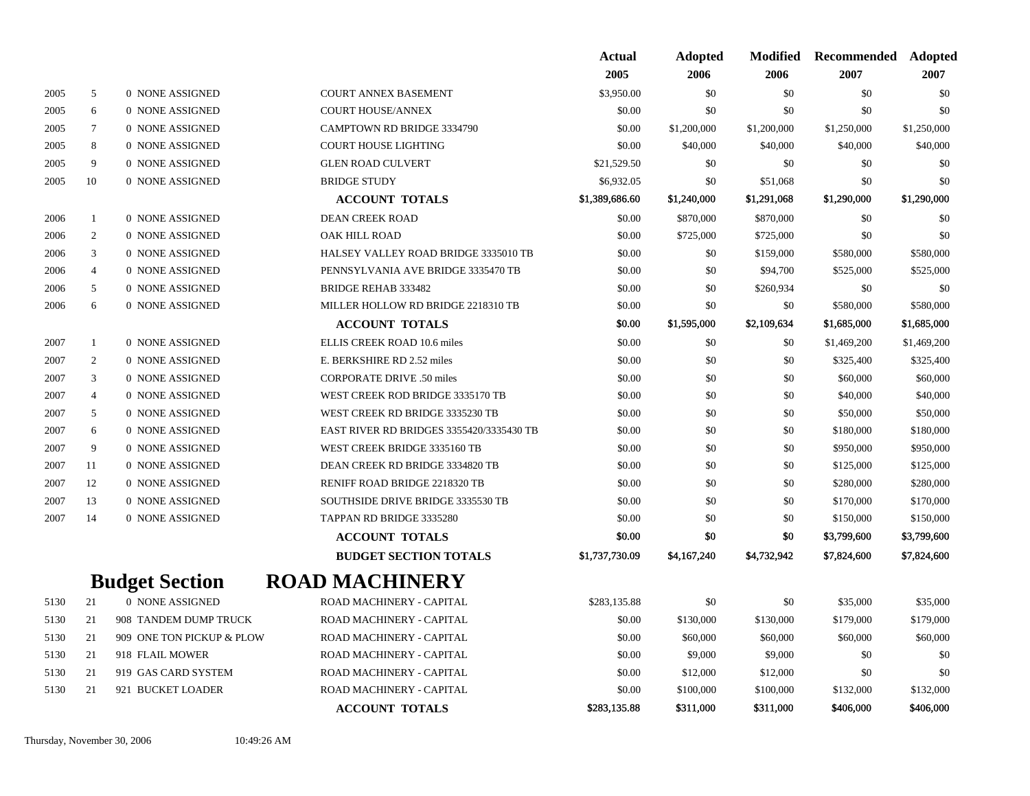| | | | | Actual 2005 | Adopted 2006 | Modified 2006 | Recommended 2007 | Adopted 2007 |
|---|---|---|---|---|---|---|---|---|
| 2005 | 5 | 0 NONE ASSIGNED | COURT ANNEX BASEMENT | $3,950.00 | $0 | $0 | $0 | $0 |
| 2005 | 6 | 0 NONE ASSIGNED | COURT HOUSE/ANNEX | $0.00 | $0 | $0 | $0 | $0 |
| 2005 | 7 | 0 NONE ASSIGNED | CAMPTOWN RD BRIDGE 3334790 | $0.00 | $1,200,000 | $1,200,000 | $1,250,000 | $1,250,000 |
| 2005 | 8 | 0 NONE ASSIGNED | COURT HOUSE LIGHTING | $0.00 | $40,000 | $40,000 | $40,000 | $40,000 |
| 2005 | 9 | 0 NONE ASSIGNED | GLEN ROAD CULVERT | $21,529.50 | $0 | $0 | $0 | $0 |
| 2005 | 10 | 0 NONE ASSIGNED | BRIDGE STUDY | $6,932.05 | $0 | $51,068 | $0 | $0 |
| | | | **ACCOUNT TOTALS** | **$1,389,686.60** | **$1,240,000** | **$1,291,068** | **$1,290,000** | **$1,290,000** |
| 2006 | 1 | 0 NONE ASSIGNED | DEAN CREEK ROAD | $0.00 | $870,000 | $870,000 | $0 | $0 |
| 2006 | 2 | 0 NONE ASSIGNED | OAK HILL ROAD | $0.00 | $725,000 | $725,000 | $0 | $0 |
| 2006 | 3 | 0 NONE ASSIGNED | HALSEY VALLEY ROAD BRIDGE 3335010 TB | $0.00 | $0 | $159,000 | $580,000 | $580,000 |
| 2006 | 4 | 0 NONE ASSIGNED | PENNSYLVANIA AVE BRIDGE 3335470 TB | $0.00 | $0 | $94,700 | $525,000 | $525,000 |
| 2006 | 5 | 0 NONE ASSIGNED | BRIDGE REHAB 333482 | $0.00 | $0 | $260,934 | $0 | $0 |
| 2006 | 6 | 0 NONE ASSIGNED | MILLER HOLLOW RD BRIDGE 2218310 TB | $0.00 | $0 | $0 | $580,000 | $580,000 |
| | | | **ACCOUNT TOTALS** | **$0.00** | **$1,595,000** | **$2,109,634** | **$1,685,000** | **$1,685,000** |
| 2007 | 1 | 0 NONE ASSIGNED | ELLIS CREEK ROAD 10.6 miles | $0.00 | $0 | $0 | $1,469,200 | $1,469,200 |
| 2007 | 2 | 0 NONE ASSIGNED | E. BERKSHIRE RD 2.52 miles | $0.00 | $0 | $0 | $325,400 | $325,400 |
| 2007 | 3 | 0 NONE ASSIGNED | CORPORATE DRIVE .50 miles | $0.00 | $0 | $0 | $60,000 | $60,000 |
| 2007 | 4 | 0 NONE ASSIGNED | WEST CREEK ROD BRIDGE 3335170 TB | $0.00 | $0 | $0 | $40,000 | $40,000 |
| 2007 | 5 | 0 NONE ASSIGNED | WEST CREEK RD BRIDGE 3335230 TB | $0.00 | $0 | $0 | $50,000 | $50,000 |
| 2007 | 6 | 0 NONE ASSIGNED | EAST RIVER RD BRIDGES 3355420/3335430 TB | $0.00 | $0 | $0 | $180,000 | $180,000 |
| 2007 | 9 | 0 NONE ASSIGNED | WEST CREEK BRIDGE 3335160 TB | $0.00 | $0 | $0 | $950,000 | $950,000 |
| 2007 | 11 | 0 NONE ASSIGNED | DEAN CREEK RD BRIDGE 3334820 TB | $0.00 | $0 | $0 | $125,000 | $125,000 |
| 2007 | 12 | 0 NONE ASSIGNED | RENIFF ROAD BRIDGE 2218320 TB | $0.00 | $0 | $0 | $280,000 | $280,000 |
| 2007 | 13 | 0 NONE ASSIGNED | SOUTHSIDE DRIVE BRIDGE 3335530 TB | $0.00 | $0 | $0 | $170,000 | $170,000 |
| 2007 | 14 | 0 NONE ASSIGNED | TAPPAN RD BRIDGE 3335280 | $0.00 | $0 | $0 | $150,000 | $150,000 |
| | | | **ACCOUNT TOTALS** | **$0.00** | **$0** | **$0** | **$3,799,600** | **$3,799,600** |
| | | | **BUDGET SECTION TOTALS** | **$1,737,730.09** | **$4,167,240** | **$4,732,942** | **$7,824,600** | **$7,824,600** |

## Budget Section ROAD MACHINERY

| | | | | Actual 2005 | Adopted 2006 | Modified 2006 | Recommended 2007 | Adopted 2007 |
|---|---|---|---|---|---|---|---|---|
| 5130 | 21 | 0 NONE ASSIGNED | ROAD MACHINERY - CAPITAL | $283,135.88 | $0 | $0 | $35,000 | $35,000 |
| 5130 | 21 | 908 TANDEM DUMP TRUCK | ROAD MACHINERY - CAPITAL | $0.00 | $130,000 | $130,000 | $179,000 | $179,000 |
| 5130 | 21 | 909 ONE TON PICKUP & PLOW | ROAD MACHINERY - CAPITAL | $0.00 | $60,000 | $60,000 | $60,000 | $60,000 |
| 5130 | 21 | 918 FLAIL MOWER | ROAD MACHINERY - CAPITAL | $0.00 | $9,000 | $9,000 | $0 | $0 |
| 5130 | 21 | 919 GAS CARD SYSTEM | ROAD MACHINERY - CAPITAL | $0.00 | $12,000 | $12,000 | $0 | $0 |
| 5130 | 21 | 921 BUCKET LOADER | ROAD MACHINERY - CAPITAL | $0.00 | $100,000 | $100,000 | $132,000 | $132,000 |
| | | | **ACCOUNT TOTALS** | **$283,135.88** | **$311,000** | **$311,000** | **$406,000** | **$406,000** |

Thursday, November 30, 2006 10:49:26 AM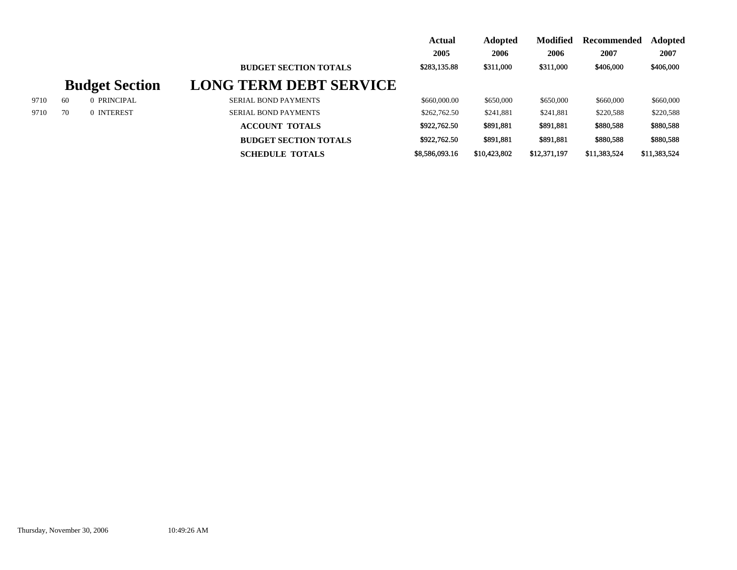| | | | | Actual 2005 | Adopted 2006 | Modified 2006 | Recommended 2007 | Adopted 2007 |
|---|---|---|---|---|---|---|---|---|
| | | | **BUDGET SECTION TOTALS** | **$283,135.88** | **$311,000** | **$311,000** | **$406,000** | **$406,000** |

## Budget Section LONG TERM DEBT SERVICE

| | | | | Actual 2005 | Adopted 2006 | Modified 2006 | Recommended 2007 | Adopted 2007 |
|---|---|---|---|---|---|---|---|---|
| 9710 | 60 | 0 PRINCIPAL | SERIAL BOND PAYMENTS | $660,000.00 | $650,000 | $650,000 | $660,000 | $660,000 |
| 9710 | 70 | 0 INTEREST | SERIAL BOND PAYMENTS | $262,762.50 | $241,881 | $241,881 | $220,588 | $220,588 |
| | | | **ACCOUNT TOTALS** | **$922,762.50** | **$891,881** | **$891,881** | **$880,588** | **$880,588** |
| | | | **BUDGET SECTION TOTALS** | **$922,762.50** | **$891,881** | **$891,881** | **$880,588** | **$880,588** |
| | | | **SCHEDULE TOTALS** | **$8,586,093.16** | **$10,423,802** | **$12,371,197** | **$11,383,524** | **$11,383,524** |

Thursday, November 30, 2006 10:49:26 AM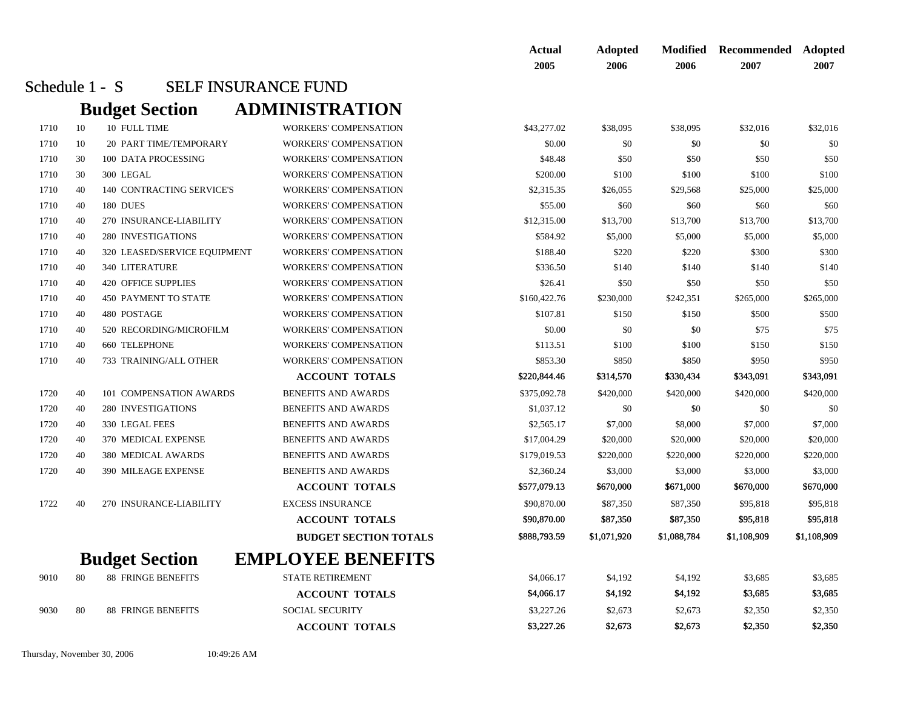# Schedule 1 - S SELF INSURANCE FUND

## Budget Section ADMINISTRATION

| | | | | Actual 2005 | Adopted 2006 | Modified 2006 | Recommended 2007 | Adopted 2007 |
|---|---|---|---|---|---|---|---|---|
| 1710 | 10 | 10 FULL TIME | WORKERS' COMPENSATION | $43,277.02 | $38,095 | $38,095 | $32,016 | $32,016 |
| 1710 | 10 | 20 PART TIME/TEMPORARY | WORKERS' COMPENSATION | $0.00 | $0 | $0 | $0 | $0 |
| 1710 | 30 | 100 DATA PROCESSING | WORKERS' COMPENSATION | $48.48 | $50 | $50 | $50 | $50 |
| 1710 | 30 | 300 LEGAL | WORKERS' COMPENSATION | $200.00 | $100 | $100 | $100 | $100 |
| 1710 | 40 | 140 CONTRACTING SERVICE'S | WORKERS' COMPENSATION | $2,315.35 | $26,055 | $29,568 | $25,000 | $25,000 |
| 1710 | 40 | 180 DUES | WORKERS' COMPENSATION | $55.00 | $60 | $60 | $60 | $60 |
| 1710 | 40 | 270 INSURANCE-LIABILITY | WORKERS' COMPENSATION | $12,315.00 | $13,700 | $13,700 | $13,700 | $13,700 |
| 1710 | 40 | 280 INVESTIGATIONS | WORKERS' COMPENSATION | $584.92 | $5,000 | $5,000 | $5,000 | $5,000 |
| 1710 | 40 | 320 LEASED/SERVICE EQUIPMENT | WORKERS' COMPENSATION | $188.40 | $220 | $220 | $300 | $300 |
| 1710 | 40 | 340 LITERATURE | WORKERS' COMPENSATION | $336.50 | $140 | $140 | $140 | $140 |
| 1710 | 40 | 420 OFFICE SUPPLIES | WORKERS' COMPENSATION | $26.41 | $50 | $50 | $50 | $50 |
| 1710 | 40 | 450 PAYMENT TO STATE | WORKERS' COMPENSATION | $160,422.76 | $230,000 | $242,351 | $265,000 | $265,000 |
| 1710 | 40 | 480 POSTAGE | WORKERS' COMPENSATION | $107.81 | $150 | $150 | $500 | $500 |
| 1710 | 40 | 520 RECORDING/MICROFILM | WORKERS' COMPENSATION | $0.00 | $0 | $0 | $75 | $75 |
| 1710 | 40 | 660 TELEPHONE | WORKERS' COMPENSATION | $113.51 | $100 | $100 | $150 | $150 |
| 1710 | 40 | 733 TRAINING/ALL OTHER | WORKERS' COMPENSATION | $853.30 | $850 | $850 | $950 | $950 |
| | | | **ACCOUNT TOTALS** | $220,844.46 | $314,570 | $330,434 | $343,091 | $343,091 |
| 1720 | 40 | 101 COMPENSATION AWARDS | BENEFITS AND AWARDS | $375,092.78 | $420,000 | $420,000 | $420,000 | $420,000 |
| 1720 | 40 | 280 INVESTIGATIONS | BENEFITS AND AWARDS | $1,037.12 | $0 | $0 | $0 | $0 |
| 1720 | 40 | 330 LEGAL FEES | BENEFITS AND AWARDS | $2,565.17 | $7,000 | $8,000 | $7,000 | $7,000 |
| 1720 | 40 | 370 MEDICAL EXPENSE | BENEFITS AND AWARDS | $17,004.29 | $20,000 | $20,000 | $20,000 | $20,000 |
| 1720 | 40 | 380 MEDICAL AWARDS | BENEFITS AND AWARDS | $179,019.53 | $220,000 | $220,000 | $220,000 | $220,000 |
| 1720 | 40 | 390 MILEAGE EXPENSE | BENEFITS AND AWARDS | $2,360.24 | $3,000 | $3,000 | $3,000 | $3,000 |
| | | | **ACCOUNT TOTALS** | $577,079.13 | $670,000 | $671,000 | $670,000 | $670,000 |
| 1722 | 40 | 270 INSURANCE-LIABILITY | EXCESS INSURANCE | $90,870.00 | $87,350 | $87,350 | $95,818 | $95,818 |
| | | | **ACCOUNT TOTALS** | $90,870.00 | $87,350 | $87,350 | $95,818 | $95,818 |
| | | | **BUDGET SECTION TOTALS** | $888,793.59 | $1,071,920 | $1,088,784 | $1,108,909 | $1,108,909 |

## Budget Section EMPLOYEE BENEFITS

| | | | | Actual 2005 | Adopted 2006 | Modified 2006 | Recommended 2007 | Adopted 2007 |
|---|---|---|---|---|---|---|---|---|
| 9010 | 80 | 88 FRINGE BENEFITS | STATE RETIREMENT | $4,066.17 | $4,192 | $4,192 | $3,685 | $3,685 |
| | | | **ACCOUNT TOTALS** | $4,066.17 | $4,192 | $4,192 | $3,685 | $3,685 |
| 9030 | 80 | 88 FRINGE BENEFITS | SOCIAL SECURITY | $3,227.26 | $2,673 | $2,673 | $2,350 | $2,350 |
| | | | **ACCOUNT TOTALS** | $3,227.26 | $2,673 | $2,673 | $2,350 | $2,350 |

Thursday, November 30, 2006 10:49:26 AM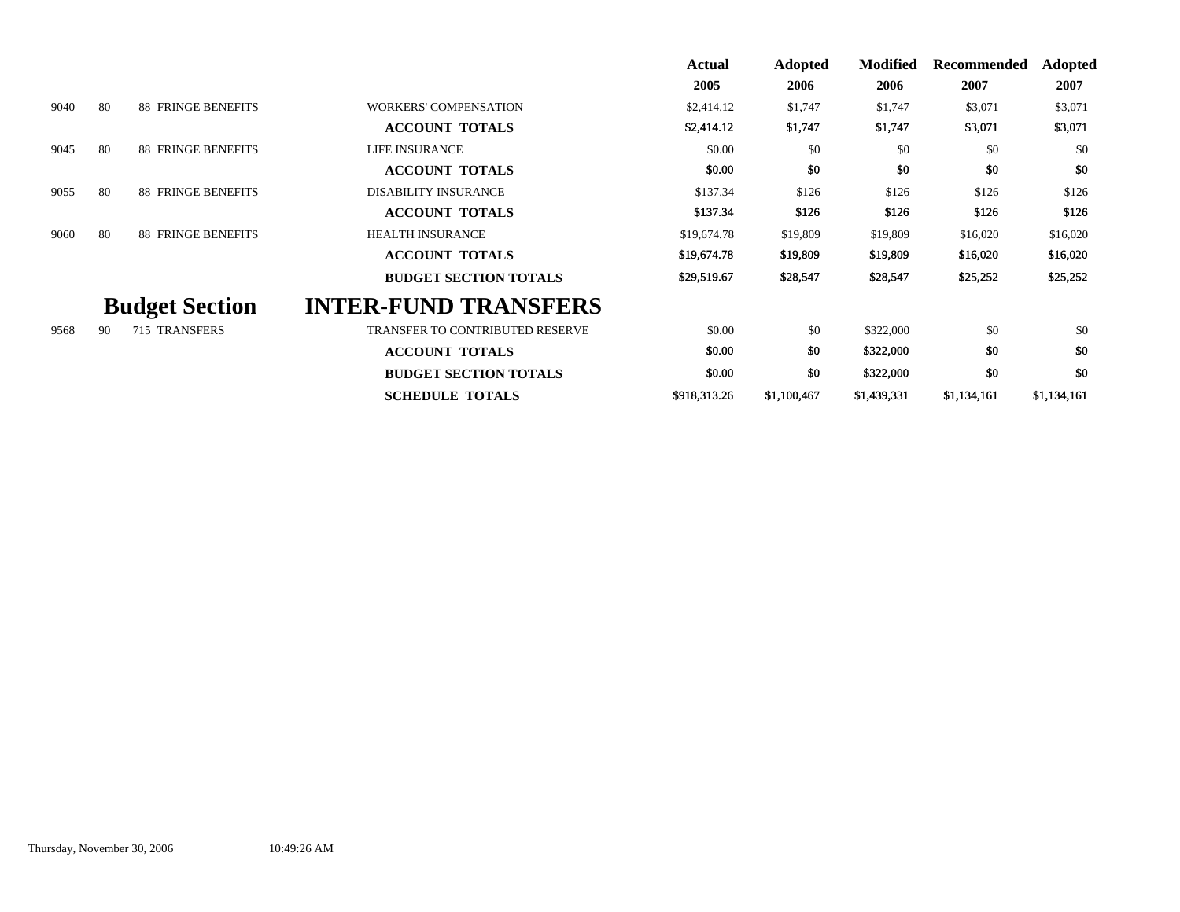| | | | | Actual 2005 | Adopted 2006 | Modified 2006 | Recommended 2007 | Adopted 2007 |
|---|---|---|---|---|---|---|---|---|
| 9040 | 80 | 88 FRINGE BENEFITS | WORKERS' COMPENSATION | $2,414.12 | $1,747 | $1,747 | $3,071 | $3,071 |
| | | | **ACCOUNT TOTALS** | $2,414.12 | $1,747 | $1,747 | $3,071 | $3,071 |
| 9045 | 80 | 88 FRINGE BENEFITS | LIFE INSURANCE | $0.00 | $0 | $0 | $0 | $0 |
| | | | **ACCOUNT TOTALS** | $0.00 | $0 | $0 | $0 | $0 |
| 9055 | 80 | 88 FRINGE BENEFITS | DISABILITY INSURANCE | $137.34 | $126 | $126 | $126 | $126 |
| | | | **ACCOUNT TOTALS** | $137.34 | $126 | $126 | $126 | $126 |
| 9060 | 80 | 88 FRINGE BENEFITS | HEALTH INSURANCE | $19,674.78 | $19,809 | $19,809 | $16,020 | $16,020 |
| | | | **ACCOUNT TOTALS** | $19,674.78 | $19,809 | $19,809 | $16,020 | $16,020 |
| | | | **BUDGET SECTION TOTALS** | $29,519.67 | $28,547 | $28,547 | $25,252 | $25,252 |

## Budget Section INTER-FUND TRANSFERS

| | | | | Actual 2005 | Adopted 2006 | Modified 2006 | Recommended 2007 | Adopted 2007 |
|---|---|---|---|---|---|---|---|---|
| 9568 | 90 | 715 TRANSFERS | TRANSFER TO CONTRIBUTED RESERVE | $0.00 | $0 | $322,000 | $0 | $0 |
| | | | **ACCOUNT TOTALS** | $0.00 | $0 | $322,000 | $0 | $0 |
| | | | **BUDGET SECTION TOTALS** | $0.00 | $0 | $322,000 | $0 | $0 |
| | | | **SCHEDULE TOTALS** | $918,313.26 | $1,100,467 | $1,439,331 | $1,134,161 | $1,134,161 |

Thursday, November 30, 2006 10:49:26 AM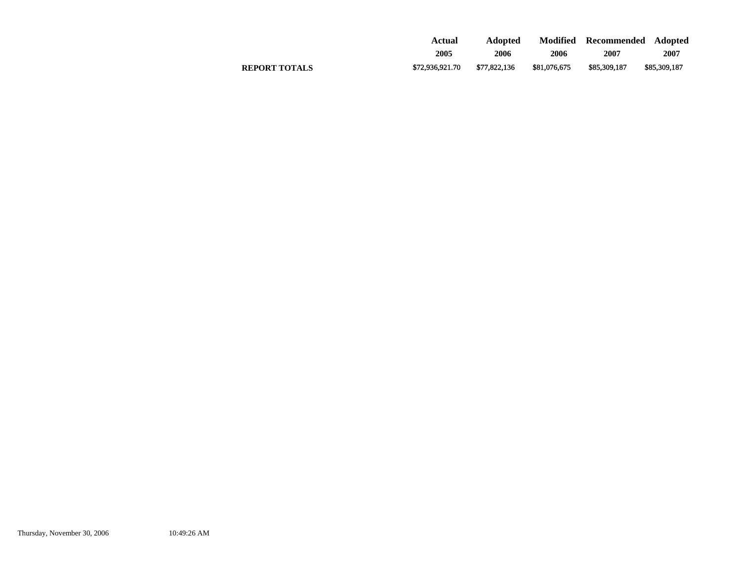| | Actual 2005 | Adopted 2006 | Modified 2006 | Recommended 2007 | Adopted 2007 |
|---|---|---|---|---|---|
| **REPORT TOTALS** | $72,936,921.70 | $77,822,136 | $81,076,675 | $85,309,187 | $85,309,187 |

Thursday, November 30, 2006 10:49:26 AM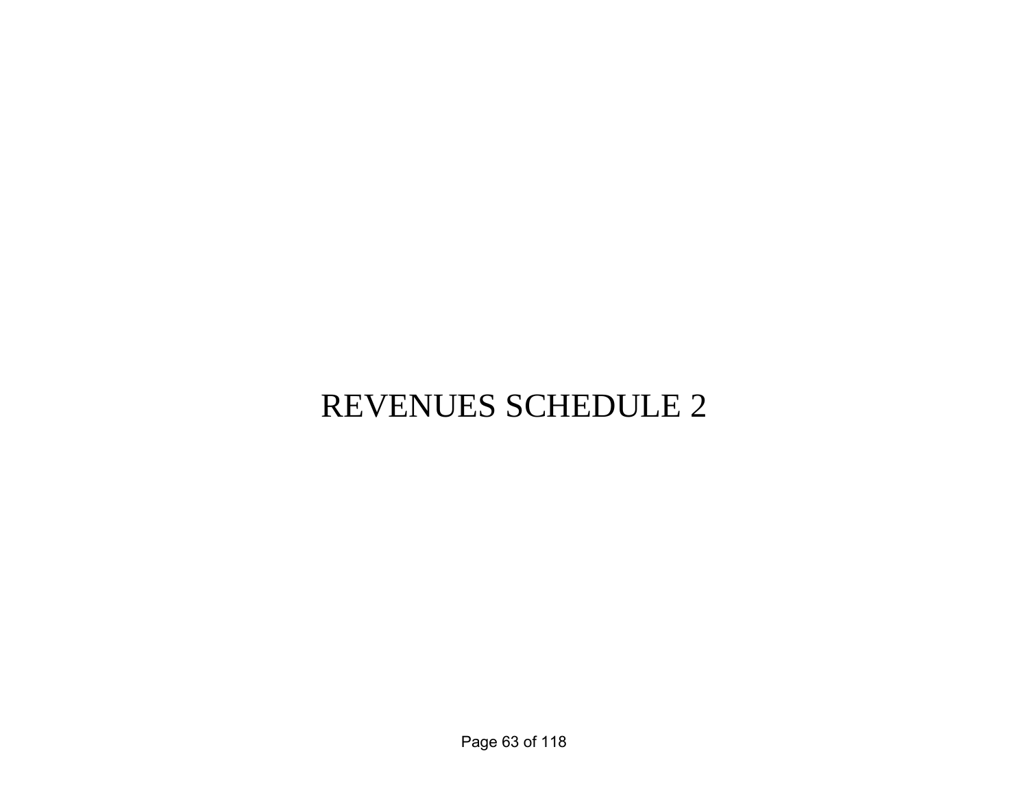# REVENUES SCHEDULE 2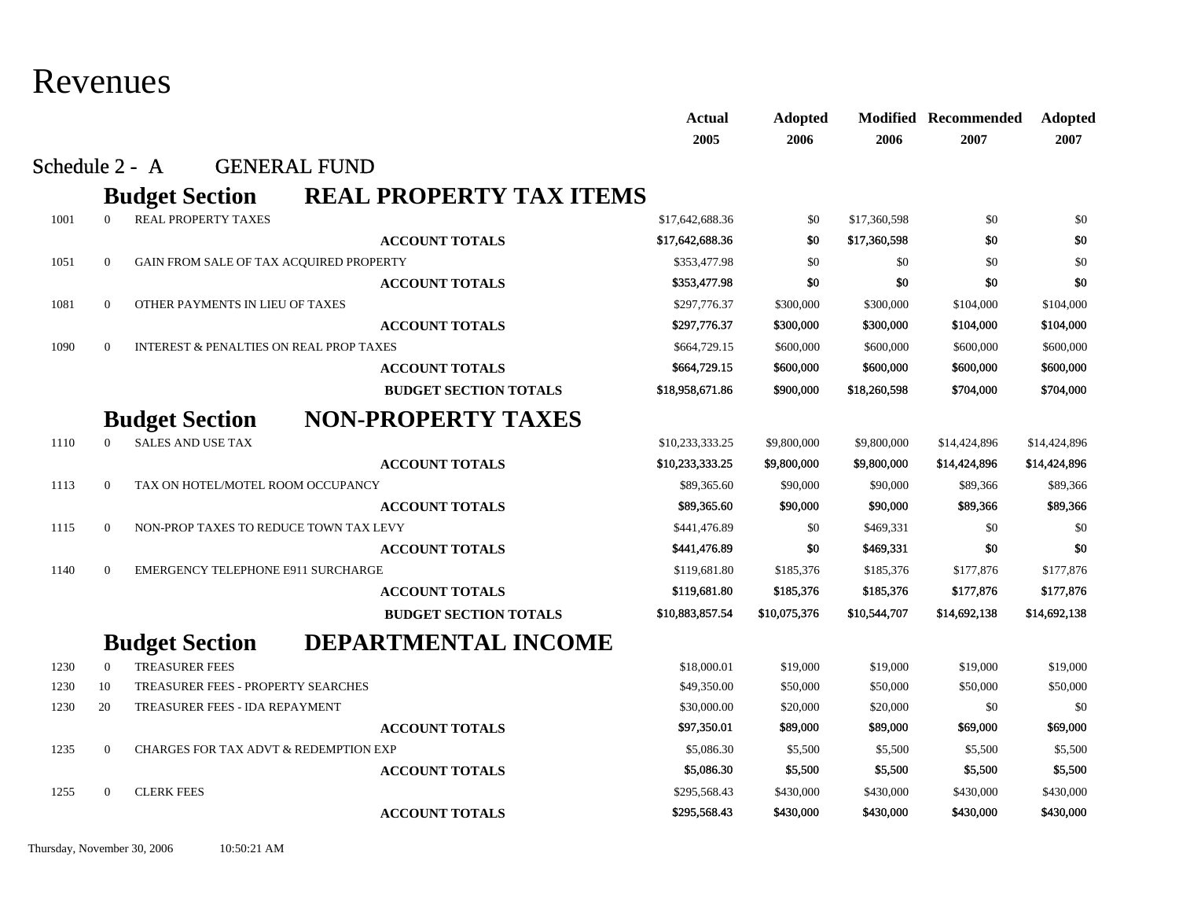# Revenues

## Schedule 2 - A GENERAL FUND

### Budget Section REAL PROPERTY TAX ITEMS

| | | | Actual 2005 | Adopted 2006 | Modified 2006 | Recommended 2007 | Adopted 2007 |
|---|---|---|---|---|---|---|---|
| 1001 | 0 | REAL PROPERTY TAXES | $17,642,688.36 | $0 | $17,360,598 | $0 | $0 |
| | | **ACCOUNT TOTALS** | **$17,642,688.36** | **$0** | **$17,360,598** | **$0** | **$0** |
| 1051 | 0 | GAIN FROM SALE OF TAX ACQUIRED PROPERTY | $353,477.98 | $0 | $0 | $0 | $0 |
| | | **ACCOUNT TOTALS** | **$353,477.98** | **$0** | **$0** | **$0** | **$0** |
| 1081 | 0 | OTHER PAYMENTS IN LIEU OF TAXES | $297,776.37 | $300,000 | $300,000 | $104,000 | $104,000 |
| | | **ACCOUNT TOTALS** | **$297,776.37** | **$300,000** | **$300,000** | **$104,000** | **$104,000** |
| 1090 | 0 | INTEREST & PENALTIES ON REAL PROP TAXES | $664,729.15 | $600,000 | $600,000 | $600,000 | $600,000 |
| | | **ACCOUNT TOTALS** | **$664,729.15** | **$600,000** | **$600,000** | **$600,000** | **$600,000** |
| | | **BUDGET SECTION TOTALS** | **$18,958,671.86** | **$900,000** | **$18,260,598** | **$704,000** | **$704,000** |

### Budget Section NON-PROPERTY TAXES

| | | | Actual 2005 | Adopted 2006 | Modified 2006 | Recommended 2007 | Adopted 2007 |
|---|---|---|---|---|---|---|---|
| 1110 | 0 | SALES AND USE TAX | $10,233,333.25 | $9,800,000 | $9,800,000 | $14,424,896 | $14,424,896 |
| | | **ACCOUNT TOTALS** | **$10,233,333.25** | **$9,800,000** | **$9,800,000** | **$14,424,896** | **$14,424,896** |
| 1113 | 0 | TAX ON HOTEL/MOTEL ROOM OCCUPANCY | $89,365.60 | $90,000 | $90,000 | $89,366 | $89,366 |
| | | **ACCOUNT TOTALS** | **$89,365.60** | **$90,000** | **$90,000** | **$89,366** | **$89,366** |
| 1115 | 0 | NON-PROP TAXES TO REDUCE TOWN TAX LEVY | $441,476.89 | $0 | $469,331 | $0 | $0 |
| | | **ACCOUNT TOTALS** | **$441,476.89** | **$0** | **$469,331** | **$0** | **$0** |
| 1140 | 0 | EMERGENCY TELEPHONE E911 SURCHARGE | $119,681.80 | $185,376 | $185,376 | $177,876 | $177,876 |
| | | **ACCOUNT TOTALS** | **$119,681.80** | **$185,376** | **$185,376** | **$177,876** | **$177,876** |
| | | **BUDGET SECTION TOTALS** | **$10,883,857.54** | **$10,075,376** | **$10,544,707** | **$14,692,138** | **$14,692,138** |

### Budget Section DEPARTMENTAL INCOME

| | | | Actual 2005 | Adopted 2006 | Modified 2006 | Recommended 2007 | Adopted 2007 |
|---|---|---|---|---|---|---|---|
| 1230 | 0 | TREASURER FEES | $18,000.01 | $19,000 | $19,000 | $19,000 | $19,000 |
| 1230 | 10 | TREASURER FEES - PROPERTY SEARCHES | $49,350.00 | $50,000 | $50,000 | $50,000 | $50,000 |
| 1230 | 20 | TREASURER FEES - IDA REPAYMENT | $30,000.00 | $20,000 | $20,000 | $0 | $0 |
| | | **ACCOUNT TOTALS** | **$97,350.01** | **$89,000** | **$89,000** | **$69,000** | **$69,000** |
| 1235 | 0 | CHARGES FOR TAX ADVT & REDEMPTION EXP | $5,086.30 | $5,500 | $5,500 | $5,500 | $5,500 |
| | | **ACCOUNT TOTALS** | **$5,086.30** | **$5,500** | **$5,500** | **$5,500** | **$5,500** |
| 1255 | 0 | CLERK FEES | $295,568.43 | $430,000 | $430,000 | $430,000 | $430,000 |
| | | **ACCOUNT TOTALS** | **$295,568.43** | **$430,000** | **$430,000** | **$430,000** | **$430,000** |

Thursday, November 30, 2006 10:50:21 AM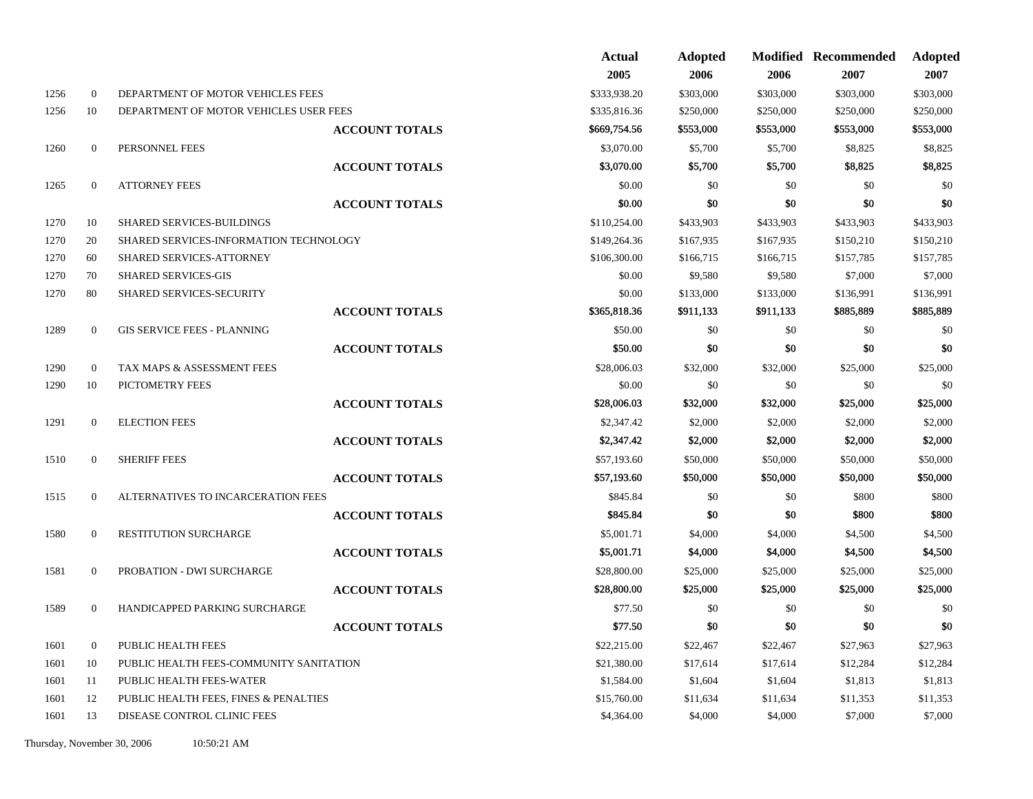| | | | Actual 2005 | Adopted 2006 | Modified 2006 | Recommended 2007 | Adopted 2007 |
|---|---|---|---|---|---|---|---|
| 1256 | 0 | DEPARTMENT OF MOTOR VEHICLES FEES | $333,938.20 | $303,000 | $303,000 | $303,000 | $303,000 |
| 1256 | 10 | DEPARTMENT OF MOTOR VEHICLES USER FEES | $335,816.36 | $250,000 | $250,000 | $250,000 | $250,000 |
| | | **ACCOUNT TOTALS** | **$669,754.56** | **$553,000** | **$553,000** | **$553,000** | **$553,000** |
| 1260 | 0 | PERSONNEL FEES | $3,070.00 | $5,700 | $5,700 | $8,825 | $8,825 |
| | | **ACCOUNT TOTALS** | **$3,070.00** | **$5,700** | **$5,700** | **$8,825** | **$8,825** |
| 1265 | 0 | ATTORNEY FEES | $0.00 | $0 | $0 | $0 | $0 |
| | | **ACCOUNT TOTALS** | **$0.00** | **$0** | **$0** | **$0** | **$0** |
| 1270 | 10 | SHARED SERVICES-BUILDINGS | $110,254.00 | $433,903 | $433,903 | $433,903 | $433,903 |
| 1270 | 20 | SHARED SERVICES-INFORMATION TECHNOLOGY | $149,264.36 | $167,935 | $167,935 | $150,210 | $150,210 |
| 1270 | 60 | SHARED SERVICES-ATTORNEY | $106,300.00 | $166,715 | $166,715 | $157,785 | $157,785 |
| 1270 | 70 | SHARED SERVICES-GIS | $0.00 | $9,580 | $9,580 | $7,000 | $7,000 |
| 1270 | 80 | SHARED SERVICES-SECURITY | $0.00 | $133,000 | $133,000 | $136,991 | $136,991 |
| | | **ACCOUNT TOTALS** | **$365,818.36** | **$911,133** | **$911,133** | **$885,889** | **$885,889** |
| 1289 | 0 | GIS SERVICE FEES - PLANNING | $50.00 | $0 | $0 | $0 | $0 |
| | | **ACCOUNT TOTALS** | **$50.00** | **$0** | **$0** | **$0** | **$0** |
| 1290 | 0 | TAX MAPS & ASSESSMENT FEES | $28,006.03 | $32,000 | $32,000 | $25,000 | $25,000 |
| 1290 | 10 | PICTOMETRY FEES | $0.00 | $0 | $0 | $0 | $0 |
| | | **ACCOUNT TOTALS** | **$28,006.03** | **$32,000** | **$32,000** | **$25,000** | **$25,000** |
| 1291 | 0 | ELECTION FEES | $2,347.42 | $2,000 | $2,000 | $2,000 | $2,000 |
| | | **ACCOUNT TOTALS** | **$2,347.42** | **$2,000** | **$2,000** | **$2,000** | **$2,000** |
| 1510 | 0 | SHERIFF FEES | $57,193.60 | $50,000 | $50,000 | $50,000 | $50,000 |
| | | **ACCOUNT TOTALS** | **$57,193.60** | **$50,000** | **$50,000** | **$50,000** | **$50,000** |
| 1515 | 0 | ALTERNATIVES TO INCARCERATION FEES | $845.84 | $0 | $0 | $800 | $800 |
| | | **ACCOUNT TOTALS** | **$845.84** | **$0** | **$0** | **$800** | **$800** |
| 1580 | 0 | RESTITUTION SURCHARGE | $5,001.71 | $4,000 | $4,000 | $4,500 | $4,500 |
| | | **ACCOUNT TOTALS** | **$5,001.71** | **$4,000** | **$4,000** | **$4,500** | **$4,500** |
| 1581 | 0 | PROBATION - DWI SURCHARGE | $28,800.00 | $25,000 | $25,000 | $25,000 | $25,000 |
| | | **ACCOUNT TOTALS** | **$28,800.00** | **$25,000** | **$25,000** | **$25,000** | **$25,000** |
| 1589 | 0 | HANDICAPPED PARKING SURCHARGE | $77.50 | $0 | $0 | $0 | $0 |
| | | **ACCOUNT TOTALS** | **$77.50** | **$0** | **$0** | **$0** | **$0** |
| 1601 | 0 | PUBLIC HEALTH FEES | $22,215.00 | $22,467 | $22,467 | $27,963 | $27,963 |
| 1601 | 10 | PUBLIC HEALTH FEES-COMMUNITY SANITATION | $21,380.00 | $17,614 | $17,614 | $12,284 | $12,284 |
| 1601 | 11 | PUBLIC HEALTH FEES-WATER | $1,584.00 | $1,604 | $1,604 | $1,813 | $1,813 |
| 1601 | 12 | PUBLIC HEALTH FEES, FINES & PENALTIES | $15,760.00 | $11,634 | $11,634 | $11,353 | $11,353 |
| 1601 | 13 | DISEASE CONTROL CLINIC FEES | $4,364.00 | $4,000 | $4,000 | $7,000 | $7,000 |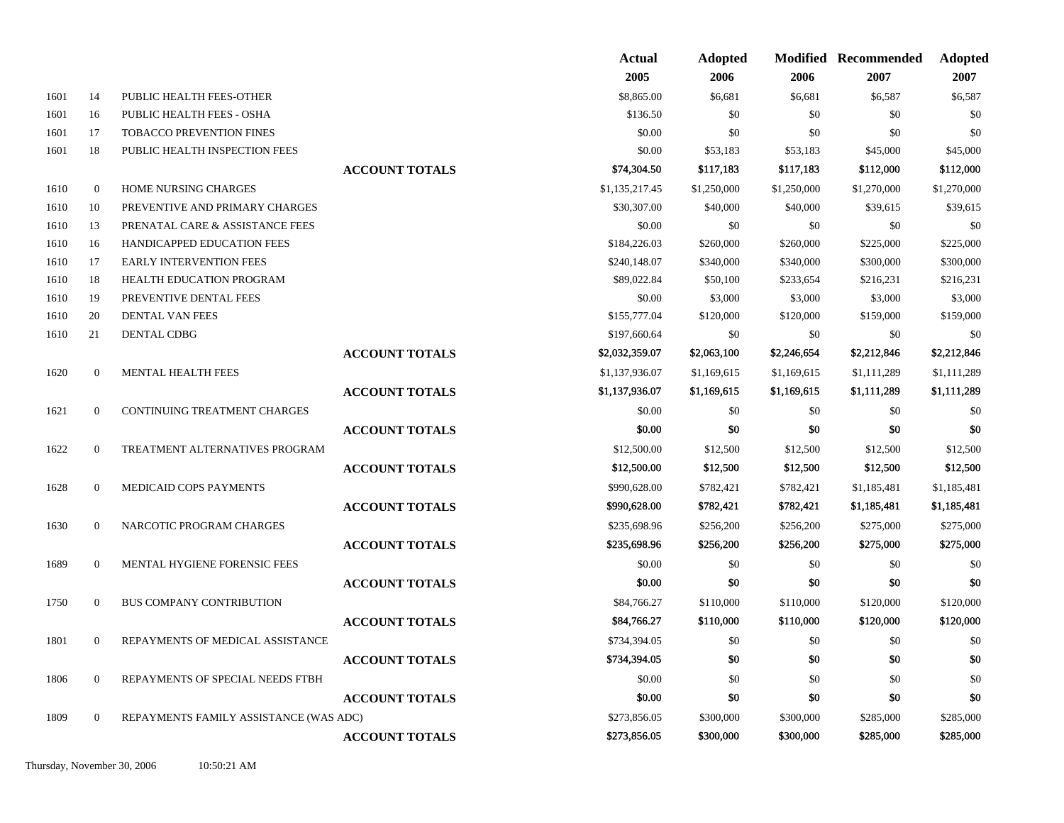| | | | | Actual 2005 | Adopted 2006 | Modified 2006 | Recommended 2007 | Adopted 2007 |
|---|---|---|---|---|---|---|---|---|
| 1601 | 14 | PUBLIC HEALTH FEES-OTHER | | $8,865.00 | $6,681 | $6,681 | $6,587 | $6,587 |
| 1601 | 16 | PUBLIC HEALTH FEES - OSHA | | $136.50 | $0 | $0 | $0 | $0 |
| 1601 | 17 | TOBACCO PREVENTION FINES | | $0.00 | $0 | $0 | $0 | $0 |
| 1601 | 18 | PUBLIC HEALTH INSPECTION FEES | | $0.00 | $53,183 | $53,183 | $45,000 | $45,000 |
| | | | **ACCOUNT TOTALS** | $74,304.50 | $117,183 | $117,183 | $112,000 | $112,000 |
| 1610 | 0 | HOME NURSING CHARGES | | $1,135,217.45 | $1,250,000 | $1,250,000 | $1,270,000 | $1,270,000 |
| 1610 | 10 | PREVENTIVE AND PRIMARY CHARGES | | $30,307.00 | $40,000 | $40,000 | $39,615 | $39,615 |
| 1610 | 13 | PRENATAL CARE & ASSISTANCE FEES | | $0.00 | $0 | $0 | $0 | $0 |
| 1610 | 16 | HANDICAPPED EDUCATION FEES | | $184,226.03 | $260,000 | $260,000 | $225,000 | $225,000 |
| 1610 | 17 | EARLY INTERVENTION FEES | | $240,148.07 | $340,000 | $340,000 | $300,000 | $300,000 |
| 1610 | 18 | HEALTH EDUCATION PROGRAM | | $89,022.84 | $50,100 | $233,654 | $216,231 | $216,231 |
| 1610 | 19 | PREVENTIVE DENTAL FEES | | $0.00 | $3,000 | $3,000 | $3,000 | $3,000 |
| 1610 | 20 | DENTAL VAN FEES | | $155,777.04 | $120,000 | $120,000 | $159,000 | $159,000 |
| 1610 | 21 | DENTAL CDBG | | $197,660.64 | $0 | $0 | $0 | $0 |
| | | | **ACCOUNT TOTALS** | $2,032,359.07 | $2,063,100 | $2,246,654 | $2,212,846 | $2,212,846 |
| 1620 | 0 | MENTAL HEALTH FEES | | $1,137,936.07 | $1,169,615 | $1,169,615 | $1,111,289 | $1,111,289 |
| | | | **ACCOUNT TOTALS** | $1,137,936.07 | $1,169,615 | $1,169,615 | $1,111,289 | $1,111,289 |
| 1621 | 0 | CONTINUING TREATMENT CHARGES | | $0.00 | $0 | $0 | $0 | $0 |
| | | | **ACCOUNT TOTALS** | $0.00 | $0 | $0 | $0 | $0 |
| 1622 | 0 | TREATMENT ALTERNATIVES PROGRAM | | $12,500.00 | $12,500 | $12,500 | $12,500 | $12,500 |
| | | | **ACCOUNT TOTALS** | $12,500.00 | $12,500 | $12,500 | $12,500 | $12,500 |
| 1628 | 0 | MEDICAID COPS PAYMENTS | | $990,628.00 | $782,421 | $782,421 | $1,185,481 | $1,185,481 |
| | | | **ACCOUNT TOTALS** | $990,628.00 | $782,421 | $782,421 | $1,185,481 | $1,185,481 |
| 1630 | 0 | NARCOTIC PROGRAM CHARGES | | $235,698.96 | $256,200 | $256,200 | $275,000 | $275,000 |
| | | | **ACCOUNT TOTALS** | $235,698.96 | $256,200 | $256,200 | $275,000 | $275,000 |
| 1689 | 0 | MENTAL HYGIENE FORENSIC FEES | | $0.00 | $0 | $0 | $0 | $0 |
| | | | **ACCOUNT TOTALS** | $0.00 | $0 | $0 | $0 | $0 |
| 1750 | 0 | BUS COMPANY CONTRIBUTION | | $84,766.27 | $110,000 | $110,000 | $120,000 | $120,000 |
| | | | **ACCOUNT TOTALS** | $84,766.27 | $110,000 | $110,000 | $120,000 | $120,000 |
| 1801 | 0 | REPAYMENTS OF MEDICAL ASSISTANCE | | $734,394.05 | $0 | $0 | $0 | $0 |
| | | | **ACCOUNT TOTALS** | $734,394.05 | $0 | $0 | $0 | $0 |
| 1806 | 0 | REPAYMENTS OF SPECIAL NEEDS FTBH | | $0.00 | $0 | $0 | $0 | $0 |
| | | | **ACCOUNT TOTALS** | $0.00 | $0 | $0 | $0 | $0 |
| 1809 | 0 | REPAYMENTS FAMILY ASSISTANCE (WAS ADC) | | $273,856.05 | $300,000 | $300,000 | $285,000 | $285,000 |
| | | | **ACCOUNT TOTALS** | $273,856.05 | $300,000 | $300,000 | $285,000 | $285,000 |

Thursday, November 30, 2006 10:50:21 AM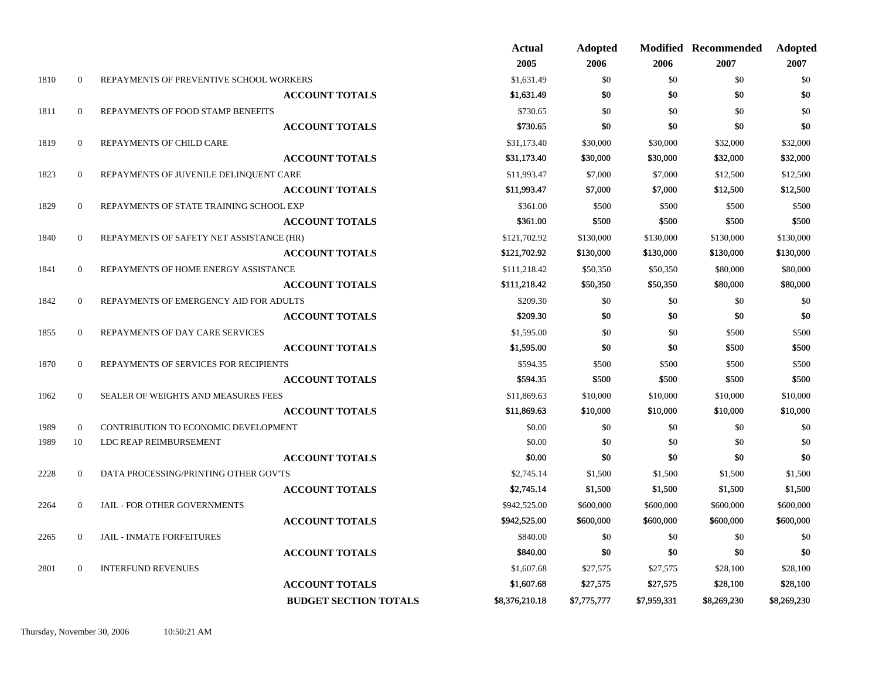| | | | Actual 2005 | Adopted 2006 | Modified 2006 | Recommended 2007 | Adopted 2007 |
|---|---|---|---|---|---|---|---|
| 1810 | 0 | REPAYMENTS OF PREVENTIVE SCHOOL WORKERS | $1,631.49 | $0 | $0 | $0 | $0 |
| | | **ACCOUNT TOTALS** | **$1,631.49** | **$0** | **$0** | **$0** | **$0** |
| 1811 | 0 | REPAYMENTS OF FOOD STAMP BENEFITS | $730.65 | $0 | $0 | $0 | $0 |
| | | **ACCOUNT TOTALS** | **$730.65** | **$0** | **$0** | **$0** | **$0** |
| 1819 | 0 | REPAYMENTS OF CHILD CARE | $31,173.40 | $30,000 | $30,000 | $32,000 | $32,000 |
| | | **ACCOUNT TOTALS** | **$31,173.40** | **$30,000** | **$30,000** | **$32,000** | **$32,000** |
| 1823 | 0 | REPAYMENTS OF JUVENILE DELINQUENT CARE | $11,993.47 | $7,000 | $7,000 | $12,500 | $12,500 |
| | | **ACCOUNT TOTALS** | **$11,993.47** | **$7,000** | **$7,000** | **$12,500** | **$12,500** |
| 1829 | 0 | REPAYMENTS OF STATE TRAINING SCHOOL EXP | $361.00 | $500 | $500 | $500 | $500 |
| | | **ACCOUNT TOTALS** | **$361.00** | **$500** | **$500** | **$500** | **$500** |
| 1840 | 0 | REPAYMENTS OF SAFETY NET ASSISTANCE (HR) | $121,702.92 | $130,000 | $130,000 | $130,000 | $130,000 |
| | | **ACCOUNT TOTALS** | **$121,702.92** | **$130,000** | **$130,000** | **$130,000** | **$130,000** |
| 1841 | 0 | REPAYMENTS OF HOME ENERGY ASSISTANCE | $111,218.42 | $50,350 | $50,350 | $80,000 | $80,000 |
| | | **ACCOUNT TOTALS** | **$111,218.42** | **$50,350** | **$50,350** | **$80,000** | **$80,000** |
| 1842 | 0 | REPAYMENTS OF EMERGENCY AID FOR ADULTS | $209.30 | $0 | $0 | $0 | $0 |
| | | **ACCOUNT TOTALS** | **$209.30** | **$0** | **$0** | **$0** | **$0** |
| 1855 | 0 | REPAYMENTS OF DAY CARE SERVICES | $1,595.00 | $0 | $0 | $500 | $500 |
| | | **ACCOUNT TOTALS** | **$1,595.00** | **$0** | **$0** | **$500** | **$500** |
| 1870 | 0 | REPAYMENTS OF SERVICES FOR RECIPIENTS | $594.35 | $500 | $500 | $500 | $500 |
| | | **ACCOUNT TOTALS** | **$594.35** | **$500** | **$500** | **$500** | **$500** |
| 1962 | 0 | SEALER OF WEIGHTS AND MEASURES FEES | $11,869.63 | $10,000 | $10,000 | $10,000 | $10,000 |
| | | **ACCOUNT TOTALS** | **$11,869.63** | **$10,000** | **$10,000** | **$10,000** | **$10,000** |
| 1989 | 0 | CONTRIBUTION TO ECONOMIC DEVELOPMENT | $0.00 | $0 | $0 | $0 | $0 |
| 1989 | 10 | LDC REAP REIMBURSEMENT | $0.00 | $0 | $0 | $0 | $0 |
| | | **ACCOUNT TOTALS** | **$0.00** | **$0** | **$0** | **$0** | **$0** |
| 2228 | 0 | DATA PROCESSING/PRINTING OTHER GOV'TS | $2,745.14 | $1,500 | $1,500 | $1,500 | $1,500 |
| | | **ACCOUNT TOTALS** | **$2,745.14** | **$1,500** | **$1,500** | **$1,500** | **$1,500** |
| 2264 | 0 | JAIL - FOR OTHER GOVERNMENTS | $942,525.00 | $600,000 | $600,000 | $600,000 | $600,000 |
| | | **ACCOUNT TOTALS** | **$942,525.00** | **$600,000** | **$600,000** | **$600,000** | **$600,000** |
| 2265 | 0 | JAIL - INMATE FORFEITURES | $840.00 | $0 | $0 | $0 | $0 |
| | | **ACCOUNT TOTALS** | **$840.00** | **$0** | **$0** | **$0** | **$0** |
| 2801 | 0 | INTERFUND REVENUES | $1,607.68 | $27,575 | $27,575 | $28,100 | $28,100 |
| | | **ACCOUNT TOTALS** | **$1,607.68** | **$27,575** | **$27,575** | **$28,100** | **$28,100** |
| | | **BUDGET SECTION TOTALS** | **$8,376,210.18** | **$7,775,777** | **$7,959,331** | **$8,269,230** | **$8,269,230** |

Thursday, November 30, 2006 10:50:21 AM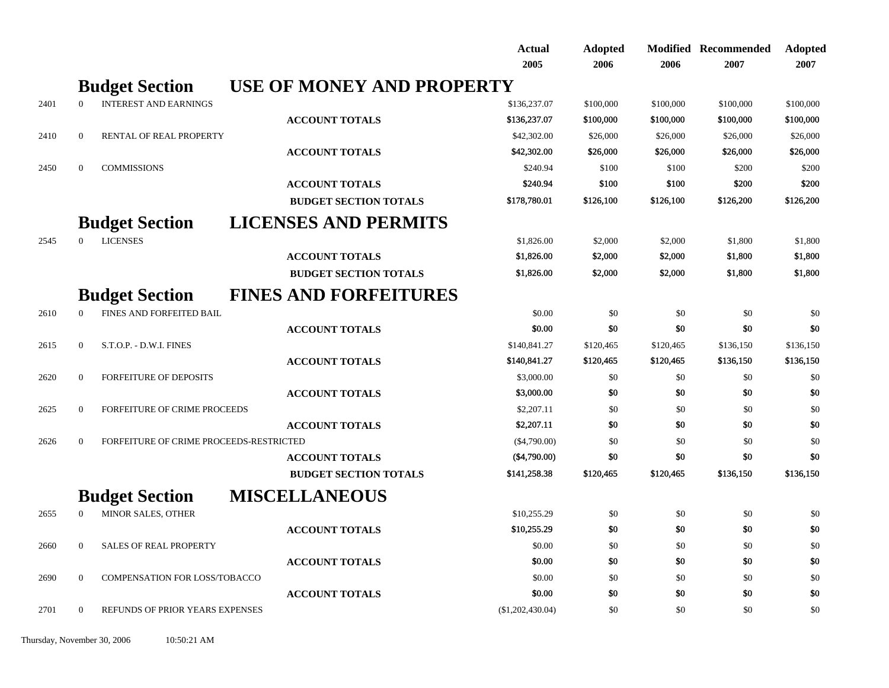| | | | | Actual 2005 | Adopted 2006 | Modified 2006 | Recommended 2007 | Adopted 2007 |
|---|---|---|---|---|---|---|---|---|
| | | **Budget Section** | **USE OF MONEY AND PROPERTY** | | | | | |
| 2401 | 0 | INTEREST AND EARNINGS | | $136,237.07 | $100,000 | $100,000 | $100,000 | $100,000 |
| | | | **ACCOUNT TOTALS** | $136,237.07 | $100,000 | $100,000 | $100,000 | $100,000 |
| 2410 | 0 | RENTAL OF REAL PROPERTY | | $42,302.00 | $26,000 | $26,000 | $26,000 | $26,000 |
| | | | **ACCOUNT TOTALS** | $42,302.00 | $26,000 | $26,000 | $26,000 | $26,000 |
| 2450 | 0 | COMMISSIONS | | $240.94 | $100 | $100 | $200 | $200 |
| | | | **ACCOUNT TOTALS** | $240.94 | $100 | $100 | $200 | $200 |
| | | | **BUDGET SECTION TOTALS** | $178,780.01 | $126,100 | $126,100 | $126,200 | $126,200 |
| | | **Budget Section** | **LICENSES AND PERMITS** | | | | | |
| 2545 | 0 | LICENSES | | $1,826.00 | $2,000 | $2,000 | $1,800 | $1,800 |
| | | | **ACCOUNT TOTALS** | $1,826.00 | $2,000 | $2,000 | $1,800 | $1,800 |
| | | | **BUDGET SECTION TOTALS** | $1,826.00 | $2,000 | $2,000 | $1,800 | $1,800 |
| | | **Budget Section** | **FINES AND FORFEITURES** | | | | | |
| 2610 | 0 | FINES AND FORFEITED BAIL | | $0.00 | $0 | $0 | $0 | $0 |
| | | | **ACCOUNT TOTALS** | $0.00 | $0 | $0 | $0 | $0 |
| 2615 | 0 | S.T.O.P. - D.W.I. FINES | | $140,841.27 | $120,465 | $120,465 | $136,150 | $136,150 |
| | | | **ACCOUNT TOTALS** | $140,841.27 | $120,465 | $120,465 | $136,150 | $136,150 |
| 2620 | 0 | FORFEITURE OF DEPOSITS | | $3,000.00 | $0 | $0 | $0 | $0 |
| | | | **ACCOUNT TOTALS** | $3,000.00 | $0 | $0 | $0 | $0 |
| 2625 | 0 | FORFEITURE OF CRIME PROCEEDS | | $2,207.11 | $0 | $0 | $0 | $0 |
| | | | **ACCOUNT TOTALS** | $2,207.11 | $0 | $0 | $0 | $0 |
| 2626 | 0 | FORFEITURE OF CRIME PROCEEDS-RESTRICTED | | ($4,790.00) | $0 | $0 | $0 | $0 |
| | | | **ACCOUNT TOTALS** | ($4,790.00) | $0 | $0 | $0 | $0 |
| | | | **BUDGET SECTION TOTALS** | $141,258.38 | $120,465 | $120,465 | $136,150 | $136,150 |
| | | **Budget Section** | **MISCELLANEOUS** | | | | | |
| 2655 | 0 | MINOR SALES, OTHER | | $10,255.29 | $0 | $0 | $0 | $0 |
| | | | **ACCOUNT TOTALS** | $10,255.29 | $0 | $0 | $0 | $0 |
| 2660 | 0 | SALES OF REAL PROPERTY | | $0.00 | $0 | $0 | $0 | $0 |
| | | | **ACCOUNT TOTALS** | $0.00 | $0 | $0 | $0 | $0 |
| 2690 | 0 | COMPENSATION FOR LOSS/TOBACCO | | $0.00 | $0 | $0 | $0 | $0 |
| | | | **ACCOUNT TOTALS** | $0.00 | $0 | $0 | $0 | $0 |
| 2701 | 0 | REFUNDS OF PRIOR YEARS EXPENSES | | ($1,202,430.04) | $0 | $0 | $0 | $0 |

Thursday, November 30, 2006 10:50:21 AM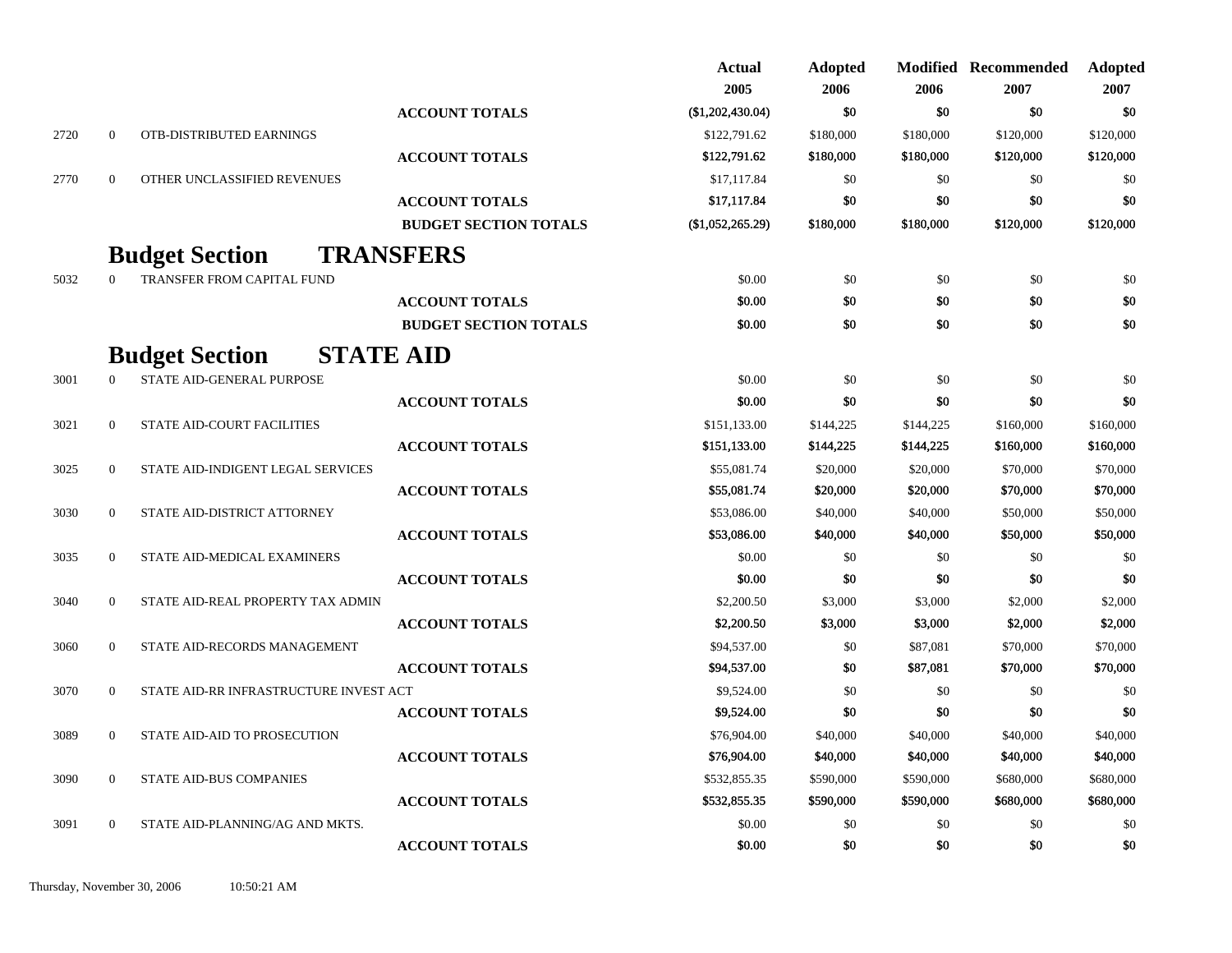| | | | | Actual 2005 | Adopted 2006 | Modified 2006 | Recommended 2007 | Adopted 2007 |
|---|---|---|---|---|---|---|---|---|
| | | | **ACCOUNT TOTALS** | **($1,202,430.04)** | **$0** | **$0** | **$0** | **$0** |
| 2720 | 0 | OTB-DISTRIBUTED EARNINGS | | $122,791.62 | $180,000 | $180,000 | $120,000 | $120,000 |
| | | | **ACCOUNT TOTALS** | **$122,791.62** | **$180,000** | **$180,000** | **$120,000** | **$120,000** |
| 2770 | 0 | OTHER UNCLASSIFIED REVENUES | | $17,117.84 | $0 | $0 | $0 | $0 |
| | | | **ACCOUNT TOTALS** | **$17,117.84** | **$0** | **$0** | **$0** | **$0** |
| | | | **BUDGET SECTION TOTALS** | **($1,052,265.29)** | **$180,000** | **$180,000** | **$120,000** | **$120,000** |

## Budget Section TRANSFERS

| | | | | Actual 2005 | Adopted 2006 | Modified 2006 | Recommended 2007 | Adopted 2007 |
|---|---|---|---|---|---|---|---|---|
| 5032 | 0 | TRANSFER FROM CAPITAL FUND | | $0.00 | $0 | $0 | $0 | $0 |
| | | | **ACCOUNT TOTALS** | **$0.00** | **$0** | **$0** | **$0** | **$0** |
| | | | **BUDGET SECTION TOTALS** | **$0.00** | **$0** | **$0** | **$0** | **$0** |

## Budget Section STATE AID

| | | | | Actual 2005 | Adopted 2006 | Modified 2006 | Recommended 2007 | Adopted 2007 |
|---|---|---|---|---|---|---|---|---|
| 3001 | 0 | STATE AID-GENERAL PURPOSE | | $0.00 | $0 | $0 | $0 | $0 |
| | | | **ACCOUNT TOTALS** | **$0.00** | **$0** | **$0** | **$0** | **$0** |
| 3021 | 0 | STATE AID-COURT FACILITIES | | $151,133.00 | $144,225 | $144,225 | $160,000 | $160,000 |
| | | | **ACCOUNT TOTALS** | **$151,133.00** | **$144,225** | **$144,225** | **$160,000** | **$160,000** |
| 3025 | 0 | STATE AID-INDIGENT LEGAL SERVICES | | $55,081.74 | $20,000 | $20,000 | $70,000 | $70,000 |
| | | | **ACCOUNT TOTALS** | **$55,081.74** | **$20,000** | **$20,000** | **$70,000** | **$70,000** |
| 3030 | 0 | STATE AID-DISTRICT ATTORNEY | | $53,086.00 | $40,000 | $40,000 | $50,000 | $50,000 |
| | | | **ACCOUNT TOTALS** | **$53,086.00** | **$40,000** | **$40,000** | **$50,000** | **$50,000** |
| 3035 | 0 | STATE AID-MEDICAL EXAMINERS | | $0.00 | $0 | $0 | $0 | $0 |
| | | | **ACCOUNT TOTALS** | **$0.00** | **$0** | **$0** | **$0** | **$0** |
| 3040 | 0 | STATE AID-REAL PROPERTY TAX ADMIN | | $2,200.50 | $3,000 | $3,000 | $2,000 | $2,000 |
| | | | **ACCOUNT TOTALS** | **$2,200.50** | **$3,000** | **$3,000** | **$2,000** | **$2,000** |
| 3060 | 0 | STATE AID-RECORDS MANAGEMENT | | $94,537.00 | $0 | $87,081 | $70,000 | $70,000 |
| | | | **ACCOUNT TOTALS** | **$94,537.00** | **$0** | **$87,081** | **$70,000** | **$70,000** |
| 3070 | 0 | STATE AID-RR INFRASTRUCTURE INVEST ACT | | $9,524.00 | $0 | $0 | $0 | $0 |
| | | | **ACCOUNT TOTALS** | **$9,524.00** | **$0** | **$0** | **$0** | **$0** |
| 3089 | 0 | STATE AID-AID TO PROSECUTION | | $76,904.00 | $40,000 | $40,000 | $40,000 | $40,000 |
| | | | **ACCOUNT TOTALS** | **$76,904.00** | **$40,000** | **$40,000** | **$40,000** | **$40,000** |
| 3090 | 0 | STATE AID-BUS COMPANIES | | $532,855.35 | $590,000 | $590,000 | $680,000 | $680,000 |
| | | | **ACCOUNT TOTALS** | **$532,855.35** | **$590,000** | **$590,000** | **$680,000** | **$680,000** |
| 3091 | 0 | STATE AID-PLANNING/AG AND MKTS. | | $0.00 | $0 | $0 | $0 | $0 |
| | | | **ACCOUNT TOTALS** | **$0.00** | **$0** | **$0** | **$0** | **$0** |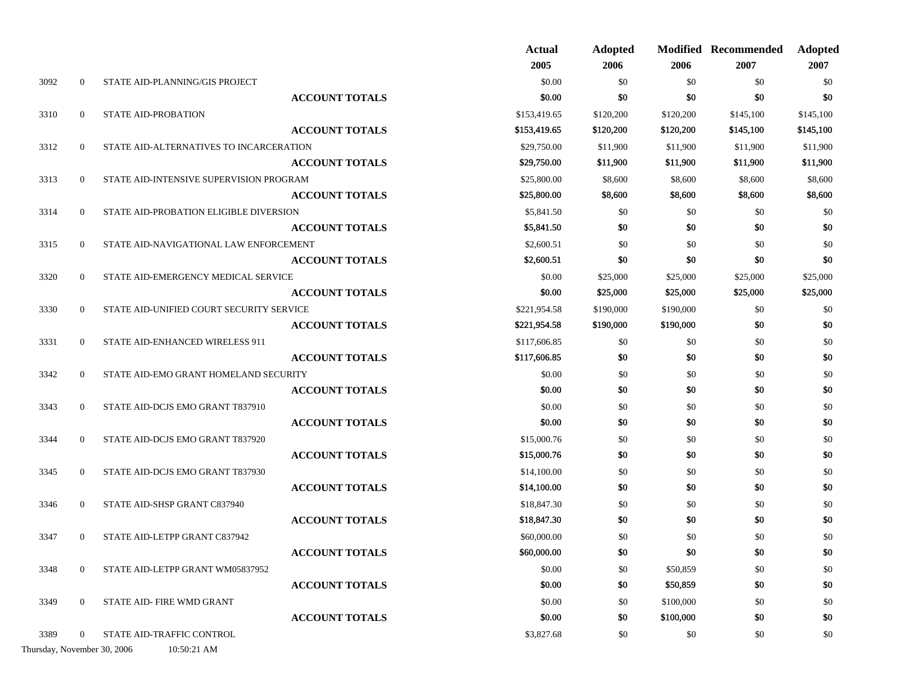| | | | Actual 2005 | Adopted 2006 | Modified 2006 | Recommended 2007 | Adopted 2007 |
|---|---|---|---|---|---|---|---|
| 3092 | 0 | STATE AID-PLANNING/GIS PROJECT | $0.00 | $0 | $0 | $0 | $0 |
| | | **ACCOUNT TOTALS** | **$0.00** | **$0** | **$0** | **$0** | **$0** |
| 3310 | 0 | STATE AID-PROBATION | $153,419.65 | $120,200 | $120,200 | $145,100 | $145,100 |
| | | **ACCOUNT TOTALS** | **$153,419.65** | **$120,200** | **$120,200** | **$145,100** | **$145,100** |
| 3312 | 0 | STATE AID-ALTERNATIVES TO INCARCERATION | $29,750.00 | $11,900 | $11,900 | $11,900 | $11,900 |
| | | **ACCOUNT TOTALS** | **$29,750.00** | **$11,900** | **$11,900** | **$11,900** | **$11,900** |
| 3313 | 0 | STATE AID-INTENSIVE SUPERVISION PROGRAM | $25,800.00 | $8,600 | $8,600 | $8,600 | $8,600 |
| | | **ACCOUNT TOTALS** | **$25,800.00** | **$8,600** | **$8,600** | **$8,600** | **$8,600** |
| 3314 | 0 | STATE AID-PROBATION ELIGIBLE DIVERSION | $5,841.50 | $0 | $0 | $0 | $0 |
| | | **ACCOUNT TOTALS** | **$5,841.50** | **$0** | **$0** | **$0** | **$0** |
| 3315 | 0 | STATE AID-NAVIGATIONAL LAW ENFORCEMENT | $2,600.51 | $0 | $0 | $0 | $0 |
| | | **ACCOUNT TOTALS** | **$2,600.51** | **$0** | **$0** | **$0** | **$0** |
| 3320 | 0 | STATE AID-EMERGENCY MEDICAL SERVICE | $0.00 | $25,000 | $25,000 | $25,000 | $25,000 |
| | | **ACCOUNT TOTALS** | **$0.00** | **$25,000** | **$25,000** | **$25,000** | **$25,000** |
| 3330 | 0 | STATE AID-UNIFIED COURT SECURITY SERVICE | $221,954.58 | $190,000 | $190,000 | $0 | $0 |
| | | **ACCOUNT TOTALS** | **$221,954.58** | **$190,000** | **$190,000** | **$0** | **$0** |
| 3331 | 0 | STATE AID-ENHANCED WIRELESS 911 | $117,606.85 | $0 | $0 | $0 | $0 |
| | | **ACCOUNT TOTALS** | **$117,606.85** | **$0** | **$0** | **$0** | **$0** |
| 3342 | 0 | STATE AID-EMO GRANT HOMELAND SECURITY | $0.00 | $0 | $0 | $0 | $0 |
| | | **ACCOUNT TOTALS** | **$0.00** | **$0** | **$0** | **$0** | **$0** |
| 3343 | 0 | STATE AID-DCJS EMO GRANT T837910 | $0.00 | $0 | $0 | $0 | $0 |
| | | **ACCOUNT TOTALS** | **$0.00** | **$0** | **$0** | **$0** | **$0** |
| 3344 | 0 | STATE AID-DCJS EMO GRANT T837920 | $15,000.76 | $0 | $0 | $0 | $0 |
| | | **ACCOUNT TOTALS** | **$15,000.76** | **$0** | **$0** | **$0** | **$0** |
| 3345 | 0 | STATE AID-DCJS EMO GRANT T837930 | $14,100.00 | $0 | $0 | $0 | $0 |
| | | **ACCOUNT TOTALS** | **$14,100.00** | **$0** | **$0** | **$0** | **$0** |
| 3346 | 0 | STATE AID-SHSP GRANT C837940 | $18,847.30 | $0 | $0 | $0 | $0 |
| | | **ACCOUNT TOTALS** | **$18,847.30** | **$0** | **$0** | **$0** | **$0** |
| 3347 | 0 | STATE AID-LETPP GRANT C837942 | $60,000.00 | $0 | $0 | $0 | $0 |
| | | **ACCOUNT TOTALS** | **$60,000.00** | **$0** | **$0** | **$0** | **$0** |
| 3348 | 0 | STATE AID-LETPP GRANT WM05837952 | $0.00 | $0 | $50,859 | $0 | $0 |
| | | **ACCOUNT TOTALS** | **$0.00** | **$0** | **$50,859** | **$0** | **$0** |
| 3349 | 0 | STATE AID- FIRE WMD GRANT | $0.00 | $0 | $100,000 | $0 | $0 |
| | | **ACCOUNT TOTALS** | **$0.00** | **$0** | **$100,000** | **$0** | **$0** |
| 3389 | 0 | STATE AID-TRAFFIC CONTROL | $3,827.68 | $0 | $0 | $0 | $0 |

Thursday, November 30, 2006 10:50:21 AM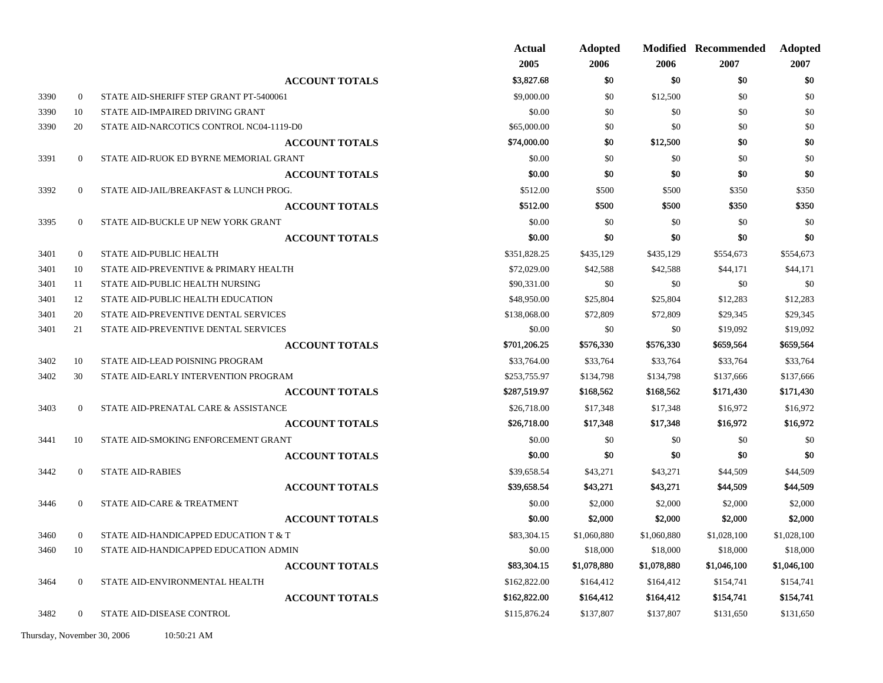| | | | Actual 2005 | Adopted 2006 | Modified 2006 | Recommended 2007 | Adopted 2007 |
|---|---|---|---|---|---|---|---|
| | | **ACCOUNT TOTALS** | **$3,827.68** | **$0** | **$0** | **$0** | **$0** |
| 3390 | 0 | STATE AID-SHERIFF STEP GRANT PT-5400061 | $9,000.00 | $0 | $12,500 | $0 | $0 |
| 3390 | 10 | STATE AID-IMPAIRED DRIVING GRANT | $0.00 | $0 | $0 | $0 | $0 |
| 3390 | 20 | STATE AID-NARCOTICS CONTROL NC04-1119-D0 | $65,000.00 | $0 | $0 | $0 | $0 |
| | | **ACCOUNT TOTALS** | **$74,000.00** | **$0** | **$12,500** | **$0** | **$0** |
| 3391 | 0 | STATE AID-RUOK ED BYRNE MEMORIAL GRANT | $0.00 | $0 | $0 | $0 | $0 |
| | | **ACCOUNT TOTALS** | **$0.00** | **$0** | **$0** | **$0** | **$0** |
| 3392 | 0 | STATE AID-JAIL/BREAKFAST & LUNCH PROG. | $512.00 | $500 | $500 | $350 | $350 |
| | | **ACCOUNT TOTALS** | **$512.00** | **$500** | **$500** | **$350** | **$350** |
| 3395 | 0 | STATE AID-BUCKLE UP NEW YORK GRANT | $0.00 | $0 | $0 | $0 | $0 |
| | | **ACCOUNT TOTALS** | **$0.00** | **$0** | **$0** | **$0** | **$0** |
| 3401 | 0 | STATE AID-PUBLIC HEALTH | $351,828.25 | $435,129 | $435,129 | $554,673 | $554,673 |
| 3401 | 10 | STATE AID-PREVENTIVE & PRIMARY HEALTH | $72,029.00 | $42,588 | $42,588 | $44,171 | $44,171 |
| 3401 | 11 | STATE AID-PUBLIC HEALTH NURSING | $90,331.00 | $0 | $0 | $0 | $0 |
| 3401 | 12 | STATE AID-PUBLIC HEALTH EDUCATION | $48,950.00 | $25,804 | $25,804 | $12,283 | $12,283 |
| 3401 | 20 | STATE AID-PREVENTIVE DENTAL SERVICES | $138,068.00 | $72,809 | $72,809 | $29,345 | $29,345 |
| 3401 | 21 | STATE AID-PREVENTIVE DENTAL SERVICES | $0.00 | $0 | $0 | $19,092 | $19,092 |
| | | **ACCOUNT TOTALS** | **$701,206.25** | **$576,330** | **$576,330** | **$659,564** | **$659,564** |
| 3402 | 10 | STATE AID-LEAD POISNING PROGRAM | $33,764.00 | $33,764 | $33,764 | $33,764 | $33,764 |
| 3402 | 30 | STATE AID-EARLY INTERVENTION PROGRAM | $253,755.97 | $134,798 | $134,798 | $137,666 | $137,666 |
| | | **ACCOUNT TOTALS** | **$287,519.97** | **$168,562** | **$168,562** | **$171,430** | **$171,430** |
| 3403 | 0 | STATE AID-PRENATAL CARE & ASSISTANCE | $26,718.00 | $17,348 | $17,348 | $16,972 | $16,972 |
| | | **ACCOUNT TOTALS** | **$26,718.00** | **$17,348** | **$17,348** | **$16,972** | **$16,972** |
| 3441 | 10 | STATE AID-SMOKING ENFORCEMENT GRANT | $0.00 | $0 | $0 | $0 | $0 |
| | | **ACCOUNT TOTALS** | **$0.00** | **$0** | **$0** | **$0** | **$0** |
| 3442 | 0 | STATE AID-RABIES | $39,658.54 | $43,271 | $43,271 | $44,509 | $44,509 |
| | | **ACCOUNT TOTALS** | **$39,658.54** | **$43,271** | **$43,271** | **$44,509** | **$44,509** |
| 3446 | 0 | STATE AID-CARE & TREATMENT | $0.00 | $2,000 | $2,000 | $2,000 | $2,000 |
| | | **ACCOUNT TOTALS** | **$0.00** | **$2,000** | **$2,000** | **$2,000** | **$2,000** |
| 3460 | 0 | STATE AID-HANDICAPPED EDUCATION T & T | $83,304.15 | $1,060,880 | $1,060,880 | $1,028,100 | $1,028,100 |
| 3460 | 10 | STATE AID-HANDICAPPED EDUCATION ADMIN | $0.00 | $18,000 | $18,000 | $18,000 | $18,000 |
| | | **ACCOUNT TOTALS** | **$83,304.15** | **$1,078,880** | **$1,078,880** | **$1,046,100** | **$1,046,100** |
| 3464 | 0 | STATE AID-ENVIRONMENTAL HEALTH | $162,822.00 | $164,412 | $164,412 | $154,741 | $154,741 |
| | | **ACCOUNT TOTALS** | **$162,822.00** | **$164,412** | **$164,412** | **$154,741** | **$154,741** |
| 3482 | 0 | STATE AID-DISEASE CONTROL | $115,876.24 | $137,807 | $137,807 | $131,650 | $131,650 |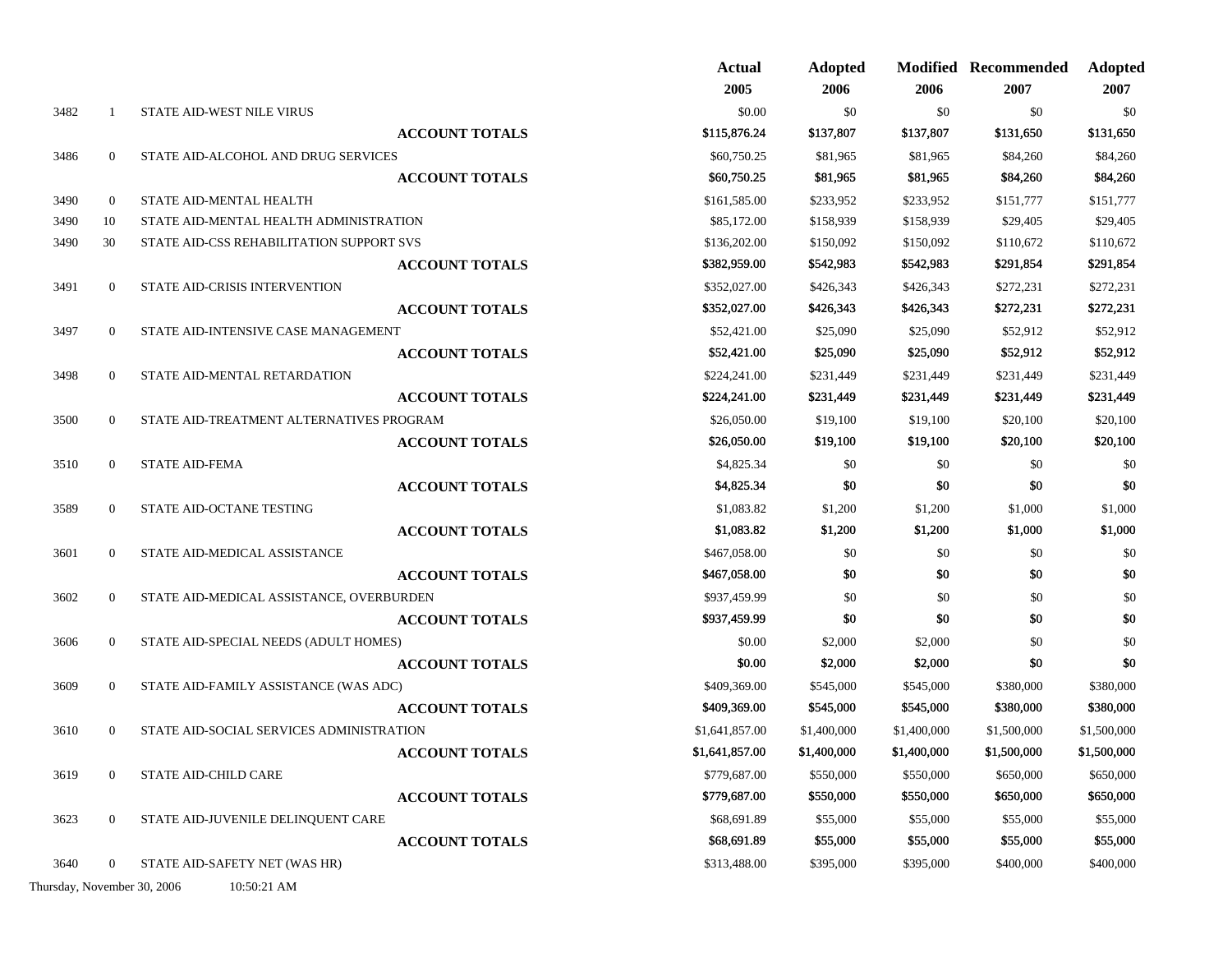| | | | Actual 2005 | Adopted 2006 | Modified 2006 | Recommended 2007 | Adopted 2007 |
|---|---|---|---|---|---|---|---|
| 3482 | 1 | STATE AID-WEST NILE VIRUS | $0.00 | $0 | $0 | $0 | $0 |
| | | **ACCOUNT TOTALS** | **$115,876.24** | **$137,807** | **$137,807** | **$131,650** | **$131,650** |
| 3486 | 0 | STATE AID-ALCOHOL AND DRUG SERVICES | $60,750.25 | $81,965 | $81,965 | $84,260 | $84,260 |
| | | **ACCOUNT TOTALS** | **$60,750.25** | **$81,965** | **$81,965** | **$84,260** | **$84,260** |
| 3490 | 0 | STATE AID-MENTAL HEALTH | $161,585.00 | $233,952 | $233,952 | $151,777 | $151,777 |
| 3490 | 10 | STATE AID-MENTAL HEALTH ADMINISTRATION | $85,172.00 | $158,939 | $158,939 | $29,405 | $29,405 |
| 3490 | 30 | STATE AID-CSS REHABILITATION SUPPORT SVS | $136,202.00 | $150,092 | $150,092 | $110,672 | $110,672 |
| | | **ACCOUNT TOTALS** | **$382,959.00** | **$542,983** | **$542,983** | **$291,854** | **$291,854** |
| 3491 | 0 | STATE AID-CRISIS INTERVENTION | $352,027.00 | $426,343 | $426,343 | $272,231 | $272,231 |
| | | **ACCOUNT TOTALS** | **$352,027.00** | **$426,343** | **$426,343** | **$272,231** | **$272,231** |
| 3497 | 0 | STATE AID-INTENSIVE CASE MANAGEMENT | $52,421.00 | $25,090 | $25,090 | $52,912 | $52,912 |
| | | **ACCOUNT TOTALS** | **$52,421.00** | **$25,090** | **$25,090** | **$52,912** | **$52,912** |
| 3498 | 0 | STATE AID-MENTAL RETARDATION | $224,241.00 | $231,449 | $231,449 | $231,449 | $231,449 |
| | | **ACCOUNT TOTALS** | **$224,241.00** | **$231,449** | **$231,449** | **$231,449** | **$231,449** |
| 3500 | 0 | STATE AID-TREATMENT ALTERNATIVES PROGRAM | $26,050.00 | $19,100 | $19,100 | $20,100 | $20,100 |
| | | **ACCOUNT TOTALS** | **$26,050.00** | **$19,100** | **$19,100** | **$20,100** | **$20,100** |
| 3510 | 0 | STATE AID-FEMA | $4,825.34 | $0 | $0 | $0 | $0 |
| | | **ACCOUNT TOTALS** | **$4,825.34** | **$0** | **$0** | **$0** | **$0** |
| 3589 | 0 | STATE AID-OCTANE TESTING | $1,083.82 | $1,200 | $1,200 | $1,000 | $1,000 |
| | | **ACCOUNT TOTALS** | **$1,083.82** | **$1,200** | **$1,200** | **$1,000** | **$1,000** |
| 3601 | 0 | STATE AID-MEDICAL ASSISTANCE | $467,058.00 | $0 | $0 | $0 | $0 |
| | | **ACCOUNT TOTALS** | **$467,058.00** | **$0** | **$0** | **$0** | **$0** |
| 3602 | 0 | STATE AID-MEDICAL ASSISTANCE, OVERBURDEN | $937,459.99 | $0 | $0 | $0 | $0 |
| | | **ACCOUNT TOTALS** | **$937,459.99** | **$0** | **$0** | **$0** | **$0** |
| 3606 | 0 | STATE AID-SPECIAL NEEDS (ADULT HOMES) | $0.00 | $2,000 | $2,000 | $0 | $0 |
| | | **ACCOUNT TOTALS** | **$0.00** | **$2,000** | **$2,000** | **$0** | **$0** |
| 3609 | 0 | STATE AID-FAMILY ASSISTANCE (WAS ADC) | $409,369.00 | $545,000 | $545,000 | $380,000 | $380,000 |
| | | **ACCOUNT TOTALS** | **$409,369.00** | **$545,000** | **$545,000** | **$380,000** | **$380,000** |
| 3610 | 0 | STATE AID-SOCIAL SERVICES ADMINISTRATION | $1,641,857.00 | $1,400,000 | $1,400,000 | $1,500,000 | $1,500,000 |
| | | **ACCOUNT TOTALS** | **$1,641,857.00** | **$1,400,000** | **$1,400,000** | **$1,500,000** | **$1,500,000** |
| 3619 | 0 | STATE AID-CHILD CARE | $779,687.00 | $550,000 | $550,000 | $650,000 | $650,000 |
| | | **ACCOUNT TOTALS** | **$779,687.00** | **$550,000** | **$550,000** | **$650,000** | **$650,000** |
| 3623 | 0 | STATE AID-JUVENILE DELINQUENT CARE | $68,691.89 | $55,000 | $55,000 | $55,000 | $55,000 |
| | | **ACCOUNT TOTALS** | **$68,691.89** | **$55,000** | **$55,000** | **$55,000** | **$55,000** |
| 3640 | 0 | STATE AID-SAFETY NET (WAS HR) | $313,488.00 | $395,000 | $395,000 | $400,000 | $400,000 |

Thursday, November 30, 2006 10:50:21 AM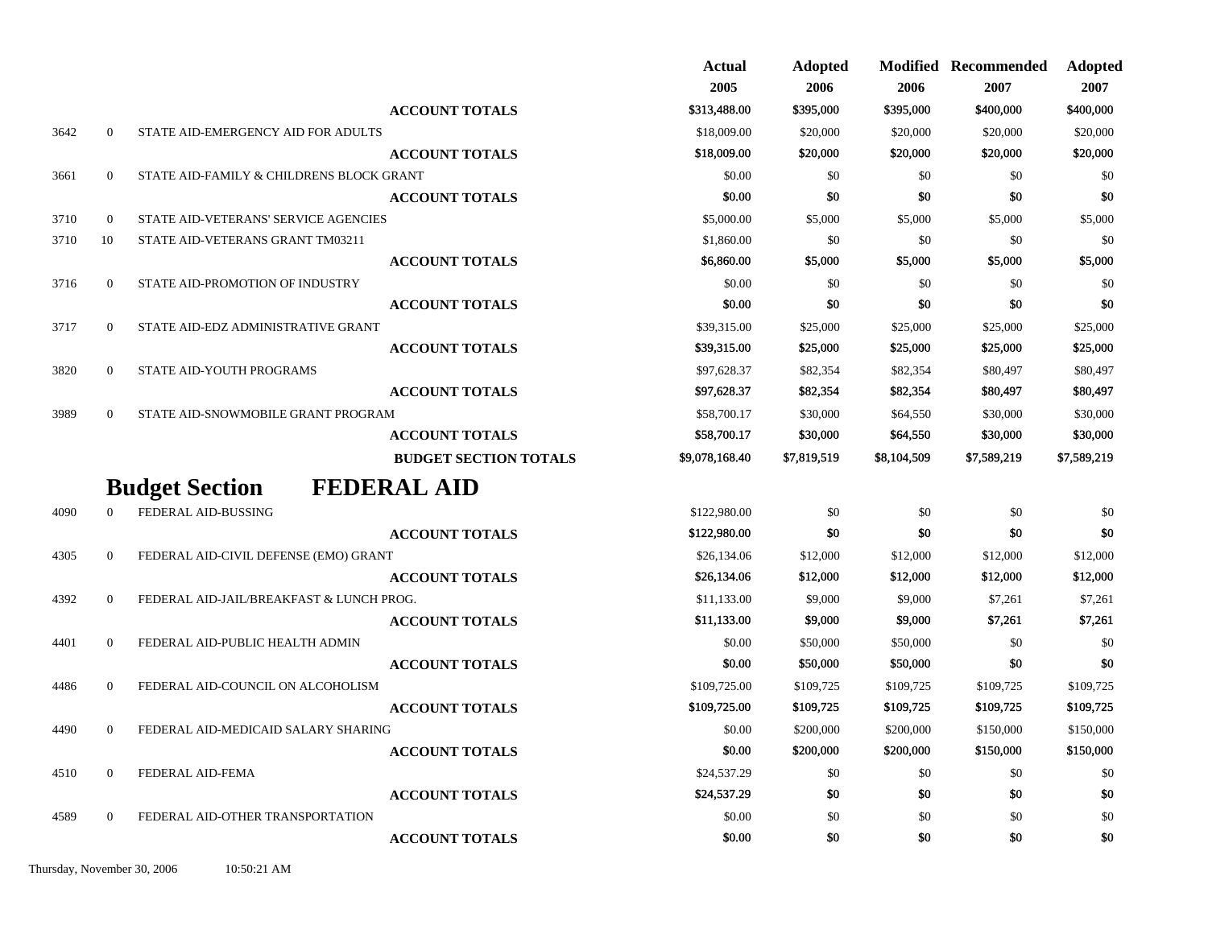| | | | Actual 2005 | Adopted 2006 | Modified 2006 | Recommended 2007 | Adopted 2007 |
|---|---|---|---|---|---|---|---|
| | | **ACCOUNT TOTALS** | **$313,488.00** | **$395,000** | **$395,000** | **$400,000** | **$400,000** |
| 3642 | 0 | STATE AID-EMERGENCY AID FOR ADULTS | $18,009.00 | $20,000 | $20,000 | $20,000 | $20,000 |
| | | **ACCOUNT TOTALS** | **$18,009.00** | **$20,000** | **$20,000** | **$20,000** | **$20,000** |
| 3661 | 0 | STATE AID-FAMILY & CHILDRENS BLOCK GRANT | $0.00 | $0 | $0 | $0 | $0 |
| | | **ACCOUNT TOTALS** | **$0.00** | **$0** | **$0** | **$0** | **$0** |
| 3710 | 0 | STATE AID-VETERANS' SERVICE AGENCIES | $5,000.00 | $5,000 | $5,000 | $5,000 | $5,000 |
| 3710 | 10 | STATE AID-VETERANS GRANT TM03211 | $1,860.00 | $0 | $0 | $0 | $0 |
| | | **ACCOUNT TOTALS** | **$6,860.00** | **$5,000** | **$5,000** | **$5,000** | **$5,000** |
| 3716 | 0 | STATE AID-PROMOTION OF INDUSTRY | $0.00 | $0 | $0 | $0 | $0 |
| | | **ACCOUNT TOTALS** | **$0.00** | **$0** | **$0** | **$0** | **$0** |
| 3717 | 0 | STATE AID-EDZ ADMINISTRATIVE GRANT | $39,315.00 | $25,000 | $25,000 | $25,000 | $25,000 |
| | | **ACCOUNT TOTALS** | **$39,315.00** | **$25,000** | **$25,000** | **$25,000** | **$25,000** |
| 3820 | 0 | STATE AID-YOUTH PROGRAMS | $97,628.37 | $82,354 | $82,354 | $80,497 | $80,497 |
| | | **ACCOUNT TOTALS** | **$97,628.37** | **$82,354** | **$82,354** | **$80,497** | **$80,497** |
| 3989 | 0 | STATE AID-SNOWMOBILE GRANT PROGRAM | $58,700.17 | $30,000 | $64,550 | $30,000 | $30,000 |
| | | **ACCOUNT TOTALS** | **$58,700.17** | **$30,000** | **$64,550** | **$30,000** | **$30,000** |
| | | **BUDGET SECTION TOTALS** | **$9,078,168.40** | **$7,819,519** | **$8,104,509** | **$7,589,219** | **$7,589,219** |

## Budget Section FEDERAL AID

| | | | Actual 2005 | Adopted 2006 | Modified 2006 | Recommended 2007 | Adopted 2007 |
|---|---|---|---|---|---|---|---|
| 4090 | 0 | FEDERAL AID-BUSSING | $122,980.00 | $0 | $0 | $0 | $0 |
| | | **ACCOUNT TOTALS** | **$122,980.00** | **$0** | **$0** | **$0** | **$0** |
| 4305 | 0 | FEDERAL AID-CIVIL DEFENSE (EMO) GRANT | $26,134.06 | $12,000 | $12,000 | $12,000 | $12,000 |
| | | **ACCOUNT TOTALS** | **$26,134.06** | **$12,000** | **$12,000** | **$12,000** | **$12,000** |
| 4392 | 0 | FEDERAL AID-JAIL/BREAKFAST & LUNCH PROG. | $11,133.00 | $9,000 | $9,000 | $7,261 | $7,261 |
| | | **ACCOUNT TOTALS** | **$11,133.00** | **$9,000** | **$9,000** | **$7,261** | **$7,261** |
| 4401 | 0 | FEDERAL AID-PUBLIC HEALTH ADMIN | $0.00 | $50,000 | $50,000 | $0 | $0 |
| | | **ACCOUNT TOTALS** | **$0.00** | **$50,000** | **$50,000** | **$0** | **$0** |
| 4486 | 0 | FEDERAL AID-COUNCIL ON ALCOHOLISM | $109,725.00 | $109,725 | $109,725 | $109,725 | $109,725 |
| | | **ACCOUNT TOTALS** | **$109,725.00** | **$109,725** | **$109,725** | **$109,725** | **$109,725** |
| 4490 | 0 | FEDERAL AID-MEDICAID SALARY SHARING | $0.00 | $200,000 | $200,000 | $150,000 | $150,000 |
| | | **ACCOUNT TOTALS** | **$0.00** | **$200,000** | **$200,000** | **$150,000** | **$150,000** |
| 4510 | 0 | FEDERAL AID-FEMA | $24,537.29 | $0 | $0 | $0 | $0 |
| | | **ACCOUNT TOTALS** | **$24,537.29** | **$0** | **$0** | **$0** | **$0** |
| 4589 | 0 | FEDERAL AID-OTHER TRANSPORTATION | $0.00 | $0 | $0 | $0 | $0 |
| | | **ACCOUNT TOTALS** | **$0.00** | **$0** | **$0** | **$0** | **$0** |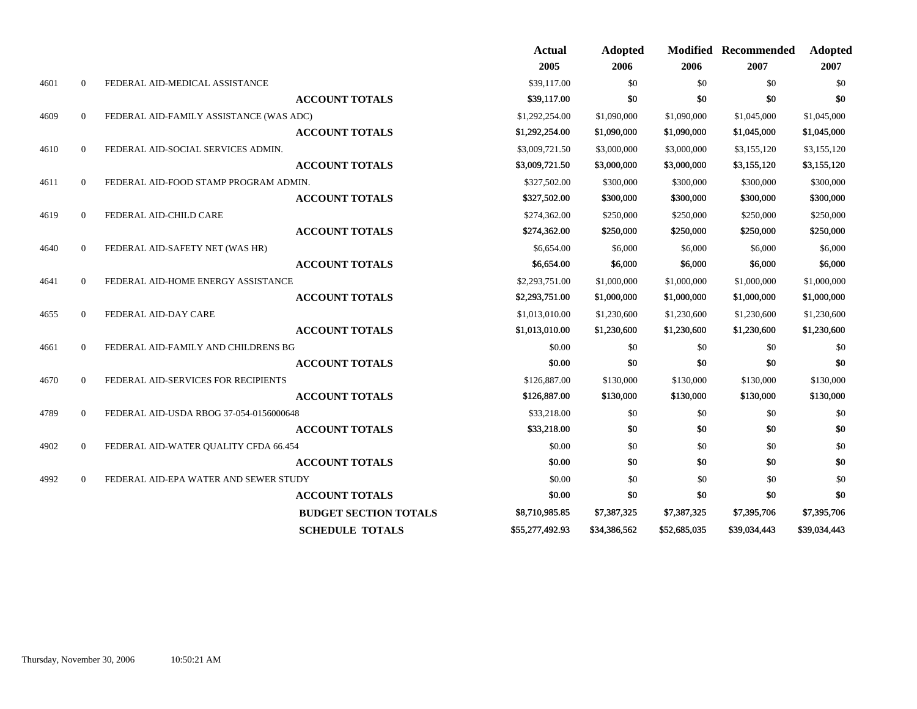| | | | Actual 2005 | Adopted 2006 | Modified 2006 | Recommended 2007 | Adopted 2007 |
|---|---|---|---|---|---|---|---|
| 4601 | 0 | FEDERAL AID-MEDICAL ASSISTANCE | $39,117.00 | $0 | $0 | $0 | $0 |
| | | **ACCOUNT TOTALS** | $39,117.00 | $0 | $0 | $0 | $0 |
| 4609 | 0 | FEDERAL AID-FAMILY ASSISTANCE (WAS ADC) | $1,292,254.00 | $1,090,000 | $1,090,000 | $1,045,000 | $1,045,000 |
| | | **ACCOUNT TOTALS** | $1,292,254.00 | $1,090,000 | $1,090,000 | $1,045,000 | $1,045,000 |
| 4610 | 0 | FEDERAL AID-SOCIAL SERVICES ADMIN. | $3,009,721.50 | $3,000,000 | $3,000,000 | $3,155,120 | $3,155,120 |
| | | **ACCOUNT TOTALS** | $3,009,721.50 | $3,000,000 | $3,000,000 | $3,155,120 | $3,155,120 |
| 4611 | 0 | FEDERAL AID-FOOD STAMP PROGRAM ADMIN. | $327,502.00 | $300,000 | $300,000 | $300,000 | $300,000 |
| | | **ACCOUNT TOTALS** | $327,502.00 | $300,000 | $300,000 | $300,000 | $300,000 |
| 4619 | 0 | FEDERAL AID-CHILD CARE | $274,362.00 | $250,000 | $250,000 | $250,000 | $250,000 |
| | | **ACCOUNT TOTALS** | $274,362.00 | $250,000 | $250,000 | $250,000 | $250,000 |
| 4640 | 0 | FEDERAL AID-SAFETY NET (WAS HR) | $6,654.00 | $6,000 | $6,000 | $6,000 | $6,000 |
| | | **ACCOUNT TOTALS** | $6,654.00 | $6,000 | $6,000 | $6,000 | $6,000 |
| 4641 | 0 | FEDERAL AID-HOME ENERGY ASSISTANCE | $2,293,751.00 | $1,000,000 | $1,000,000 | $1,000,000 | $1,000,000 |
| | | **ACCOUNT TOTALS** | $2,293,751.00 | $1,000,000 | $1,000,000 | $1,000,000 | $1,000,000 |
| 4655 | 0 | FEDERAL AID-DAY CARE | $1,013,010.00 | $1,230,600 | $1,230,600 | $1,230,600 | $1,230,600 |
| | | **ACCOUNT TOTALS** | $1,013,010.00 | $1,230,600 | $1,230,600 | $1,230,600 | $1,230,600 |
| 4661 | 0 | FEDERAL AID-FAMILY AND CHILDRENS BG | $0.00 | $0 | $0 | $0 | $0 |
| | | **ACCOUNT TOTALS** | $0.00 | $0 | $0 | $0 | $0 |
| 4670 | 0 | FEDERAL AID-SERVICES FOR RECIPIENTS | $126,887.00 | $130,000 | $130,000 | $130,000 | $130,000 |
| | | **ACCOUNT TOTALS** | $126,887.00 | $130,000 | $130,000 | $130,000 | $130,000 |
| 4789 | 0 | FEDERAL AID-USDA RBOG 37-054-0156000648 | $33,218.00 | $0 | $0 | $0 | $0 |
| | | **ACCOUNT TOTALS** | $33,218.00 | $0 | $0 | $0 | $0 |
| 4902 | 0 | FEDERAL AID-WATER QUALITY CFDA 66.454 | $0.00 | $0 | $0 | $0 | $0 |
| | | **ACCOUNT TOTALS** | $0.00 | $0 | $0 | $0 | $0 |
| 4992 | 0 | FEDERAL AID-EPA WATER AND SEWER STUDY | $0.00 | $0 | $0 | $0 | $0 |
| | | **ACCOUNT TOTALS** | $0.00 | $0 | $0 | $0 | $0 |
| | | **BUDGET SECTION TOTALS** | $8,710,985.85 | $7,387,325 | $7,387,325 | $7,395,706 | $7,395,706 |
| | | **SCHEDULE TOTALS** | $55,277,492.93 | $34,386,562 | $52,685,035 | $39,034,443 | $39,034,443 |

Thursday, November 30, 2006 10:50:21 AM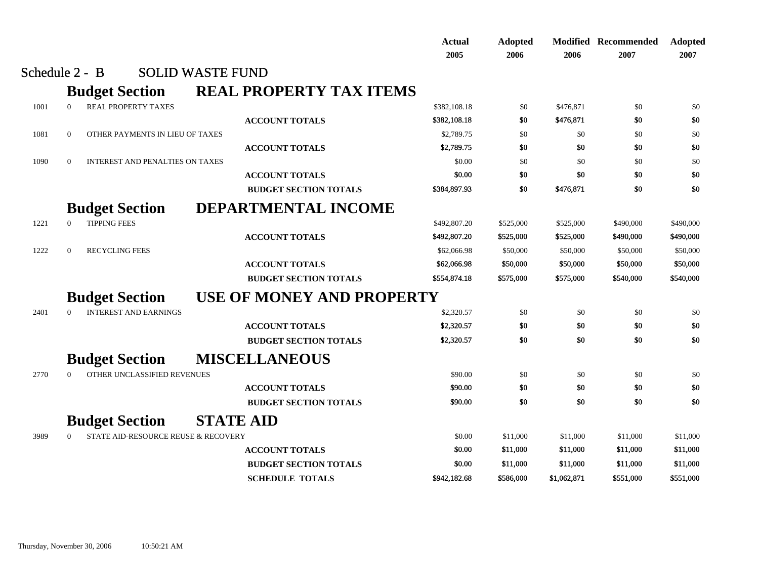## Schedule 2 - B SOLID WASTE FUND

| | | | Actual 2005 | Adopted 2006 | Modified 2006 | Recommended 2007 | Adopted 2007 |
|---|---|---|---|---|---|---|---|
| **Budget Section** | | **REAL PROPERTY TAX ITEMS** | | | | | |
| 1001 | 0 | REAL PROPERTY TAXES | $382,108.18 | $0 | $476,871 | $0 | $0 |
| | | **ACCOUNT TOTALS** | $382,108.18 | $0 | $476,871 | $0 | $0 |
| 1081 | 0 | OTHER PAYMENTS IN LIEU OF TAXES | $2,789.75 | $0 | $0 | $0 | $0 |
| | | **ACCOUNT TOTALS** | $2,789.75 | $0 | $0 | $0 | $0 |
| 1090 | 0 | INTEREST AND PENALTIES ON TAXES | $0.00 | $0 | $0 | $0 | $0 |
| | | **ACCOUNT TOTALS** | $0.00 | $0 | $0 | $0 | $0 |
| | | **BUDGET SECTION TOTALS** | $384,897.93 | $0 | $476,871 | $0 | $0 |
| **Budget Section** | | **DEPARTMENTAL INCOME** | | | | | |
| 1221 | 0 | TIPPING FEES | $492,807.20 | $525,000 | $525,000 | $490,000 | $490,000 |
| | | **ACCOUNT TOTALS** | $492,807.20 | $525,000 | $525,000 | $490,000 | $490,000 |
| 1222 | 0 | RECYCLING FEES | $62,066.98 | $50,000 | $50,000 | $50,000 | $50,000 |
| | | **ACCOUNT TOTALS** | $62,066.98 | $50,000 | $50,000 | $50,000 | $50,000 |
| | | **BUDGET SECTION TOTALS** | $554,874.18 | $575,000 | $575,000 | $540,000 | $540,000 |
| **Budget Section** | | **USE OF MONEY AND PROPERTY** | | | | | |
| 2401 | 0 | INTEREST AND EARNINGS | $2,320.57 | $0 | $0 | $0 | $0 |
| | | **ACCOUNT TOTALS** | $2,320.57 | $0 | $0 | $0 | $0 |
| | | **BUDGET SECTION TOTALS** | $2,320.57 | $0 | $0 | $0 | $0 |
| **Budget Section** | | **MISCELLANEOUS** | | | | | |
| 2770 | 0 | OTHER UNCLASSIFIED REVENUES | $90.00 | $0 | $0 | $0 | $0 |
| | | **ACCOUNT TOTALS** | $90.00 | $0 | $0 | $0 | $0 |
| | | **BUDGET SECTION TOTALS** | $90.00 | $0 | $0 | $0 | $0 |
| **Budget Section** | | **STATE AID** | | | | | |
| 3989 | 0 | STATE AID-RESOURCE REUSE & RECOVERY | $0.00 | $11,000 | $11,000 | $11,000 | $11,000 |
| | | **ACCOUNT TOTALS** | $0.00 | $11,000 | $11,000 | $11,000 | $11,000 |
| | | **BUDGET SECTION TOTALS** | $0.00 | $11,000 | $11,000 | $11,000 | $11,000 |
| | | **SCHEDULE TOTALS** | $942,182.68 | $586,000 | $1,062,871 | $551,000 | $551,000 |

Thursday, November 30, 2006 10:50:21 AM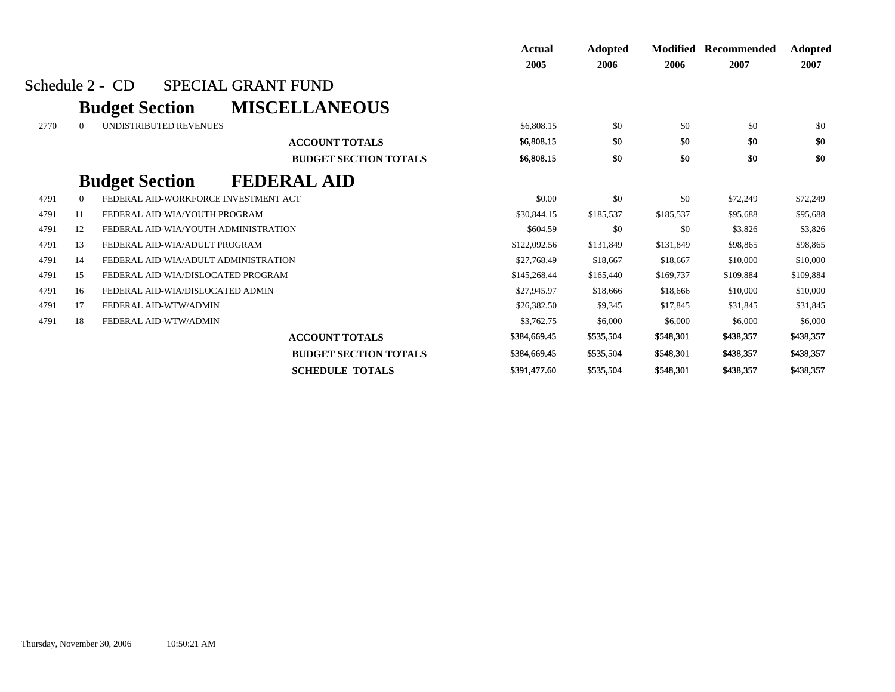# Schedule 2 - CD SPECIAL GRANT FUND

## Budget Section MISCELLANEOUS

| | | | Actual 2005 | Adopted 2006 | Modified 2006 | Recommended 2007 | Adopted 2007 |
|---|---|---|---|---|---|---|---|
| 2770 | 0 | UNDISTRIBUTED REVENUES | $6,808.15 | $0 | $0 | $0 | $0 |
| | | **ACCOUNT TOTALS** | **$6,808.15** | **$0** | **$0** | **$0** | **$0** |
| | | **BUDGET SECTION TOTALS** | **$6,808.15** | **$0** | **$0** | **$0** | **$0** |

## Budget Section FEDERAL AID

| | | | Actual 2005 | Adopted 2006 | Modified 2006 | Recommended 2007 | Adopted 2007 |
|---|---|---|---|---|---|---|---|
| 4791 | 0 | FEDERAL AID-WORKFORCE INVESTMENT ACT | $0.00 | $0 | $0 | $72,249 | $72,249 |
| 4791 | 11 | FEDERAL AID-WIA/YOUTH PROGRAM | $30,844.15 | $185,537 | $185,537 | $95,688 | $95,688 |
| 4791 | 12 | FEDERAL AID-WIA/YOUTH ADMINISTRATION | $604.59 | $0 | $0 | $3,826 | $3,826 |
| 4791 | 13 | FEDERAL AID-WIA/ADULT PROGRAM | $122,092.56 | $131,849 | $131,849 | $98,865 | $98,865 |
| 4791 | 14 | FEDERAL AID-WIA/ADULT ADMINISTRATION | $27,768.49 | $18,667 | $18,667 | $10,000 | $10,000 |
| 4791 | 15 | FEDERAL AID-WIA/DISLOCATED PROGRAM | $145,268.44 | $165,440 | $169,737 | $109,884 | $109,884 |
| 4791 | 16 | FEDERAL AID-WIA/DISLOCATED ADMIN | $27,945.97 | $18,666 | $18,666 | $10,000 | $10,000 |
| 4791 | 17 | FEDERAL AID-WTW/ADMIN | $26,382.50 | $9,345 | $17,845 | $31,845 | $31,845 |
| 4791 | 18 | FEDERAL AID-WTW/ADMIN | $3,762.75 | $6,000 | $6,000 | $6,000 | $6,000 |
| | | **ACCOUNT TOTALS** | **$384,669.45** | **$535,504** | **$548,301** | **$438,357** | **$438,357** |
| | | **BUDGET SECTION TOTALS** | **$384,669.45** | **$535,504** | **$548,301** | **$438,357** | **$438,357** |
| | | **SCHEDULE TOTALS** | **$391,477.60** | **$535,504** | **$548,301** | **$438,357** | **$438,357** |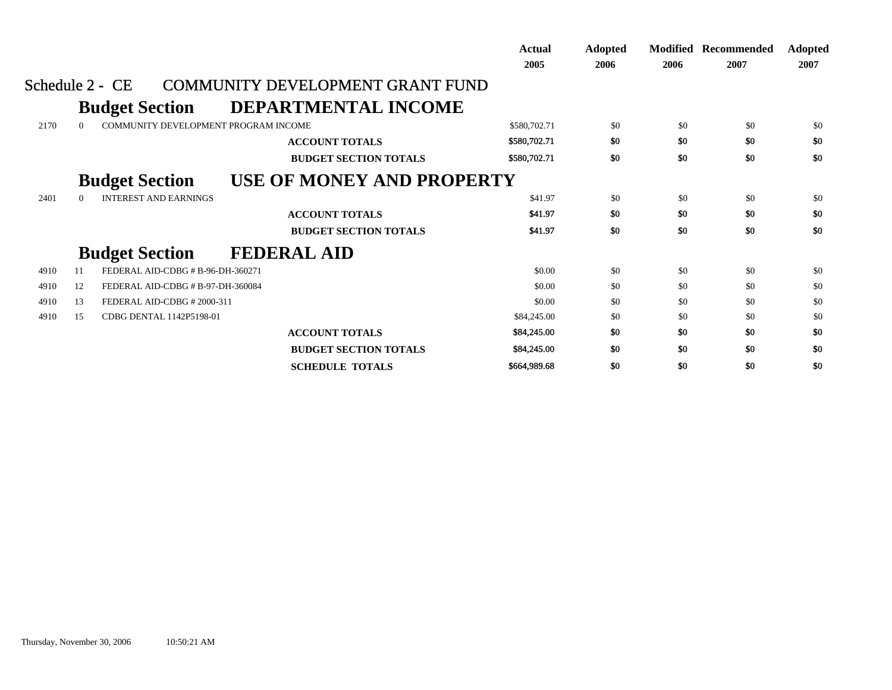## Schedule 2 - CE COMMUNITY DEVELOPMENT GRANT FUND

| | | | Actual 2005 | Adopted 2006 | Modified 2006 | Recommended 2007 | Adopted 2007 |
|---|---|---|---|---|---|---|---|
| **Budget Section** | | **DEPARTMENTAL INCOME** | | | | | |
| 2170 | 0 | COMMUNITY DEVELOPMENT PROGRAM INCOME | $580,702.71 | $0 | $0 | $0 | $0 |
| | | **ACCOUNT TOTALS** | **$580,702.71** | **$0** | **$0** | **$0** | **$0** |
| | | **BUDGET SECTION TOTALS** | **$580,702.71** | **$0** | **$0** | **$0** | **$0** |
| **Budget Section** | | **USE OF MONEY AND PROPERTY** | | | | | |
| 2401 | 0 | INTEREST AND EARNINGS | $41.97 | $0 | $0 | $0 | $0 |
| | | **ACCOUNT TOTALS** | **$41.97** | **$0** | **$0** | **$0** | **$0** |
| | | **BUDGET SECTION TOTALS** | **$41.97** | **$0** | **$0** | **$0** | **$0** |
| **Budget Section** | | **FEDERAL AID** | | | | | |
| 4910 | 11 | FEDERAL AID-CDBG # B-96-DH-360271 | $0.00 | $0 | $0 | $0 | $0 |
| 4910 | 12 | FEDERAL AID-CDBG # B-97-DH-360084 | $0.00 | $0 | $0 | $0 | $0 |
| 4910 | 13 | FEDERAL AID-CDBG # 2000-311 | $0.00 | $0 | $0 | $0 | $0 |
| 4910 | 15 | CDBG DENTAL 1142P5198-01 | $84,245.00 | $0 | $0 | $0 | $0 |
| | | **ACCOUNT TOTALS** | **$84,245.00** | **$0** | **$0** | **$0** | **$0** |
| | | **BUDGET SECTION TOTALS** | **$84,245.00** | **$0** | **$0** | **$0** | **$0** |
| | | **SCHEDULE TOTALS** | **$664,989.68** | **$0** | **$0** | **$0** | **$0** |

Thursday, November 30, 2006 10:50:21 AM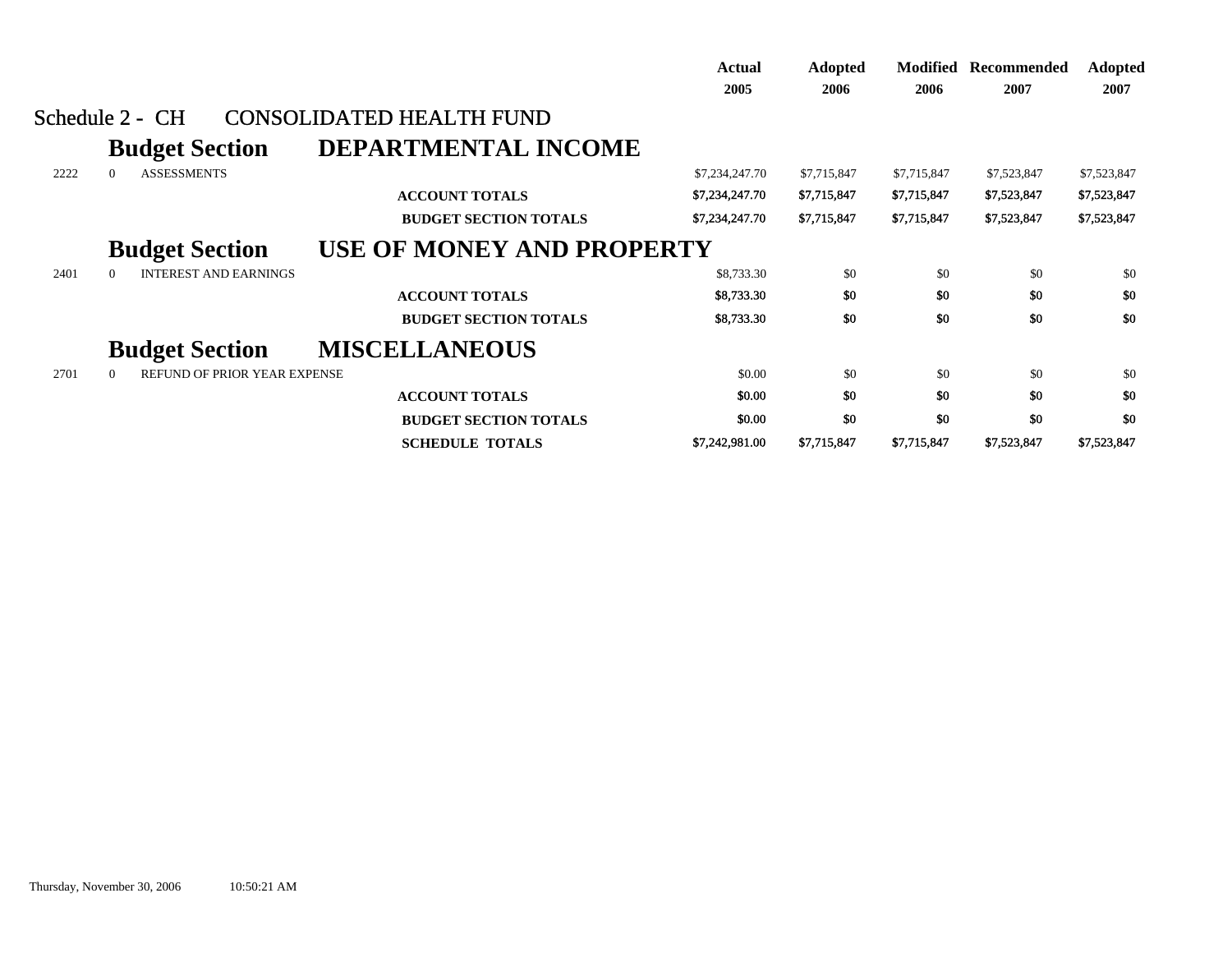## Schedule 2 - CH CONSOLIDATED HEALTH FUND

| | | | Actual 2005 | Adopted 2006 | Modified 2006 | Recommended 2007 | Adopted 2007 |
|---|---|---|---|---|---|---|---|
| **Budget Section** | | **DEPARTMENTAL INCOME** | | | | | |
| 2222 | 0 | ASSESSMENTS | $7,234,247.70 | $7,715,847 | $7,715,847 | $7,523,847 | $7,523,847 |
| | | **ACCOUNT TOTALS** | **$7,234,247.70** | **$7,715,847** | **$7,715,847** | **$7,523,847** | **$7,523,847** |
| | | **BUDGET SECTION TOTALS** | **$7,234,247.70** | **$7,715,847** | **$7,715,847** | **$7,523,847** | **$7,523,847** |
| **Budget Section** | | **USE OF MONEY AND PROPERTY** | | | | | |
| 2401 | 0 | INTEREST AND EARNINGS | $8,733.30 | $0 | $0 | $0 | $0 |
| | | **ACCOUNT TOTALS** | **$8,733.30** | **$0** | **$0** | **$0** | **$0** |
| | | **BUDGET SECTION TOTALS** | **$8,733.30** | **$0** | **$0** | **$0** | **$0** |
| **Budget Section** | | **MISCELLANEOUS** | | | | | |
| 2701 | 0 | REFUND OF PRIOR YEAR EXPENSE | $0.00 | $0 | $0 | $0 | $0 |
| | | **ACCOUNT TOTALS** | **$0.00** | **$0** | **$0** | **$0** | **$0** |
| | | **BUDGET SECTION TOTALS** | **$0.00** | **$0** | **$0** | **$0** | **$0** |
| | | **SCHEDULE TOTALS** | **$7,242,981.00** | **$7,715,847** | **$7,715,847** | **$7,523,847** | **$7,523,847** |

Thursday, November 30, 2006 10:50:21 AM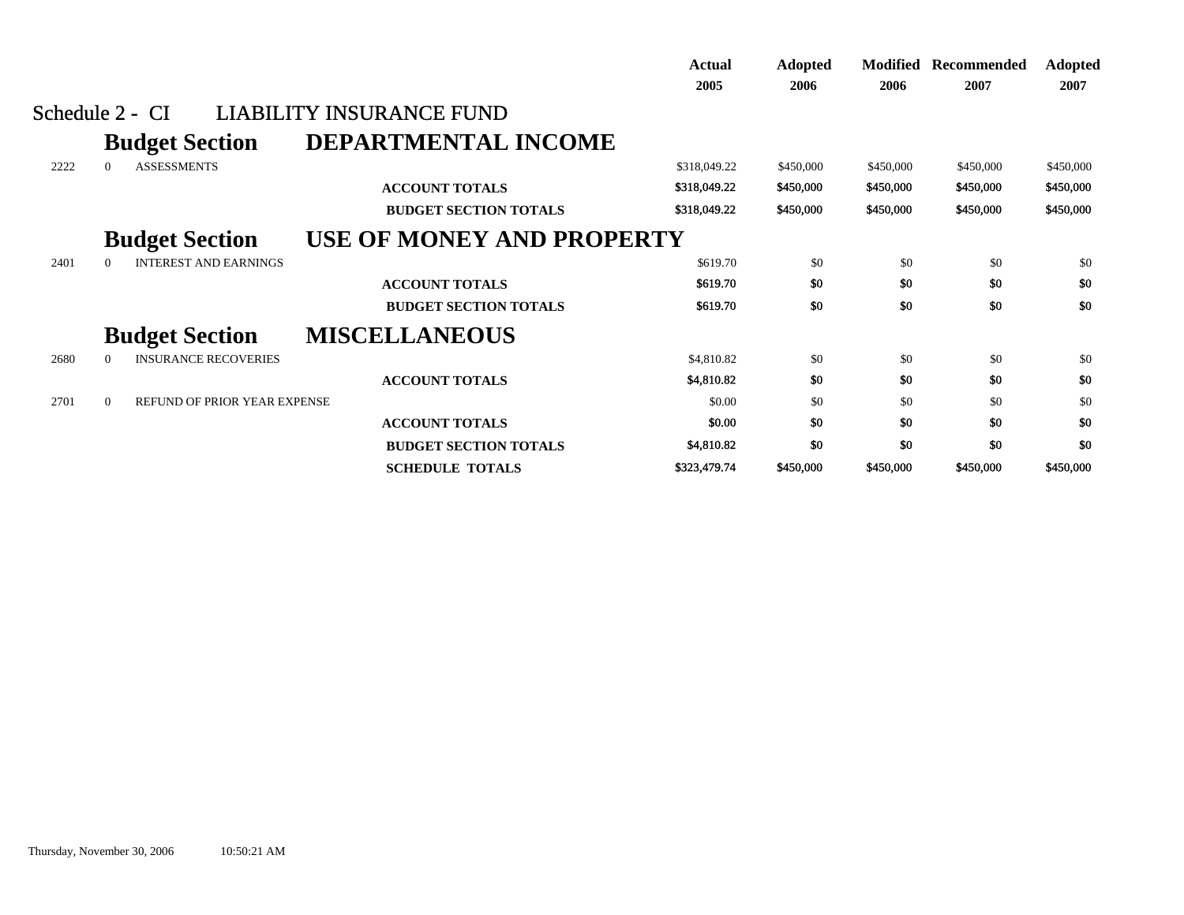## Schedule 2 - CI LIABILITY INSURANCE FUND

| | | | Actual 2005 | Adopted 2006 | Modified 2006 | Recommended 2007 | Adopted 2007 |
|---|---|---|---|---|---|---|---|
| | | **Budget Section DEPARTMENTAL INCOME** | | | | | |
| 2222 | 0 | ASSESSMENTS | $318,049.22 | $450,000 | $450,000 | $450,000 | $450,000 |
| | | **ACCOUNT TOTALS** | $318,049.22 | $450,000 | $450,000 | $450,000 | $450,000 |
| | | **BUDGET SECTION TOTALS** | $318,049.22 | $450,000 | $450,000 | $450,000 | $450,000 |
| | | **Budget Section USE OF MONEY AND PROPERTY** | | | | | |
| 2401 | 0 | INTEREST AND EARNINGS | $619.70 | $0 | $0 | $0 | $0 |
| | | **ACCOUNT TOTALS** | $619.70 | $0 | $0 | $0 | $0 |
| | | **BUDGET SECTION TOTALS** | $619.70 | $0 | $0 | $0 | $0 |
| | | **Budget Section MISCELLANEOUS** | | | | | |
| 2680 | 0 | INSURANCE RECOVERIES | $4,810.82 | $0 | $0 | $0 | $0 |
| | | **ACCOUNT TOTALS** | $4,810.82 | $0 | $0 | $0 | $0 |
| 2701 | 0 | REFUND OF PRIOR YEAR EXPENSE | $0.00 | $0 | $0 | $0 | $0 |
| | | **ACCOUNT TOTALS** | $0.00 | $0 | $0 | $0 | $0 |
| | | **BUDGET SECTION TOTALS** | $4,810.82 | $0 | $0 | $0 | $0 |
| | | **SCHEDULE TOTALS** | $323,479.74 | $450,000 | $450,000 | $450,000 | $450,000 |

Thursday, November 30, 2006 10:50:21 AM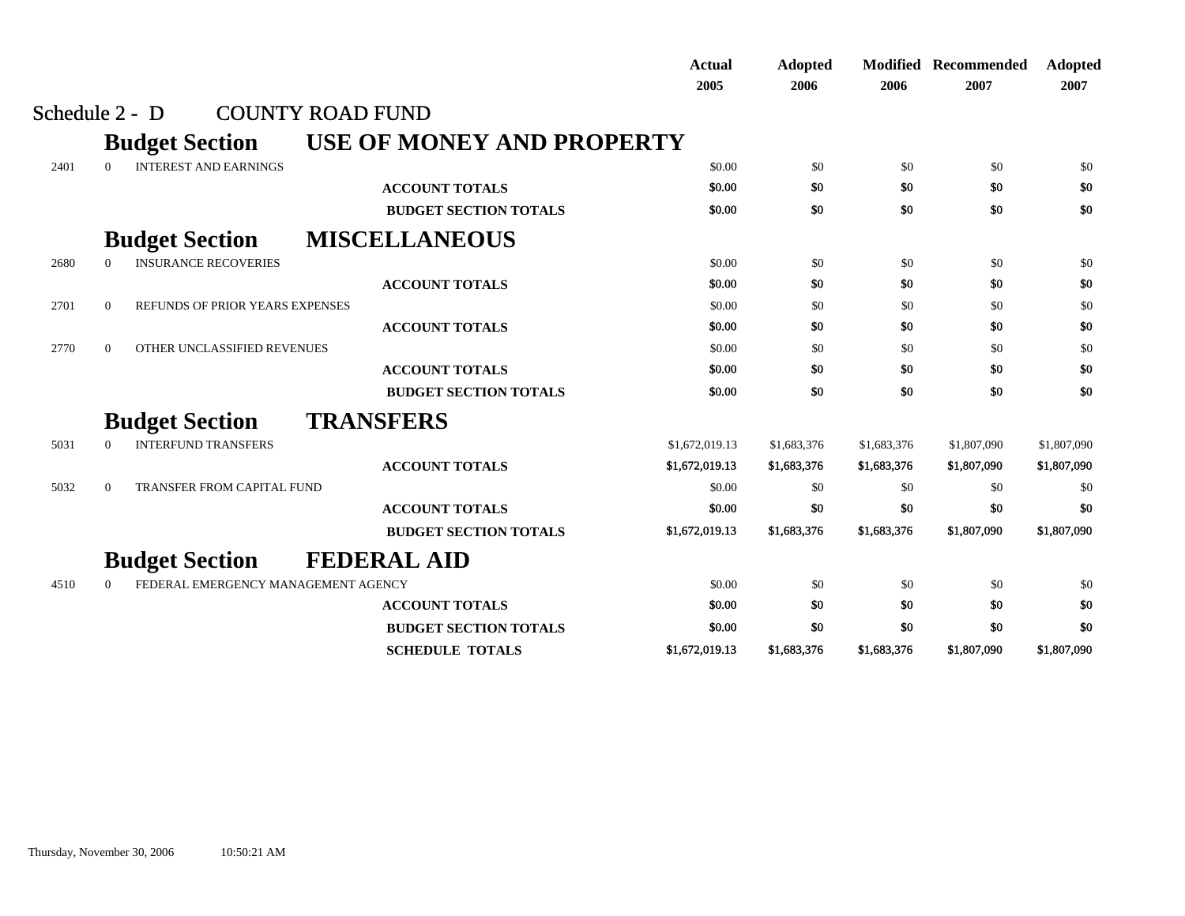Schedule 2 - D COUNTY ROAD FUND

| | | | Actual 2005 | Adopted 2006 | Modified 2006 | Recommended 2007 | Adopted 2007 |
|---|---|---|---|---|---|---|---|
| **Budget Section** | | **USE OF MONEY AND PROPERTY** | | | | | |
| 2401 | 0 | INTEREST AND EARNINGS | $0.00 | $0 | $0 | $0 | $0 |
| | | **ACCOUNT TOTALS** | **$0.00** | **$0** | **$0** | **$0** | **$0** |
| | | **BUDGET SECTION TOTALS** | **$0.00** | **$0** | **$0** | **$0** | **$0** |
| **Budget Section** | | **MISCELLANEOUS** | | | | | |
| 2680 | 0 | INSURANCE RECOVERIES | $0.00 | $0 | $0 | $0 | $0 |
| | | **ACCOUNT TOTALS** | **$0.00** | **$0** | **$0** | **$0** | **$0** |
| 2701 | 0 | REFUNDS OF PRIOR YEARS EXPENSES | $0.00 | $0 | $0 | $0 | $0 |
| | | **ACCOUNT TOTALS** | **$0.00** | **$0** | **$0** | **$0** | **$0** |
| 2770 | 0 | OTHER UNCLASSIFIED REVENUES | $0.00 | $0 | $0 | $0 | $0 |
| | | **ACCOUNT TOTALS** | **$0.00** | **$0** | **$0** | **$0** | **$0** |
| | | **BUDGET SECTION TOTALS** | **$0.00** | **$0** | **$0** | **$0** | **$0** |
| **Budget Section** | | **TRANSFERS** | | | | | |
| 5031 | 0 | INTERFUND TRANSFERS | $1,672,019.13 | $1,683,376 | $1,683,376 | $1,807,090 | $1,807,090 |
| | | **ACCOUNT TOTALS** | **$1,672,019.13** | **$1,683,376** | **$1,683,376** | **$1,807,090** | **$1,807,090** |
| 5032 | 0 | TRANSFER FROM CAPITAL FUND | $0.00 | $0 | $0 | $0 | $0 |
| | | **ACCOUNT TOTALS** | **$0.00** | **$0** | **$0** | **$0** | **$0** |
| | | **BUDGET SECTION TOTALS** | **$1,672,019.13** | **$1,683,376** | **$1,683,376** | **$1,807,090** | **$1,807,090** |
| **Budget Section** | | **FEDERAL AID** | | | | | |
| 4510 | 0 | FEDERAL EMERGENCY MANAGEMENT AGENCY | $0.00 | $0 | $0 | $0 | $0 |
| | | **ACCOUNT TOTALS** | **$0.00** | **$0** | **$0** | **$0** | **$0** |
| | | **BUDGET SECTION TOTALS** | **$0.00** | **$0** | **$0** | **$0** | **$0** |
| | | **SCHEDULE TOTALS** | **$1,672,019.13** | **$1,683,376** | **$1,683,376** | **$1,807,090** | **$1,807,090** |

Thursday, November 30, 2006 10:50:21 AM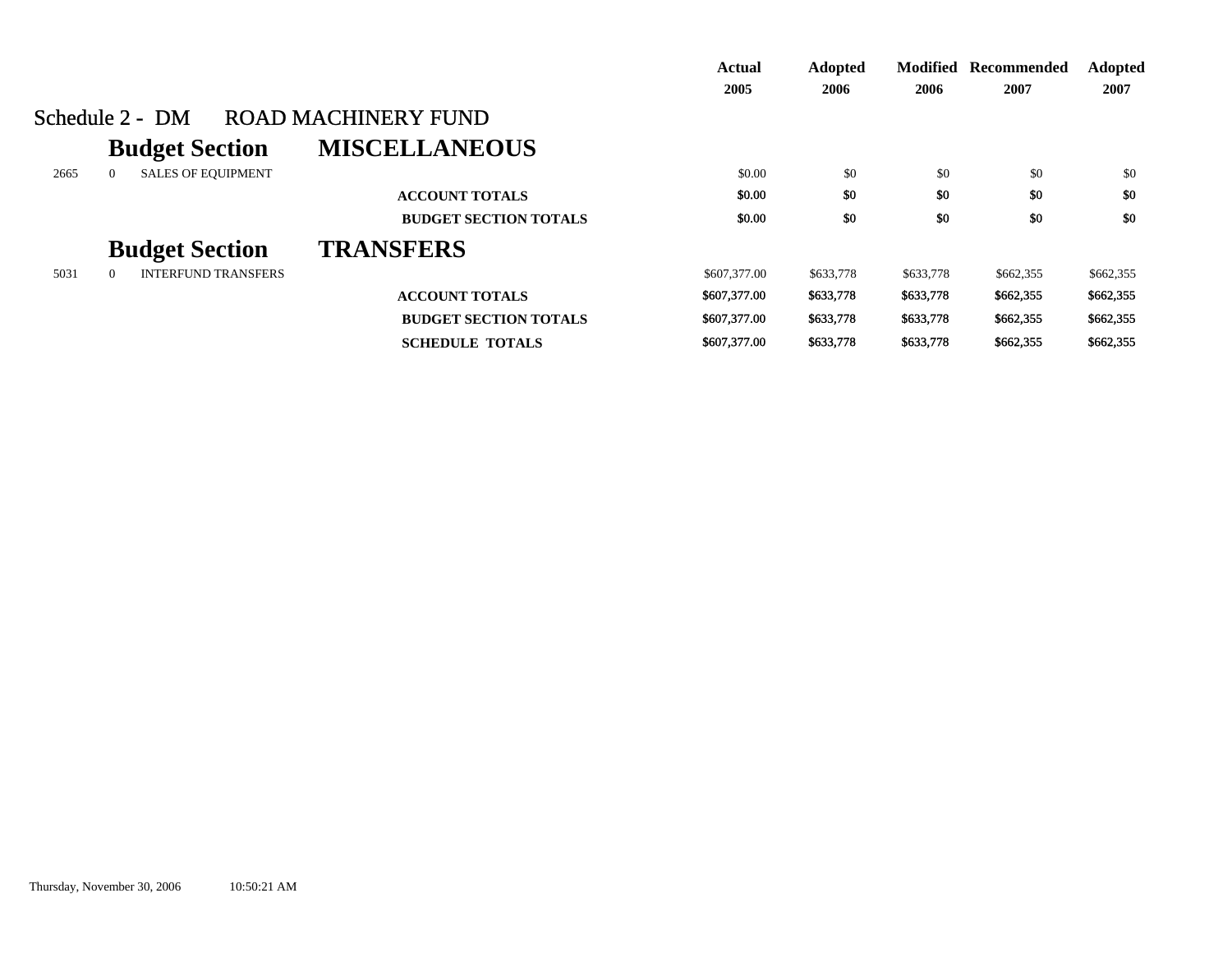## Schedule 2 - DM ROAD MACHINERY FUND

| | | | Actual 2005 | Adopted 2006 | Modified 2006 | Recommended 2007 | Adopted 2007 |
|---|---|---|---|---|---|---|---|
| **Budget Section** | | **MISCELLANEOUS** | | | | | |
| 2665 | 0 | SALES OF EQUIPMENT | $0.00 | $0 | $0 | $0 | $0 |
| | | **ACCOUNT TOTALS** | **$0.00** | **$0** | **$0** | **$0** | **$0** |
| | | **BUDGET SECTION TOTALS** | **$0.00** | **$0** | **$0** | **$0** | **$0** |
| **Budget Section** | | **TRANSFERS** | | | | | |
| 5031 | 0 | INTERFUND TRANSFERS | $607,377.00 | $633,778 | $633,778 | $662,355 | $662,355 |
| | | **ACCOUNT TOTALS** | **$607,377.00** | **$633,778** | **$633,778** | **$662,355** | **$662,355** |
| | | **BUDGET SECTION TOTALS** | **$607,377.00** | **$633,778** | **$633,778** | **$662,355** | **$662,355** |
| | | **SCHEDULE TOTALS** | **$607,377.00** | **$633,778** | **$633,778** | **$662,355** | **$662,355** |

Thursday, November 30, 2006 10:50:21 AM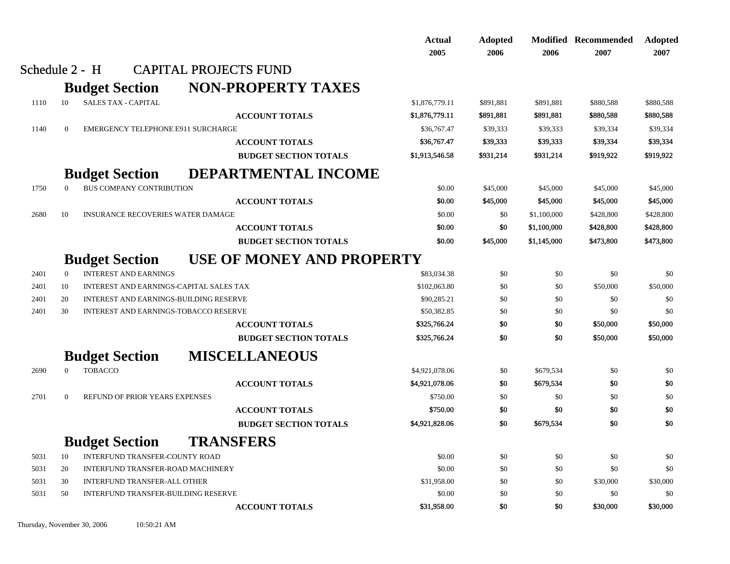# Schedule 2 - H CAPITAL PROJECTS FUND

| | | | Actual 2005 | Adopted 2006 | Modified 2006 | Recommended 2007 | Adopted 2007 |
|---|---|---|---|---|---|---|---|
| **Budget Section** | | **NON-PROPERTY TAXES** | | | | | |
| 1110 | 10 | SALES TAX - CAPITAL | $1,876,779.11 | $891,881 | $891,881 | $880,588 | $880,588 |
| | | **ACCOUNT TOTALS** | $1,876,779.11 | $891,881 | $891,881 | $880,588 | $880,588 |
| 1140 | 0 | EMERGENCY TELEPHONE E911 SURCHARGE | $36,767.47 | $39,333 | $39,333 | $39,334 | $39,334 |
| | | **ACCOUNT TOTALS** | $36,767.47 | $39,333 | $39,333 | $39,334 | $39,334 |
| | | **BUDGET SECTION TOTALS** | $1,913,546.58 | $931,214 | $931,214 | $919,922 | $919,922 |
| **Budget Section** | | **DEPARTMENTAL INCOME** | | | | | |
| 1750 | 0 | BUS COMPANY CONTRIBUTION | $0.00 | $45,000 | $45,000 | $45,000 | $45,000 |
| | | **ACCOUNT TOTALS** | $0.00 | $45,000 | $45,000 | $45,000 | $45,000 |
| 2680 | 10 | INSURANCE RECOVERIES WATER DAMAGE | $0.00 | $0 | $1,100,000 | $428,800 | $428,800 |
| | | **ACCOUNT TOTALS** | $0.00 | $0 | $1,100,000 | $428,800 | $428,800 |
| | | **BUDGET SECTION TOTALS** | $0.00 | $45,000 | $1,145,000 | $473,800 | $473,800 |
| **Budget Section** | | **USE OF MONEY AND PROPERTY** | | | | | |
| 2401 | 0 | INTEREST AND EARNINGS | $83,034.38 | $0 | $0 | $0 | $0 |
| 2401 | 10 | INTEREST AND EARNINGS-CAPITAL SALES TAX | $102,063.80 | $0 | $0 | $50,000 | $50,000 |
| 2401 | 20 | INTEREST AND EARNINGS-BUILDING RESERVE | $90,285.21 | $0 | $0 | $0 | $0 |
| 2401 | 30 | INTEREST AND EARNINGS-TOBACCO RESERVE | $50,382.85 | $0 | $0 | $0 | $0 |
| | | **ACCOUNT TOTALS** | $325,766.24 | $0 | $0 | $50,000 | $50,000 |
| | | **BUDGET SECTION TOTALS** | $325,766.24 | $0 | $0 | $50,000 | $50,000 |
| **Budget Section** | | **MISCELLANEOUS** | | | | | |
| 2690 | 0 | TOBACCO | $4,921,078.06 | $0 | $679,534 | $0 | $0 |
| | | **ACCOUNT TOTALS** | $4,921,078.06 | $0 | $679,534 | $0 | $0 |
| 2701 | 0 | REFUND OF PRIOR YEARS EXPENSES | $750.00 | $0 | $0 | $0 | $0 |
| | | **ACCOUNT TOTALS** | $750.00 | $0 | $0 | $0 | $0 |
| | | **BUDGET SECTION TOTALS** | $4,921,828.06 | $0 | $679,534 | $0 | $0 |
| **Budget Section** | | **TRANSFERS** | | | | | |
| 5031 | 10 | INTERFUND TRANSFER-COUNTY ROAD | $0.00 | $0 | $0 | $0 | $0 |
| 5031 | 20 | INTERFUND TRANSFER-ROAD MACHINERY | $0.00 | $0 | $0 | $0 | $0 |
| 5031 | 30 | INTERFUND TRANSFER-ALL OTHER | $31,958.00 | $0 | $0 | $30,000 | $30,000 |
| 5031 | 50 | INTERFUND TRANSFER-BUILDING RESERVE | $0.00 | $0 | $0 | $0 | $0 |
| | | **ACCOUNT TOTALS** | $31,958.00 | $0 | $0 | $30,000 | $30,000 |

Thursday, November 30, 2006 10:50:21 AM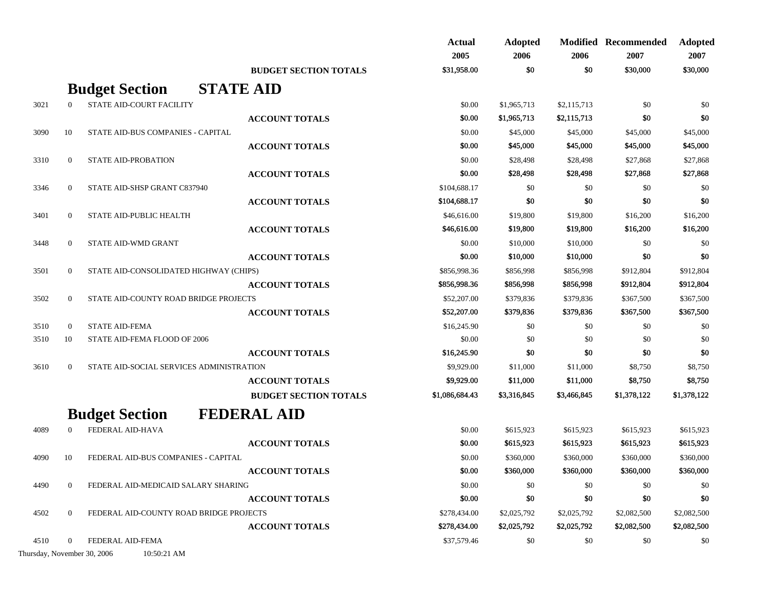| | | | Actual 2005 | Adopted 2006 | Modified 2006 | Recommended 2007 | Adopted 2007 |
|---|---|---|---|---|---|---|---|
| | | **BUDGET SECTION TOTALS** | **$31,958.00** | **$0** | **$0** | **$30,000** | **$30,000** |

## Budget Section STATE AID

| | | | Actual 2005 | Adopted 2006 | Modified 2006 | Recommended 2007 | Adopted 2007 |
|---|---|---|---|---|---|---|---|
| 3021 | 0 | STATE AID-COURT FACILITY | $0.00 | $1,965,713 | $2,115,713 | $0 | $0 |
| | | **ACCOUNT TOTALS** | **$0.00** | **$1,965,713** | **$2,115,713** | **$0** | **$0** |
| 3090 | 10 | STATE AID-BUS COMPANIES - CAPITAL | $0.00 | $45,000 | $45,000 | $45,000 | $45,000 |
| | | **ACCOUNT TOTALS** | **$0.00** | **$45,000** | **$45,000** | **$45,000** | **$45,000** |
| 3310 | 0 | STATE AID-PROBATION | $0.00 | $28,498 | $28,498 | $27,868 | $27,868 |
| | | **ACCOUNT TOTALS** | **$0.00** | **$28,498** | **$28,498** | **$27,868** | **$27,868** |
| 3346 | 0 | STATE AID-SHSP GRANT C837940 | $104,688.17 | $0 | $0 | $0 | $0 |
| | | **ACCOUNT TOTALS** | **$104,688.17** | **$0** | **$0** | **$0** | **$0** |
| 3401 | 0 | STATE AID-PUBLIC HEALTH | $46,616.00 | $19,800 | $19,800 | $16,200 | $16,200 |
| | | **ACCOUNT TOTALS** | **$46,616.00** | **$19,800** | **$19,800** | **$16,200** | **$16,200** |
| 3448 | 0 | STATE AID-WMD GRANT | $0.00 | $10,000 | $10,000 | $0 | $0 |
| | | **ACCOUNT TOTALS** | **$0.00** | **$10,000** | **$10,000** | **$0** | **$0** |
| 3501 | 0 | STATE AID-CONSOLIDATED HIGHWAY (CHIPS) | $856,998.36 | $856,998 | $856,998 | $912,804 | $912,804 |
| | | **ACCOUNT TOTALS** | **$856,998.36** | **$856,998** | **$856,998** | **$912,804** | **$912,804** |
| 3502 | 0 | STATE AID-COUNTY ROAD BRIDGE PROJECTS | $52,207.00 | $379,836 | $379,836 | $367,500 | $367,500 |
| | | **ACCOUNT TOTALS** | **$52,207.00** | **$379,836** | **$379,836** | **$367,500** | **$367,500** |
| 3510 | 0 | STATE AID-FEMA | $16,245.90 | $0 | $0 | $0 | $0 |
| 3510 | 10 | STATE AID-FEMA FLOOD OF 2006 | $0.00 | $0 | $0 | $0 | $0 |
| | | **ACCOUNT TOTALS** | **$16,245.90** | **$0** | **$0** | **$0** | **$0** |
| 3610 | 0 | STATE AID-SOCIAL SERVICES ADMINISTRATION | $9,929.00 | $11,000 | $11,000 | $8,750 | $8,750 |
| | | **ACCOUNT TOTALS** | **$9,929.00** | **$11,000** | **$11,000** | **$8,750** | **$8,750** |
| | | **BUDGET SECTION TOTALS** | **$1,086,684.43** | **$3,316,845** | **$3,466,845** | **$1,378,122** | **$1,378,122** |

## Budget Section FEDERAL AID

| | | | Actual 2005 | Adopted 2006 | Modified 2006 | Recommended 2007 | Adopted 2007 |
|---|---|---|---|---|---|---|---|
| 4089 | 0 | FEDERAL AID-HAVA | $0.00 | $615,923 | $615,923 | $615,923 | $615,923 |
| | | **ACCOUNT TOTALS** | **$0.00** | **$615,923** | **$615,923** | **$615,923** | **$615,923** |
| 4090 | 10 | FEDERAL AID-BUS COMPANIES - CAPITAL | $0.00 | $360,000 | $360,000 | $360,000 | $360,000 |
| | | **ACCOUNT TOTALS** | **$0.00** | **$360,000** | **$360,000** | **$360,000** | **$360,000** |
| 4490 | 0 | FEDERAL AID-MEDICAID SALARY SHARING | $0.00 | $0 | $0 | $0 | $0 |
| | | **ACCOUNT TOTALS** | **$0.00** | **$0** | **$0** | **$0** | **$0** |
| 4502 | 0 | FEDERAL AID-COUNTY ROAD BRIDGE PROJECTS | $278,434.00 | $2,025,792 | $2,025,792 | $2,082,500 | $2,082,500 |
| | | **ACCOUNT TOTALS** | **$278,434.00** | **$2,025,792** | **$2,025,792** | **$2,082,500** | **$2,082,500** |
| 4510 | 0 | FEDERAL AID-FEMA | $37,579.46 | $0 | $0 | $0 | $0 |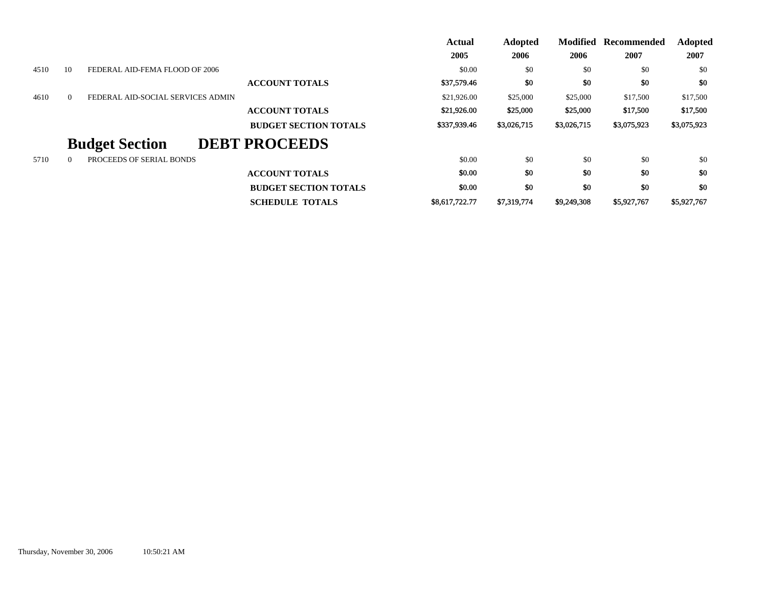| | | | | Actual 2005 | Adopted 2006 | Modified 2006 | Recommended 2007 | Adopted 2007 |
|---|---|---|---|---|---|---|---|---|
| 4510 | 10 | FEDERAL AID-FEMA FLOOD OF 2006 | | $0.00 | $0 | $0 | $0 | $0 |
| | | | **ACCOUNT TOTALS** | **$37,579.46** | **$0** | **$0** | **$0** | **$0** |
| 4610 | 0 | FEDERAL AID-SOCIAL SERVICES ADMIN | | $21,926.00 | $25,000 | $25,000 | $17,500 | $17,500 |
| | | | **ACCOUNT TOTALS** | **$21,926.00** | **$25,000** | **$25,000** | **$17,500** | **$17,500** |
| | | | **BUDGET SECTION TOTALS** | **$337,939.46** | **$3,026,715** | **$3,026,715** | **$3,075,923** | **$3,075,923** |

## Budget Section DEBT PROCEEDS

| | | | | Actual 2005 | Adopted 2006 | Modified 2006 | Recommended 2007 | Adopted 2007 |
|---|---|---|---|---|---|---|---|---|
| 5710 | 0 | PROCEEDS OF SERIAL BONDS | | $0.00 | $0 | $0 | $0 | $0 |
| | | | **ACCOUNT TOTALS** | **$0.00** | **$0** | **$0** | **$0** | **$0** |
| | | | **BUDGET SECTION TOTALS** | **$0.00** | **$0** | **$0** | **$0** | **$0** |
| | | | **SCHEDULE TOTALS** | **$8,617,722.77** | **$7,319,774** | **$9,249,308** | **$5,927,767** | **$5,927,767** |

Thursday, November 30, 2006 10:50:21 AM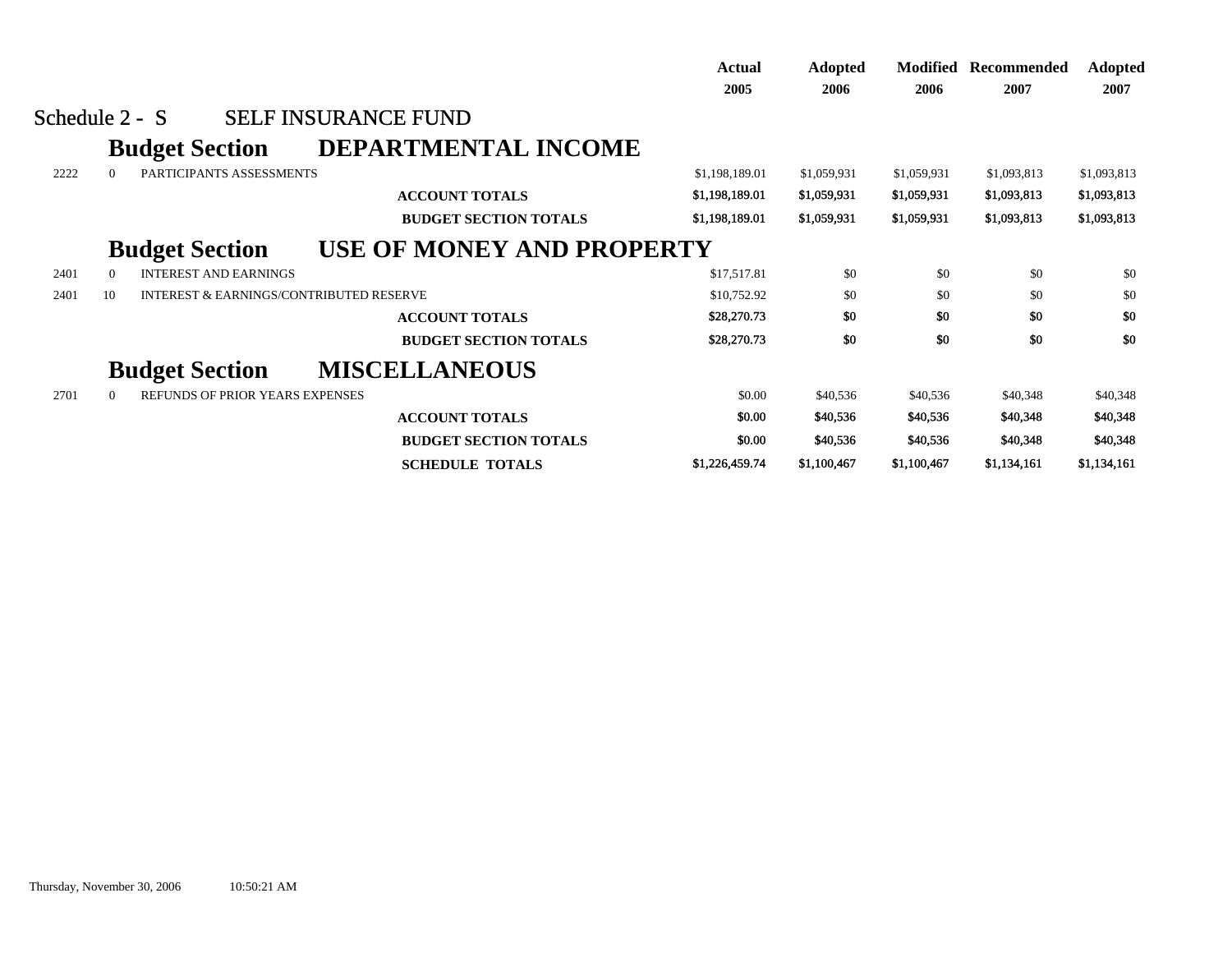## Schedule 2 - S SELF INSURANCE FUND

| | | | Actual 2005 | Adopted 2006 | Modified 2006 | Recommended 2007 | Adopted 2007 |
|---|---|---|---|---|---|---|---|
| **Budget Section** | | **DEPARTMENTAL INCOME** | | | | | |
| 2222 | 0 | PARTICIPANTS ASSESSMENTS | $1,198,189.01 | $1,059,931 | $1,059,931 | $1,093,813 | $1,093,813 |
| | | **ACCOUNT TOTALS** | $1,198,189.01 | $1,059,931 | $1,059,931 | $1,093,813 | $1,093,813 |
| | | **BUDGET SECTION TOTALS** | $1,198,189.01 | $1,059,931 | $1,059,931 | $1,093,813 | $1,093,813 |
| **Budget Section** | | **USE OF MONEY AND PROPERTY** | | | | | |
| 2401 | 0 | INTEREST AND EARNINGS | $17,517.81 | $0 | $0 | $0 | $0 |
| 2401 | 10 | INTEREST & EARNINGS/CONTRIBUTED RESERVE | $10,752.92 | $0 | $0 | $0 | $0 |
| | | **ACCOUNT TOTALS** | $28,270.73 | $0 | $0 | $0 | $0 |
| | | **BUDGET SECTION TOTALS** | $28,270.73 | $0 | $0 | $0 | $0 |
| **Budget Section** | | **MISCELLANEOUS** | | | | | |
| 2701 | 0 | REFUNDS OF PRIOR YEARS EXPENSES | $0.00 | $40,536 | $40,536 | $40,348 | $40,348 |
| | | **ACCOUNT TOTALS** | $0.00 | $40,536 | $40,536 | $40,348 | $40,348 |
| | | **BUDGET SECTION TOTALS** | $0.00 | $40,536 | $40,536 | $40,348 | $40,348 |
| | | **SCHEDULE TOTALS** | $1,226,459.74 | $1,100,467 | $1,100,467 | $1,134,161 | $1,134,161 |

Thursday, November 30, 2006 10:50:21 AM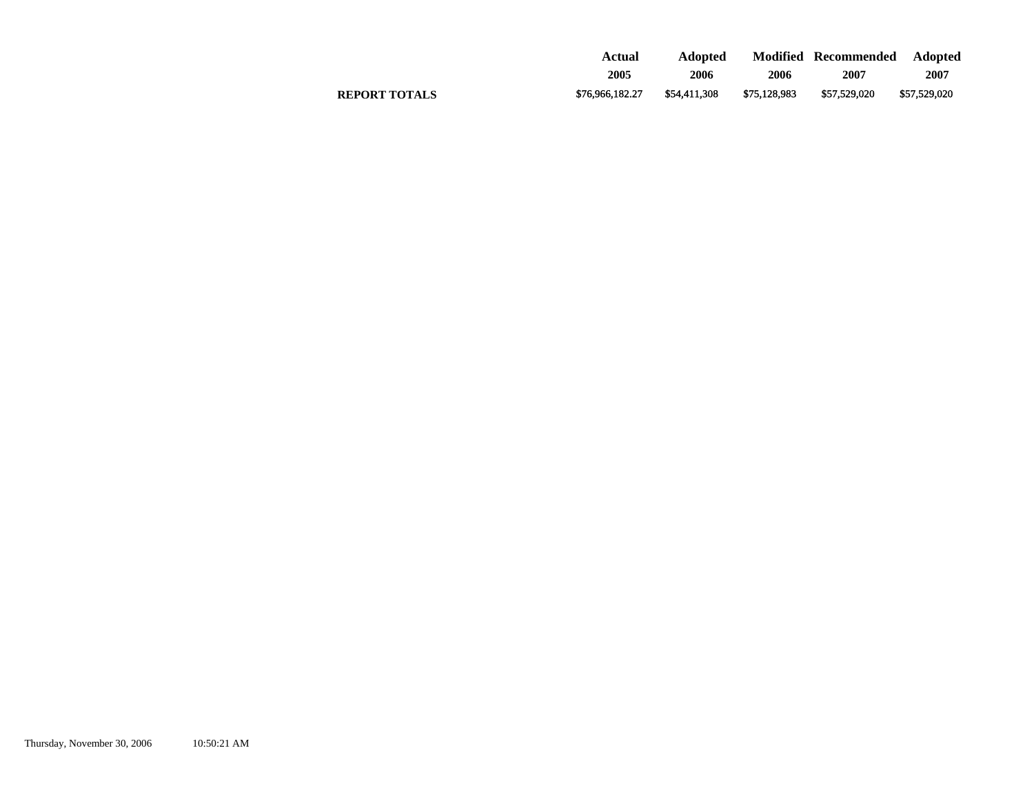| | Actual 2005 | Adopted 2006 | Modified 2006 | Recommended 2007 | Adopted 2007 |
|---|---|---|---|---|---|
| **REPORT TOTALS** | $76,966,182.27 | $54,411,308 | $75,128,983 | $57,529,020 | $57,529,020 |

Thursday, November 30, 2006 10:50:21 AM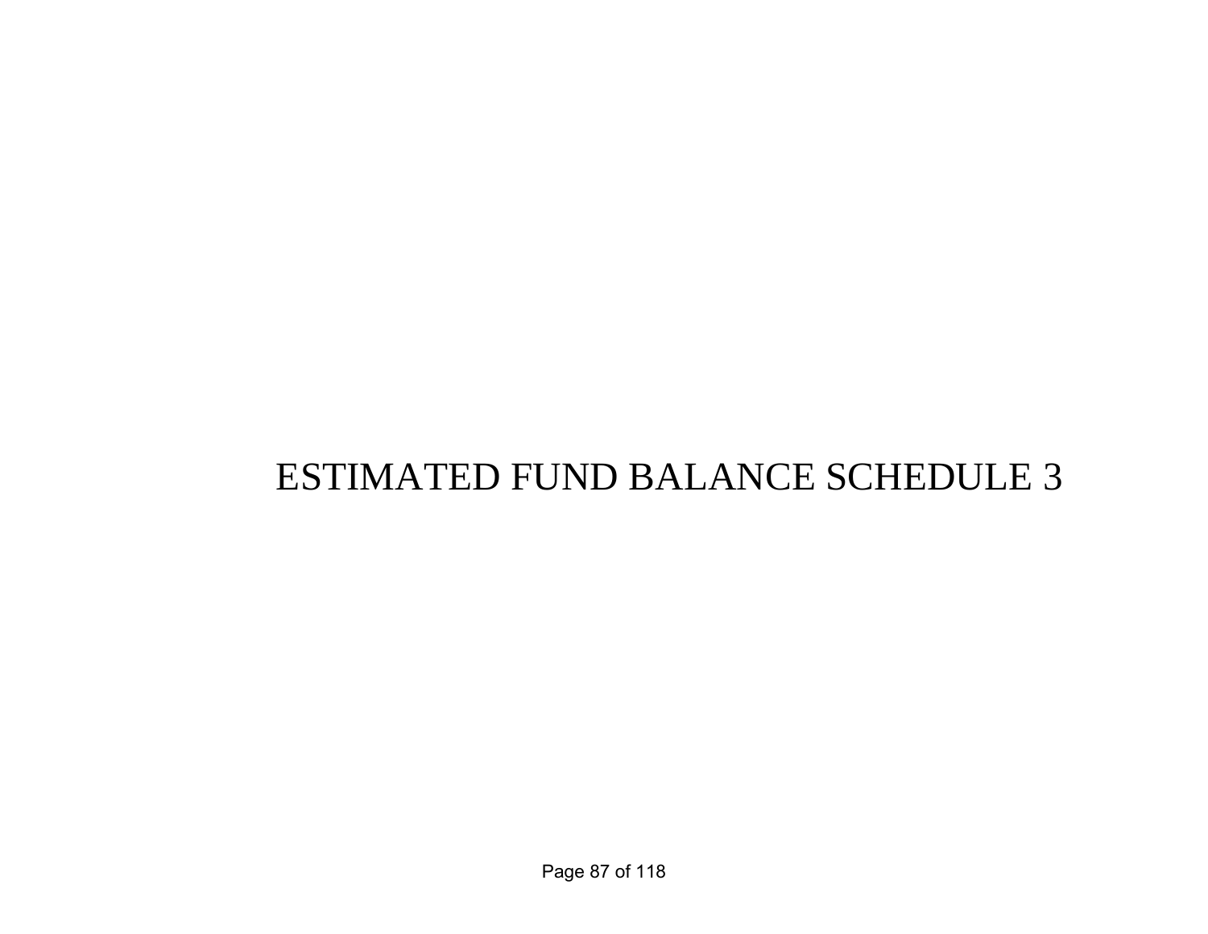# ESTIMATED FUND BALANCE SCHEDULE 3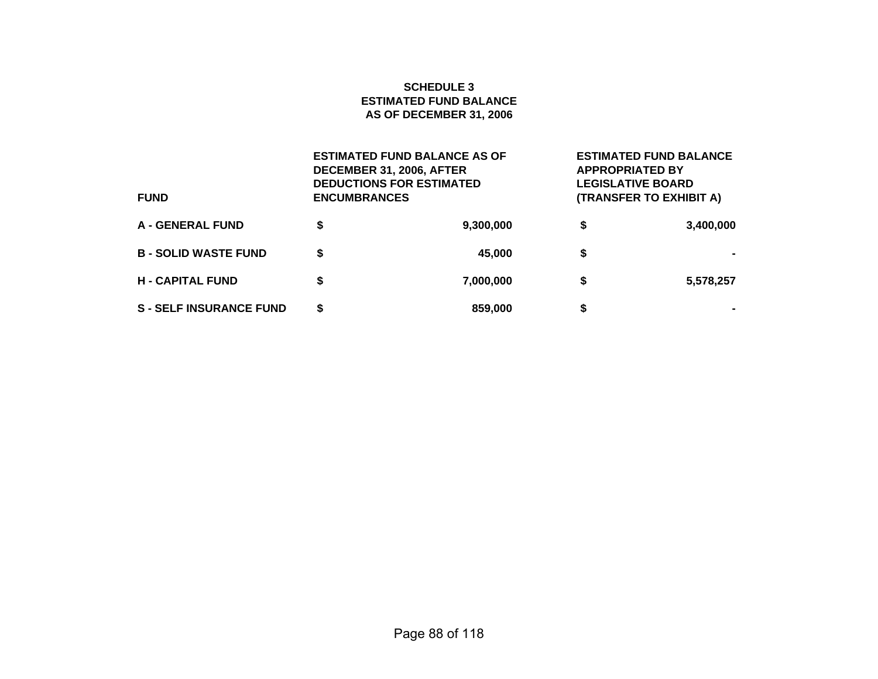**SCHEDULE 3**
**ESTIMATED FUND BALANCE**
**AS OF DECEMBER 31, 2006**

| FUND | ESTIMATED FUND BALANCE AS OF DECEMBER 31, 2006, AFTER DEDUCTIONS FOR ESTIMATED ENCUMBRANCES | ESTIMATED FUND BALANCE APPROPRIATED BY LEGISLATIVE BOARD (TRANSFER TO EXHIBIT A) |
|---|---|---|
| A - GENERAL FUND | $ 9,300,000 | $ 3,400,000 |
| B - SOLID WASTE FUND | $ 45,000 | $ - |
| H - CAPITAL FUND | $ 7,000,000 | $ 5,578,257 |
| S - SELF INSURANCE FUND | $ 859,000 | $ - |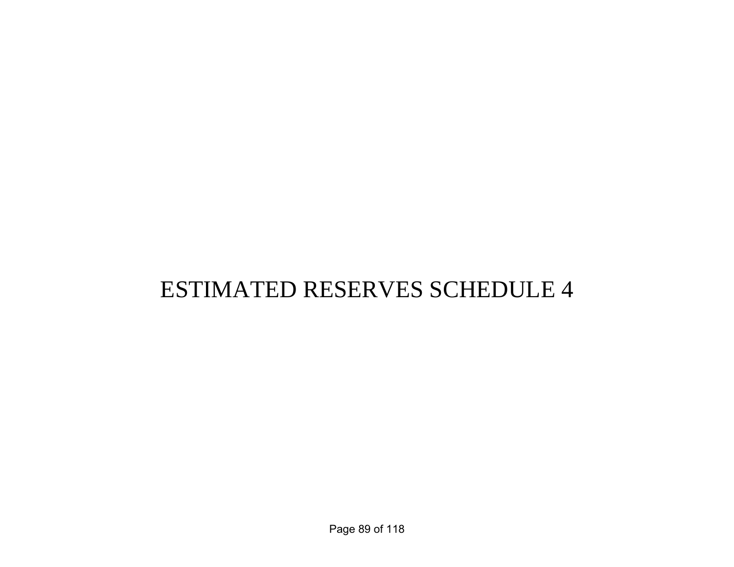# ESTIMATED RESERVES SCHEDULE 4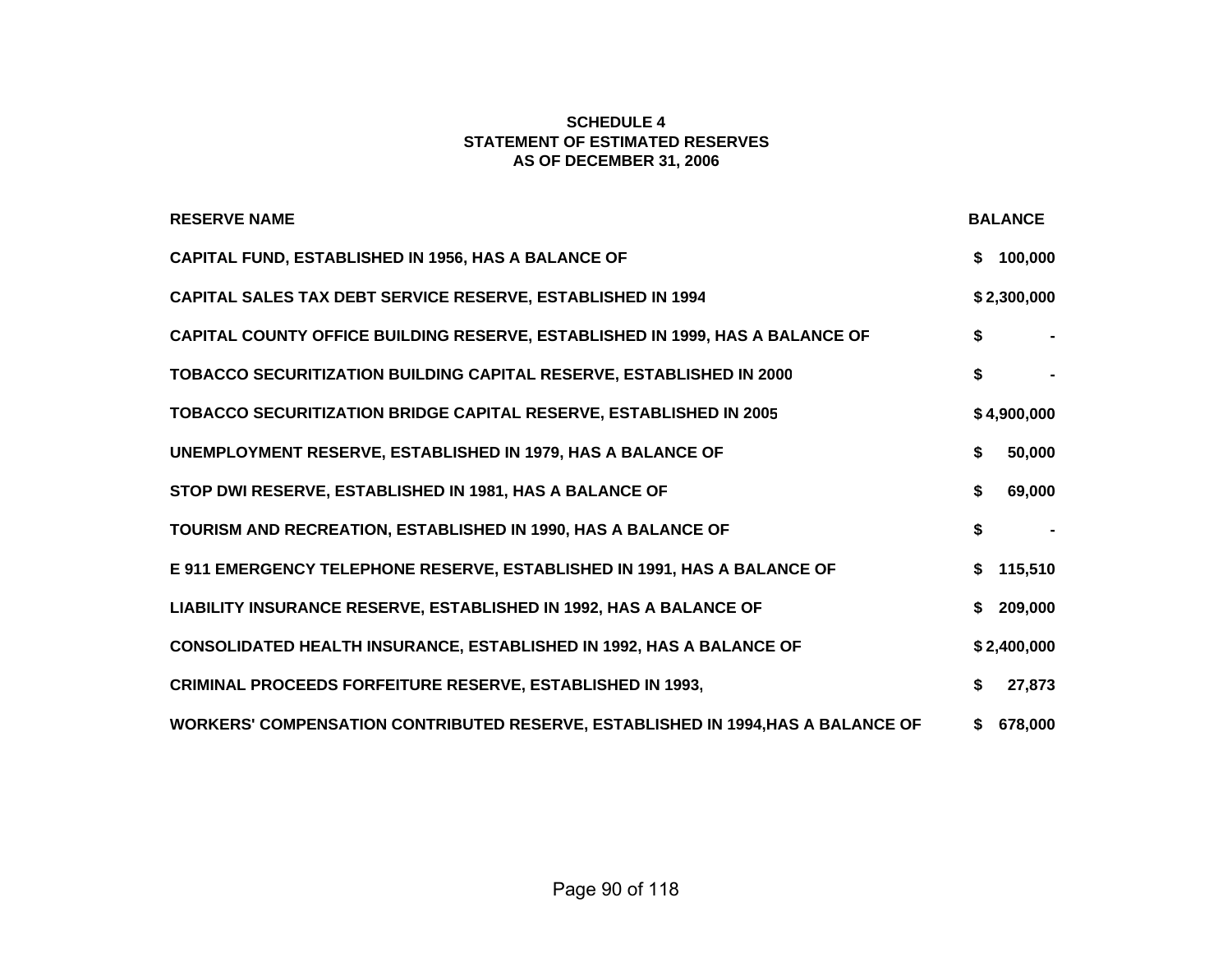**SCHEDULE 4**
**STATEMENT OF ESTIMATED RESERVES**
**AS OF DECEMBER 31, 2006**

| RESERVE NAME | BALANCE |
|---|---|
| CAPITAL FUND, ESTABLISHED IN 1956, HAS A BALANCE OF | $ 100,000 |
| CAPITAL SALES TAX DEBT SERVICE RESERVE, ESTABLISHED IN 1994 | $ 2,300,000 |
| CAPITAL COUNTY OFFICE BUILDING RESERVE, ESTABLISHED IN 1999, HAS A BALANCE OF | $ - |
| TOBACCO SECURITIZATION BUILDING CAPITAL RESERVE, ESTABLISHED IN 2000 | $ - |
| TOBACCO SECURITIZATION BRIDGE CAPITAL RESERVE, ESTABLISHED IN 2005 | $ 4,900,000 |
| UNEMPLOYMENT RESERVE, ESTABLISHED IN 1979, HAS A BALANCE OF | $ 50,000 |
| STOP DWI RESERVE, ESTABLISHED IN 1981, HAS A BALANCE OF | $ 69,000 |
| TOURISM AND RECREATION, ESTABLISHED IN 1990, HAS A BALANCE OF | $ - |
| E 911 EMERGENCY TELEPHONE RESERVE, ESTABLISHED IN 1991, HAS A BALANCE OF | $ 115,510 |
| LIABILITY INSURANCE RESERVE, ESTABLISHED IN 1992, HAS A BALANCE OF | $ 209,000 |
| CONSOLIDATED HEALTH INSURANCE, ESTABLISHED IN 1992, HAS A BALANCE OF | $ 2,400,000 |
| CRIMINAL PROCEEDS FORFEITURE RESERVE, ESTABLISHED IN 1993, | $ 27,873 |
| WORKERS' COMPENSATION CONTRIBUTED RESERVE, ESTABLISHED IN 1994,HAS A BALANCE OF | $ 678,000 |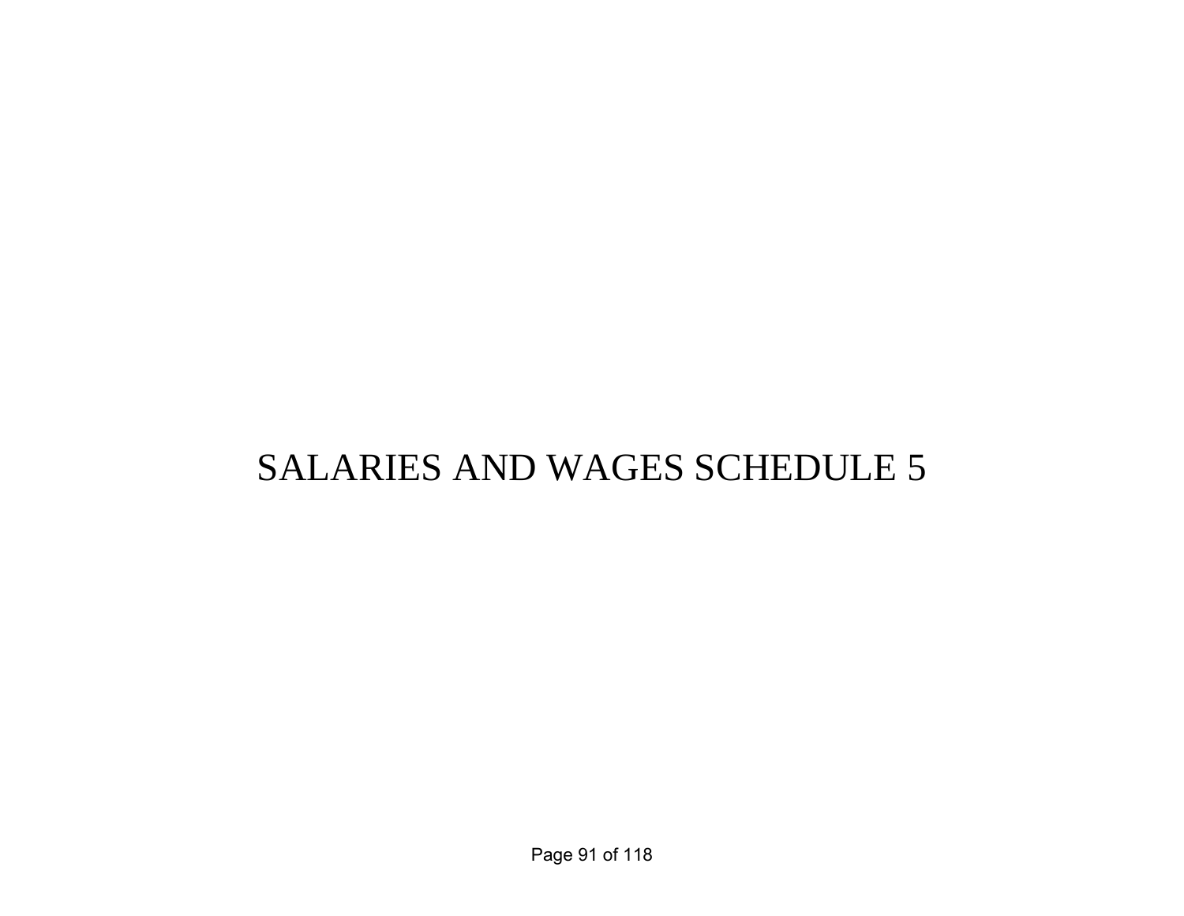# SALARIES AND WAGES SCHEDULE 5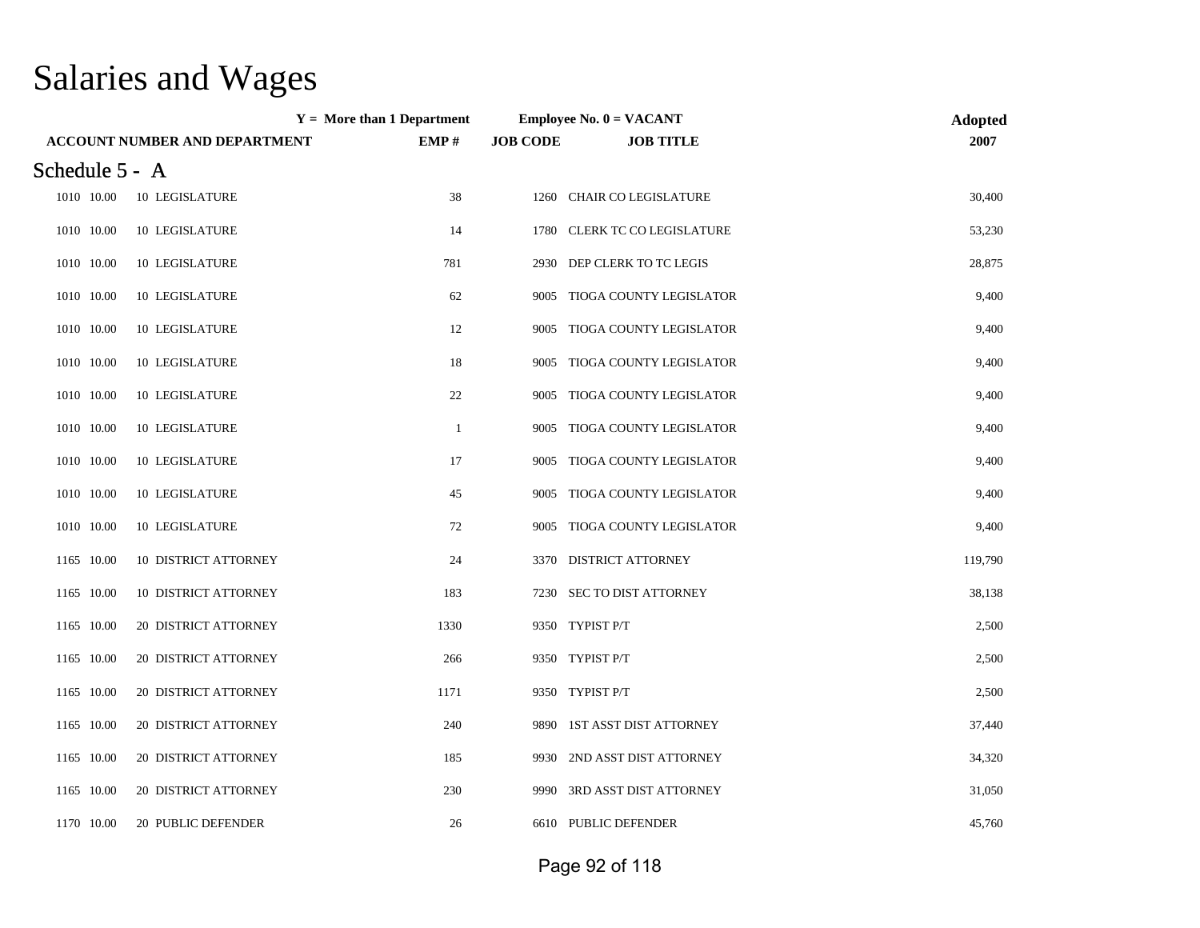# Salaries and Wages

| ACCOUNT NUMBER AND DEPARTMENT | | | Y = More than 1 Department EMP # | Employee No. 0 = VACANT JOB CODE | JOB TITLE | Adopted 2007 |
|---|---|---|---|---|---|---|
| **Schedule 5 - A** | | | | | | |
| 1010 | 10.00 | 10 LEGISLATURE | 38 | 1260 | CHAIR CO LEGISLATURE | 30,400 |
| 1010 | 10.00 | 10 LEGISLATURE | 14 | 1780 | CLERK TC CO LEGISLATURE | 53,230 |
| 1010 | 10.00 | 10 LEGISLATURE | 781 | 2930 | DEP CLERK TO TC LEGIS | 28,875 |
| 1010 | 10.00 | 10 LEGISLATURE | 62 | 9005 | TIOGA COUNTY LEGISLATOR | 9,400 |
| 1010 | 10.00 | 10 LEGISLATURE | 12 | 9005 | TIOGA COUNTY LEGISLATOR | 9,400 |
| 1010 | 10.00 | 10 LEGISLATURE | 18 | 9005 | TIOGA COUNTY LEGISLATOR | 9,400 |
| 1010 | 10.00 | 10 LEGISLATURE | 22 | 9005 | TIOGA COUNTY LEGISLATOR | 9,400 |
| 1010 | 10.00 | 10 LEGISLATURE | 1 | 9005 | TIOGA COUNTY LEGISLATOR | 9,400 |
| 1010 | 10.00 | 10 LEGISLATURE | 17 | 9005 | TIOGA COUNTY LEGISLATOR | 9,400 |
| 1010 | 10.00 | 10 LEGISLATURE | 45 | 9005 | TIOGA COUNTY LEGISLATOR | 9,400 |
| 1010 | 10.00 | 10 LEGISLATURE | 72 | 9005 | TIOGA COUNTY LEGISLATOR | 9,400 |
| 1165 | 10.00 | 10 DISTRICT ATTORNEY | 24 | 3370 | DISTRICT ATTORNEY | 119,790 |
| 1165 | 10.00 | 10 DISTRICT ATTORNEY | 183 | 7230 | SEC TO DIST ATTORNEY | 38,138 |
| 1165 | 10.00 | 20 DISTRICT ATTORNEY | 1330 | 9350 | TYPIST P/T | 2,500 |
| 1165 | 10.00 | 20 DISTRICT ATTORNEY | 266 | 9350 | TYPIST P/T | 2,500 |
| 1165 | 10.00 | 20 DISTRICT ATTORNEY | 1171 | 9350 | TYPIST P/T | 2,500 |
| 1165 | 10.00 | 20 DISTRICT ATTORNEY | 240 | 9890 | 1ST ASST DIST ATTORNEY | 37,440 |
| 1165 | 10.00 | 20 DISTRICT ATTORNEY | 185 | 9930 | 2ND ASST DIST ATTORNEY | 34,320 |
| 1165 | 10.00 | 20 DISTRICT ATTORNEY | 230 | 9990 | 3RD ASST DIST ATTORNEY | 31,050 |
| 1170 | 10.00 | 20 PUBLIC DEFENDER | 26 | 6610 | PUBLIC DEFENDER | 45,760 |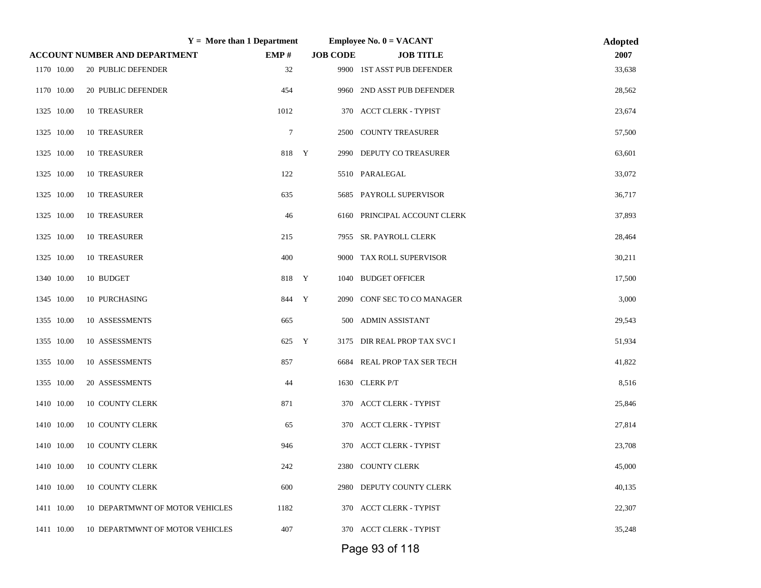| | Y = More than 1 Department | | | Employee No. 0 = VACANT | Adopted |
|---|---|---|---|---|---|
| ACCOUNT NUMBER AND DEPARTMENT | EMP # | | JOB CODE | JOB TITLE | 2007 |
| 1170 10.00 20 PUBLIC DEFENDER | 32 | | 9900 | 1ST ASST PUB DEFENDER | 33,638 |
| 1170 10.00 20 PUBLIC DEFENDER | 454 | | 9960 | 2ND ASST PUB DEFENDER | 28,562 |
| 1325 10.00 10 TREASURER | 1012 | | 370 | ACCT CLERK - TYPIST | 23,674 |
| 1325 10.00 10 TREASURER | 7 | | 2500 | COUNTY TREASURER | 57,500 |
| 1325 10.00 10 TREASURER | 818 | Y | 2990 | DEPUTY CO TREASURER | 63,601 |
| 1325 10.00 10 TREASURER | 122 | | 5510 | PARALEGAL | 33,072 |
| 1325 10.00 10 TREASURER | 635 | | 5685 | PAYROLL SUPERVISOR | 36,717 |
| 1325 10.00 10 TREASURER | 46 | | 6160 | PRINCIPAL ACCOUNT CLERK | 37,893 |
| 1325 10.00 10 TREASURER | 215 | | 7955 | SR. PAYROLL CLERK | 28,464 |
| 1325 10.00 10 TREASURER | 400 | | 9000 | TAX ROLL SUPERVISOR | 30,211 |
| 1340 10.00 10 BUDGET | 818 | Y | 1040 | BUDGET OFFICER | 17,500 |
| 1345 10.00 10 PURCHASING | 844 | Y | 2090 | CONF SEC TO CO MANAGER | 3,000 |
| 1355 10.00 10 ASSESSMENTS | 665 | | 500 | ADMIN ASSISTANT | 29,543 |
| 1355 10.00 10 ASSESSMENTS | 625 | Y | 3175 | DIR REAL PROP TAX SVC I | 51,934 |
| 1355 10.00 10 ASSESSMENTS | 857 | | 6684 | REAL PROP TAX SER TECH | 41,822 |
| 1355 10.00 20 ASSESSMENTS | 44 | | 1630 | CLERK P/T | 8,516 |
| 1410 10.00 10 COUNTY CLERK | 871 | | 370 | ACCT CLERK - TYPIST | 25,846 |
| 1410 10.00 10 COUNTY CLERK | 65 | | 370 | ACCT CLERK - TYPIST | 27,814 |
| 1410 10.00 10 COUNTY CLERK | 946 | | 370 | ACCT CLERK - TYPIST | 23,708 |
| 1410 10.00 10 COUNTY CLERK | 242 | | 2380 | COUNTY CLERK | 45,000 |
| 1410 10.00 10 COUNTY CLERK | 600 | | 2980 | DEPUTY COUNTY CLERK | 40,135 |
| 1411 10.00 10 DEPARTMWNT OF MOTOR VEHICLES | 1182 | | 370 | ACCT CLERK - TYPIST | 22,307 |
| 1411 10.00 10 DEPARTMWNT OF MOTOR VEHICLES | 407 | | 370 | ACCT CLERK - TYPIST | 35,248 |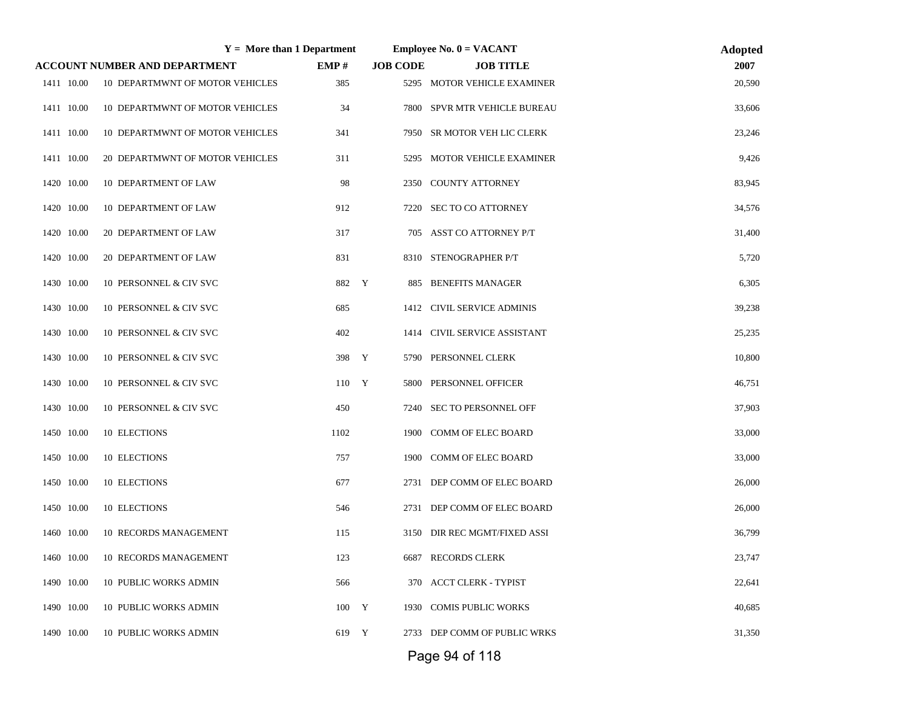| | Y = More than 1 Department | | | Employee No. 0 = VACANT | Adopted |
|---|---|---|---|---|---|
| ACCOUNT NUMBER AND DEPARTMENT | | EMP # | | JOB CODE | JOB TITLE | 2007 |
| 1411 10.00 | 10 DEPARTMWNT OF MOTOR VEHICLES | 385 | | 5295 | MOTOR VEHICLE EXAMINER | 20,590 |
| 1411 10.00 | 10 DEPARTMWNT OF MOTOR VEHICLES | 34 | | 7800 | SPVR MTR VEHICLE BUREAU | 33,606 |
| 1411 10.00 | 10 DEPARTMWNT OF MOTOR VEHICLES | 341 | | 7950 | SR MOTOR VEH LIC CLERK | 23,246 |
| 1411 10.00 | 20 DEPARTMWNT OF MOTOR VEHICLES | 311 | | 5295 | MOTOR VEHICLE EXAMINER | 9,426 |
| 1420 10.00 | 10 DEPARTMENT OF LAW | 98 | | 2350 | COUNTY ATTORNEY | 83,945 |
| 1420 10.00 | 10 DEPARTMENT OF LAW | 912 | | 7220 | SEC TO CO ATTORNEY | 34,576 |
| 1420 10.00 | 20 DEPARTMENT OF LAW | 317 | | 705 | ASST CO ATTORNEY P/T | 31,400 |
| 1420 10.00 | 20 DEPARTMENT OF LAW | 831 | | 8310 | STENOGRAPHER P/T | 5,720 |
| 1430 10.00 | 10 PERSONNEL & CIV SVC | 882 | Y | 885 | BENEFITS MANAGER | 6,305 |
| 1430 10.00 | 10 PERSONNEL & CIV SVC | 685 | | 1412 | CIVIL SERVICE ADMINIS | 39,238 |
| 1430 10.00 | 10 PERSONNEL & CIV SVC | 402 | | 1414 | CIVIL SERVICE ASSISTANT | 25,235 |
| 1430 10.00 | 10 PERSONNEL & CIV SVC | 398 | Y | 5790 | PERSONNEL CLERK | 10,800 |
| 1430 10.00 | 10 PERSONNEL & CIV SVC | 110 | Y | 5800 | PERSONNEL OFFICER | 46,751 |
| 1430 10.00 | 10 PERSONNEL & CIV SVC | 450 | | 7240 | SEC TO PERSONNEL OFF | 37,903 |
| 1450 10.00 | 10 ELECTIONS | 1102 | | 1900 | COMM OF ELEC BOARD | 33,000 |
| 1450 10.00 | 10 ELECTIONS | 757 | | 1900 | COMM OF ELEC BOARD | 33,000 |
| 1450 10.00 | 10 ELECTIONS | 677 | | 2731 | DEP COMM OF ELEC BOARD | 26,000 |
| 1450 10.00 | 10 ELECTIONS | 546 | | 2731 | DEP COMM OF ELEC BOARD | 26,000 |
| 1460 10.00 | 10 RECORDS MANAGEMENT | 115 | | 3150 | DIR REC MGMT/FIXED ASSI | 36,799 |
| 1460 10.00 | 10 RECORDS MANAGEMENT | 123 | | 6687 | RECORDS CLERK | 23,747 |
| 1490 10.00 | 10 PUBLIC WORKS ADMIN | 566 | | 370 | ACCT CLERK - TYPIST | 22,641 |
| 1490 10.00 | 10 PUBLIC WORKS ADMIN | 100 | Y | 1930 | COMIS PUBLIC WORKS | 40,685 |
| 1490 10.00 | 10 PUBLIC WORKS ADMIN | 619 | Y | 2733 | DEP COMM OF PUBLIC WRKS | 31,350 |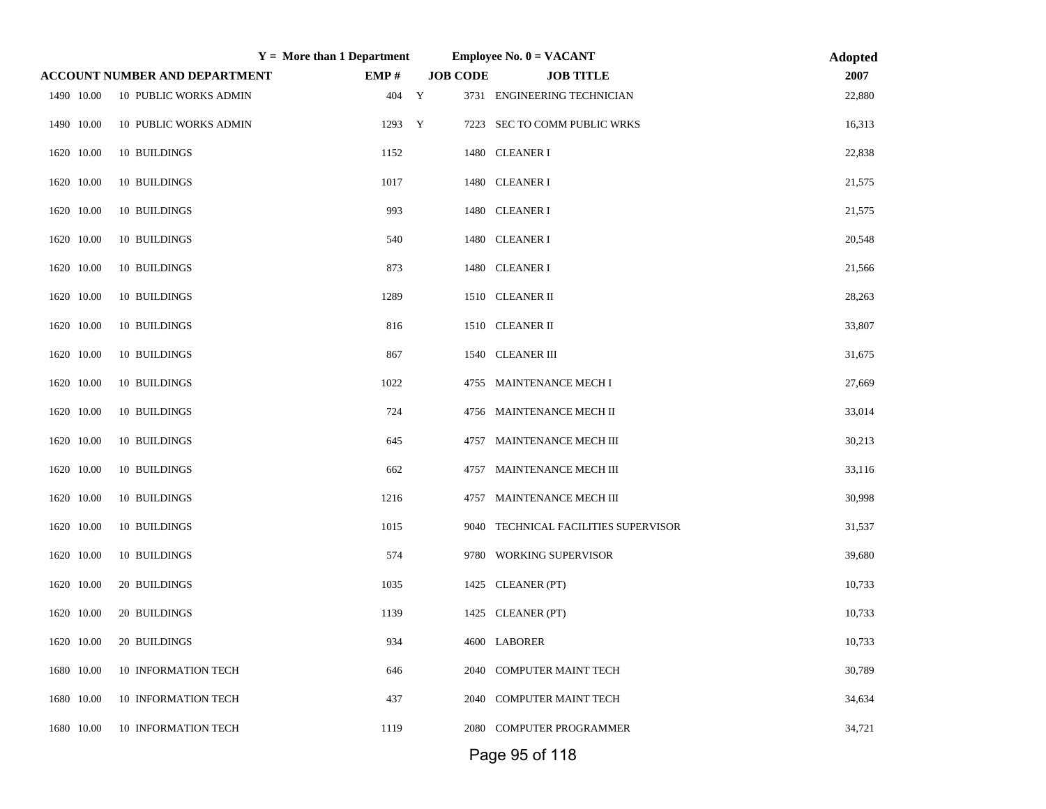| ACCOUNT NUMBER AND DEPARTMENT | | | EMP # | Y = More than 1 Department | JOB CODE | JOB TITLE | Adopted 2007 |
|---|---|---|---|---|---|---|---|
| | | | | | Employee No. 0 = VACANT | | |
| 1490 | 10.00 | 10 PUBLIC WORKS ADMIN | 404 | Y | 3731 | ENGINEERING TECHNICIAN | 22,880 |
| 1490 | 10.00 | 10 PUBLIC WORKS ADMIN | 1293 | Y | 7223 | SEC TO COMM PUBLIC WRKS | 16,313 |
| 1620 | 10.00 | 10 BUILDINGS | 1152 | | 1480 | CLEANER I | 22,838 |
| 1620 | 10.00 | 10 BUILDINGS | 1017 | | 1480 | CLEANER I | 21,575 |
| 1620 | 10.00 | 10 BUILDINGS | 993 | | 1480 | CLEANER I | 21,575 |
| 1620 | 10.00 | 10 BUILDINGS | 540 | | 1480 | CLEANER I | 20,548 |
| 1620 | 10.00 | 10 BUILDINGS | 873 | | 1480 | CLEANER I | 21,566 |
| 1620 | 10.00 | 10 BUILDINGS | 1289 | | 1510 | CLEANER II | 28,263 |
| 1620 | 10.00 | 10 BUILDINGS | 816 | | 1510 | CLEANER II | 33,807 |
| 1620 | 10.00 | 10 BUILDINGS | 867 | | 1540 | CLEANER III | 31,675 |
| 1620 | 10.00 | 10 BUILDINGS | 1022 | | 4755 | MAINTENANCE MECH I | 27,669 |
| 1620 | 10.00 | 10 BUILDINGS | 724 | | 4756 | MAINTENANCE MECH II | 33,014 |
| 1620 | 10.00 | 10 BUILDINGS | 645 | | 4757 | MAINTENANCE MECH III | 30,213 |
| 1620 | 10.00 | 10 BUILDINGS | 662 | | 4757 | MAINTENANCE MECH III | 33,116 |
| 1620 | 10.00 | 10 BUILDINGS | 1216 | | 4757 | MAINTENANCE MECH III | 30,998 |
| 1620 | 10.00 | 10 BUILDINGS | 1015 | | 9040 | TECHNICAL FACILITIES SUPERVISOR | 31,537 |
| 1620 | 10.00 | 10 BUILDINGS | 574 | | 9780 | WORKING SUPERVISOR | 39,680 |
| 1620 | 10.00 | 20 BUILDINGS | 1035 | | 1425 | CLEANER (PT) | 10,733 |
| 1620 | 10.00 | 20 BUILDINGS | 1139 | | 1425 | CLEANER (PT) | 10,733 |
| 1620 | 10.00 | 20 BUILDINGS | 934 | | 4600 | LABORER | 10,733 |
| 1680 | 10.00 | 10 INFORMATION TECH | 646 | | 2040 | COMPUTER MAINT TECH | 30,789 |
| 1680 | 10.00 | 10 INFORMATION TECH | 437 | | 2040 | COMPUTER MAINT TECH | 34,634 |
| 1680 | 10.00 | 10 INFORMATION TECH | 1119 | | 2080 | COMPUTER PROGRAMMER | 34,721 |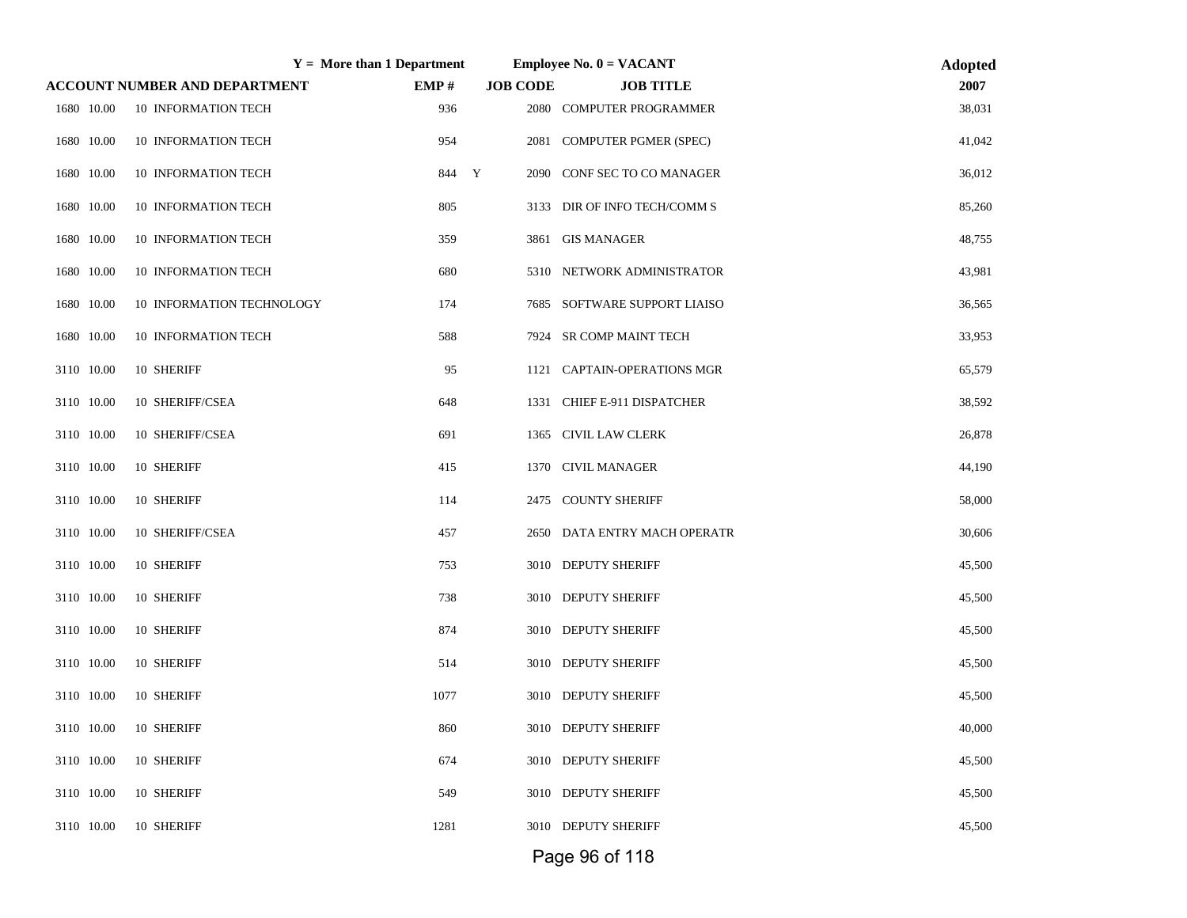| | | Y = More than 1 Department | | | Employee No. 0 = VACANT | Adopted |
|---|---|---|---|---|---|---|
| ACCOUNT NUMBER AND DEPARTMENT | | EMP # | | JOB CODE | JOB TITLE | 2007 |
| 1680 10.00 | 10 INFORMATION TECH | 936 | | 2080 | COMPUTER PROGRAMMER | 38,031 |
| 1680 10.00 | 10 INFORMATION TECH | 954 | | 2081 | COMPUTER PGMER (SPEC) | 41,042 |
| 1680 10.00 | 10 INFORMATION TECH | 844 | Y | 2090 | CONF SEC TO CO MANAGER | 36,012 |
| 1680 10.00 | 10 INFORMATION TECH | 805 | | 3133 | DIR OF INFO TECH/COMM S | 85,260 |
| 1680 10.00 | 10 INFORMATION TECH | 359 | | 3861 | GIS MANAGER | 48,755 |
| 1680 10.00 | 10 INFORMATION TECH | 680 | | 5310 | NETWORK ADMINISTRATOR | 43,981 |
| 1680 10.00 | 10 INFORMATION TECHNOLOGY | 174 | | 7685 | SOFTWARE SUPPORT LIAISO | 36,565 |
| 1680 10.00 | 10 INFORMATION TECH | 588 | | 7924 | SR COMP MAINT TECH | 33,953 |
| 3110 10.00 | 10 SHERIFF | 95 | | 1121 | CAPTAIN-OPERATIONS MGR | 65,579 |
| 3110 10.00 | 10 SHERIFF/CSEA | 648 | | 1331 | CHIEF E-911 DISPATCHER | 38,592 |
| 3110 10.00 | 10 SHERIFF/CSEA | 691 | | 1365 | CIVIL LAW CLERK | 26,878 |
| 3110 10.00 | 10 SHERIFF | 415 | | 1370 | CIVIL MANAGER | 44,190 |
| 3110 10.00 | 10 SHERIFF | 114 | | 2475 | COUNTY SHERIFF | 58,000 |
| 3110 10.00 | 10 SHERIFF/CSEA | 457 | | 2650 | DATA ENTRY MACH OPERATR | 30,606 |
| 3110 10.00 | 10 SHERIFF | 753 | | 3010 | DEPUTY SHERIFF | 45,500 |
| 3110 10.00 | 10 SHERIFF | 738 | | 3010 | DEPUTY SHERIFF | 45,500 |
| 3110 10.00 | 10 SHERIFF | 874 | | 3010 | DEPUTY SHERIFF | 45,500 |
| 3110 10.00 | 10 SHERIFF | 514 | | 3010 | DEPUTY SHERIFF | 45,500 |
| 3110 10.00 | 10 SHERIFF | 1077 | | 3010 | DEPUTY SHERIFF | 45,500 |
| 3110 10.00 | 10 SHERIFF | 860 | | 3010 | DEPUTY SHERIFF | 40,000 |
| 3110 10.00 | 10 SHERIFF | 674 | | 3010 | DEPUTY SHERIFF | 45,500 |
| 3110 10.00 | 10 SHERIFF | 549 | | 3010 | DEPUTY SHERIFF | 45,500 |
| 3110 10.00 | 10 SHERIFF | 1281 | | 3010 | DEPUTY SHERIFF | 45,500 |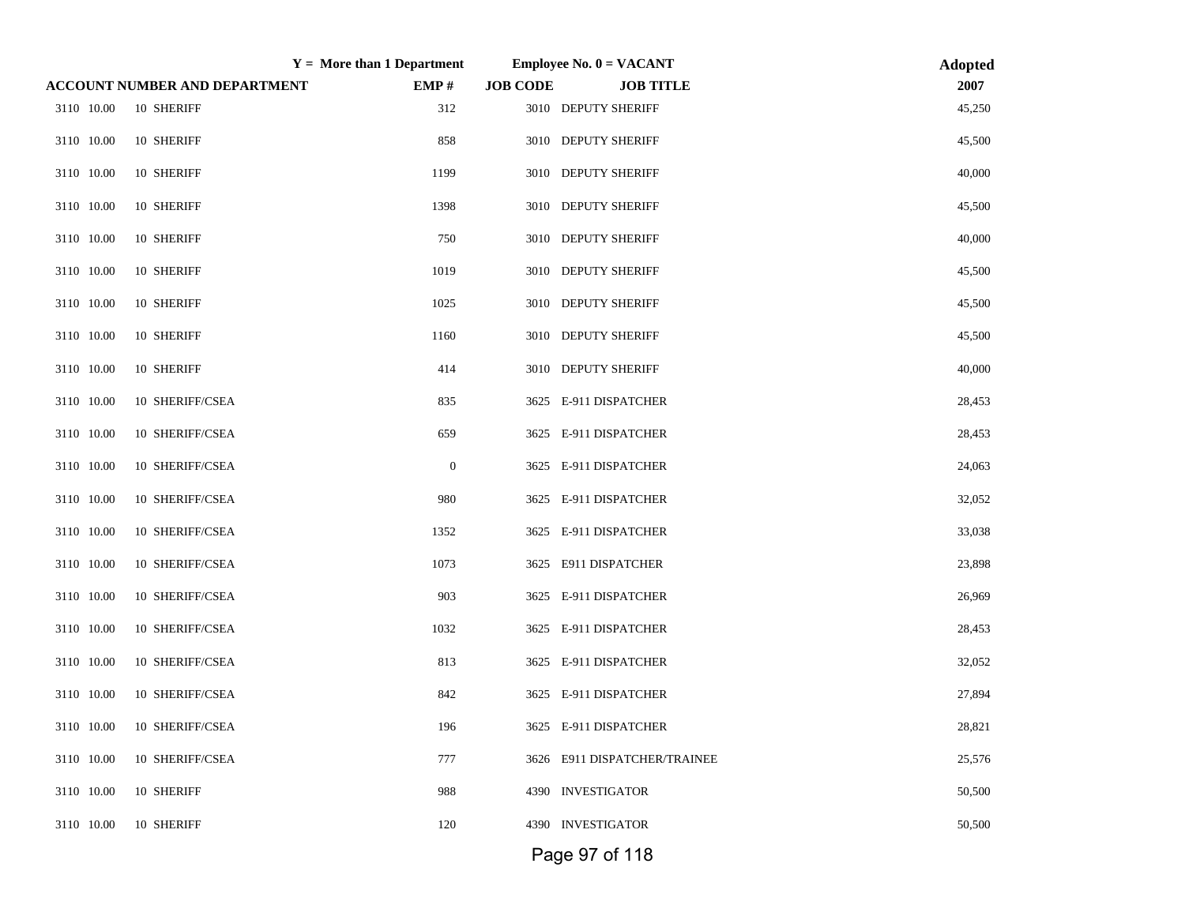| Y = More than 1 Department |  |  |  | Employee No. 0 = VACANT | Adopted |
| --- | --- | --- | --- | --- | --- |
| ACCOUNT NUMBER AND DEPARTMENT |  | EMP # | JOB CODE | JOB TITLE | 2007 |
| 3110 10.00 | 10 SHERIFF | 312 | 3010 | DEPUTY SHERIFF | 45,250 |
| 3110 10.00 | 10 SHERIFF | 858 | 3010 | DEPUTY SHERIFF | 45,500 |
| 3110 10.00 | 10 SHERIFF | 1199 | 3010 | DEPUTY SHERIFF | 40,000 |
| 3110 10.00 | 10 SHERIFF | 1398 | 3010 | DEPUTY SHERIFF | 45,500 |
| 3110 10.00 | 10 SHERIFF | 750 | 3010 | DEPUTY SHERIFF | 40,000 |
| 3110 10.00 | 10 SHERIFF | 1019 | 3010 | DEPUTY SHERIFF | 45,500 |
| 3110 10.00 | 10 SHERIFF | 1025 | 3010 | DEPUTY SHERIFF | 45,500 |
| 3110 10.00 | 10 SHERIFF | 1160 | 3010 | DEPUTY SHERIFF | 45,500 |
| 3110 10.00 | 10 SHERIFF | 414 | 3010 | DEPUTY SHERIFF | 40,000 |
| 3110 10.00 | 10 SHERIFF/CSEA | 835 | 3625 | E-911 DISPATCHER | 28,453 |
| 3110 10.00 | 10 SHERIFF/CSEA | 659 | 3625 | E-911 DISPATCHER | 28,453 |
| 3110 10.00 | 10 SHERIFF/CSEA | 0 | 3625 | E-911 DISPATCHER | 24,063 |
| 3110 10.00 | 10 SHERIFF/CSEA | 980 | 3625 | E-911 DISPATCHER | 32,052 |
| 3110 10.00 | 10 SHERIFF/CSEA | 1352 | 3625 | E-911 DISPATCHER | 33,038 |
| 3110 10.00 | 10 SHERIFF/CSEA | 1073 | 3625 | E911 DISPATCHER | 23,898 |
| 3110 10.00 | 10 SHERIFF/CSEA | 903 | 3625 | E-911 DISPATCHER | 26,969 |
| 3110 10.00 | 10 SHERIFF/CSEA | 1032 | 3625 | E-911 DISPATCHER | 28,453 |
| 3110 10.00 | 10 SHERIFF/CSEA | 813 | 3625 | E-911 DISPATCHER | 32,052 |
| 3110 10.00 | 10 SHERIFF/CSEA | 842 | 3625 | E-911 DISPATCHER | 27,894 |
| 3110 10.00 | 10 SHERIFF/CSEA | 196 | 3625 | E-911 DISPATCHER | 28,821 |
| 3110 10.00 | 10 SHERIFF/CSEA | 777 | 3626 | E911 DISPATCHER/TRAINEE | 25,576 |
| 3110 10.00 | 10 SHERIFF | 988 | 4390 | INVESTIGATOR | 50,500 |
| 3110 10.00 | 10 SHERIFF | 120 | 4390 | INVESTIGATOR | 50,500 |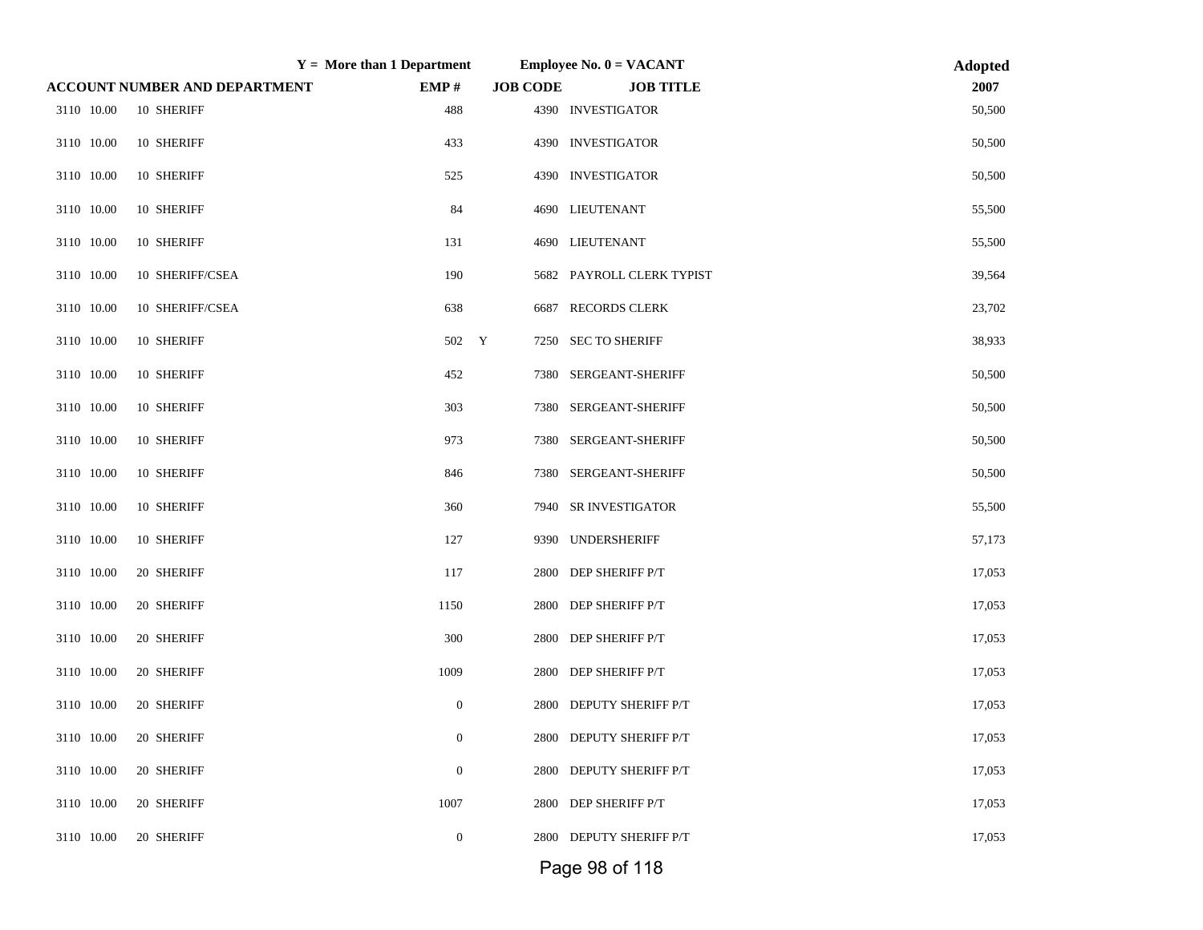| Y = More than 1 Department | | | Employee No. 0 = VACANT | | | Adopted |
|---|---|---|---|---|---|---|
| ACCOUNT NUMBER AND DEPARTMENT | | EMP # | | JOB CODE | JOB TITLE | 2007 |
| 3110 10.00 | 10 SHERIFF | 488 | | 4390 | INVESTIGATOR | 50,500 |
| 3110 10.00 | 10 SHERIFF | 433 | | 4390 | INVESTIGATOR | 50,500 |
| 3110 10.00 | 10 SHERIFF | 525 | | 4390 | INVESTIGATOR | 50,500 |
| 3110 10.00 | 10 SHERIFF | 84 | | 4690 | LIEUTENANT | 55,500 |
| 3110 10.00 | 10 SHERIFF | 131 | | 4690 | LIEUTENANT | 55,500 |
| 3110 10.00 | 10 SHERIFF/CSEA | 190 | | 5682 | PAYROLL CLERK TYPIST | 39,564 |
| 3110 10.00 | 10 SHERIFF/CSEA | 638 | | 6687 | RECORDS CLERK | 23,702 |
| 3110 10.00 | 10 SHERIFF | 502 | Y | 7250 | SEC TO SHERIFF | 38,933 |
| 3110 10.00 | 10 SHERIFF | 452 | | 7380 | SERGEANT-SHERIFF | 50,500 |
| 3110 10.00 | 10 SHERIFF | 303 | | 7380 | SERGEANT-SHERIFF | 50,500 |
| 3110 10.00 | 10 SHERIFF | 973 | | 7380 | SERGEANT-SHERIFF | 50,500 |
| 3110 10.00 | 10 SHERIFF | 846 | | 7380 | SERGEANT-SHERIFF | 50,500 |
| 3110 10.00 | 10 SHERIFF | 360 | | 7940 | SR INVESTIGATOR | 55,500 |
| 3110 10.00 | 10 SHERIFF | 127 | | 9390 | UNDERSHERIFF | 57,173 |
| 3110 10.00 | 20 SHERIFF | 117 | | 2800 | DEP SHERIFF P/T | 17,053 |
| 3110 10.00 | 20 SHERIFF | 1150 | | 2800 | DEP SHERIFF P/T | 17,053 |
| 3110 10.00 | 20 SHERIFF | 300 | | 2800 | DEP SHERIFF P/T | 17,053 |
| 3110 10.00 | 20 SHERIFF | 1009 | | 2800 | DEP SHERIFF P/T | 17,053 |
| 3110 10.00 | 20 SHERIFF | 0 | | 2800 | DEPUTY SHERIFF P/T | 17,053 |
| 3110 10.00 | 20 SHERIFF | 0 | | 2800 | DEPUTY SHERIFF P/T | 17,053 |
| 3110 10.00 | 20 SHERIFF | 0 | | 2800 | DEPUTY SHERIFF P/T | 17,053 |
| 3110 10.00 | 20 SHERIFF | 1007 | | 2800 | DEP SHERIFF P/T | 17,053 |
| 3110 10.00 | 20 SHERIFF | 0 | | 2800 | DEPUTY SHERIFF P/T | 17,053 |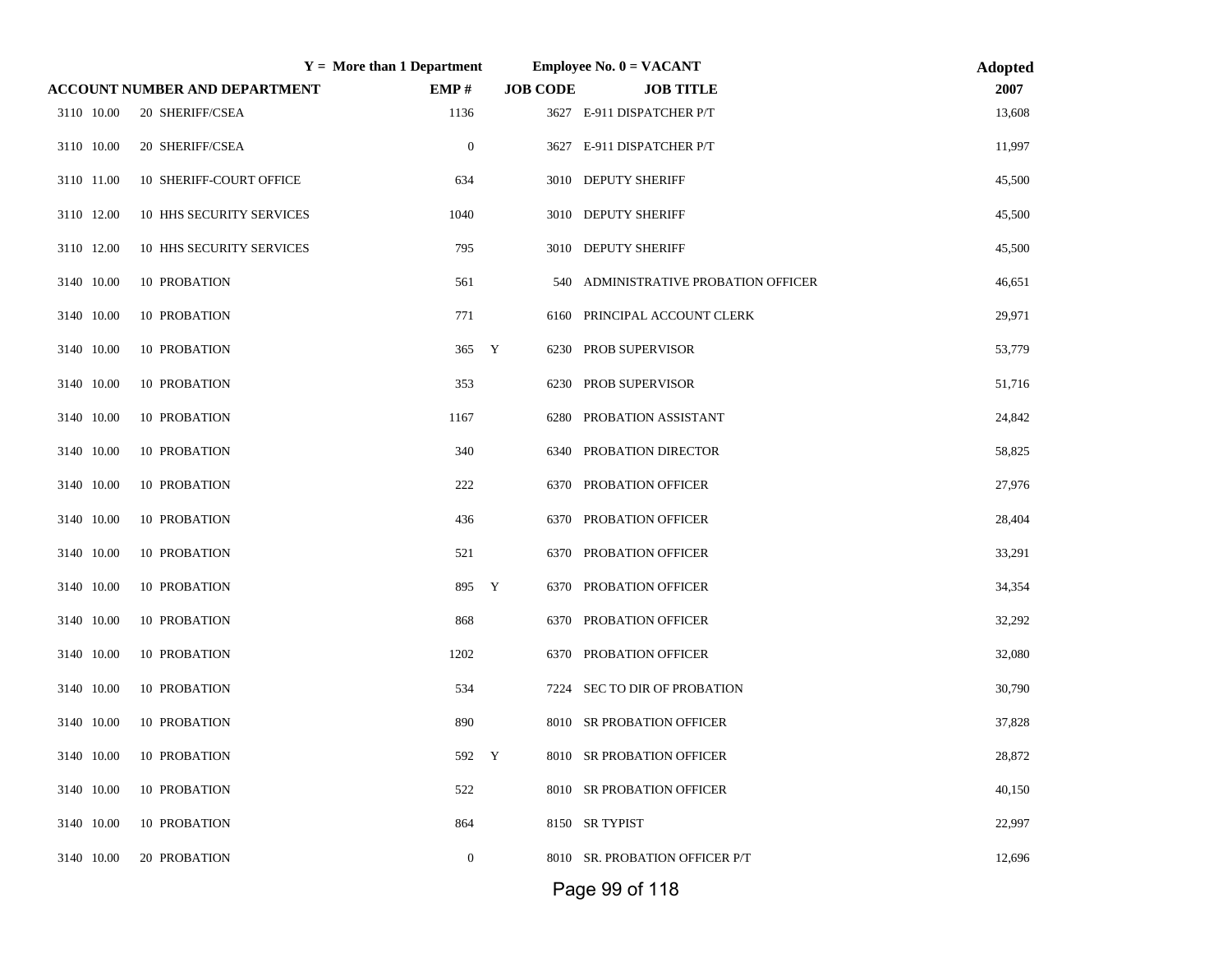| | Y = More than 1 Department | | Employee No. 0 = VACANT | | Adopted |
|---|---|---|---|---|---|
| ACCOUNT NUMBER AND DEPARTMENT | EMP # | | JOB CODE | JOB TITLE | 2007 |
| 3110 10.00 20 SHERIFF/CSEA | 1136 | | 3627 | E-911 DISPATCHER P/T | 13,608 |
| 3110 10.00 20 SHERIFF/CSEA | 0 | | 3627 | E-911 DISPATCHER P/T | 11,997 |
| 3110 11.00 10 SHERIFF-COURT OFFICE | 634 | | 3010 | DEPUTY SHERIFF | 45,500 |
| 3110 12.00 10 HHS SECURITY SERVICES | 1040 | | 3010 | DEPUTY SHERIFF | 45,500 |
| 3110 12.00 10 HHS SECURITY SERVICES | 795 | | 3010 | DEPUTY SHERIFF | 45,500 |
| 3140 10.00 10 PROBATION | 561 | | 540 | ADMINISTRATIVE PROBATION OFFICER | 46,651 |
| 3140 10.00 10 PROBATION | 771 | | 6160 | PRINCIPAL ACCOUNT CLERK | 29,971 |
| 3140 10.00 10 PROBATION | 365 | Y | 6230 | PROB SUPERVISOR | 53,779 |
| 3140 10.00 10 PROBATION | 353 | | 6230 | PROB SUPERVISOR | 51,716 |
| 3140 10.00 10 PROBATION | 1167 | | 6280 | PROBATION ASSISTANT | 24,842 |
| 3140 10.00 10 PROBATION | 340 | | 6340 | PROBATION DIRECTOR | 58,825 |
| 3140 10.00 10 PROBATION | 222 | | 6370 | PROBATION OFFICER | 27,976 |
| 3140 10.00 10 PROBATION | 436 | | 6370 | PROBATION OFFICER | 28,404 |
| 3140 10.00 10 PROBATION | 521 | | 6370 | PROBATION OFFICER | 33,291 |
| 3140 10.00 10 PROBATION | 895 | Y | 6370 | PROBATION OFFICER | 34,354 |
| 3140 10.00 10 PROBATION | 868 | | 6370 | PROBATION OFFICER | 32,292 |
| 3140 10.00 10 PROBATION | 1202 | | 6370 | PROBATION OFFICER | 32,080 |
| 3140 10.00 10 PROBATION | 534 | | 7224 | SEC TO DIR OF PROBATION | 30,790 |
| 3140 10.00 10 PROBATION | 890 | | 8010 | SR PROBATION OFFICER | 37,828 |
| 3140 10.00 10 PROBATION | 592 | Y | 8010 | SR PROBATION OFFICER | 28,872 |
| 3140 10.00 10 PROBATION | 522 | | 8010 | SR PROBATION OFFICER | 40,150 |
| 3140 10.00 10 PROBATION | 864 | | 8150 | SR TYPIST | 22,997 |
| 3140 10.00 20 PROBATION | 0 | | 8010 | SR. PROBATION OFFICER P/T | 12,696 |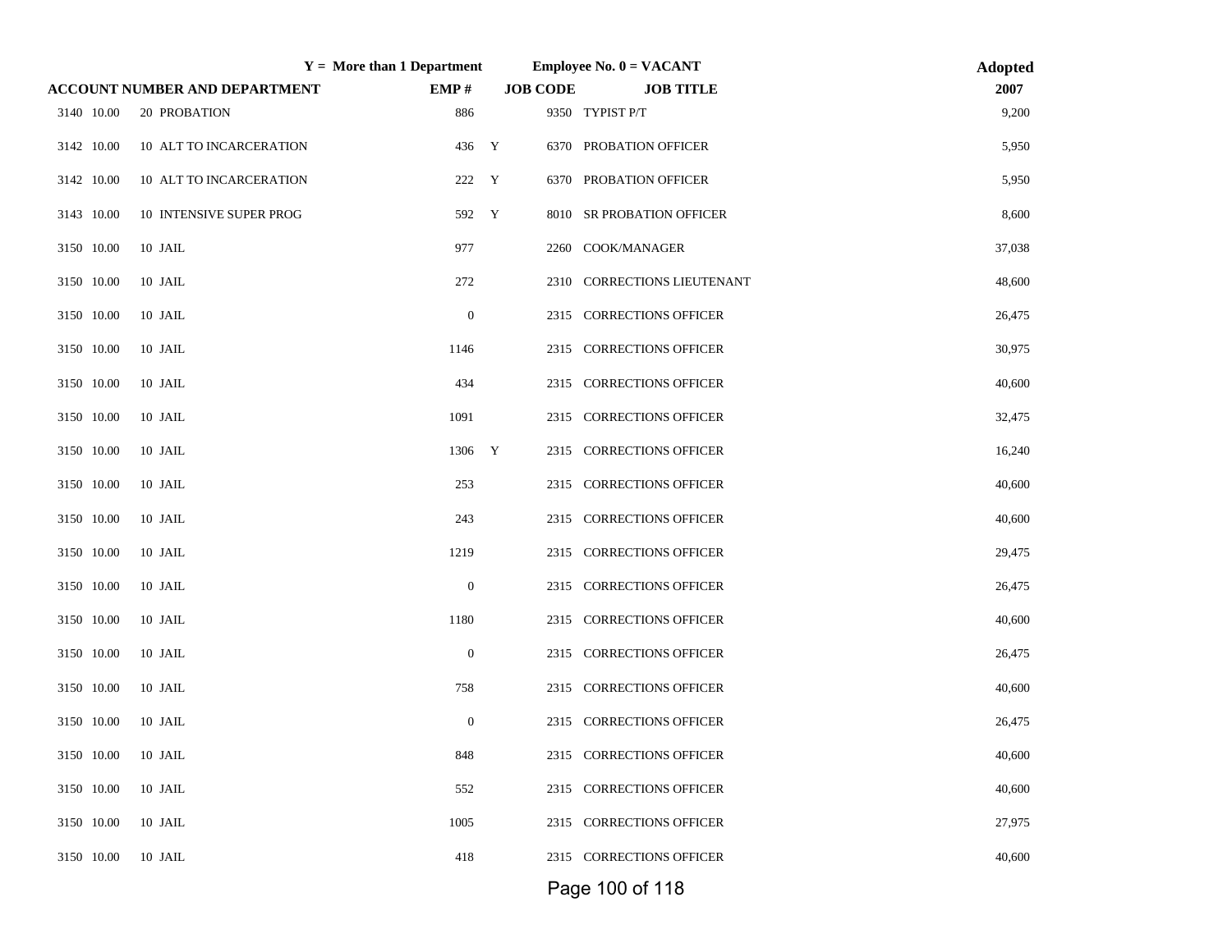| ACCOUNT NUMBER AND DEPARTMENT | | | EMP # | Y = More than 1 Department | JOB CODE | JOB TITLE | Adopted 2007 |
|---|---|---|---|---|---|---|---|
| 3140 | 10.00 | 20 PROBATION | 886 | | 9350 | TYPIST P/T | 9,200 |
| 3142 | 10.00 | 10 ALT TO INCARCERATION | 436 | Y | 6370 | PROBATION OFFICER | 5,950 |
| 3142 | 10.00 | 10 ALT TO INCARCERATION | 222 | Y | 6370 | PROBATION OFFICER | 5,950 |
| 3143 | 10.00 | 10 INTENSIVE SUPER PROG | 592 | Y | 8010 | SR PROBATION OFFICER | 8,600 |
| 3150 | 10.00 | 10 JAIL | 977 | | 2260 | COOK/MANAGER | 37,038 |
| 3150 | 10.00 | 10 JAIL | 272 | | 2310 | CORRECTIONS LIEUTENANT | 48,600 |
| 3150 | 10.00 | 10 JAIL | 0 | | 2315 | CORRECTIONS OFFICER | 26,475 |
| 3150 | 10.00 | 10 JAIL | 1146 | | 2315 | CORRECTIONS OFFICER | 30,975 |
| 3150 | 10.00 | 10 JAIL | 434 | | 2315 | CORRECTIONS OFFICER | 40,600 |
| 3150 | 10.00 | 10 JAIL | 1091 | | 2315 | CORRECTIONS OFFICER | 32,475 |
| 3150 | 10.00 | 10 JAIL | 1306 | Y | 2315 | CORRECTIONS OFFICER | 16,240 |
| 3150 | 10.00 | 10 JAIL | 253 | | 2315 | CORRECTIONS OFFICER | 40,600 |
| 3150 | 10.00 | 10 JAIL | 243 | | 2315 | CORRECTIONS OFFICER | 40,600 |
| 3150 | 10.00 | 10 JAIL | 1219 | | 2315 | CORRECTIONS OFFICER | 29,475 |
| 3150 | 10.00 | 10 JAIL | 0 | | 2315 | CORRECTIONS OFFICER | 26,475 |
| 3150 | 10.00 | 10 JAIL | 1180 | | 2315 | CORRECTIONS OFFICER | 40,600 |
| 3150 | 10.00 | 10 JAIL | 0 | | 2315 | CORRECTIONS OFFICER | 26,475 |
| 3150 | 10.00 | 10 JAIL | 758 | | 2315 | CORRECTIONS OFFICER | 40,600 |
| 3150 | 10.00 | 10 JAIL | 0 | | 2315 | CORRECTIONS OFFICER | 26,475 |
| 3150 | 10.00 | 10 JAIL | 848 | | 2315 | CORRECTIONS OFFICER | 40,600 |
| 3150 | 10.00 | 10 JAIL | 552 | | 2315 | CORRECTIONS OFFICER | 40,600 |
| 3150 | 10.00 | 10 JAIL | 1005 | | 2315 | CORRECTIONS OFFICER | 27,975 |
| 3150 | 10.00 | 10 JAIL | 418 | | 2315 | CORRECTIONS OFFICER | 40,600 |

Employee No. 0 = VACANT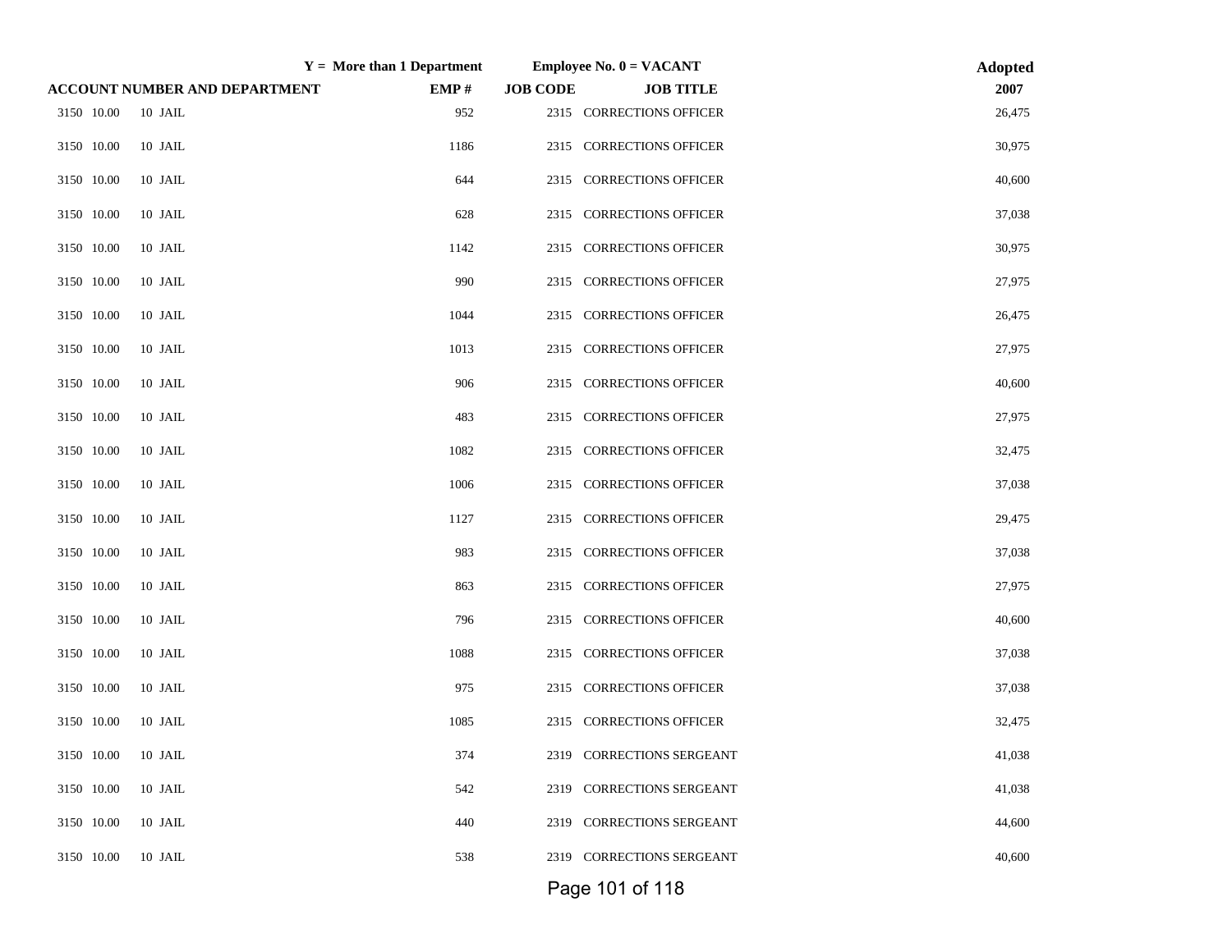| Y = More than 1 Department | | Employee No. 0 = VACANT | | Adopted |
|---|---|---|---|---|
| ACCOUNT NUMBER AND DEPARTMENT | EMP # | JOB CODE | JOB TITLE | 2007 |
| 3150 10.00 10 JAIL | 952 | 2315 | CORRECTIONS OFFICER | 26,475 |
| 3150 10.00 10 JAIL | 1186 | 2315 | CORRECTIONS OFFICER | 30,975 |
| 3150 10.00 10 JAIL | 644 | 2315 | CORRECTIONS OFFICER | 40,600 |
| 3150 10.00 10 JAIL | 628 | 2315 | CORRECTIONS OFFICER | 37,038 |
| 3150 10.00 10 JAIL | 1142 | 2315 | CORRECTIONS OFFICER | 30,975 |
| 3150 10.00 10 JAIL | 990 | 2315 | CORRECTIONS OFFICER | 27,975 |
| 3150 10.00 10 JAIL | 1044 | 2315 | CORRECTIONS OFFICER | 26,475 |
| 3150 10.00 10 JAIL | 1013 | 2315 | CORRECTIONS OFFICER | 27,975 |
| 3150 10.00 10 JAIL | 906 | 2315 | CORRECTIONS OFFICER | 40,600 |
| 3150 10.00 10 JAIL | 483 | 2315 | CORRECTIONS OFFICER | 27,975 |
| 3150 10.00 10 JAIL | 1082 | 2315 | CORRECTIONS OFFICER | 32,475 |
| 3150 10.00 10 JAIL | 1006 | 2315 | CORRECTIONS OFFICER | 37,038 |
| 3150 10.00 10 JAIL | 1127 | 2315 | CORRECTIONS OFFICER | 29,475 |
| 3150 10.00 10 JAIL | 983 | 2315 | CORRECTIONS OFFICER | 37,038 |
| 3150 10.00 10 JAIL | 863 | 2315 | CORRECTIONS OFFICER | 27,975 |
| 3150 10.00 10 JAIL | 796 | 2315 | CORRECTIONS OFFICER | 40,600 |
| 3150 10.00 10 JAIL | 1088 | 2315 | CORRECTIONS OFFICER | 37,038 |
| 3150 10.00 10 JAIL | 975 | 2315 | CORRECTIONS OFFICER | 37,038 |
| 3150 10.00 10 JAIL | 1085 | 2315 | CORRECTIONS OFFICER | 32,475 |
| 3150 10.00 10 JAIL | 374 | 2319 | CORRECTIONS SERGEANT | 41,038 |
| 3150 10.00 10 JAIL | 542 | 2319 | CORRECTIONS SERGEANT | 41,038 |
| 3150 10.00 10 JAIL | 440 | 2319 | CORRECTIONS SERGEANT | 44,600 |
| 3150 10.00 10 JAIL | 538 | 2319 | CORRECTIONS SERGEANT | 40,600 |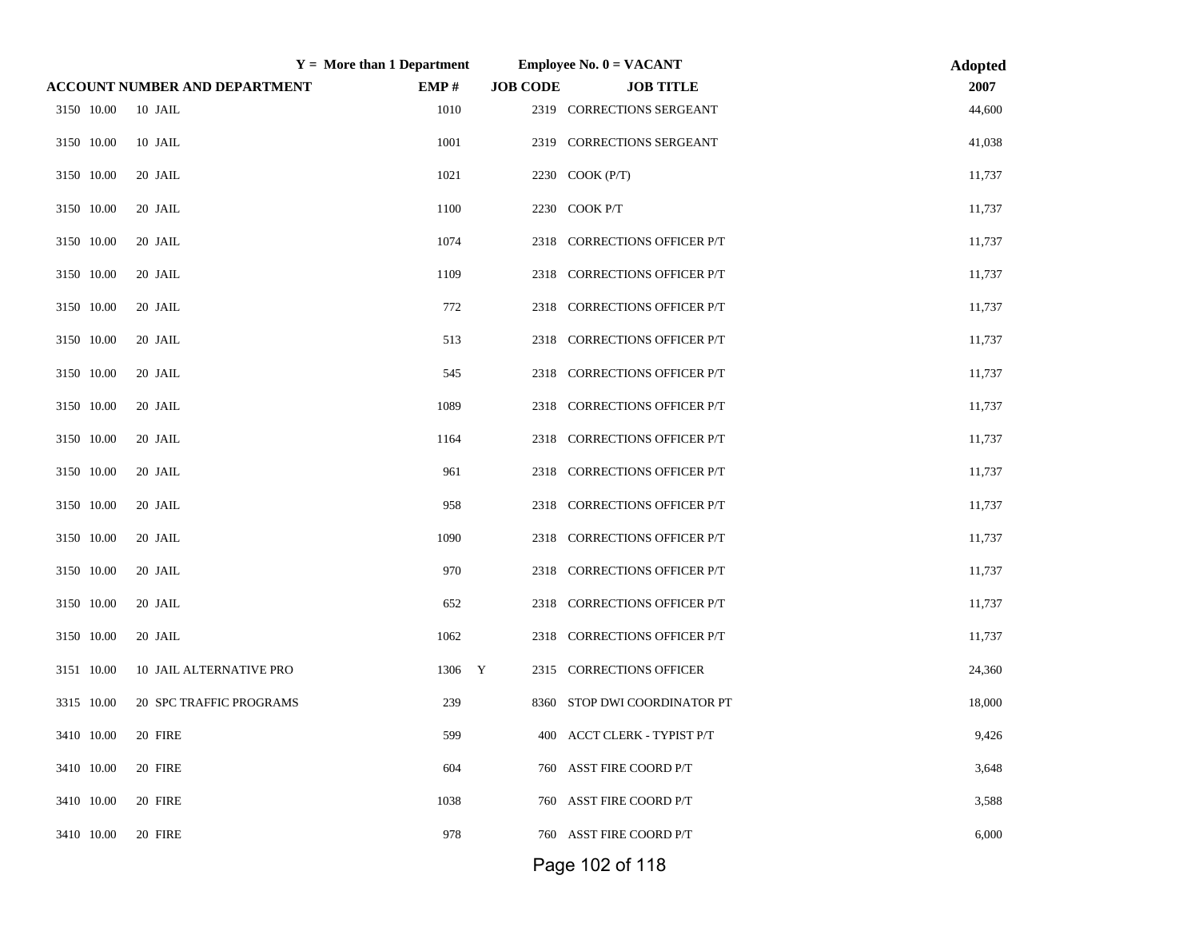| Y = More than 1 Department | | | | Employee No. 0 = VACANT | | Adopted |
|---|---|---|---|---|---|---|
| ACCOUNT NUMBER AND DEPARTMENT | | EMP # | | JOB CODE | JOB TITLE | 2007 |
| 3150 10.00 | 10 JAIL | 1010 | | 2319 | CORRECTIONS SERGEANT | 44,600 |
| 3150 10.00 | 10 JAIL | 1001 | | 2319 | CORRECTIONS SERGEANT | 41,038 |
| 3150 10.00 | 20 JAIL | 1021 | | 2230 | COOK (P/T) | 11,737 |
| 3150 10.00 | 20 JAIL | 1100 | | 2230 | COOK P/T | 11,737 |
| 3150 10.00 | 20 JAIL | 1074 | | 2318 | CORRECTIONS OFFICER P/T | 11,737 |
| 3150 10.00 | 20 JAIL | 1109 | | 2318 | CORRECTIONS OFFICER P/T | 11,737 |
| 3150 10.00 | 20 JAIL | 772 | | 2318 | CORRECTIONS OFFICER P/T | 11,737 |
| 3150 10.00 | 20 JAIL | 513 | | 2318 | CORRECTIONS OFFICER P/T | 11,737 |
| 3150 10.00 | 20 JAIL | 545 | | 2318 | CORRECTIONS OFFICER P/T | 11,737 |
| 3150 10.00 | 20 JAIL | 1089 | | 2318 | CORRECTIONS OFFICER P/T | 11,737 |
| 3150 10.00 | 20 JAIL | 1164 | | 2318 | CORRECTIONS OFFICER P/T | 11,737 |
| 3150 10.00 | 20 JAIL | 961 | | 2318 | CORRECTIONS OFFICER P/T | 11,737 |
| 3150 10.00 | 20 JAIL | 958 | | 2318 | CORRECTIONS OFFICER P/T | 11,737 |
| 3150 10.00 | 20 JAIL | 1090 | | 2318 | CORRECTIONS OFFICER P/T | 11,737 |
| 3150 10.00 | 20 JAIL | 970 | | 2318 | CORRECTIONS OFFICER P/T | 11,737 |
| 3150 10.00 | 20 JAIL | 652 | | 2318 | CORRECTIONS OFFICER P/T | 11,737 |
| 3150 10.00 | 20 JAIL | 1062 | | 2318 | CORRECTIONS OFFICER P/T | 11,737 |
| 3151 10.00 | 10 JAIL ALTERNATIVE PRO | 1306 | Y | 2315 | CORRECTIONS OFFICER | 24,360 |
| 3315 10.00 | 20 SPC TRAFFIC PROGRAMS | 239 | | 8360 | STOP DWI COORDINATOR PT | 18,000 |
| 3410 10.00 | 20 FIRE | 599 | | 400 | ACCT CLERK - TYPIST P/T | 9,426 |
| 3410 10.00 | 20 FIRE | 604 | | 760 | ASST FIRE COORD P/T | 3,648 |
| 3410 10.00 | 20 FIRE | 1038 | | 760 | ASST FIRE COORD P/T | 3,588 |
| 3410 10.00 | 20 FIRE | 978 | | 760 | ASST FIRE COORD P/T | 6,000 |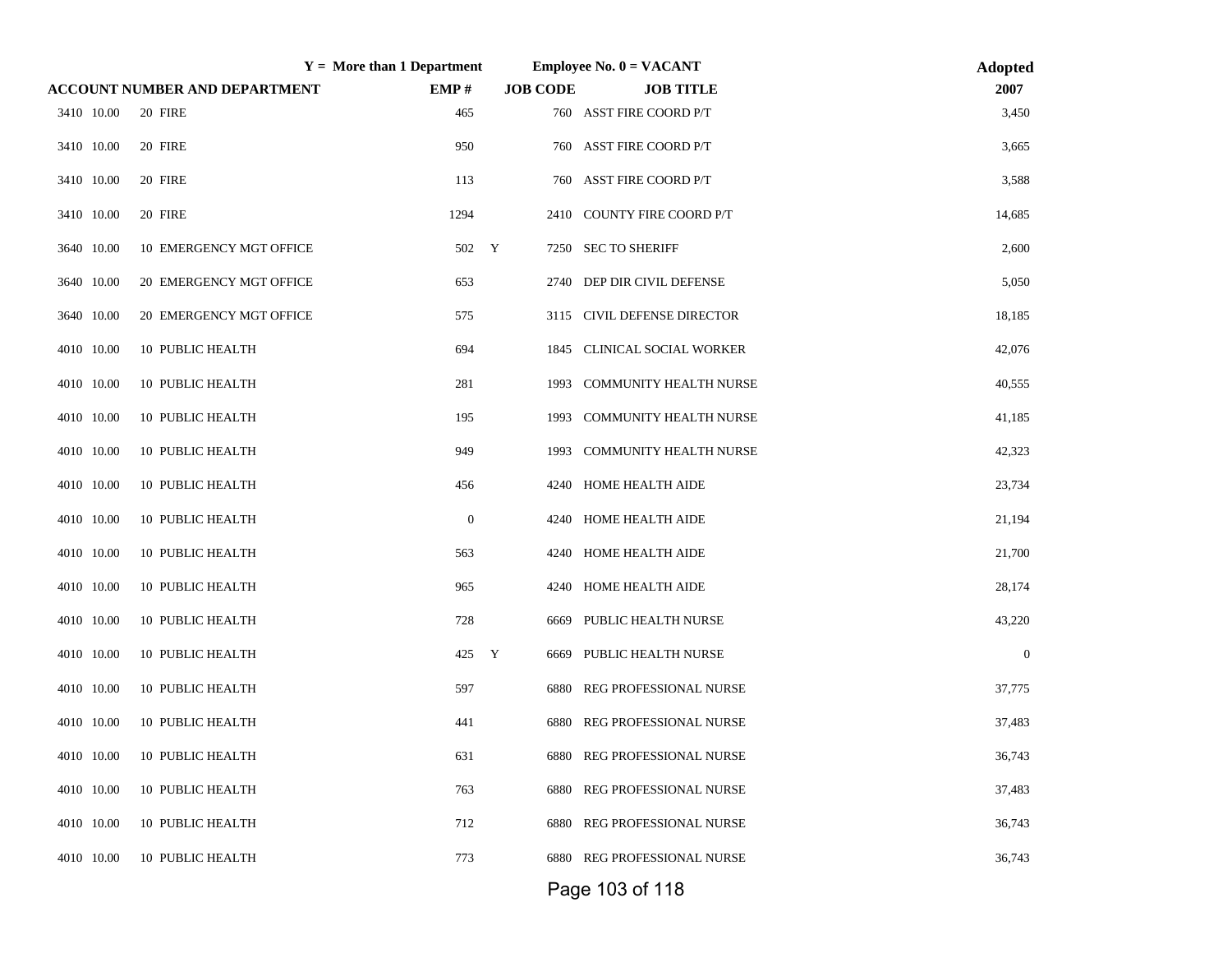| ACCOUNT NUMBER AND DEPARTMENT | | | EMP # | Y = More than 1 Department | JOB CODE | JOB TITLE (Employee No. 0 = VACANT) | Adopted 2007 |
|---|---|---|---|---|---|---|---|
| 3410 | 10.00 | 20 FIRE | 465 | | 760 | ASST FIRE COORD P/T | 3,450 |
| 3410 | 10.00 | 20 FIRE | 950 | | 760 | ASST FIRE COORD P/T | 3,665 |
| 3410 | 10.00 | 20 FIRE | 113 | | 760 | ASST FIRE COORD P/T | 3,588 |
| 3410 | 10.00 | 20 FIRE | 1294 | | 2410 | COUNTY FIRE COORD P/T | 14,685 |
| 3640 | 10.00 | 10 EMERGENCY MGT OFFICE | 502 | Y | 7250 | SEC TO SHERIFF | 2,600 |
| 3640 | 10.00 | 20 EMERGENCY MGT OFFICE | 653 | | 2740 | DEP DIR CIVIL DEFENSE | 5,050 |
| 3640 | 10.00 | 20 EMERGENCY MGT OFFICE | 575 | | 3115 | CIVIL DEFENSE DIRECTOR | 18,185 |
| 4010 | 10.00 | 10 PUBLIC HEALTH | 694 | | 1845 | CLINICAL SOCIAL WORKER | 42,076 |
| 4010 | 10.00 | 10 PUBLIC HEALTH | 281 | | 1993 | COMMUNITY HEALTH NURSE | 40,555 |
| 4010 | 10.00 | 10 PUBLIC HEALTH | 195 | | 1993 | COMMUNITY HEALTH NURSE | 41,185 |
| 4010 | 10.00 | 10 PUBLIC HEALTH | 949 | | 1993 | COMMUNITY HEALTH NURSE | 42,323 |
| 4010 | 10.00 | 10 PUBLIC HEALTH | 456 | | 4240 | HOME HEALTH AIDE | 23,734 |
| 4010 | 10.00 | 10 PUBLIC HEALTH | 0 | | 4240 | HOME HEALTH AIDE | 21,194 |
| 4010 | 10.00 | 10 PUBLIC HEALTH | 563 | | 4240 | HOME HEALTH AIDE | 21,700 |
| 4010 | 10.00 | 10 PUBLIC HEALTH | 965 | | 4240 | HOME HEALTH AIDE | 28,174 |
| 4010 | 10.00 | 10 PUBLIC HEALTH | 728 | | 6669 | PUBLIC HEALTH NURSE | 43,220 |
| 4010 | 10.00 | 10 PUBLIC HEALTH | 425 | Y | 6669 | PUBLIC HEALTH NURSE | 0 |
| 4010 | 10.00 | 10 PUBLIC HEALTH | 597 | | 6880 | REG PROFESSIONAL NURSE | 37,775 |
| 4010 | 10.00 | 10 PUBLIC HEALTH | 441 | | 6880 | REG PROFESSIONAL NURSE | 37,483 |
| 4010 | 10.00 | 10 PUBLIC HEALTH | 631 | | 6880 | REG PROFESSIONAL NURSE | 36,743 |
| 4010 | 10.00 | 10 PUBLIC HEALTH | 763 | | 6880 | REG PROFESSIONAL NURSE | 37,483 |
| 4010 | 10.00 | 10 PUBLIC HEALTH | 712 | | 6880 | REG PROFESSIONAL NURSE | 36,743 |
| 4010 | 10.00 | 10 PUBLIC HEALTH | 773 | | 6880 | REG PROFESSIONAL NURSE | 36,743 |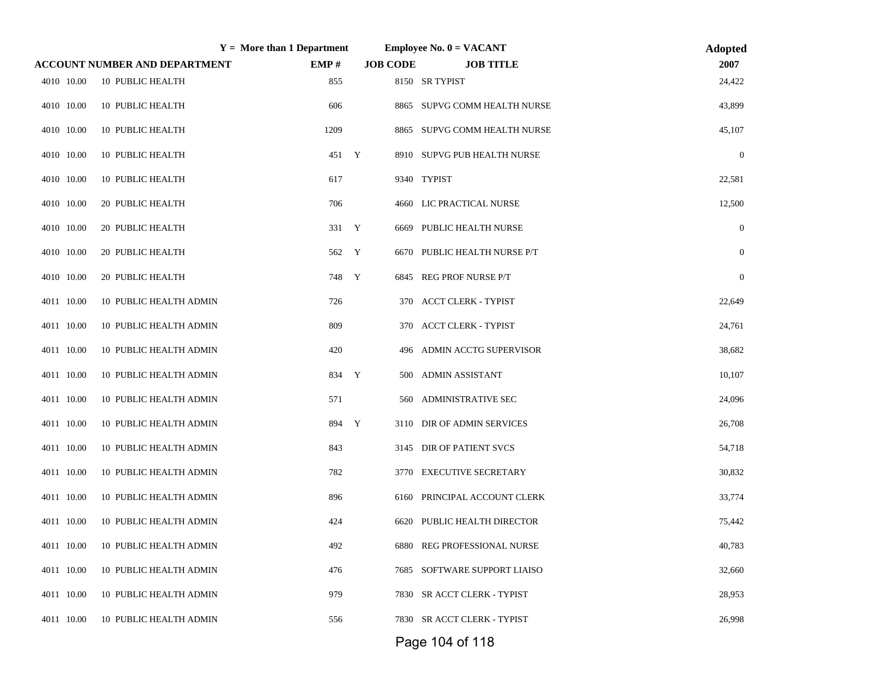| ACCOUNT NUMBER AND DEPARTMENT | | | Y = More than 1 Department EMP # | | Employee No. 0 = VACANT JOB CODE | JOB TITLE | Adopted 2007 |
|---|---|---|---|---|---|---|---|
| 4010 | 10.00 | 10 PUBLIC HEALTH | 855 | | 8150 | SR TYPIST | 24,422 |
| 4010 | 10.00 | 10 PUBLIC HEALTH | 606 | | 8865 | SUPVG COMM HEALTH NURSE | 43,899 |
| 4010 | 10.00 | 10 PUBLIC HEALTH | 1209 | | 8865 | SUPVG COMM HEALTH NURSE | 45,107 |
| 4010 | 10.00 | 10 PUBLIC HEALTH | 451 | Y | 8910 | SUPVG PUB HEALTH NURSE | 0 |
| 4010 | 10.00 | 10 PUBLIC HEALTH | 617 | | 9340 | TYPIST | 22,581 |
| 4010 | 10.00 | 20 PUBLIC HEALTH | 706 | | 4660 | LIC PRACTICAL NURSE | 12,500 |
| 4010 | 10.00 | 20 PUBLIC HEALTH | 331 | Y | 6669 | PUBLIC HEALTH NURSE | 0 |
| 4010 | 10.00 | 20 PUBLIC HEALTH | 562 | Y | 6670 | PUBLIC HEALTH NURSE P/T | 0 |
| 4010 | 10.00 | 20 PUBLIC HEALTH | 748 | Y | 6845 | REG PROF NURSE P/T | 0 |
| 4011 | 10.00 | 10 PUBLIC HEALTH ADMIN | 726 | | 370 | ACCT CLERK - TYPIST | 22,649 |
| 4011 | 10.00 | 10 PUBLIC HEALTH ADMIN | 809 | | 370 | ACCT CLERK - TYPIST | 24,761 |
| 4011 | 10.00 | 10 PUBLIC HEALTH ADMIN | 420 | | 496 | ADMIN ACCTG SUPERVISOR | 38,682 |
| 4011 | 10.00 | 10 PUBLIC HEALTH ADMIN | 834 | Y | 500 | ADMIN ASSISTANT | 10,107 |
| 4011 | 10.00 | 10 PUBLIC HEALTH ADMIN | 571 | | 560 | ADMINISTRATIVE SEC | 24,096 |
| 4011 | 10.00 | 10 PUBLIC HEALTH ADMIN | 894 | Y | 3110 | DIR OF ADMIN SERVICES | 26,708 |
| 4011 | 10.00 | 10 PUBLIC HEALTH ADMIN | 843 | | 3145 | DIR OF PATIENT SVCS | 54,718 |
| 4011 | 10.00 | 10 PUBLIC HEALTH ADMIN | 782 | | 3770 | EXECUTIVE SECRETARY | 30,832 |
| 4011 | 10.00 | 10 PUBLIC HEALTH ADMIN | 896 | | 6160 | PRINCIPAL ACCOUNT CLERK | 33,774 |
| 4011 | 10.00 | 10 PUBLIC HEALTH ADMIN | 424 | | 6620 | PUBLIC HEALTH DIRECTOR | 75,442 |
| 4011 | 10.00 | 10 PUBLIC HEALTH ADMIN | 492 | | 6880 | REG PROFESSIONAL NURSE | 40,783 |
| 4011 | 10.00 | 10 PUBLIC HEALTH ADMIN | 476 | | 7685 | SOFTWARE SUPPORT LIAISO | 32,660 |
| 4011 | 10.00 | 10 PUBLIC HEALTH ADMIN | 979 | | 7830 | SR ACCT CLERK - TYPIST | 28,953 |
| 4011 | 10.00 | 10 PUBLIC HEALTH ADMIN | 556 | | 7830 | SR ACCT CLERK - TYPIST | 26,998 |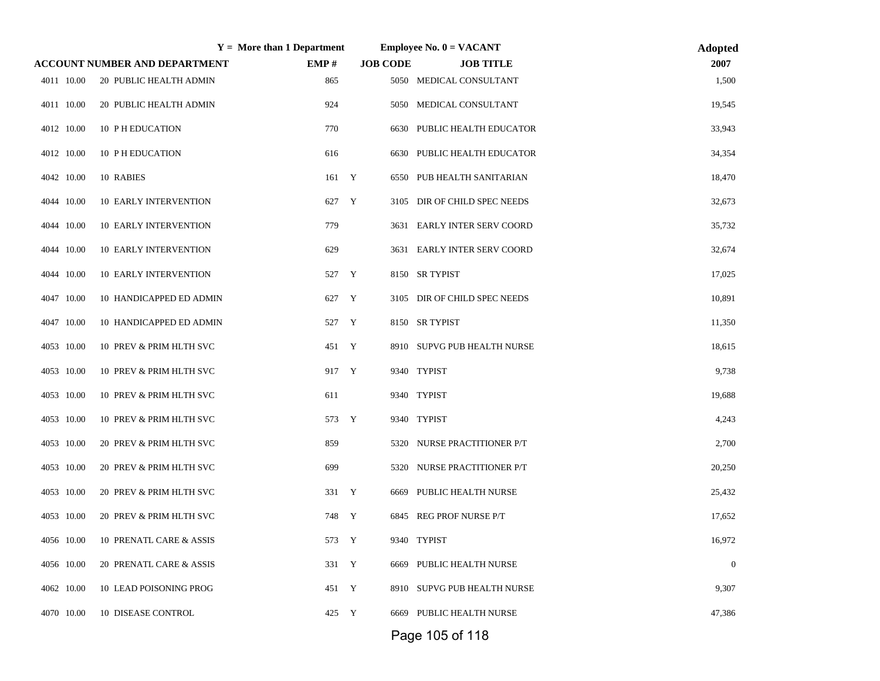| | | Y = More than 1 Department | | Employee No. 0 = VACANT | | Adopted |
|---|---|---|---|---|---|---|
| ACCOUNT NUMBER AND DEPARTMENT | | EMP # | | JOB CODE | JOB TITLE | 2007 |
| 4011 10.00 | 20 PUBLIC HEALTH ADMIN | 865 | | 5050 | MEDICAL CONSULTANT | 1,500 |
| 4011 10.00 | 20 PUBLIC HEALTH ADMIN | 924 | | 5050 | MEDICAL CONSULTANT | 19,545 |
| 4012 10.00 | 10 P H EDUCATION | 770 | | 6630 | PUBLIC HEALTH EDUCATOR | 33,943 |
| 4012 10.00 | 10 P H EDUCATION | 616 | | 6630 | PUBLIC HEALTH EDUCATOR | 34,354 |
| 4042 10.00 | 10 RABIES | 161 | Y | 6550 | PUB HEALTH SANITARIAN | 18,470 |
| 4044 10.00 | 10 EARLY INTERVENTION | 627 | Y | 3105 | DIR OF CHILD SPEC NEEDS | 32,673 |
| 4044 10.00 | 10 EARLY INTERVENTION | 779 | | 3631 | EARLY INTER SERV COORD | 35,732 |
| 4044 10.00 | 10 EARLY INTERVENTION | 629 | | 3631 | EARLY INTER SERV COORD | 32,674 |
| 4044 10.00 | 10 EARLY INTERVENTION | 527 | Y | 8150 | SR TYPIST | 17,025 |
| 4047 10.00 | 10 HANDICAPPED ED ADMIN | 627 | Y | 3105 | DIR OF CHILD SPEC NEEDS | 10,891 |
| 4047 10.00 | 10 HANDICAPPED ED ADMIN | 527 | Y | 8150 | SR TYPIST | 11,350 |
| 4053 10.00 | 10 PREV & PRIM HLTH SVC | 451 | Y | 8910 | SUPVG PUB HEALTH NURSE | 18,615 |
| 4053 10.00 | 10 PREV & PRIM HLTH SVC | 917 | Y | 9340 | TYPIST | 9,738 |
| 4053 10.00 | 10 PREV & PRIM HLTH SVC | 611 | | 9340 | TYPIST | 19,688 |
| 4053 10.00 | 10 PREV & PRIM HLTH SVC | 573 | Y | 9340 | TYPIST | 4,243 |
| 4053 10.00 | 20 PREV & PRIM HLTH SVC | 859 | | 5320 | NURSE PRACTITIONER P/T | 2,700 |
| 4053 10.00 | 20 PREV & PRIM HLTH SVC | 699 | | 5320 | NURSE PRACTITIONER P/T | 20,250 |
| 4053 10.00 | 20 PREV & PRIM HLTH SVC | 331 | Y | 6669 | PUBLIC HEALTH NURSE | 25,432 |
| 4053 10.00 | 20 PREV & PRIM HLTH SVC | 748 | Y | 6845 | REG PROF NURSE P/T | 17,652 |
| 4056 10.00 | 10 PRENATL CARE & ASSIS | 573 | Y | 9340 | TYPIST | 16,972 |
| 4056 10.00 | 20 PRENATL CARE & ASSIS | 331 | Y | 6669 | PUBLIC HEALTH NURSE | 0 |
| 4062 10.00 | 10 LEAD POISONING PROG | 451 | Y | 8910 | SUPVG PUB HEALTH NURSE | 9,307 |
| 4070 10.00 | 10 DISEASE CONTROL | 425 | Y | 6669 | PUBLIC HEALTH NURSE | 47,386 |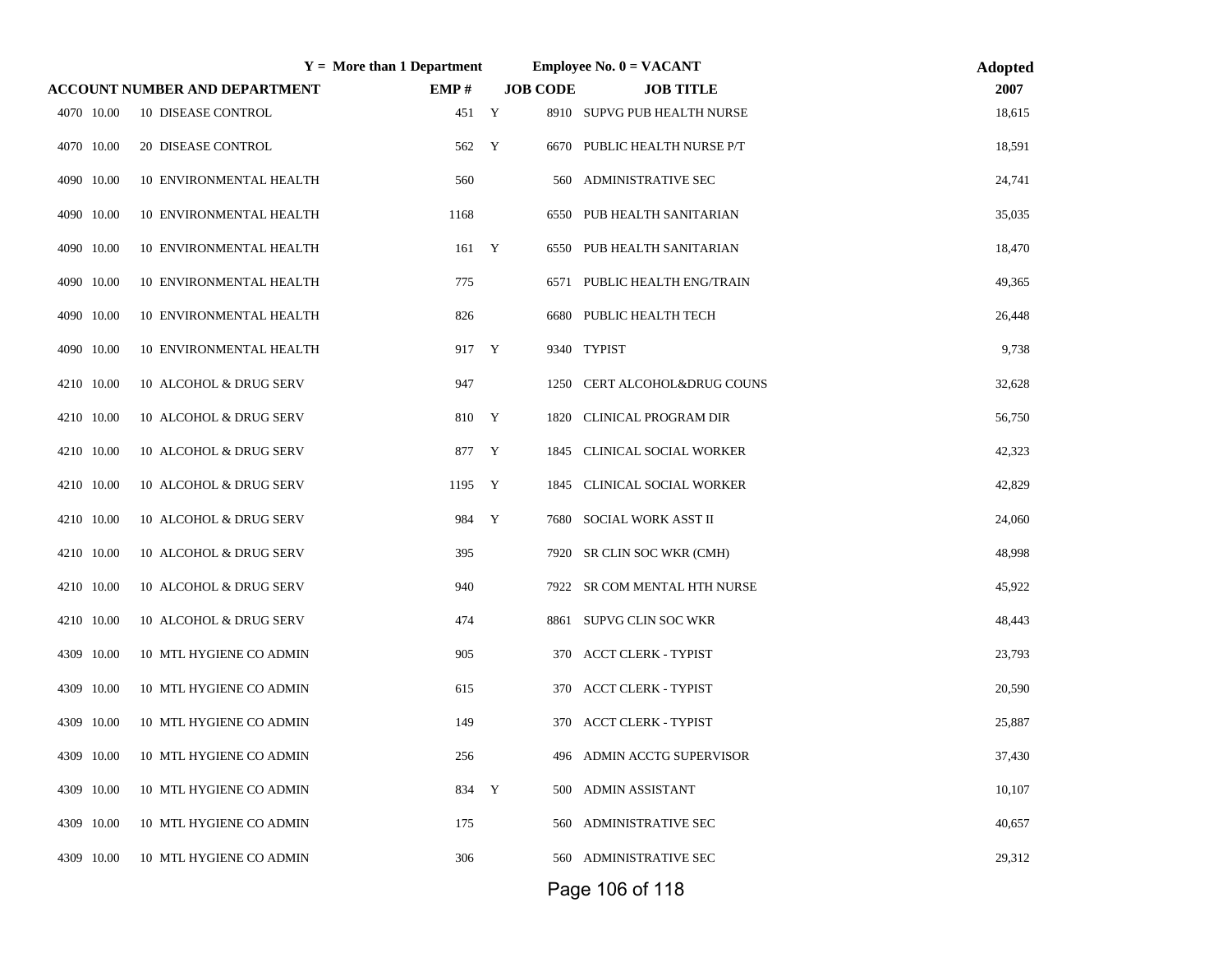| | Y = More than 1 Department | | | Employee No. 0 = VACANT | Adopted |
|---|---|---|---|---|---|
| ACCOUNT NUMBER AND DEPARTMENT | EMP # | | JOB CODE | JOB TITLE | 2007 |
| 4070 10.00 10 DISEASE CONTROL | 451 | Y | 8910 | SUPVG PUB HEALTH NURSE | 18,615 |
| 4070 10.00 20 DISEASE CONTROL | 562 | Y | 6670 | PUBLIC HEALTH NURSE P/T | 18,591 |
| 4090 10.00 10 ENVIRONMENTAL HEALTH | 560 | | 560 | ADMINISTRATIVE SEC | 24,741 |
| 4090 10.00 10 ENVIRONMENTAL HEALTH | 1168 | | 6550 | PUB HEALTH SANITARIAN | 35,035 |
| 4090 10.00 10 ENVIRONMENTAL HEALTH | 161 | Y | 6550 | PUB HEALTH SANITARIAN | 18,470 |
| 4090 10.00 10 ENVIRONMENTAL HEALTH | 775 | | 6571 | PUBLIC HEALTH ENG/TRAIN | 49,365 |
| 4090 10.00 10 ENVIRONMENTAL HEALTH | 826 | | 6680 | PUBLIC HEALTH TECH | 26,448 |
| 4090 10.00 10 ENVIRONMENTAL HEALTH | 917 | Y | 9340 | TYPIST | 9,738 |
| 4210 10.00 10 ALCOHOL & DRUG SERV | 947 | | 1250 | CERT ALCOHOL&DRUG COUNS | 32,628 |
| 4210 10.00 10 ALCOHOL & DRUG SERV | 810 | Y | 1820 | CLINICAL PROGRAM DIR | 56,750 |
| 4210 10.00 10 ALCOHOL & DRUG SERV | 877 | Y | 1845 | CLINICAL SOCIAL WORKER | 42,323 |
| 4210 10.00 10 ALCOHOL & DRUG SERV | 1195 | Y | 1845 | CLINICAL SOCIAL WORKER | 42,829 |
| 4210 10.00 10 ALCOHOL & DRUG SERV | 984 | Y | 7680 | SOCIAL WORK ASST II | 24,060 |
| 4210 10.00 10 ALCOHOL & DRUG SERV | 395 | | 7920 | SR CLIN SOC WKR (CMH) | 48,998 |
| 4210 10.00 10 ALCOHOL & DRUG SERV | 940 | | 7922 | SR COM MENTAL HTH NURSE | 45,922 |
| 4210 10.00 10 ALCOHOL & DRUG SERV | 474 | | 8861 | SUPVG CLIN SOC WKR | 48,443 |
| 4309 10.00 10 MTL HYGIENE CO ADMIN | 905 | | 370 | ACCT CLERK - TYPIST | 23,793 |
| 4309 10.00 10 MTL HYGIENE CO ADMIN | 615 | | 370 | ACCT CLERK - TYPIST | 20,590 |
| 4309 10.00 10 MTL HYGIENE CO ADMIN | 149 | | 370 | ACCT CLERK - TYPIST | 25,887 |
| 4309 10.00 10 MTL HYGIENE CO ADMIN | 256 | | 496 | ADMIN ACCTG SUPERVISOR | 37,430 |
| 4309 10.00 10 MTL HYGIENE CO ADMIN | 834 | Y | 500 | ADMIN ASSISTANT | 10,107 |
| 4309 10.00 10 MTL HYGIENE CO ADMIN | 175 | | 560 | ADMINISTRATIVE SEC | 40,657 |
| 4309 10.00 10 MTL HYGIENE CO ADMIN | 306 | | 560 | ADMINISTRATIVE SEC | 29,312 |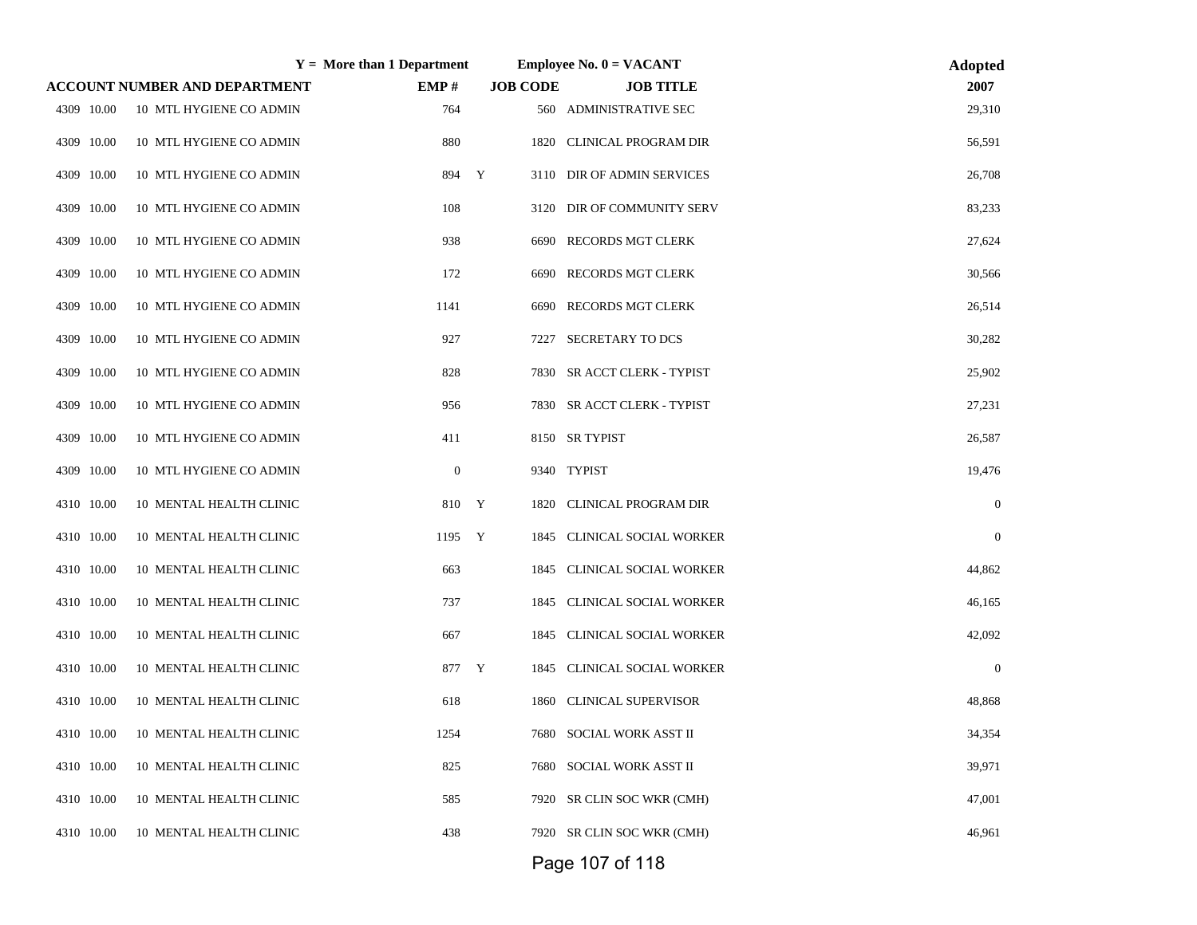| ACCOUNT NUMBER AND DEPARTMENT | | | Y = More than 1 Department EMP # | | Employee No. 0 = VACANT JOB CODE | JOB TITLE | Adopted 2007 |
|---|---|---|---|---|---|---|---|
| 4309 | 10.00 | 10 MTL HYGIENE CO ADMIN | 764 | | 560 | ADMINISTRATIVE SEC | 29,310 |
| 4309 | 10.00 | 10 MTL HYGIENE CO ADMIN | 880 | | 1820 | CLINICAL PROGRAM DIR | 56,591 |
| 4309 | 10.00 | 10 MTL HYGIENE CO ADMIN | 894 | Y | 3110 | DIR OF ADMIN SERVICES | 26,708 |
| 4309 | 10.00 | 10 MTL HYGIENE CO ADMIN | 108 | | 3120 | DIR OF COMMUNITY SERV | 83,233 |
| 4309 | 10.00 | 10 MTL HYGIENE CO ADMIN | 938 | | 6690 | RECORDS MGT CLERK | 27,624 |
| 4309 | 10.00 | 10 MTL HYGIENE CO ADMIN | 172 | | 6690 | RECORDS MGT CLERK | 30,566 |
| 4309 | 10.00 | 10 MTL HYGIENE CO ADMIN | 1141 | | 6690 | RECORDS MGT CLERK | 26,514 |
| 4309 | 10.00 | 10 MTL HYGIENE CO ADMIN | 927 | | 7227 | SECRETARY TO DCS | 30,282 |
| 4309 | 10.00 | 10 MTL HYGIENE CO ADMIN | 828 | | 7830 | SR ACCT CLERK - TYPIST | 25,902 |
| 4309 | 10.00 | 10 MTL HYGIENE CO ADMIN | 956 | | 7830 | SR ACCT CLERK - TYPIST | 27,231 |
| 4309 | 10.00 | 10 MTL HYGIENE CO ADMIN | 411 | | 8150 | SR TYPIST | 26,587 |
| 4309 | 10.00 | 10 MTL HYGIENE CO ADMIN | 0 | | 9340 | TYPIST | 19,476 |
| 4310 | 10.00 | 10 MENTAL HEALTH CLINIC | 810 | Y | 1820 | CLINICAL PROGRAM DIR | 0 |
| 4310 | 10.00 | 10 MENTAL HEALTH CLINIC | 1195 | Y | 1845 | CLINICAL SOCIAL WORKER | 0 |
| 4310 | 10.00 | 10 MENTAL HEALTH CLINIC | 663 | | 1845 | CLINICAL SOCIAL WORKER | 44,862 |
| 4310 | 10.00 | 10 MENTAL HEALTH CLINIC | 737 | | 1845 | CLINICAL SOCIAL WORKER | 46,165 |
| 4310 | 10.00 | 10 MENTAL HEALTH CLINIC | 667 | | 1845 | CLINICAL SOCIAL WORKER | 42,092 |
| 4310 | 10.00 | 10 MENTAL HEALTH CLINIC | 877 | Y | 1845 | CLINICAL SOCIAL WORKER | 0 |
| 4310 | 10.00 | 10 MENTAL HEALTH CLINIC | 618 | | 1860 | CLINICAL SUPERVISOR | 48,868 |
| 4310 | 10.00 | 10 MENTAL HEALTH CLINIC | 1254 | | 7680 | SOCIAL WORK ASST II | 34,354 |
| 4310 | 10.00 | 10 MENTAL HEALTH CLINIC | 825 | | 7680 | SOCIAL WORK ASST II | 39,971 |
| 4310 | 10.00 | 10 MENTAL HEALTH CLINIC | 585 | | 7920 | SR CLIN SOC WKR (CMH) | 47,001 |
| 4310 | 10.00 | 10 MENTAL HEALTH CLINIC | 438 | | 7920 | SR CLIN SOC WKR (CMH) | 46,961 |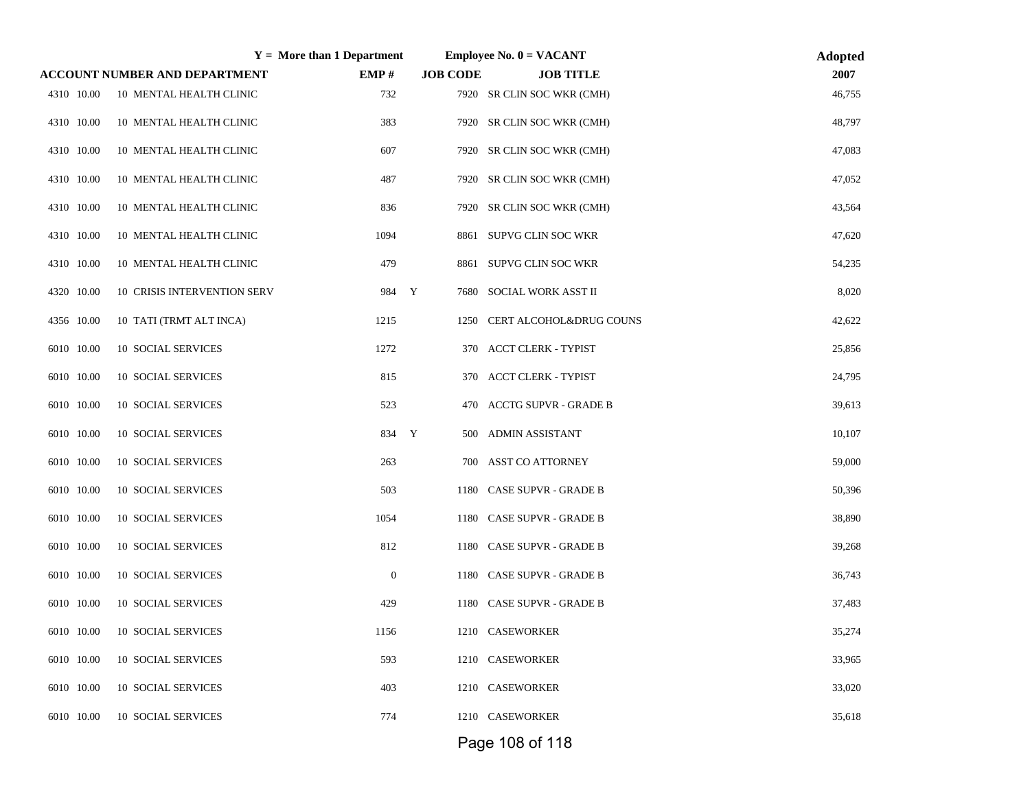| | Y = More than 1 Department | | Employee No. 0 = VACANT | | Adopted |
|---|---|---|---|---|---|
| ACCOUNT NUMBER AND DEPARTMENT | EMP # | | JOB CODE | JOB TITLE | 2007 |
| 4310 10.00 10 MENTAL HEALTH CLINIC | 732 | | 7920 | SR CLIN SOC WKR (CMH) | 46,755 |
| 4310 10.00 10 MENTAL HEALTH CLINIC | 383 | | 7920 | SR CLIN SOC WKR (CMH) | 48,797 |
| 4310 10.00 10 MENTAL HEALTH CLINIC | 607 | | 7920 | SR CLIN SOC WKR (CMH) | 47,083 |
| 4310 10.00 10 MENTAL HEALTH CLINIC | 487 | | 7920 | SR CLIN SOC WKR (CMH) | 47,052 |
| 4310 10.00 10 MENTAL HEALTH CLINIC | 836 | | 7920 | SR CLIN SOC WKR (CMH) | 43,564 |
| 4310 10.00 10 MENTAL HEALTH CLINIC | 1094 | | 8861 | SUPVG CLIN SOC WKR | 47,620 |
| 4310 10.00 10 MENTAL HEALTH CLINIC | 479 | | 8861 | SUPVG CLIN SOC WKR | 54,235 |
| 4320 10.00 10 CRISIS INTERVENTION SERV | 984 | Y | 7680 | SOCIAL WORK ASST II | 8,020 |
| 4356 10.00 10 TATI (TRMT ALT INCA) | 1215 | | 1250 | CERT ALCOHOL&DRUG COUNS | 42,622 |
| 6010 10.00 10 SOCIAL SERVICES | 1272 | | 370 | ACCT CLERK - TYPIST | 25,856 |
| 6010 10.00 10 SOCIAL SERVICES | 815 | | 370 | ACCT CLERK - TYPIST | 24,795 |
| 6010 10.00 10 SOCIAL SERVICES | 523 | | 470 | ACCTG SUPVR - GRADE B | 39,613 |
| 6010 10.00 10 SOCIAL SERVICES | 834 | Y | 500 | ADMIN ASSISTANT | 10,107 |
| 6010 10.00 10 SOCIAL SERVICES | 263 | | 700 | ASST CO ATTORNEY | 59,000 |
| 6010 10.00 10 SOCIAL SERVICES | 503 | | 1180 | CASE SUPVR - GRADE B | 50,396 |
| 6010 10.00 10 SOCIAL SERVICES | 1054 | | 1180 | CASE SUPVR - GRADE B | 38,890 |
| 6010 10.00 10 SOCIAL SERVICES | 812 | | 1180 | CASE SUPVR - GRADE B | 39,268 |
| 6010 10.00 10 SOCIAL SERVICES | 0 | | 1180 | CASE SUPVR - GRADE B | 36,743 |
| 6010 10.00 10 SOCIAL SERVICES | 429 | | 1180 | CASE SUPVR - GRADE B | 37,483 |
| 6010 10.00 10 SOCIAL SERVICES | 1156 | | 1210 | CASEWORKER | 35,274 |
| 6010 10.00 10 SOCIAL SERVICES | 593 | | 1210 | CASEWORKER | 33,965 |
| 6010 10.00 10 SOCIAL SERVICES | 403 | | 1210 | CASEWORKER | 33,020 |
| 6010 10.00 10 SOCIAL SERVICES | 774 | | 1210 | CASEWORKER | 35,618 |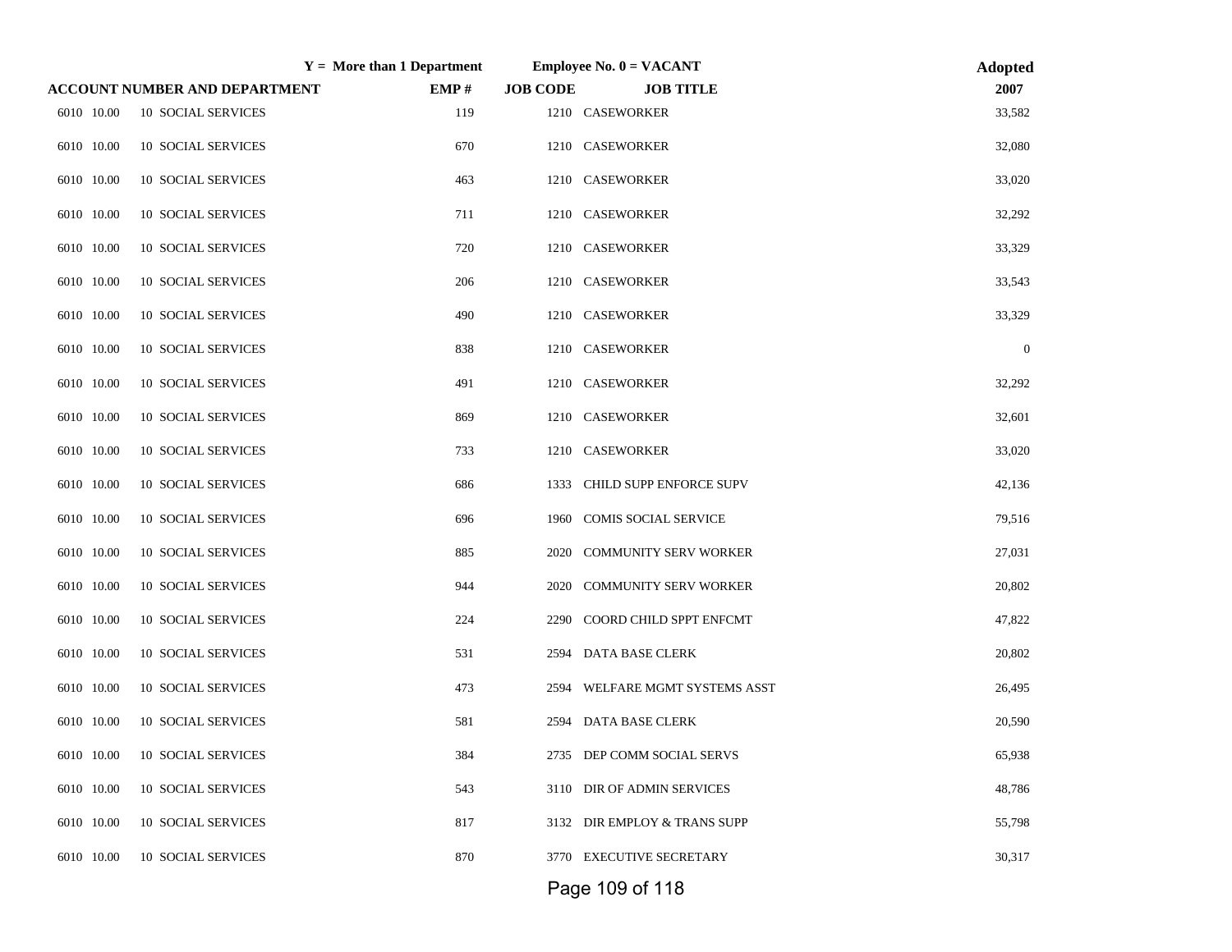| | Y = More than 1 Department | Employee No. 0 = VACANT | | | Adopted |
|---|---|---|---|---|---|
| ACCOUNT NUMBER AND DEPARTMENT | | EMP # | JOB CODE | JOB TITLE | 2007 |
| 6010 10.00 | 10 SOCIAL SERVICES | 119 | 1210 | CASEWORKER | 33,582 |
| 6010 10.00 | 10 SOCIAL SERVICES | 670 | 1210 | CASEWORKER | 32,080 |
| 6010 10.00 | 10 SOCIAL SERVICES | 463 | 1210 | CASEWORKER | 33,020 |
| 6010 10.00 | 10 SOCIAL SERVICES | 711 | 1210 | CASEWORKER | 32,292 |
| 6010 10.00 | 10 SOCIAL SERVICES | 720 | 1210 | CASEWORKER | 33,329 |
| 6010 10.00 | 10 SOCIAL SERVICES | 206 | 1210 | CASEWORKER | 33,543 |
| 6010 10.00 | 10 SOCIAL SERVICES | 490 | 1210 | CASEWORKER | 33,329 |
| 6010 10.00 | 10 SOCIAL SERVICES | 838 | 1210 | CASEWORKER | 0 |
| 6010 10.00 | 10 SOCIAL SERVICES | 491 | 1210 | CASEWORKER | 32,292 |
| 6010 10.00 | 10 SOCIAL SERVICES | 869 | 1210 | CASEWORKER | 32,601 |
| 6010 10.00 | 10 SOCIAL SERVICES | 733 | 1210 | CASEWORKER | 33,020 |
| 6010 10.00 | 10 SOCIAL SERVICES | 686 | 1333 | CHILD SUPP ENFORCE SUPV | 42,136 |
| 6010 10.00 | 10 SOCIAL SERVICES | 696 | 1960 | COMIS SOCIAL SERVICE | 79,516 |
| 6010 10.00 | 10 SOCIAL SERVICES | 885 | 2020 | COMMUNITY SERV WORKER | 27,031 |
| 6010 10.00 | 10 SOCIAL SERVICES | 944 | 2020 | COMMUNITY SERV WORKER | 20,802 |
| 6010 10.00 | 10 SOCIAL SERVICES | 224 | 2290 | COORD CHILD SPPT ENFCMT | 47,822 |
| 6010 10.00 | 10 SOCIAL SERVICES | 531 | 2594 | DATA BASE CLERK | 20,802 |
| 6010 10.00 | 10 SOCIAL SERVICES | 473 | 2594 | WELFARE MGMT SYSTEMS ASST | 26,495 |
| 6010 10.00 | 10 SOCIAL SERVICES | 581 | 2594 | DATA BASE CLERK | 20,590 |
| 6010 10.00 | 10 SOCIAL SERVICES | 384 | 2735 | DEP COMM SOCIAL SERVS | 65,938 |
| 6010 10.00 | 10 SOCIAL SERVICES | 543 | 3110 | DIR OF ADMIN SERVICES | 48,786 |
| 6010 10.00 | 10 SOCIAL SERVICES | 817 | 3132 | DIR EMPLOY & TRANS SUPP | 55,798 |
| 6010 10.00 | 10 SOCIAL SERVICES | 870 | 3770 | EXECUTIVE SECRETARY | 30,317 |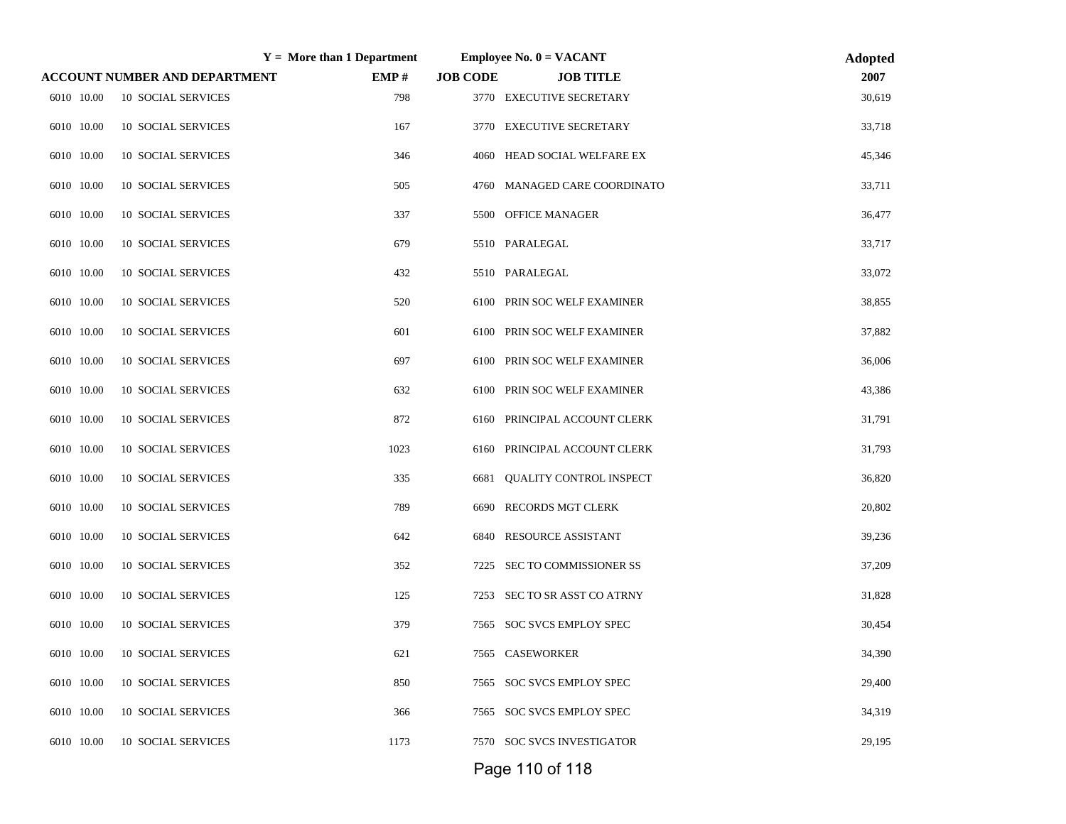| ACCOUNT NUMBER AND DEPARTMENT | | Y = More than 1 Department EMP # | JOB CODE | Employee No. 0 = VACANT JOB TITLE | Adopted 2007 |
|---|---|---|---|---|---|
| 6010 10.00 | 10 SOCIAL SERVICES | 798 | 3770 | EXECUTIVE SECRETARY | 30,619 |
| 6010 10.00 | 10 SOCIAL SERVICES | 167 | 3770 | EXECUTIVE SECRETARY | 33,718 |
| 6010 10.00 | 10 SOCIAL SERVICES | 346 | 4060 | HEAD SOCIAL WELFARE EX | 45,346 |
| 6010 10.00 | 10 SOCIAL SERVICES | 505 | 4760 | MANAGED CARE COORDINATO | 33,711 |
| 6010 10.00 | 10 SOCIAL SERVICES | 337 | 5500 | OFFICE MANAGER | 36,477 |
| 6010 10.00 | 10 SOCIAL SERVICES | 679 | 5510 | PARALEGAL | 33,717 |
| 6010 10.00 | 10 SOCIAL SERVICES | 432 | 5510 | PARALEGAL | 33,072 |
| 6010 10.00 | 10 SOCIAL SERVICES | 520 | 6100 | PRIN SOC WELF EXAMINER | 38,855 |
| 6010 10.00 | 10 SOCIAL SERVICES | 601 | 6100 | PRIN SOC WELF EXAMINER | 37,882 |
| 6010 10.00 | 10 SOCIAL SERVICES | 697 | 6100 | PRIN SOC WELF EXAMINER | 36,006 |
| 6010 10.00 | 10 SOCIAL SERVICES | 632 | 6100 | PRIN SOC WELF EXAMINER | 43,386 |
| 6010 10.00 | 10 SOCIAL SERVICES | 872 | 6160 | PRINCIPAL ACCOUNT CLERK | 31,791 |
| 6010 10.00 | 10 SOCIAL SERVICES | 1023 | 6160 | PRINCIPAL ACCOUNT CLERK | 31,793 |
| 6010 10.00 | 10 SOCIAL SERVICES | 335 | 6681 | QUALITY CONTROL INSPECT | 36,820 |
| 6010 10.00 | 10 SOCIAL SERVICES | 789 | 6690 | RECORDS MGT CLERK | 20,802 |
| 6010 10.00 | 10 SOCIAL SERVICES | 642 | 6840 | RESOURCE ASSISTANT | 39,236 |
| 6010 10.00 | 10 SOCIAL SERVICES | 352 | 7225 | SEC TO COMMISSIONER SS | 37,209 |
| 6010 10.00 | 10 SOCIAL SERVICES | 125 | 7253 | SEC TO SR ASST CO ATRNY | 31,828 |
| 6010 10.00 | 10 SOCIAL SERVICES | 379 | 7565 | SOC SVCS EMPLOY SPEC | 30,454 |
| 6010 10.00 | 10 SOCIAL SERVICES | 621 | 7565 | CASEWORKER | 34,390 |
| 6010 10.00 | 10 SOCIAL SERVICES | 850 | 7565 | SOC SVCS EMPLOY SPEC | 29,400 |
| 6010 10.00 | 10 SOCIAL SERVICES | 366 | 7565 | SOC SVCS EMPLOY SPEC | 34,319 |
| 6010 10.00 | 10 SOCIAL SERVICES | 1173 | 7570 | SOC SVCS INVESTIGATOR | 29,195 |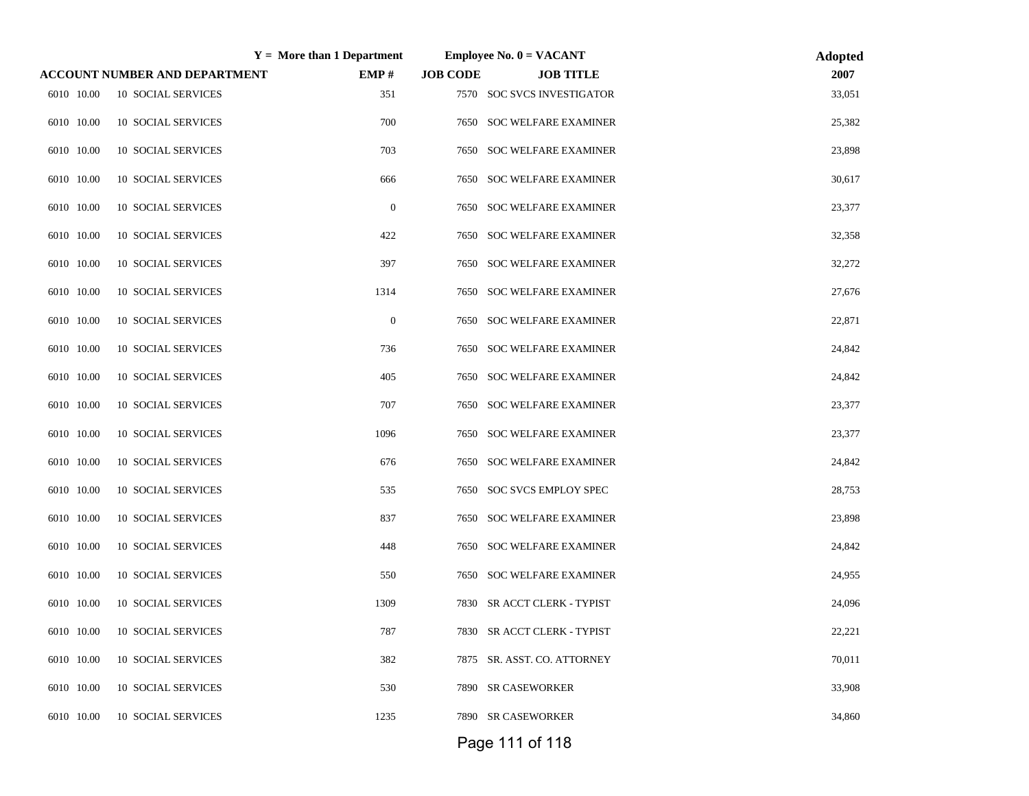| ACCOUNT NUMBER AND DEPARTMENT | Y = More than 1 Department | EMP # | JOB CODE | Employee No. 0 = VACANT JOB TITLE | Adopted 2007 |
|---|---|---|---|---|---|
| 6010 10.00 10 SOCIAL SERVICES | | 351 | 7570 | SOC SVCS INVESTIGATOR | 33,051 |
| 6010 10.00 10 SOCIAL SERVICES | | 700 | 7650 | SOC WELFARE EXAMINER | 25,382 |
| 6010 10.00 10 SOCIAL SERVICES | | 703 | 7650 | SOC WELFARE EXAMINER | 23,898 |
| 6010 10.00 10 SOCIAL SERVICES | | 666 | 7650 | SOC WELFARE EXAMINER | 30,617 |
| 6010 10.00 10 SOCIAL SERVICES | | 0 | 7650 | SOC WELFARE EXAMINER | 23,377 |
| 6010 10.00 10 SOCIAL SERVICES | | 422 | 7650 | SOC WELFARE EXAMINER | 32,358 |
| 6010 10.00 10 SOCIAL SERVICES | | 397 | 7650 | SOC WELFARE EXAMINER | 32,272 |
| 6010 10.00 10 SOCIAL SERVICES | | 1314 | 7650 | SOC WELFARE EXAMINER | 27,676 |
| 6010 10.00 10 SOCIAL SERVICES | | 0 | 7650 | SOC WELFARE EXAMINER | 22,871 |
| 6010 10.00 10 SOCIAL SERVICES | | 736 | 7650 | SOC WELFARE EXAMINER | 24,842 |
| 6010 10.00 10 SOCIAL SERVICES | | 405 | 7650 | SOC WELFARE EXAMINER | 24,842 |
| 6010 10.00 10 SOCIAL SERVICES | | 707 | 7650 | SOC WELFARE EXAMINER | 23,377 |
| 6010 10.00 10 SOCIAL SERVICES | | 1096 | 7650 | SOC WELFARE EXAMINER | 23,377 |
| 6010 10.00 10 SOCIAL SERVICES | | 676 | 7650 | SOC WELFARE EXAMINER | 24,842 |
| 6010 10.00 10 SOCIAL SERVICES | | 535 | 7650 | SOC SVCS EMPLOY SPEC | 28,753 |
| 6010 10.00 10 SOCIAL SERVICES | | 837 | 7650 | SOC WELFARE EXAMINER | 23,898 |
| 6010 10.00 10 SOCIAL SERVICES | | 448 | 7650 | SOC WELFARE EXAMINER | 24,842 |
| 6010 10.00 10 SOCIAL SERVICES | | 550 | 7650 | SOC WELFARE EXAMINER | 24,955 |
| 6010 10.00 10 SOCIAL SERVICES | | 1309 | 7830 | SR ACCT CLERK - TYPIST | 24,096 |
| 6010 10.00 10 SOCIAL SERVICES | | 787 | 7830 | SR ACCT CLERK - TYPIST | 22,221 |
| 6010 10.00 10 SOCIAL SERVICES | | 382 | 7875 | SR. ASST. CO. ATTORNEY | 70,011 |
| 6010 10.00 10 SOCIAL SERVICES | | 530 | 7890 | SR CASEWORKER | 33,908 |
| 6010 10.00 10 SOCIAL SERVICES | | 1235 | 7890 | SR CASEWORKER | 34,860 |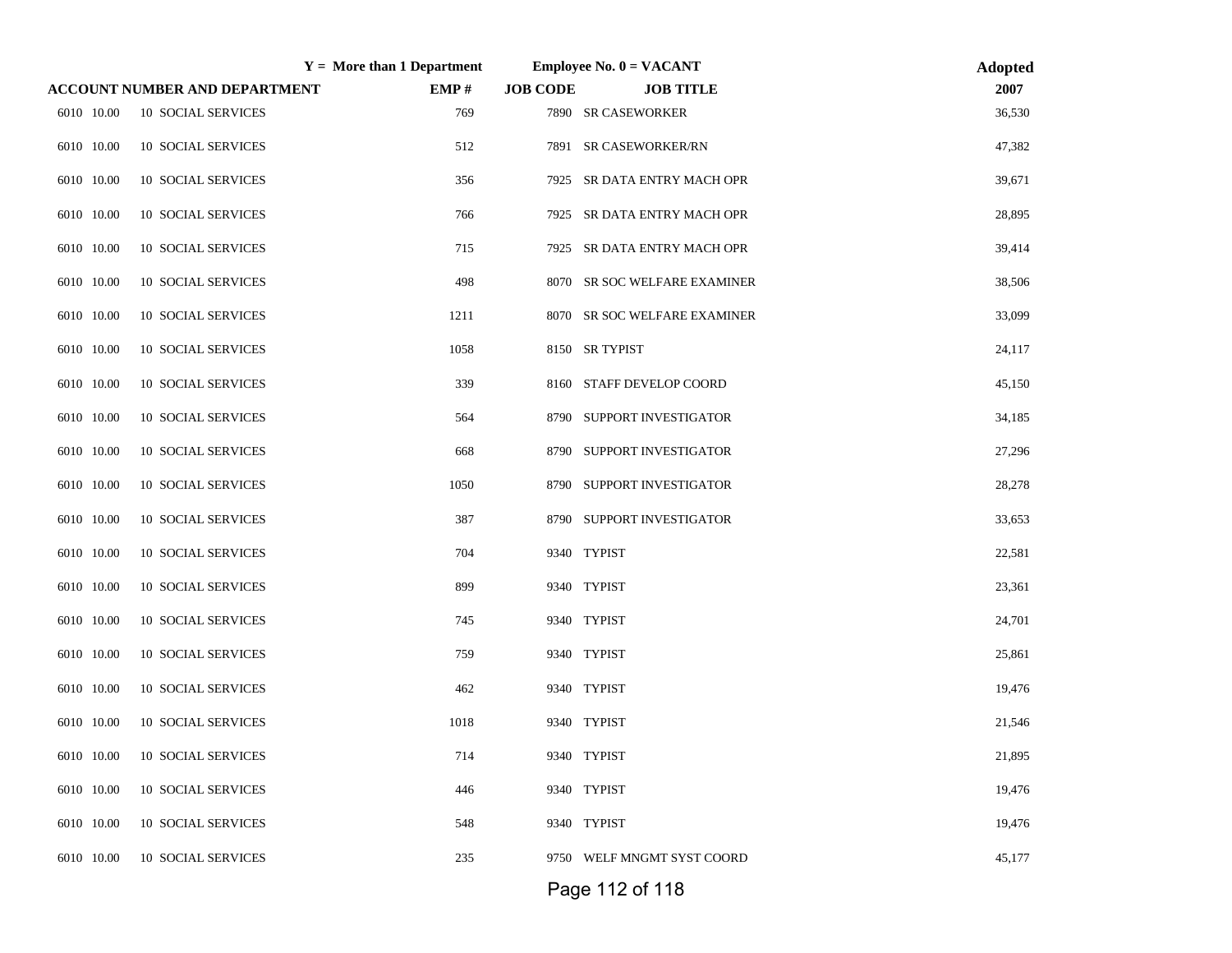| | Y = More than 1 Department | | Employee No. 0 = VACANT | Adopted |
|---|---|---|---|---|
| **ACCOUNT NUMBER AND DEPARTMENT** | **EMP #** | **JOB CODE** | **JOB TITLE** | **2007** |
| 6010 10.00 10 SOCIAL SERVICES | 769 | 7890 | SR CASEWORKER | 36,530 |
| 6010 10.00 10 SOCIAL SERVICES | 512 | 7891 | SR CASEWORKER/RN | 47,382 |
| 6010 10.00 10 SOCIAL SERVICES | 356 | 7925 | SR DATA ENTRY MACH OPR | 39,671 |
| 6010 10.00 10 SOCIAL SERVICES | 766 | 7925 | SR DATA ENTRY MACH OPR | 28,895 |
| 6010 10.00 10 SOCIAL SERVICES | 715 | 7925 | SR DATA ENTRY MACH OPR | 39,414 |
| 6010 10.00 10 SOCIAL SERVICES | 498 | 8070 | SR SOC WELFARE EXAMINER | 38,506 |
| 6010 10.00 10 SOCIAL SERVICES | 1211 | 8070 | SR SOC WELFARE EXAMINER | 33,099 |
| 6010 10.00 10 SOCIAL SERVICES | 1058 | 8150 | SR TYPIST | 24,117 |
| 6010 10.00 10 SOCIAL SERVICES | 339 | 8160 | STAFF DEVELOP COORD | 45,150 |
| 6010 10.00 10 SOCIAL SERVICES | 564 | 8790 | SUPPORT INVESTIGATOR | 34,185 |
| 6010 10.00 10 SOCIAL SERVICES | 668 | 8790 | SUPPORT INVESTIGATOR | 27,296 |
| 6010 10.00 10 SOCIAL SERVICES | 1050 | 8790 | SUPPORT INVESTIGATOR | 28,278 |
| 6010 10.00 10 SOCIAL SERVICES | 387 | 8790 | SUPPORT INVESTIGATOR | 33,653 |
| 6010 10.00 10 SOCIAL SERVICES | 704 | 9340 | TYPIST | 22,581 |
| 6010 10.00 10 SOCIAL SERVICES | 899 | 9340 | TYPIST | 23,361 |
| 6010 10.00 10 SOCIAL SERVICES | 745 | 9340 | TYPIST | 24,701 |
| 6010 10.00 10 SOCIAL SERVICES | 759 | 9340 | TYPIST | 25,861 |
| 6010 10.00 10 SOCIAL SERVICES | 462 | 9340 | TYPIST | 19,476 |
| 6010 10.00 10 SOCIAL SERVICES | 1018 | 9340 | TYPIST | 21,546 |
| 6010 10.00 10 SOCIAL SERVICES | 714 | 9340 | TYPIST | 21,895 |
| 6010 10.00 10 SOCIAL SERVICES | 446 | 9340 | TYPIST | 19,476 |
| 6010 10.00 10 SOCIAL SERVICES | 548 | 9340 | TYPIST | 19,476 |
| 6010 10.00 10 SOCIAL SERVICES | 235 | 9750 | WELF MNGMT SYST COORD | 45,177 |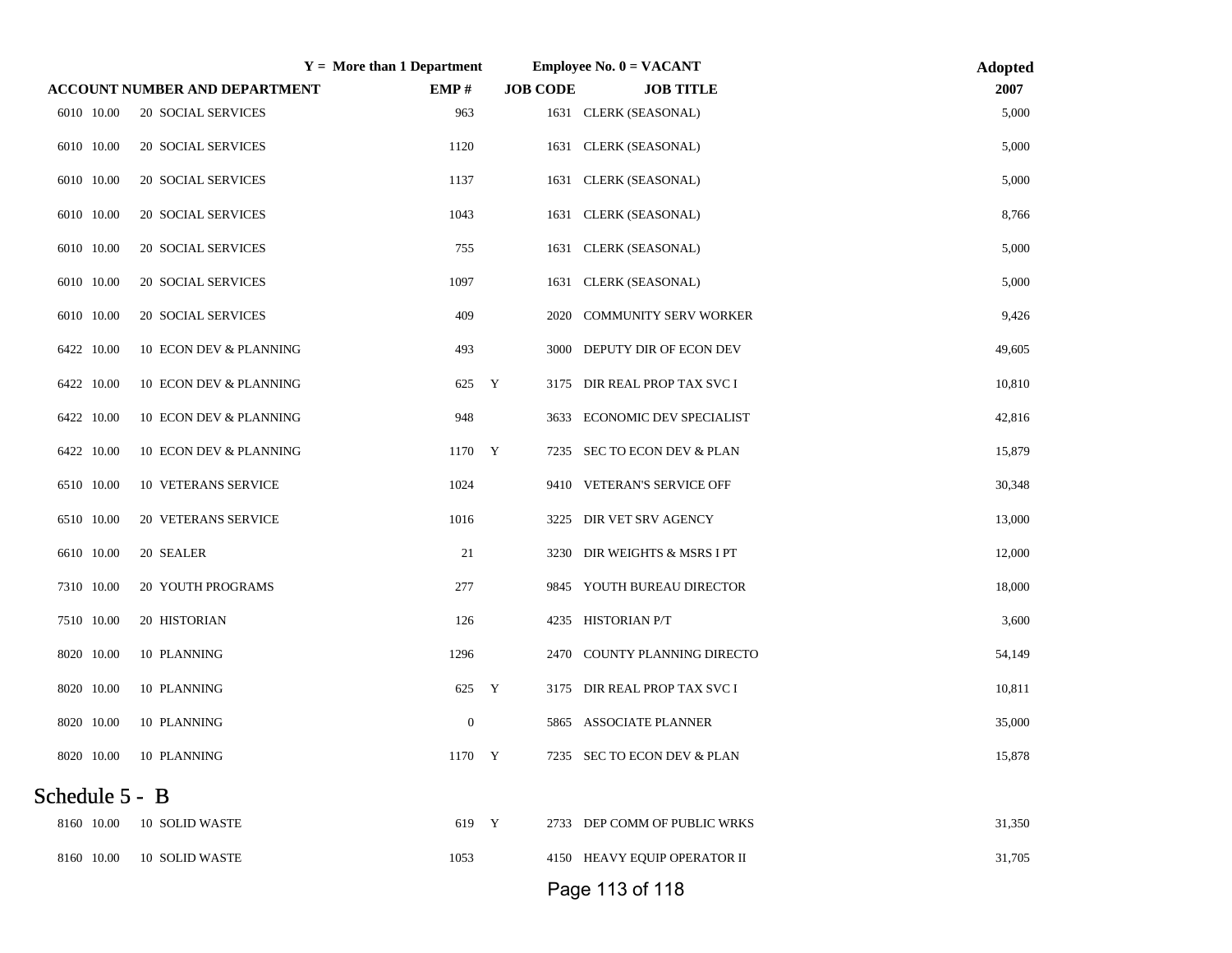| | Y = More than 1 Department | | Employee No. 0 = VACANT | | Adopted |
|---|---|---|---|---|---|
| ACCOUNT NUMBER AND DEPARTMENT | EMP # | | JOB CODE | JOB TITLE | 2007 |
| 6010 10.00 20 SOCIAL SERVICES | 963 | | 1631 | CLERK (SEASONAL) | 5,000 |
| 6010 10.00 20 SOCIAL SERVICES | 1120 | | 1631 | CLERK (SEASONAL) | 5,000 |
| 6010 10.00 20 SOCIAL SERVICES | 1137 | | 1631 | CLERK (SEASONAL) | 5,000 |
| 6010 10.00 20 SOCIAL SERVICES | 1043 | | 1631 | CLERK (SEASONAL) | 8,766 |
| 6010 10.00 20 SOCIAL SERVICES | 755 | | 1631 | CLERK (SEASONAL) | 5,000 |
| 6010 10.00 20 SOCIAL SERVICES | 1097 | | 1631 | CLERK (SEASONAL) | 5,000 |
| 6010 10.00 20 SOCIAL SERVICES | 409 | | 2020 | COMMUNITY SERV WORKER | 9,426 |
| 6422 10.00 10 ECON DEV & PLANNING | 493 | | 3000 | DEPUTY DIR OF ECON DEV | 49,605 |
| 6422 10.00 10 ECON DEV & PLANNING | 625 | Y | 3175 | DIR REAL PROP TAX SVC I | 10,810 |
| 6422 10.00 10 ECON DEV & PLANNING | 948 | | 3633 | ECONOMIC DEV SPECIALIST | 42,816 |
| 6422 10.00 10 ECON DEV & PLANNING | 1170 | Y | 7235 | SEC TO ECON DEV & PLAN | 15,879 |
| 6510 10.00 10 VETERANS SERVICE | 1024 | | 9410 | VETERAN'S SERVICE OFF | 30,348 |
| 6510 10.00 20 VETERANS SERVICE | 1016 | | 3225 | DIR VET SRV AGENCY | 13,000 |
| 6610 10.00 20 SEALER | 21 | | 3230 | DIR WEIGHTS & MSRS I PT | 12,000 |
| 7310 10.00 20 YOUTH PROGRAMS | 277 | | 9845 | YOUTH BUREAU DIRECTOR | 18,000 |
| 7510 10.00 20 HISTORIAN | 126 | | 4235 | HISTORIAN P/T | 3,600 |
| 8020 10.00 10 PLANNING | 1296 | | 2470 | COUNTY PLANNING DIRECTO | 54,149 |
| 8020 10.00 10 PLANNING | 625 | Y | 3175 | DIR REAL PROP TAX SVC I | 10,811 |
| 8020 10.00 10 PLANNING | 0 | | 5865 | ASSOCIATE PLANNER | 35,000 |
| 8020 10.00 10 PLANNING | 1170 | Y | 7235 | SEC TO ECON DEV & PLAN | 15,878 |

Schedule 5 - B

| ACCOUNT NUMBER AND DEPARTMENT | EMP # | | JOB CODE | JOB TITLE | 2007 |
|---|---|---|---|---|---|
| 8160 10.00 10 SOLID WASTE | 619 | Y | 2733 | DEP COMM OF PUBLIC WRKS | 31,350 |
| 8160 10.00 10 SOLID WASTE | 1053 | | 4150 | HEAVY EQUIP OPERATOR II | 31,705 |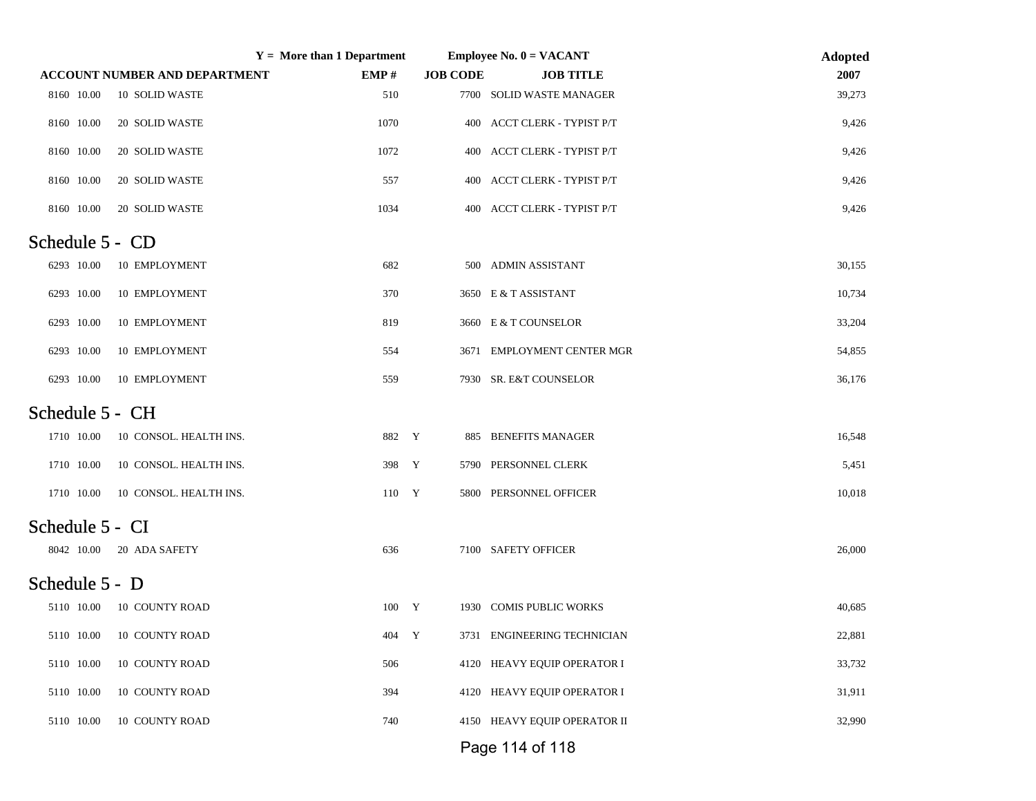| | Y = More than 1 Department | | | Employee No. 0 = VACANT | Adopted |
|---|---|---|---|---|---|
| ACCOUNT NUMBER AND DEPARTMENT | EMP # | | JOB CODE | JOB TITLE | 2007 |
| 8160 10.00 10 SOLID WASTE | 510 | | 7700 | SOLID WASTE MANAGER | 39,273 |
| 8160 10.00 20 SOLID WASTE | 1070 | | 400 | ACCT CLERK - TYPIST P/T | 9,426 |
| 8160 10.00 20 SOLID WASTE | 1072 | | 400 | ACCT CLERK - TYPIST P/T | 9,426 |
| 8160 10.00 20 SOLID WASTE | 557 | | 400 | ACCT CLERK - TYPIST P/T | 9,426 |
| 8160 10.00 20 SOLID WASTE | 1034 | | 400 | ACCT CLERK - TYPIST P/T | 9,426 |

## Schedule 5 - CD

| ACCOUNT NUMBER AND DEPARTMENT | EMP # | | JOB CODE | JOB TITLE | 2007 |
|---|---|---|---|---|---|
| 6293 10.00 10 EMPLOYMENT | 682 | | 500 | ADMIN ASSISTANT | 30,155 |
| 6293 10.00 10 EMPLOYMENT | 370 | | 3650 | E & T ASSISTANT | 10,734 |
| 6293 10.00 10 EMPLOYMENT | 819 | | 3660 | E & T COUNSELOR | 33,204 |
| 6293 10.00 10 EMPLOYMENT | 554 | | 3671 | EMPLOYMENT CENTER MGR | 54,855 |
| 6293 10.00 10 EMPLOYMENT | 559 | | 7930 | SR. E&T COUNSELOR | 36,176 |

## Schedule 5 - CH

| ACCOUNT NUMBER AND DEPARTMENT | EMP # | | JOB CODE | JOB TITLE | 2007 |
|---|---|---|---|---|---|
| 1710 10.00 10 CONSOL. HEALTH INS. | 882 | Y | 885 | BENEFITS MANAGER | 16,548 |
| 1710 10.00 10 CONSOL. HEALTH INS. | 398 | Y | 5790 | PERSONNEL CLERK | 5,451 |
| 1710 10.00 10 CONSOL. HEALTH INS. | 110 | Y | 5800 | PERSONNEL OFFICER | 10,018 |

## Schedule 5 - CI

| ACCOUNT NUMBER AND DEPARTMENT | EMP # | | JOB CODE | JOB TITLE | 2007 |
|---|---|---|---|---|---|
| 8042 10.00 20 ADA SAFETY | 636 | | 7100 | SAFETY OFFICER | 26,000 |

## Schedule 5 - D

| ACCOUNT NUMBER AND DEPARTMENT | EMP # | | JOB CODE | JOB TITLE | 2007 |
|---|---|---|---|---|---|
| 5110 10.00 10 COUNTY ROAD | 100 | Y | 1930 | COMIS PUBLIC WORKS | 40,685 |
| 5110 10.00 10 COUNTY ROAD | 404 | Y | 3731 | ENGINEERING TECHNICIAN | 22,881 |
| 5110 10.00 10 COUNTY ROAD | 506 | | 4120 | HEAVY EQUIP OPERATOR I | 33,732 |
| 5110 10.00 10 COUNTY ROAD | 394 | | 4120 | HEAVY EQUIP OPERATOR I | 31,911 |
| 5110 10.00 10 COUNTY ROAD | 740 | | 4150 | HEAVY EQUIP OPERATOR II | 32,990 |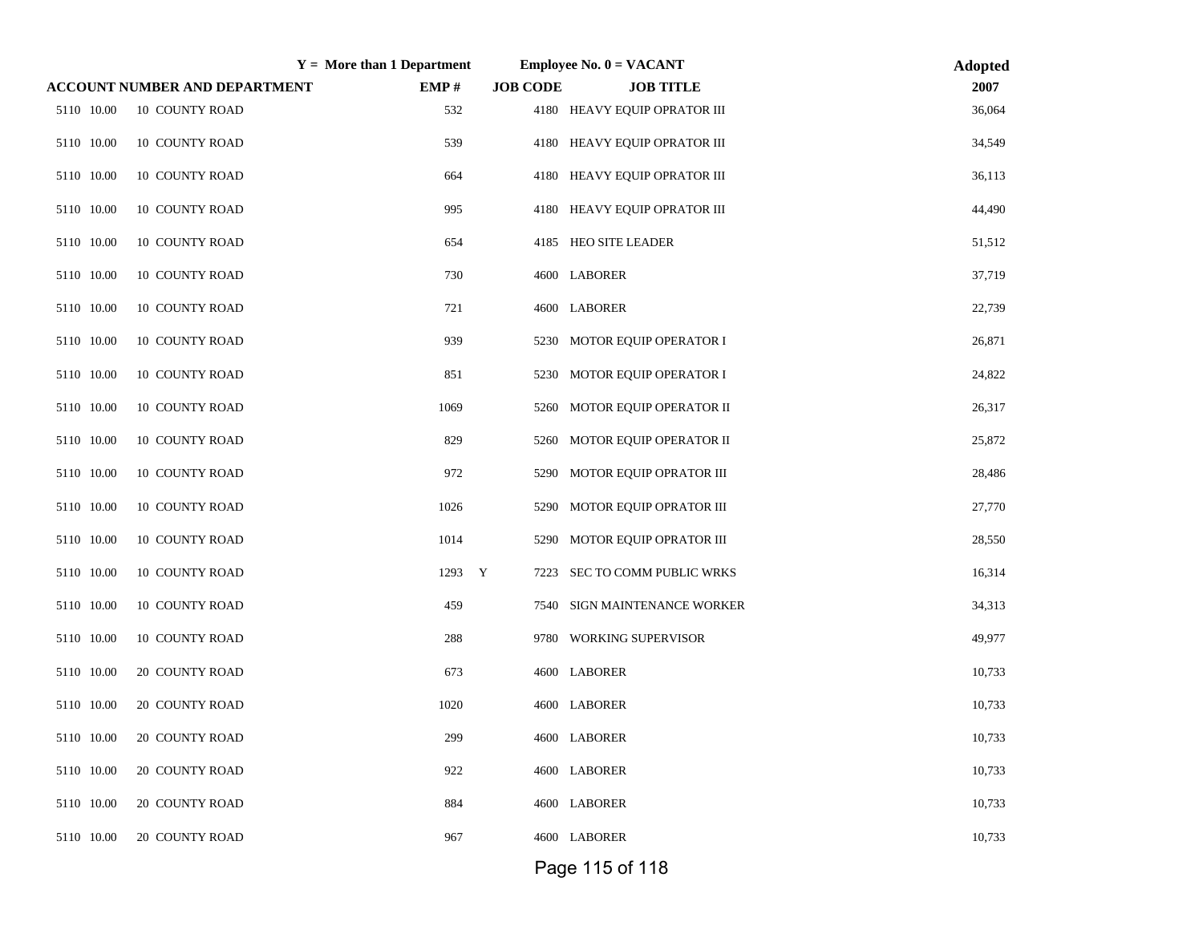| | | Y = More than 1 Department | | Employee No. 0 = VACANT | Adopted |
|---|---|---|---|---|---|
| ACCOUNT NUMBER AND DEPARTMENT | | EMP # | | JOB CODE | JOB TITLE | 2007 |

| ACCOUNT NUMBER AND DEPARTMENT | | EMP # | Y | JOB CODE | JOB TITLE | Adopted 2007 |
|---|---|---|---|---|---|---|
| 5110 10.00 | 10 COUNTY ROAD | 532 | | 4180 | HEAVY EQUIP OPRATOR III | 36,064 |
| 5110 10.00 | 10 COUNTY ROAD | 539 | | 4180 | HEAVY EQUIP OPRATOR III | 34,549 |
| 5110 10.00 | 10 COUNTY ROAD | 664 | | 4180 | HEAVY EQUIP OPRATOR III | 36,113 |
| 5110 10.00 | 10 COUNTY ROAD | 995 | | 4180 | HEAVY EQUIP OPRATOR III | 44,490 |
| 5110 10.00 | 10 COUNTY ROAD | 654 | | 4185 | HEO SITE LEADER | 51,512 |
| 5110 10.00 | 10 COUNTY ROAD | 730 | | 4600 | LABORER | 37,719 |
| 5110 10.00 | 10 COUNTY ROAD | 721 | | 4600 | LABORER | 22,739 |
| 5110 10.00 | 10 COUNTY ROAD | 939 | | 5230 | MOTOR EQUIP OPERATOR I | 26,871 |
| 5110 10.00 | 10 COUNTY ROAD | 851 | | 5230 | MOTOR EQUIP OPERATOR I | 24,822 |
| 5110 10.00 | 10 COUNTY ROAD | 1069 | | 5260 | MOTOR EQUIP OPERATOR II | 26,317 |
| 5110 10.00 | 10 COUNTY ROAD | 829 | | 5260 | MOTOR EQUIP OPERATOR II | 25,872 |
| 5110 10.00 | 10 COUNTY ROAD | 972 | | 5290 | MOTOR EQUIP OPRATOR III | 28,486 |
| 5110 10.00 | 10 COUNTY ROAD | 1026 | | 5290 | MOTOR EQUIP OPRATOR III | 27,770 |
| 5110 10.00 | 10 COUNTY ROAD | 1014 | | 5290 | MOTOR EQUIP OPRATOR III | 28,550 |
| 5110 10.00 | 10 COUNTY ROAD | 1293 | Y | 7223 | SEC TO COMM PUBLIC WRKS | 16,314 |
| 5110 10.00 | 10 COUNTY ROAD | 459 | | 7540 | SIGN MAINTENANCE WORKER | 34,313 |
| 5110 10.00 | 10 COUNTY ROAD | 288 | | 9780 | WORKING SUPERVISOR | 49,977 |
| 5110 10.00 | 20 COUNTY ROAD | 673 | | 4600 | LABORER | 10,733 |
| 5110 10.00 | 20 COUNTY ROAD | 1020 | | 4600 | LABORER | 10,733 |
| 5110 10.00 | 20 COUNTY ROAD | 299 | | 4600 | LABORER | 10,733 |
| 5110 10.00 | 20 COUNTY ROAD | 922 | | 4600 | LABORER | 10,733 |
| 5110 10.00 | 20 COUNTY ROAD | 884 | | 4600 | LABORER | 10,733 |
| 5110 10.00 | 20 COUNTY ROAD | 967 | | 4600 | LABORER | 10,733 |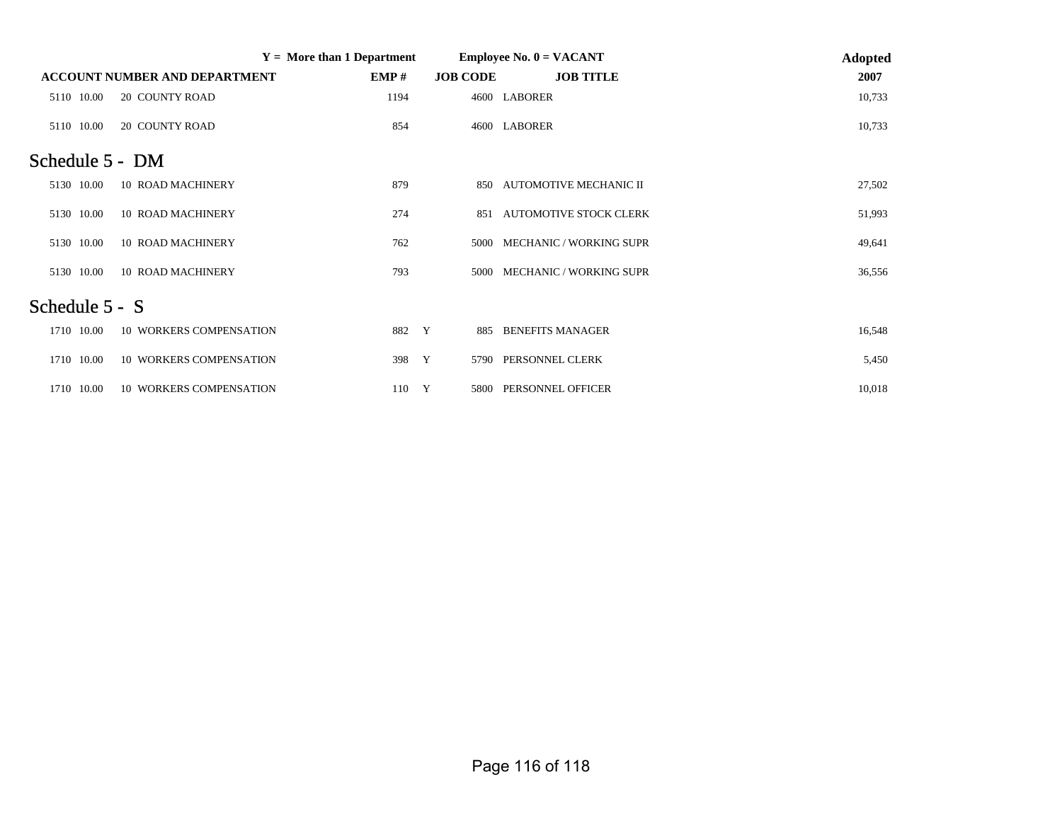| Y = More than 1 Department | | | | | Employee No. 0 = VACANT | Adopted |
|---|---|---|---|---|---|---|
| ACCOUNT NUMBER AND DEPARTMENT | | EMP # | | JOB CODE | JOB TITLE | 2007 |
| 5110 10.00 | 20 COUNTY ROAD | 1194 | | 4600 | LABORER | 10,733 |
| 5110 10.00 | 20 COUNTY ROAD | 854 | | 4600 | LABORER | 10,733 |

## Schedule 5 - DM

| ACCOUNT NUMBER | DEPARTMENT | EMP # | | JOB CODE | JOB TITLE | 2007 |
|---|---|---|---|---|---|---|
| 5130 10.00 | 10 ROAD MACHINERY | 879 | | 850 | AUTOMOTIVE MECHANIC II | 27,502 |
| 5130 10.00 | 10 ROAD MACHINERY | 274 | | 851 | AUTOMOTIVE STOCK CLERK | 51,993 |
| 5130 10.00 | 10 ROAD MACHINERY | 762 | | 5000 | MECHANIC / WORKING SUPR | 49,641 |
| 5130 10.00 | 10 ROAD MACHINERY | 793 | | 5000 | MECHANIC / WORKING SUPR | 36,556 |

## Schedule 5 - S

| ACCOUNT NUMBER | DEPARTMENT | EMP # | | JOB CODE | JOB TITLE | 2007 |
|---|---|---|---|---|---|---|
| 1710 10.00 | 10 WORKERS COMPENSATION | 882 | Y | 885 | BENEFITS MANAGER | 16,548 |
| 1710 10.00 | 10 WORKERS COMPENSATION | 398 | Y | 5790 | PERSONNEL CLERK | 5,450 |
| 1710 10.00 | 10 WORKERS COMPENSATION | 110 | Y | 5800 | PERSONNEL OFFICER | 10,018 |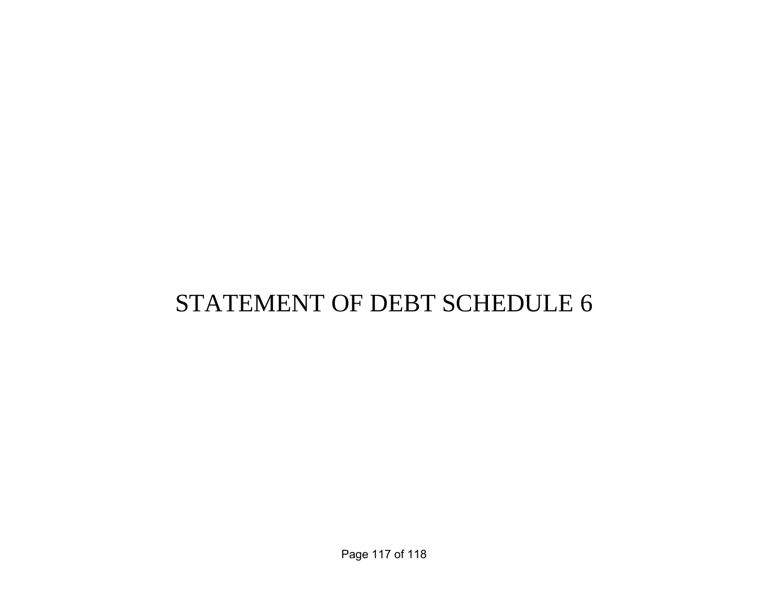# STATEMENT OF DEBT SCHEDULE 6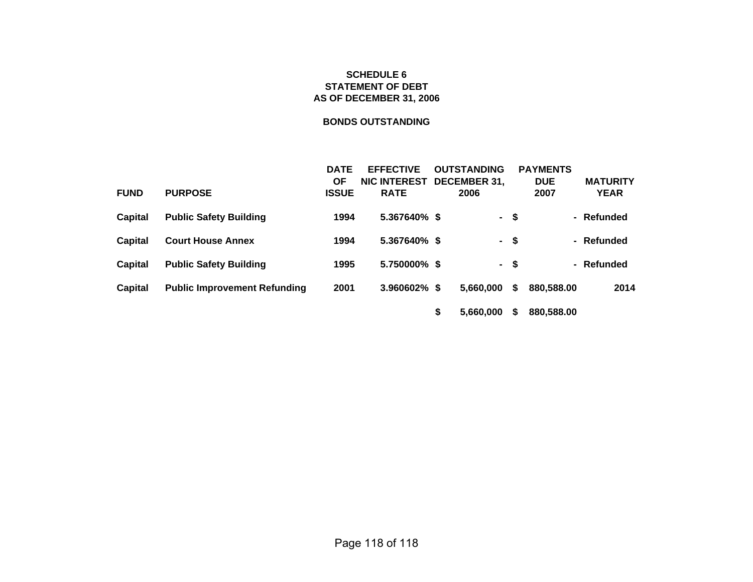# SCHEDULE 6
# STATEMENT OF DEBT
# AS OF DECEMBER 31, 2006

## BONDS OUTSTANDING

| FUND | PURPOSE | DATE OF ISSUE | EFFECTIVE NIC INTEREST RATE | OUTSTANDING DECEMBER 31, 2006 | PAYMENTS DUE 2007 | MATURITY YEAR |
|---|---|---|---|---|---|---|
| Capital | Public Safety Building | 1994 | 5.367640% | $ - | $ - | Refunded |
| Capital | Court House Annex | 1994 | 5.367640% | $ - | $ - | Refunded |
| Capital | Public Safety Building | 1995 | 5.750000% | $ - | $ - | Refunded |
| Capital | Public Improvement Refunding | 2001 | 3.960602% | $ 5,660,000 | $ 880,588.00 | 2014 |
| | | | | $ 5,660,000 | $ 880,588.00 | |